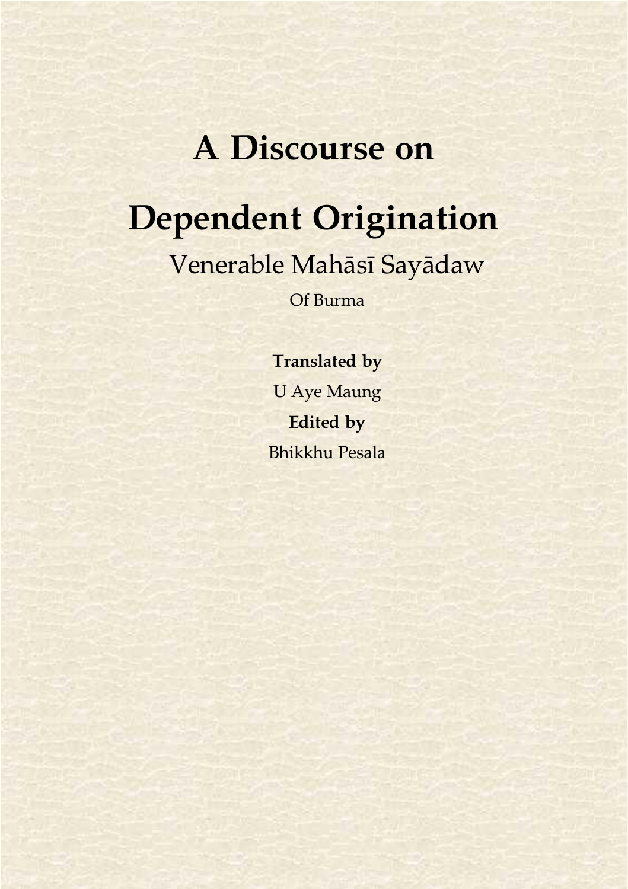# A Discourse on Dependent Origination

Venerable Mahāsī Sayādaw

Of Burma

**Translated by**

U Aye Maung

**Edited by**

Bhikkhu Pesala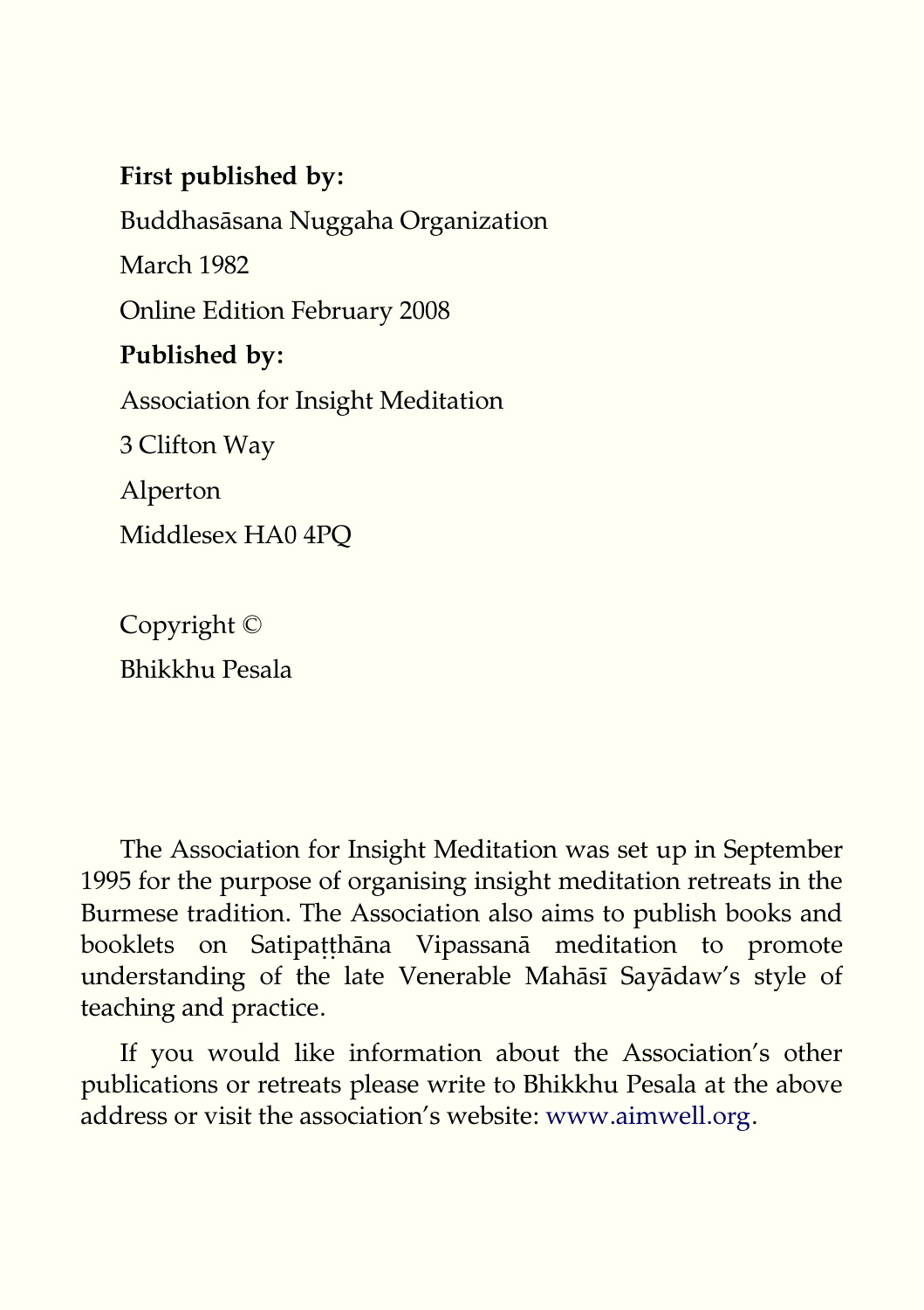**First published by:**

Buddhasāsana Nuggaha Organization

March 1982

Online Edition February 2008

**Published by:**

Association for Insight Meditation

3 Clifton Way

Alperton

Middlesex HA0 4PQ

Copyright ©

Bhikkhu Pesala

The Association for Insight Meditation was set up in September 1995 for the purpose of organising insight meditation retreats in the Burmese tradition. The Association also aims to publish books and booklets on Satipaṭṭhāna Vipassanā meditation to promote understanding of the late Venerable Mahāsī Sayādaw's style of teaching and practice.

If you would like information about the Association's other publications or retreats please write to Bhikkhu Pesala at the above address or visit the association's website: www.aimwell.org.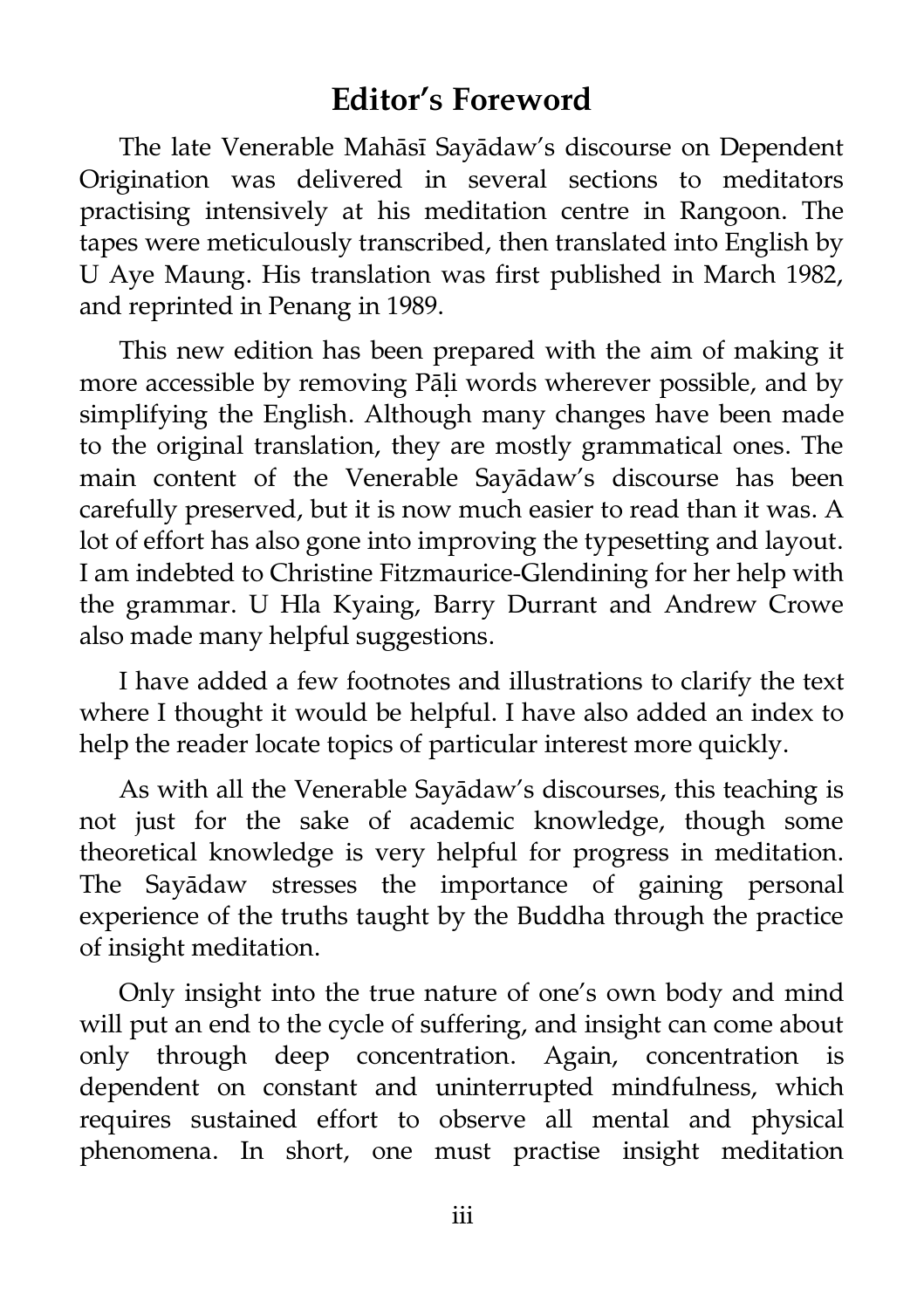## Editor's Foreword

The late Venerable Mahāsī Sayādaw's discourse on Dependent Origination was delivered in several sections to meditators practising intensively at his meditation centre in Rangoon. The tapes were meticulously transcribed, then translated into English by U Aye Maung. His translation was first published in March 1982, and reprinted in Penang in 1989.

This new edition has been prepared with the aim of making it more accessible by removing Pāḷi words wherever possible, and by simplifying the English. Although many changes have been made to the original translation, they are mostly grammatical ones. The main content of the Venerable Sayādaw's discourse has been carefully preserved, but it is now much easier to read than it was. A lot of effort has also gone into improving the typesetting and layout. I am indebted to Christine Fitzmaurice-Glendining for her help with the grammar. U Hla Kyaing, Barry Durrant and Andrew Crowe also made many helpful suggestions.

I have added a few footnotes and illustrations to clarify the text where I thought it would be helpful. I have also added an index to help the reader locate topics of particular interest more quickly.

As with all the Venerable Sayādaw's discourses, this teaching is not just for the sake of academic knowledge, though some theoretical knowledge is very helpful for progress in meditation. The Sayādaw stresses the importance of gaining personal experience of the truths taught by the Buddha through the practice of insight meditation.

Only insight into the true nature of one's own body and mind will put an end to the cycle of suffering, and insight can come about only through deep concentration. Again, concentration is dependent on constant and uninterrupted mindfulness, which requires sustained effort to observe all mental and physical phenomena. In short, one must practise insight meditation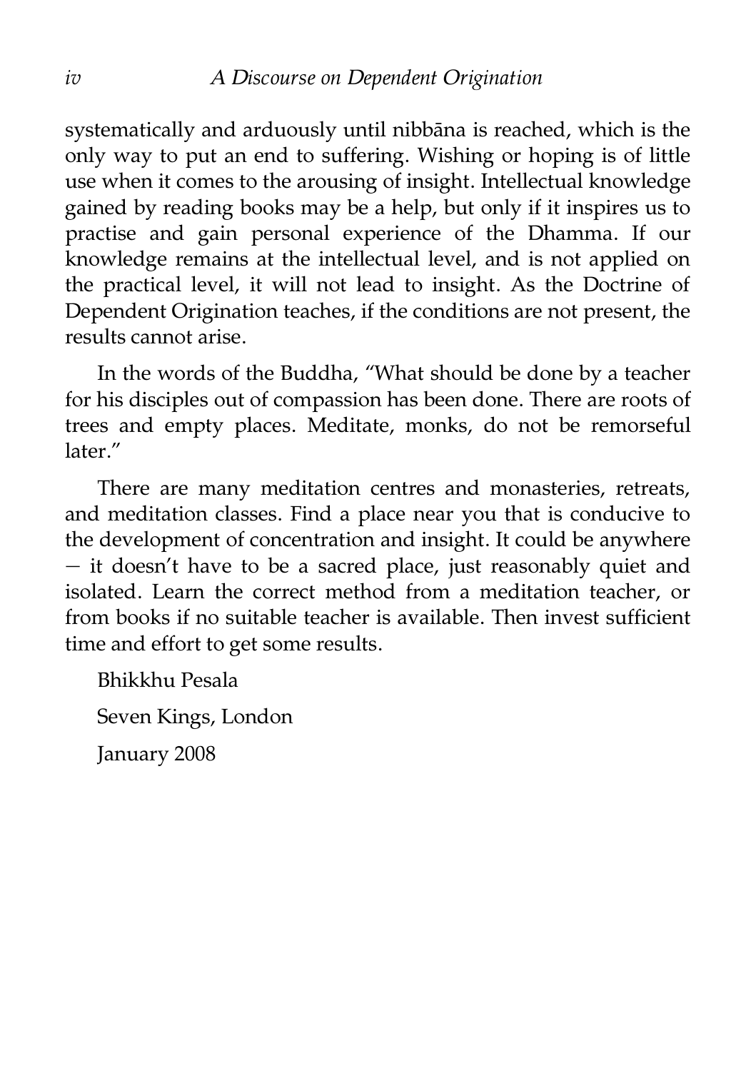systematically and arduously until nibbāna is reached, which is the only way to put an end to suffering. Wishing or hoping is of little use when it comes to the arousing of insight. Intellectual knowledge gained by reading books may be a help, but only if it inspires us to practise and gain personal experience of the Dhamma. If our knowledge remains at the intellectual level, and is not applied on the practical level, it will not lead to insight. As the Doctrine of Dependent Origination teaches, if the conditions are not present, the results cannot arise.

In the words of the Buddha, "What should be done by a teacher for his disciples out of compassion has been done. There are roots of trees and empty places. Meditate, monks, do not be remorseful later."

There are many meditation centres and monasteries, retreats, and meditation classes. Find a place near you that is conducive to the development of concentration and insight. It could be anywhere — it doesn't have to be a sacred place, just reasonably quiet and isolated. Learn the correct method from a meditation teacher, or from books if no suitable teacher is available. Then invest sufficient time and effort to get some results.

Bhikkhu Pesala

Seven Kings, London

January 2008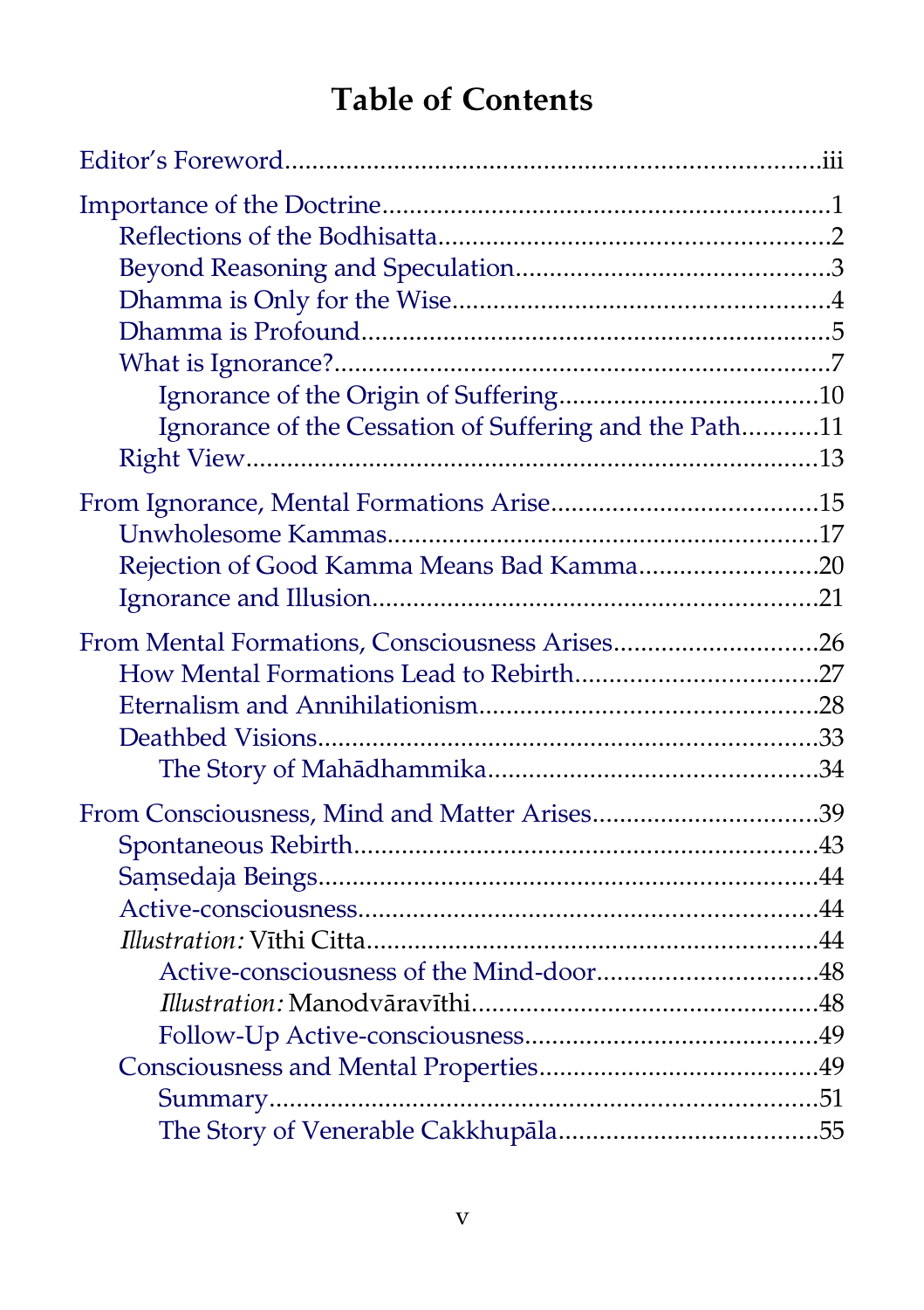# Table of Contents

- Editor's Foreword .......... iii
- Importance of the Doctrine .......... 1
  - Reflections of the Bodhisatta .......... 2
  - Beyond Reasoning and Speculation .......... 3
  - Dhamma is Only for the Wise .......... 4
  - Dhamma is Profound .......... 5
  - What is Ignorance? .......... 7
    - Ignorance of the Origin of Suffering .......... 10
    - Ignorance of the Cessation of Suffering and the Path .......... 11
  - Right View .......... 13
- From Ignorance, Mental Formations Arise .......... 15
  - Unwholesome Kammas .......... 17
  - Rejection of Good Kamma Means Bad Kamma .......... 20
  - Ignorance and Illusion .......... 21
- From Mental Formations, Consciousness Arises .......... 26
  - How Mental Formations Lead to Rebirth .......... 27
  - Eternalism and Annihilationism .......... 28
  - Deathbed Visions .......... 33
    - The Story of Mahādhammika .......... 34
- From Consciousness, Mind and Matter Arises .......... 39
  - Spontaneous Rebirth .......... 43
  - Saṃsedaja Beings .......... 44
  - Active-consciousness .......... 44
  - *Illustration:* Vīthi Citta .......... 44
    - Active-consciousness of the Mind-door .......... 48
    - *Illustration:* Manodvāravīthi .......... 48
    - Follow-Up Active-consciousness .......... 49
  - Consciousness and Mental Properties .......... 49
    - Summary .......... 51
    - The Story of Venerable Cakkhupāla .......... 55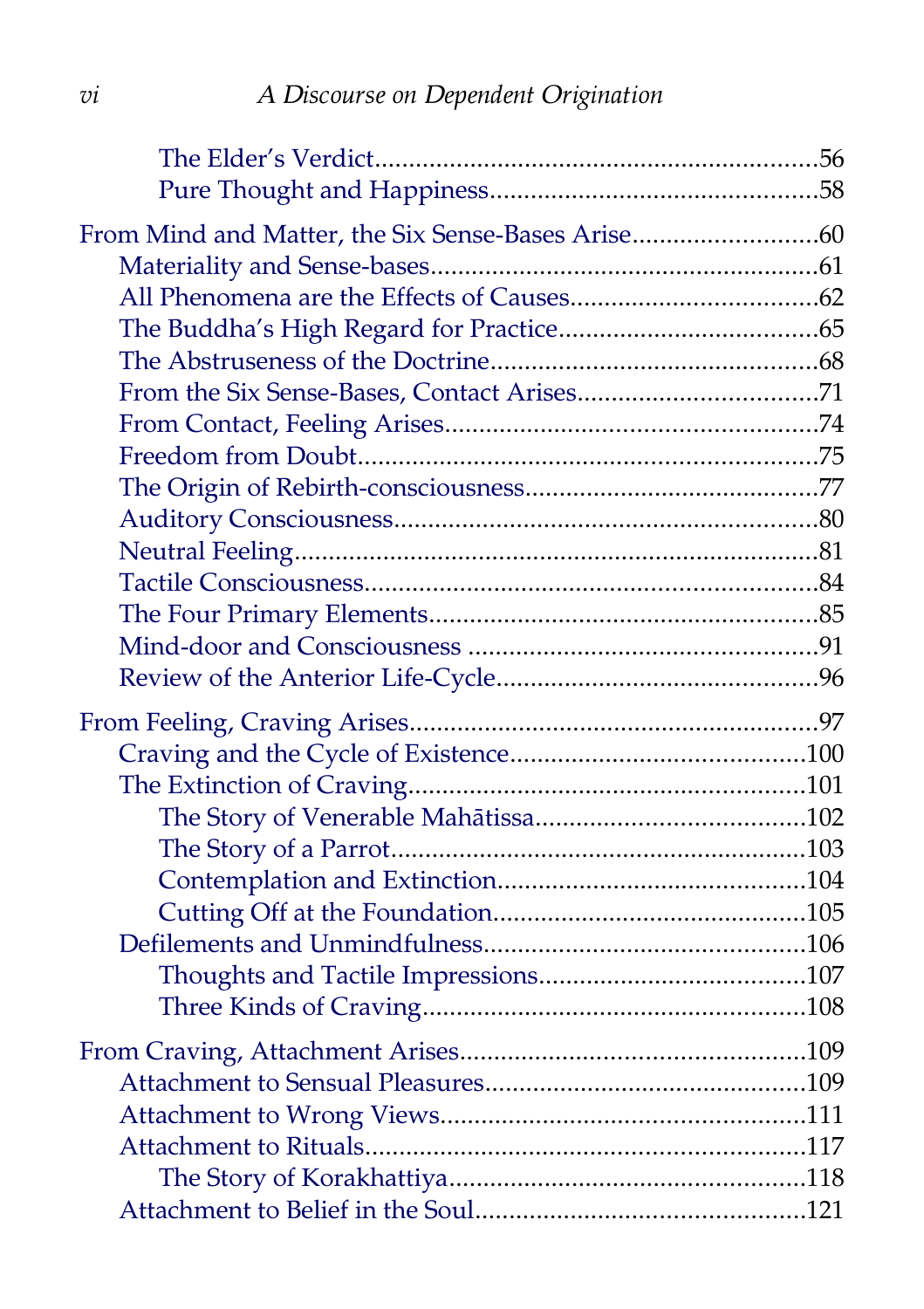- The Elder's Verdict.....56
- Pure Thought and Happiness.....58

From Mind and Matter, the Six Sense-Bases Arise.....60

- Materiality and Sense-bases.....61
- All Phenomena are the Effects of Causes.....62
- The Buddha's High Regard for Practice.....65
- The Abstruseness of the Doctrine.....68
- From the Six Sense-Bases, Contact Arises.....71
- From Contact, Feeling Arises.....74
- Freedom from Doubt.....75
- The Origin of Rebirth-consciousness.....77
- Auditory Consciousness.....80
- Neutral Feeling.....81
- Tactile Consciousness.....84
- The Four Primary Elements.....85
- Mind-door and Consciousness.....91
- Review of the Anterior Life-Cycle.....96

From Feeling, Craving Arises.....97

- Craving and the Cycle of Existence.....100
- The Extinction of Craving.....101
  - The Story of Venerable Mahātissa.....102
  - The Story of a Parrot.....103
  - Contemplation and Extinction.....104
  - Cutting Off at the Foundation.....105
- Defilements and Unmindfulness.....106
  - Thoughts and Tactile Impressions.....107
  - Three Kinds of Craving.....108

From Craving, Attachment Arises.....109

- Attachment to Sensual Pleasures.....109
- Attachment to Wrong Views.....111
- Attachment to Rituals.....117
  - The Story of Korakhattiya.....118
- Attachment to Belief in the Soul.....121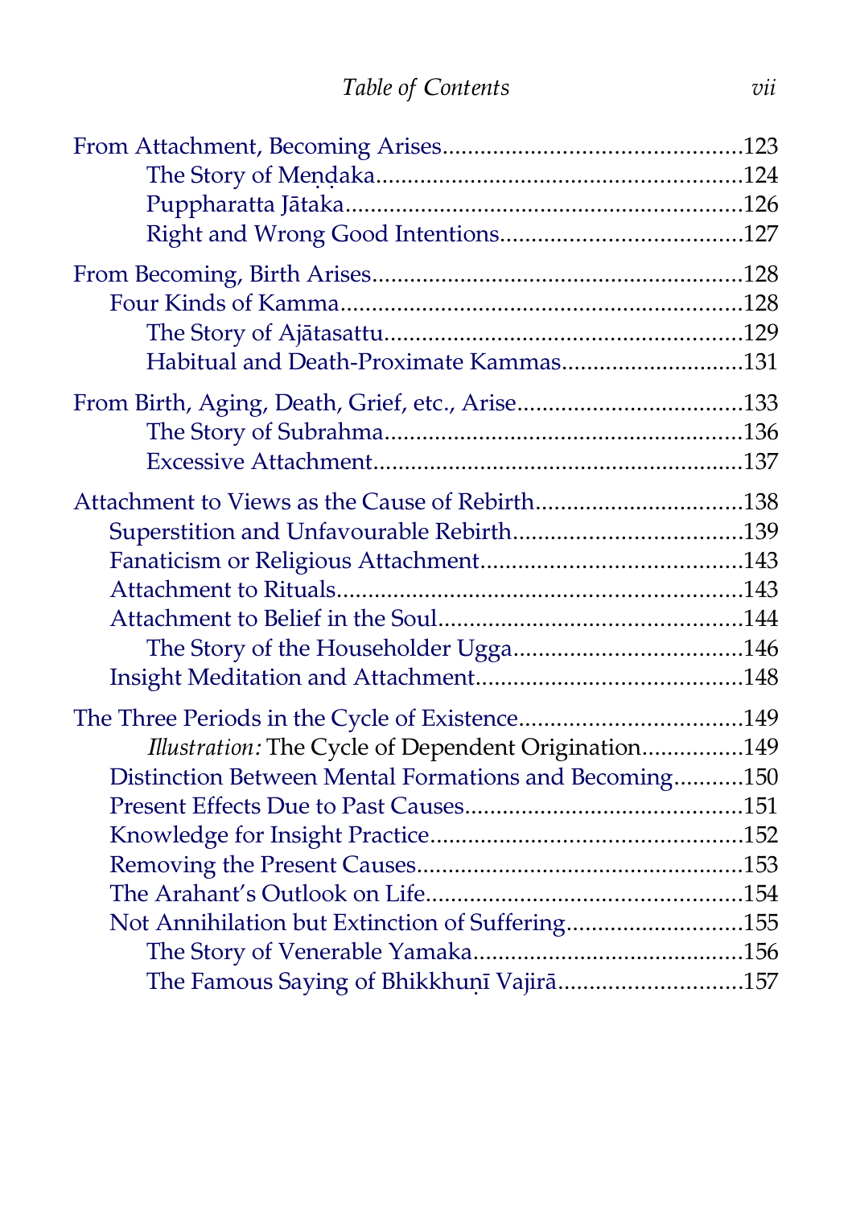From Attachment, Becoming Arises....123
- The Story of Meṇḍaka....124
- Puppharatta Jātaka....126
- Right and Wrong Good Intentions....127

From Becoming, Birth Arises....128
- Four Kinds of Kamma....128
  - The Story of Ajātasattu....129
  - Habitual and Death-Proximate Kammas....131

From Birth, Aging, Death, Grief, etc., Arise....133
- The Story of Subrahma....136
- Excessive Attachment....137

Attachment to Views as the Cause of Rebirth....138
- Superstition and Unfavourable Rebirth....139
- Fanaticism or Religious Attachment....143
- Attachment to Rituals....143
- Attachment to Belief in the Soul....144
  - The Story of the Householder Ugga....146
- Insight Meditation and Attachment....148

The Three Periods in the Cycle of Existence....149
- *Illustration:* The Cycle of Dependent Origination....149
- Distinction Between Mental Formations and Becoming....150
- Present Effects Due to Past Causes....151
- Knowledge for Insight Practice....152
- Removing the Present Causes....153
- The Arahant's Outlook on Life....154
- Not Annihilation but Extinction of Suffering....155
  - The Story of Venerable Yamaka....156
  - The Famous Saying of Bhikkhuṇī Vajirā....157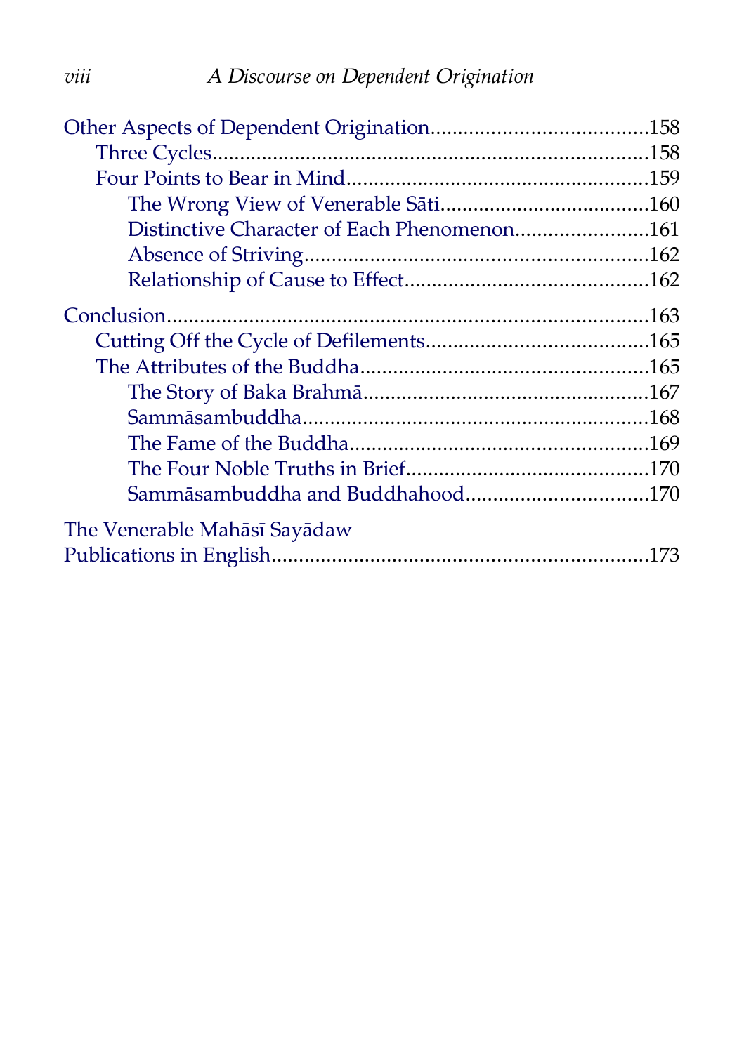- Other Aspects of Dependent Origination ........ 158
  - Three Cycles ........ 158
  - Four Points to Bear in Mind ........ 159
    - The Wrong View of Venerable Sāti ........ 160
    - Distinctive Character of Each Phenomenon ........ 161
    - Absence of Striving ........ 162
    - Relationship of Cause to Effect ........ 162
- Conclusion ........ 163
  - Cutting Off the Cycle of Defilements ........ 165
  - The Attributes of the Buddha ........ 165
    - The Story of Baka Brahmā ........ 167
    - Sammāsambuddha ........ 168
    - The Fame of the Buddha ........ 169
    - The Four Noble Truths in Brief ........ 170
    - Sammāsambuddha and Buddhahood ........ 170
- The Venerable Mahāsī Sayādaw Publications in English ........ 173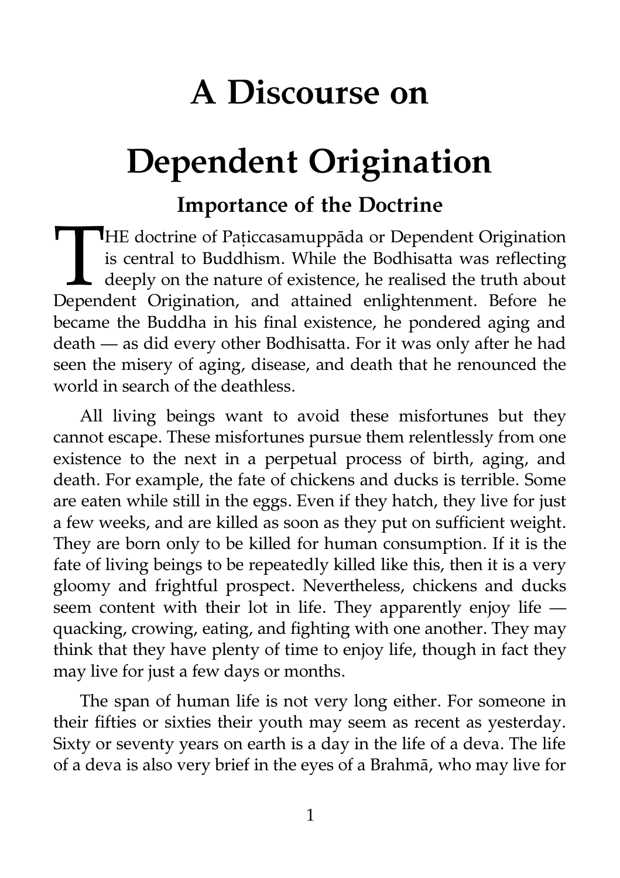# A Discourse on Dependent Origination

## Importance of the Doctrine

THE doctrine of Paṭiccasamuppāda or Dependent Origination is central to Buddhism. While the Bodhisatta was reflecting deeply on the nature of existence, he realised the truth about Dependent Origination, and attained enlightenment. Before he became the Buddha in his final existence, he pondered aging and death — as did every other Bodhisatta. For it was only after he had seen the misery of aging, disease, and death that he renounced the world in search of the deathless.

All living beings want to avoid these misfortunes but they cannot escape. These misfortunes pursue them relentlessly from one existence to the next in a perpetual process of birth, aging, and death. For example, the fate of chickens and ducks is terrible. Some are eaten while still in the eggs. Even if they hatch, they live for just a few weeks, and are killed as soon as they put on sufficient weight. They are born only to be killed for human consumption. If it is the fate of living beings to be repeatedly killed like this, then it is a very gloomy and frightful prospect. Nevertheless, chickens and ducks seem content with their lot in life. They apparently enjoy life — quacking, crowing, eating, and fighting with one another. They may think that they have plenty of time to enjoy life, though in fact they may live for just a few days or months.

The span of human life is not very long either. For someone in their fifties or sixties their youth may seem as recent as yesterday. Sixty or seventy years on earth is a day in the life of a deva. The life of a deva is also very brief in the eyes of a Brahmā, who may live for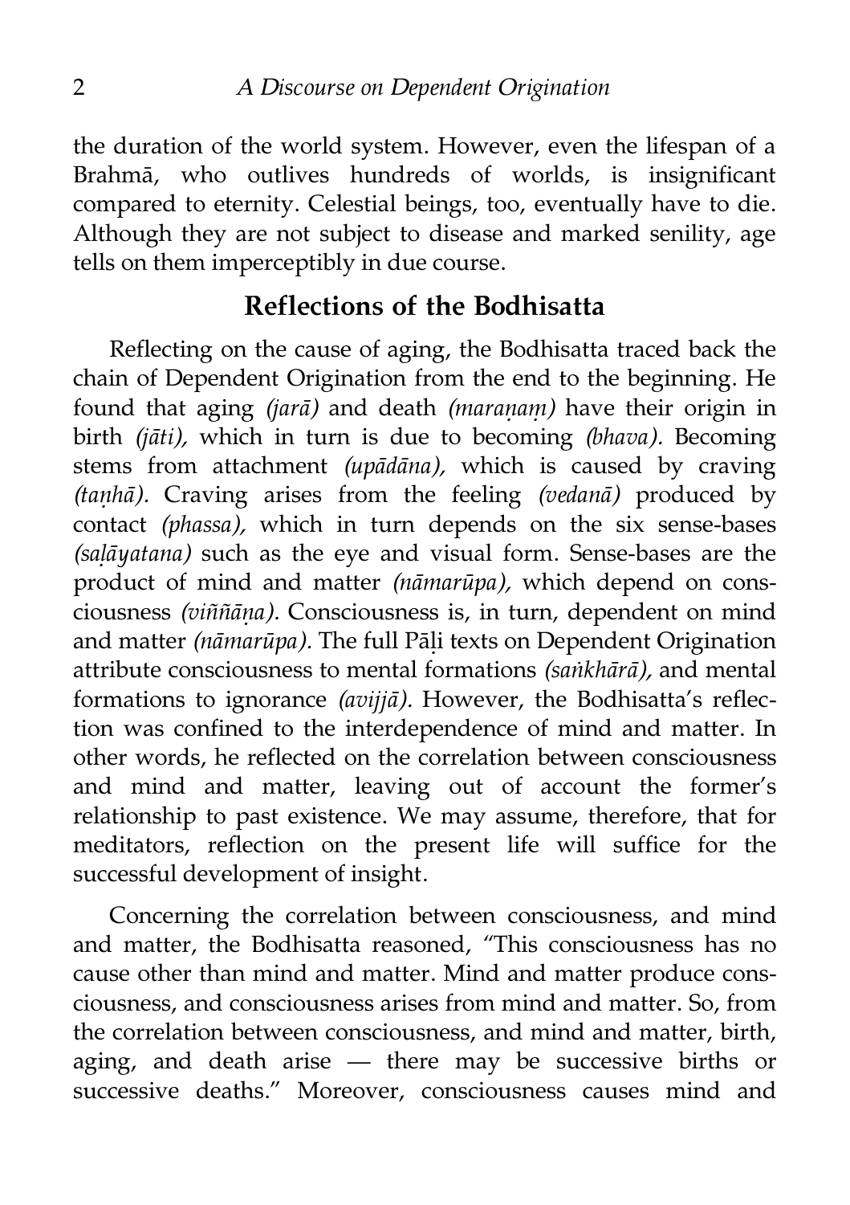the duration of the world system. However, even the lifespan of a Brahmā, who outlives hundreds of worlds, is insignificant compared to eternity. Celestial beings, too, eventually have to die. Although they are not subject to disease and marked senility, age tells on them imperceptibly in due course.

## Reflections of the Bodhisatta

Reflecting on the cause of aging, the Bodhisatta traced back the chain of Dependent Origination from the end to the beginning. He found that aging *(jarā)* and death *(maraṇaṃ)* have their origin in birth *(jāti),* which in turn is due to becoming *(bhava).* Becoming stems from attachment *(upādāna),* which is caused by craving *(taṇhā).* Craving arises from the feeling *(vedanā)* produced by contact *(phassa),* which in turn depends on the six sense-bases *(saḷāyatana)* such as the eye and visual form. Sense-bases are the product of mind and matter *(nāmarūpa),* which depend on consciousness *(viññāṇa).* Consciousness is, in turn, dependent on mind and matter *(nāmarūpa).* The full Pāḷi texts on Dependent Origination attribute consciousness to mental formations *(saṅkhārā),* and mental formations to ignorance *(avijjā).* However, the Bodhisatta's reflection was confined to the interdependence of mind and matter. In other words, he reflected on the correlation between consciousness and mind and matter, leaving out of account the former's relationship to past existence. We may assume, therefore, that for meditators, reflection on the present life will suffice for the successful development of insight.

Concerning the correlation between consciousness, and mind and matter, the Bodhisatta reasoned, "This consciousness has no cause other than mind and matter. Mind and matter produce consciousness, and consciousness arises from mind and matter. So, from the correlation between consciousness, and mind and matter, birth, aging, and death arise — there may be successive births or successive deaths." Moreover, consciousness causes mind and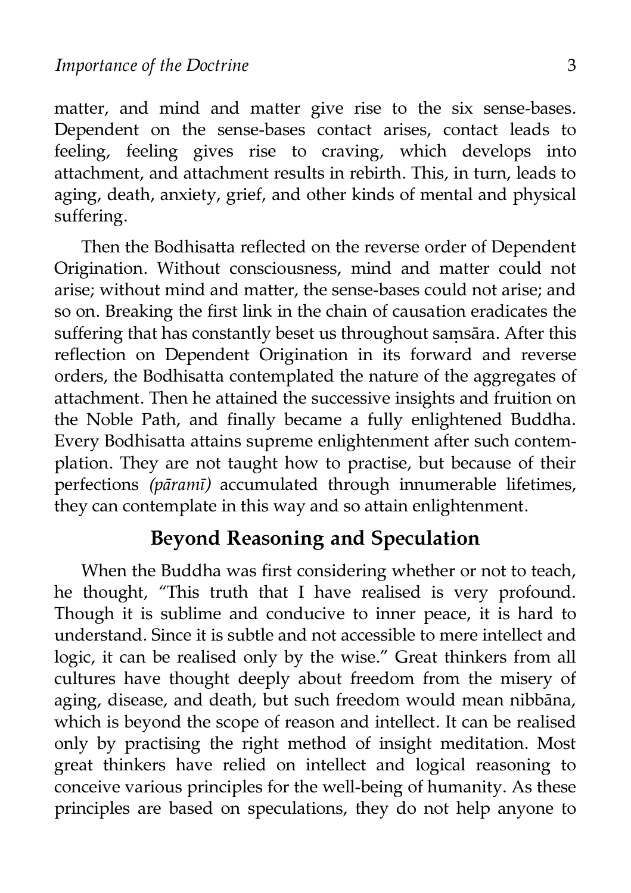matter, and mind and matter give rise to the six sense-bases. Dependent on the sense-bases contact arises, contact leads to feeling, feeling gives rise to craving, which develops into attachment, and attachment results in rebirth. This, in turn, leads to aging, death, anxiety, grief, and other kinds of mental and physical suffering.

Then the Bodhisatta reflected on the reverse order of Dependent Origination. Without consciousness, mind and matter could not arise; without mind and matter, the sense-bases could not arise; and so on. Breaking the first link in the chain of causation eradicates the suffering that has constantly beset us throughout saṃsāra. After this reflection on Dependent Origination in its forward and reverse orders, the Bodhisatta contemplated the nature of the aggregates of attachment. Then he attained the successive insights and fruition on the Noble Path, and finally became a fully enlightened Buddha. Every Bodhisatta attains supreme enlightenment after such contemplation. They are not taught how to practise, but because of their perfections *(pāramī)* accumulated through innumerable lifetimes, they can contemplate in this way and so attain enlightenment.

## Beyond Reasoning and Speculation

When the Buddha was first considering whether or not to teach, he thought, "This truth that I have realised is very profound. Though it is sublime and conducive to inner peace, it is hard to understand. Since it is subtle and not accessible to mere intellect and logic, it can be realised only by the wise." Great thinkers from all cultures have thought deeply about freedom from the misery of aging, disease, and death, but such freedom would mean nibbāna, which is beyond the scope of reason and intellect. It can be realised only by practising the right method of insight meditation. Most great thinkers have relied on intellect and logical reasoning to conceive various principles for the well-being of humanity. As these principles are based on speculations, they do not help anyone to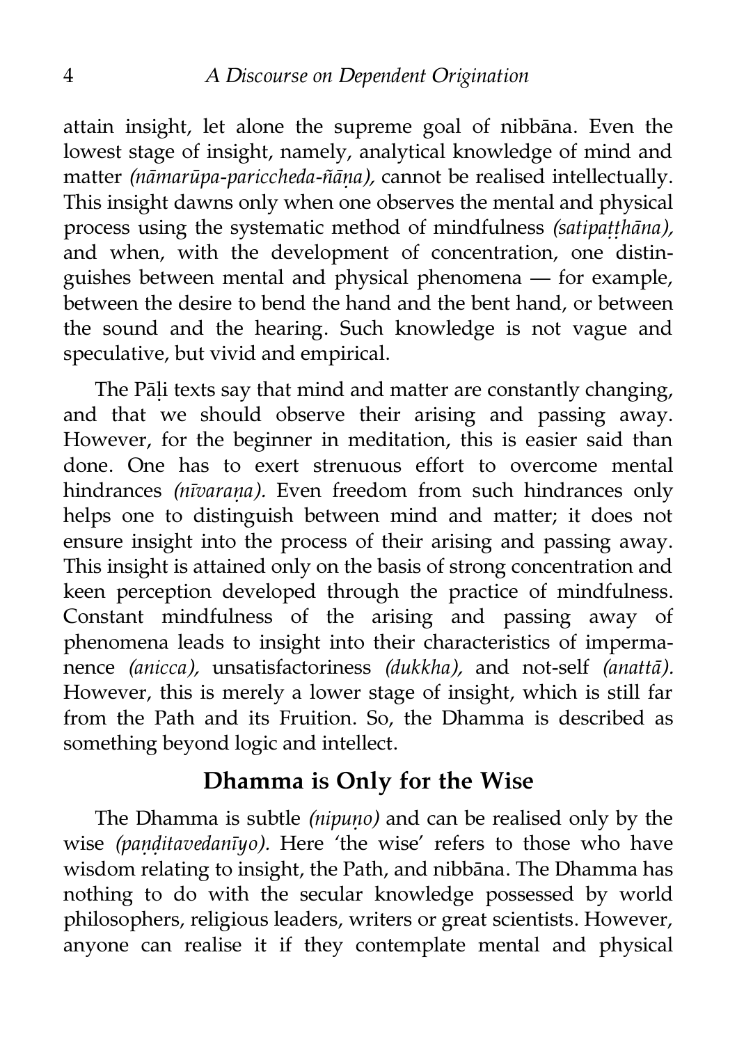attain insight, let alone the supreme goal of nibbāna. Even the lowest stage of insight, namely, analytical knowledge of mind and matter *(nāmarūpa-pariccheda-ñāṇa),* cannot be realised intellectually. This insight dawns only when one observes the mental and physical process using the systematic method of mindfulness *(satipaṭṭhāna),* and when, with the development of concentration, one distinguishes between mental and physical phenomena — for example, between the desire to bend the hand and the bent hand, or between the sound and the hearing. Such knowledge is not vague and speculative, but vivid and empirical.

The Pāḷi texts say that mind and matter are constantly changing, and that we should observe their arising and passing away. However, for the beginner in meditation, this is easier said than done. One has to exert strenuous effort to overcome mental hindrances *(nīvaraṇa).* Even freedom from such hindrances only helps one to distinguish between mind and matter; it does not ensure insight into the process of their arising and passing away. This insight is attained only on the basis of strong concentration and keen perception developed through the practice of mindfulness. Constant mindfulness of the arising and passing away of phenomena leads to insight into their characteristics of impermanence *(anicca),* unsatisfactoriness *(dukkha),* and not-self *(anattā).* However, this is merely a lower stage of insight, which is still far from the Path and its Fruition. So, the Dhamma is described as something beyond logic and intellect.

## Dhamma is Only for the Wise

The Dhamma is subtle *(nipuṇo)* and can be realised only by the wise *(paṇḍitavedanīyo).* Here 'the wise' refers to those who have wisdom relating to insight, the Path, and nibbāna. The Dhamma has nothing to do with the secular knowledge possessed by world philosophers, religious leaders, writers or great scientists. However, anyone can realise it if they contemplate mental and physical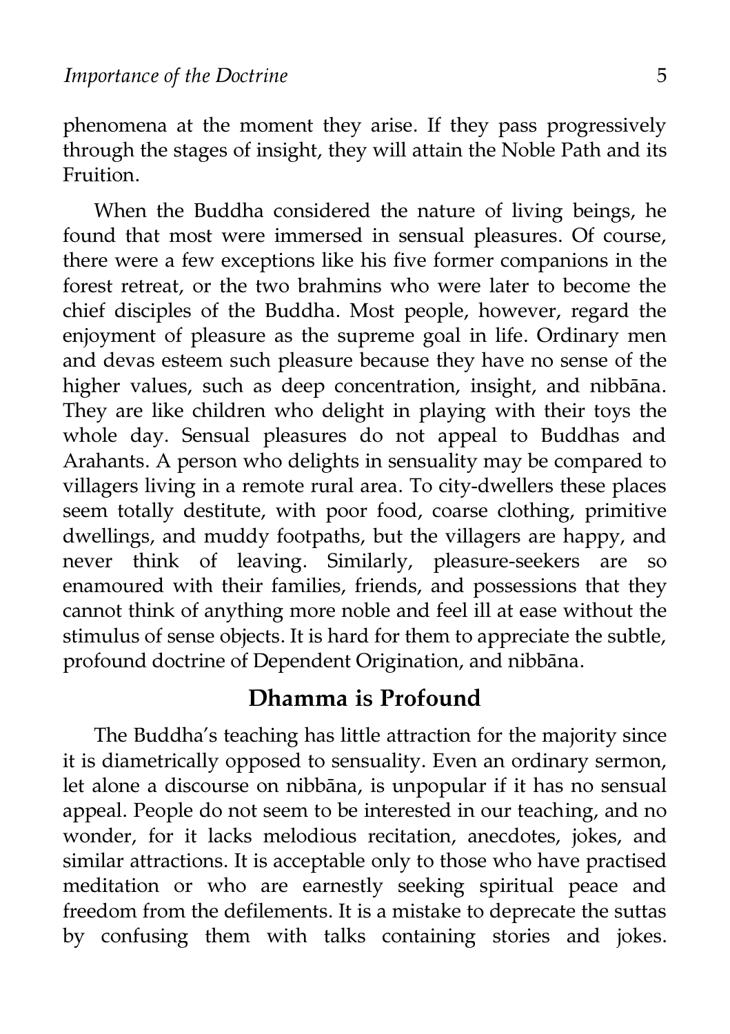phenomena at the moment they arise. If they pass progressively through the stages of insight, they will attain the Noble Path and its Fruition.

When the Buddha considered the nature of living beings, he found that most were immersed in sensual pleasures. Of course, there were a few exceptions like his five former companions in the forest retreat, or the two brahmins who were later to become the chief disciples of the Buddha. Most people, however, regard the enjoyment of pleasure as the supreme goal in life. Ordinary men and devas esteem such pleasure because they have no sense of the higher values, such as deep concentration, insight, and nibbāna. They are like children who delight in playing with their toys the whole day. Sensual pleasures do not appeal to Buddhas and Arahants. A person who delights in sensuality may be compared to villagers living in a remote rural area. To city-dwellers these places seem totally destitute, with poor food, coarse clothing, primitive dwellings, and muddy footpaths, but the villagers are happy, and never think of leaving. Similarly, pleasure-seekers are so enamoured with their families, friends, and possessions that they cannot think of anything more noble and feel ill at ease without the stimulus of sense objects. It is hard for them to appreciate the subtle, profound doctrine of Dependent Origination, and nibbāna.

## Dhamma is Profound

The Buddha's teaching has little attraction for the majority since it is diametrically opposed to sensuality. Even an ordinary sermon, let alone a discourse on nibbāna, is unpopular if it has no sensual appeal. People do not seem to be interested in our teaching, and no wonder, for it lacks melodious recitation, anecdotes, jokes, and similar attractions. It is acceptable only to those who have practised meditation or who are earnestly seeking spiritual peace and freedom from the defilements. It is a mistake to deprecate the suttas by confusing them with talks containing stories and jokes.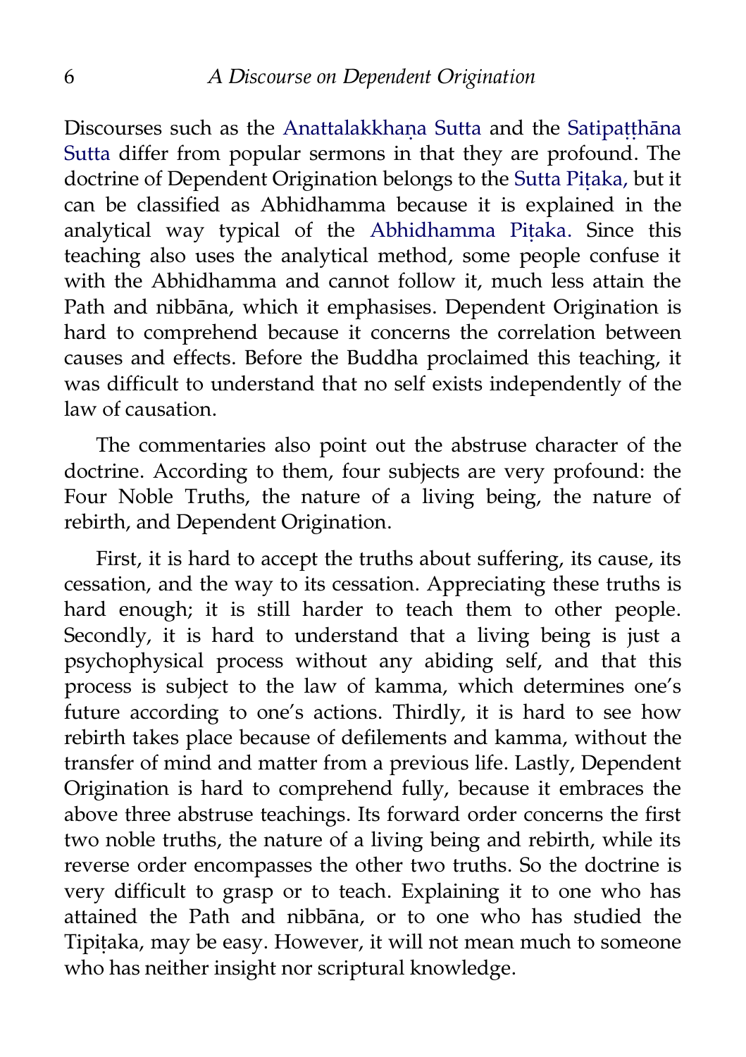Discourses such as the Anattalakkhaṇa Sutta and the Satipaṭṭhāna Sutta differ from popular sermons in that they are profound. The doctrine of Dependent Origination belongs to the Sutta Piṭaka, but it can be classified as Abhidhamma because it is explained in the analytical way typical of the Abhidhamma Piṭaka. Since this teaching also uses the analytical method, some people confuse it with the Abhidhamma and cannot follow it, much less attain the Path and nibbāna, which it emphasises. Dependent Origination is hard to comprehend because it concerns the correlation between causes and effects. Before the Buddha proclaimed this teaching, it was difficult to understand that no self exists independently of the law of causation.

The commentaries also point out the abstruse character of the doctrine. According to them, four subjects are very profound: the Four Noble Truths, the nature of a living being, the nature of rebirth, and Dependent Origination.

First, it is hard to accept the truths about suffering, its cause, its cessation, and the way to its cessation. Appreciating these truths is hard enough; it is still harder to teach them to other people. Secondly, it is hard to understand that a living being is just a psychophysical process without any abiding self, and that this process is subject to the law of kamma, which determines one's future according to one's actions. Thirdly, it is hard to see how rebirth takes place because of defilements and kamma, without the transfer of mind and matter from a previous life. Lastly, Dependent Origination is hard to comprehend fully, because it embraces the above three abstruse teachings. Its forward order concerns the first two noble truths, the nature of a living being and rebirth, while its reverse order encompasses the other two truths. So the doctrine is very difficult to grasp or to teach. Explaining it to one who has attained the Path and nibbāna, or to one who has studied the Tipiṭaka, may be easy. However, it will not mean much to someone who has neither insight nor scriptural knowledge.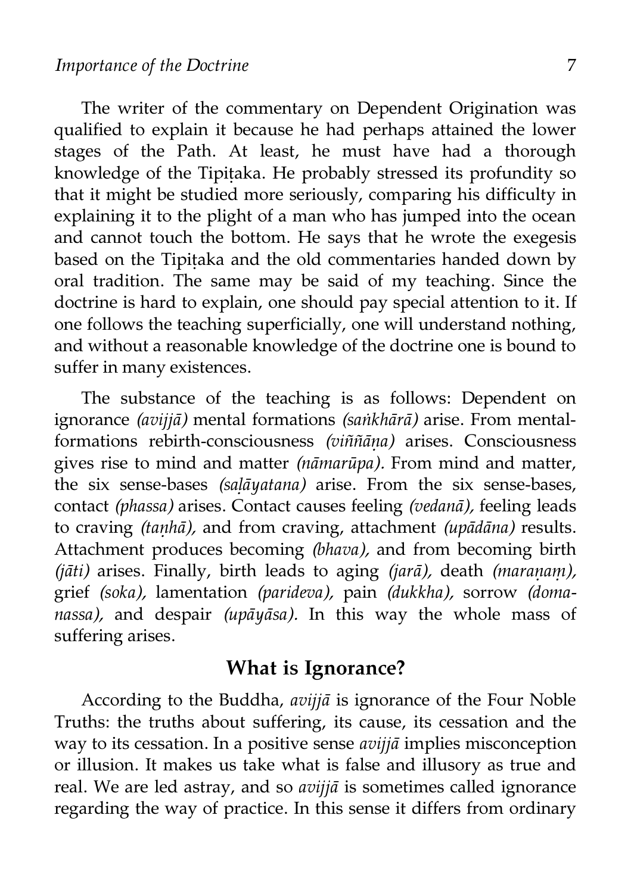The writer of the commentary on Dependent Origination was qualified to explain it because he had perhaps attained the lower stages of the Path. At least, he must have had a thorough knowledge of the Tipiṭaka. He probably stressed its profundity so that it might be studied more seriously, comparing his difficulty in explaining it to the plight of a man who has jumped into the ocean and cannot touch the bottom. He says that he wrote the exegesis based on the Tipiṭaka and the old commentaries handed down by oral tradition. The same may be said of my teaching. Since the doctrine is hard to explain, one should pay special attention to it. If one follows the teaching superficially, one will understand nothing, and without a reasonable knowledge of the doctrine one is bound to suffer in many existences.

The substance of the teaching is as follows: Dependent on ignorance *(avijjā)* mental formations *(saṅkhārā)* arise. From mental-formations rebirth-consciousness *(viññāṇa)* arises. Consciousness gives rise to mind and matter *(nāmarūpa).* From mind and matter, the six sense-bases *(saḷāyatana)* arise. From the six sense-bases, contact *(phassa)* arises. Contact causes feeling *(vedanā),* feeling leads to craving *(taṇhā),* and from craving, attachment *(upādāna)* results. Attachment produces becoming *(bhava),* and from becoming birth *(jāti)* arises. Finally, birth leads to aging *(jarā),* death *(maraṇaṃ),* grief *(soka),* lamentation *(parideva),* pain *(dukkha),* sorrow *(domanassa),* and despair *(upāyāsa).* In this way the whole mass of suffering arises.

## What is Ignorance?

According to the Buddha, *avijjā* is ignorance of the Four Noble Truths: the truths about suffering, its cause, its cessation and the way to its cessation. In a positive sense *avijjā* implies misconception or illusion. It makes us take what is false and illusory as true and real. We are led astray, and so *avijjā* is sometimes called ignorance regarding the way of practice. In this sense it differs from ordinary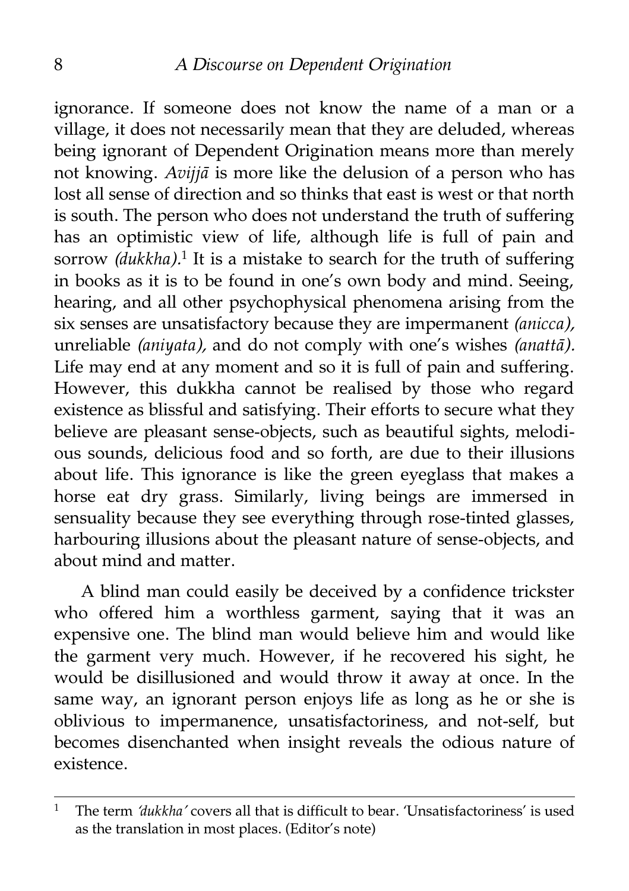ignorance. If someone does not know the name of a man or a village, it does not necessarily mean that they are deluded, whereas being ignorant of Dependent Origination means more than merely not knowing. *Avijjā* is more like the delusion of a person who has lost all sense of direction and so thinks that east is west or that north is south. The person who does not understand the truth of suffering has an optimistic view of life, although life is full of pain and sorrow *(dukkha)*.[1] It is a mistake to search for the truth of suffering in books as it is to be found in one's own body and mind. Seeing, hearing, and all other psychophysical phenomena arising from the six senses are unsatisfactory because they are impermanent *(anicca),* unreliable *(aniyata),* and do not comply with one's wishes *(anattā).* Life may end at any moment and so it is full of pain and suffering. However, this dukkha cannot be realised by those who regard existence as blissful and satisfying. Their efforts to secure what they believe are pleasant sense-objects, such as beautiful sights, melodious sounds, delicious food and so forth, are due to their illusions about life. This ignorance is like the green eyeglass that makes a horse eat dry grass. Similarly, living beings are immersed in sensuality because they see everything through rose-tinted glasses, harbouring illusions about the pleasant nature of sense-objects, and about mind and matter.

A blind man could easily be deceived by a confidence trickster who offered him a worthless garment, saying that it was an expensive one. The blind man would believe him and would like the garment very much. However, if he recovered his sight, he would be disillusioned and would throw it away at once. In the same way, an ignorant person enjoys life as long as he or she is oblivious to impermanence, unsatisfactoriness, and not-self, but becomes disenchanted when insight reveals the odious nature of existence.

---

[1] The term *'dukkha'* covers all that is difficult to bear. 'Unsatisfactoriness' is used as the translation in most places. (Editor's note)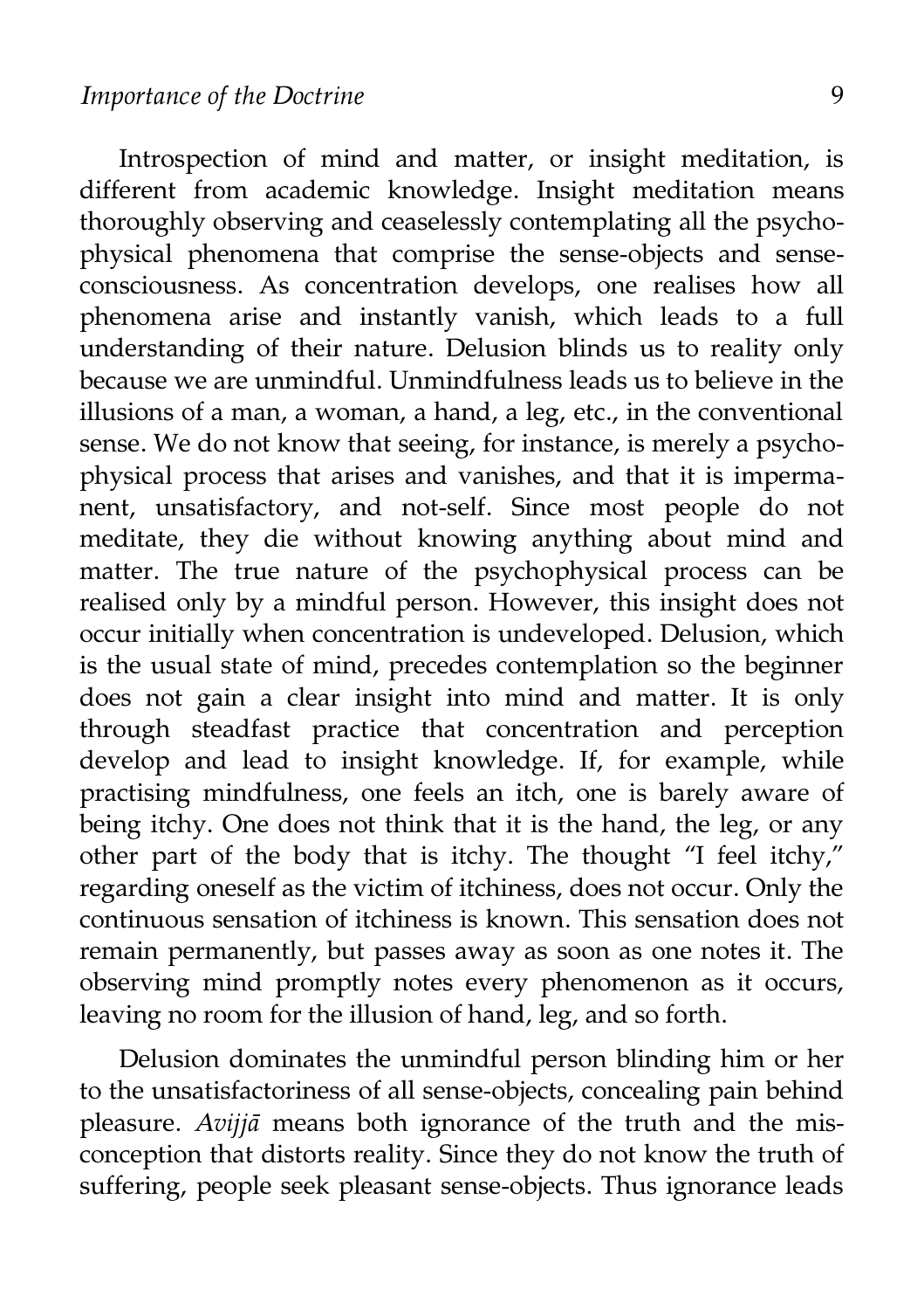Introspection of mind and matter, or insight meditation, is different from academic knowledge. Insight meditation means thoroughly observing and ceaselessly contemplating all the psychophysical phenomena that comprise the sense-objects and sense-consciousness. As concentration develops, one realises how all phenomena arise and instantly vanish, which leads to a full understanding of their nature. Delusion blinds us to reality only because we are unmindful. Unmindfulness leads us to believe in the illusions of a man, a woman, a hand, a leg, etc., in the conventional sense. We do not know that seeing, for instance, is merely a psychophysical process that arises and vanishes, and that it is impermanent, unsatisfactory, and not-self. Since most people do not meditate, they die without knowing anything about mind and matter. The true nature of the psychophysical process can be realised only by a mindful person. However, this insight does not occur initially when concentration is undeveloped. Delusion, which is the usual state of mind, precedes contemplation so the beginner does not gain a clear insight into mind and matter. It is only through steadfast practice that concentration and perception develop and lead to insight knowledge. If, for example, while practising mindfulness, one feels an itch, one is barely aware of being itchy. One does not think that it is the hand, the leg, or any other part of the body that is itchy. The thought "I feel itchy," regarding oneself as the victim of itchiness, does not occur. Only the continuous sensation of itchiness is known. This sensation does not remain permanently, but passes away as soon as one notes it. The observing mind promptly notes every phenomenon as it occurs, leaving no room for the illusion of hand, leg, and so forth.

Delusion dominates the unmindful person blinding him or her to the unsatisfactoriness of all sense-objects, concealing pain behind pleasure. *Avijjā* means both ignorance of the truth and the misconception that distorts reality. Since they do not know the truth of suffering, people seek pleasant sense-objects. Thus ignorance leads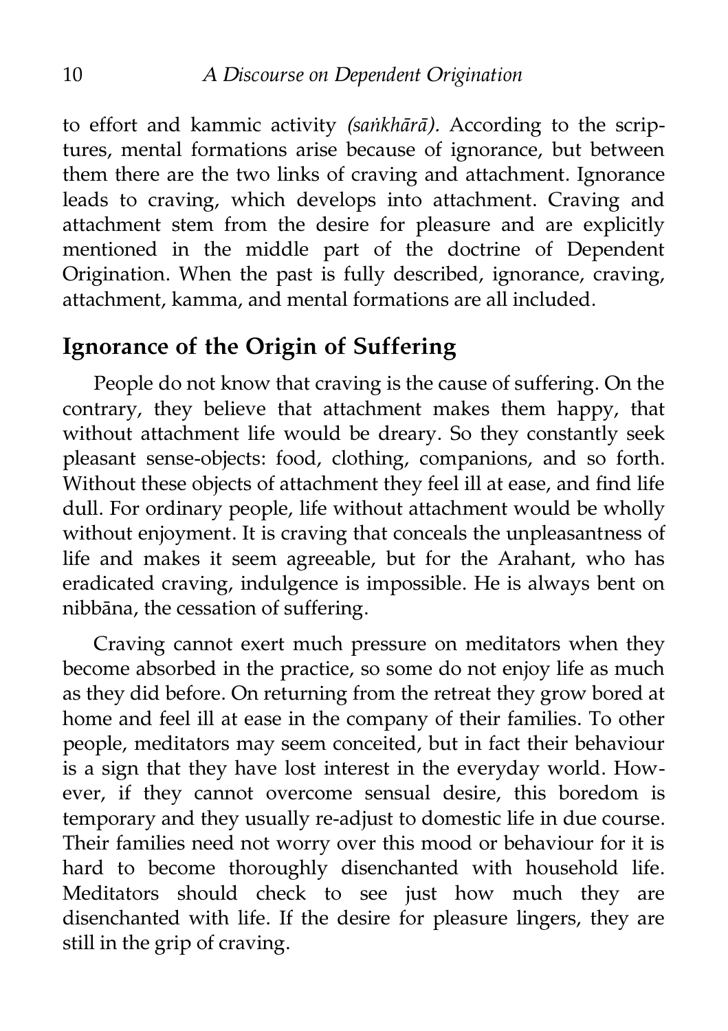to effort and kammic activity *(saṅkhārā).* According to the scriptures, mental formations arise because of ignorance, but between them there are the two links of craving and attachment. Ignorance leads to craving, which develops into attachment. Craving and attachment stem from the desire for pleasure and are explicitly mentioned in the middle part of the doctrine of Dependent Origination. When the past is fully described, ignorance, craving, attachment, kamma, and mental formations are all included.

## Ignorance of the Origin of Suffering

People do not know that craving is the cause of suffering. On the contrary, they believe that attachment makes them happy, that without attachment life would be dreary. So they constantly seek pleasant sense-objects: food, clothing, companions, and so forth. Without these objects of attachment they feel ill at ease, and find life dull. For ordinary people, life without attachment would be wholly without enjoyment. It is craving that conceals the unpleasantness of life and makes it seem agreeable, but for the Arahant, who has eradicated craving, indulgence is impossible. He is always bent on nibbāna, the cessation of suffering.

Craving cannot exert much pressure on meditators when they become absorbed in the practice, so some do not enjoy life as much as they did before. On returning from the retreat they grow bored at home and feel ill at ease in the company of their families. To other people, meditators may seem conceited, but in fact their behaviour is a sign that they have lost interest in the everyday world. However, if they cannot overcome sensual desire, this boredom is temporary and they usually re-adjust to domestic life in due course. Their families need not worry over this mood or behaviour for it is hard to become thoroughly disenchanted with household life. Meditators should check to see just how much they are disenchanted with life. If the desire for pleasure lingers, they are still in the grip of craving.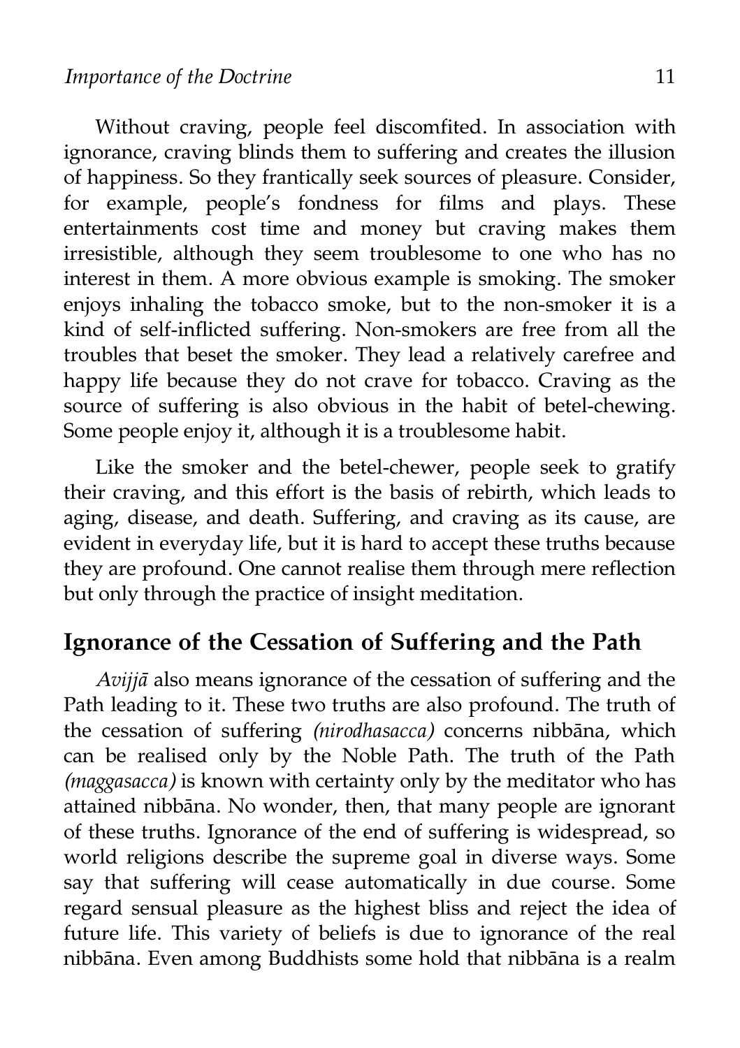Without craving, people feel discomfited. In association with ignorance, craving blinds them to suffering and creates the illusion of happiness. So they frantically seek sources of pleasure. Consider, for example, people's fondness for films and plays. These entertainments cost time and money but craving makes them irresistible, although they seem troublesome to one who has no interest in them. A more obvious example is smoking. The smoker enjoys inhaling the tobacco smoke, but to the non-smoker it is a kind of self-inflicted suffering. Non-smokers are free from all the troubles that beset the smoker. They lead a relatively carefree and happy life because they do not crave for tobacco. Craving as the source of suffering is also obvious in the habit of betel-chewing. Some people enjoy it, although it is a troublesome habit.

Like the smoker and the betel-chewer, people seek to gratify their craving, and this effort is the basis of rebirth, which leads to aging, disease, and death. Suffering, and craving as its cause, are evident in everyday life, but it is hard to accept these truths because they are profound. One cannot realise them through mere reflection but only through the practice of insight meditation.

## Ignorance of the Cessation of Suffering and the Path

*Avijjā* also means ignorance of the cessation of suffering and the Path leading to it. These two truths are also profound. The truth of the cessation of suffering *(nirodhasacca)* concerns nibbāna, which can be realised only by the Noble Path. The truth of the Path *(maggasacca)* is known with certainty only by the meditator who has attained nibbāna. No wonder, then, that many people are ignorant of these truths. Ignorance of the end of suffering is widespread, so world religions describe the supreme goal in diverse ways. Some say that suffering will cease automatically in due course. Some regard sensual pleasure as the highest bliss and reject the idea of future life. This variety of beliefs is due to ignorance of the real nibbāna. Even among Buddhists some hold that nibbāna is a realm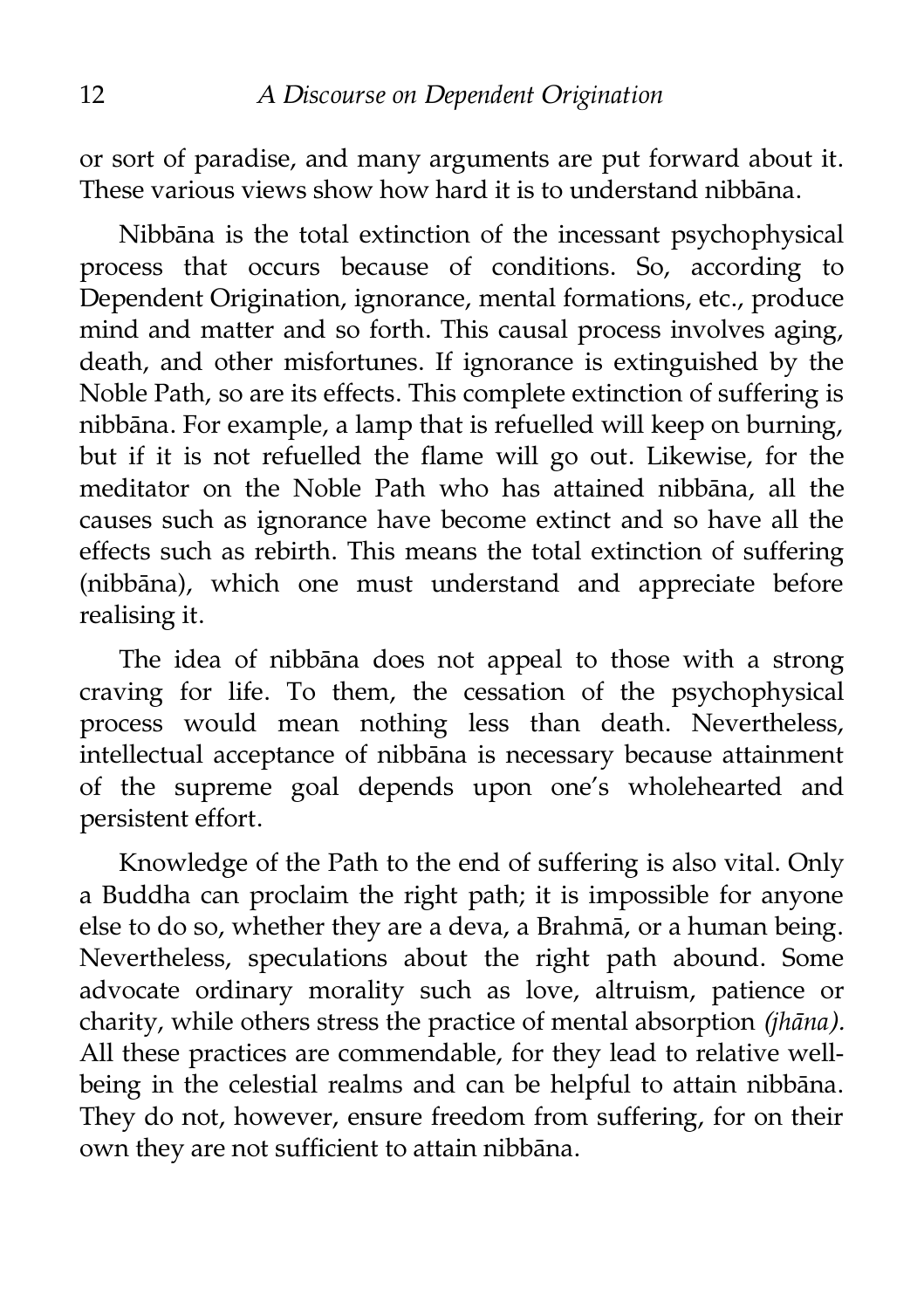or sort of paradise, and many arguments are put forward about it. These various views show how hard it is to understand nibbāna.

Nibbāna is the total extinction of the incessant psychophysical process that occurs because of conditions. So, according to Dependent Origination, ignorance, mental formations, etc., produce mind and matter and so forth. This causal process involves aging, death, and other misfortunes. If ignorance is extinguished by the Noble Path, so are its effects. This complete extinction of suffering is nibbāna. For example, a lamp that is refuelled will keep on burning, but if it is not refuelled the flame will go out. Likewise, for the meditator on the Noble Path who has attained nibbāna, all the causes such as ignorance have become extinct and so have all the effects such as rebirth. This means the total extinction of suffering (nibbāna), which one must understand and appreciate before realising it.

The idea of nibbāna does not appeal to those with a strong craving for life. To them, the cessation of the psychophysical process would mean nothing less than death. Nevertheless, intellectual acceptance of nibbāna is necessary because attainment of the supreme goal depends upon one's wholehearted and persistent effort.

Knowledge of the Path to the end of suffering is also vital. Only a Buddha can proclaim the right path; it is impossible for anyone else to do so, whether they are a deva, a Brahmā, or a human being. Nevertheless, speculations about the right path abound. Some advocate ordinary morality such as love, altruism, patience or charity, while others stress the practice of mental absorption *(jhāna)*. All these practices are commendable, for they lead to relative well-being in the celestial realms and can be helpful to attain nibbāna. They do not, however, ensure freedom from suffering, for on their own they are not sufficient to attain nibbāna.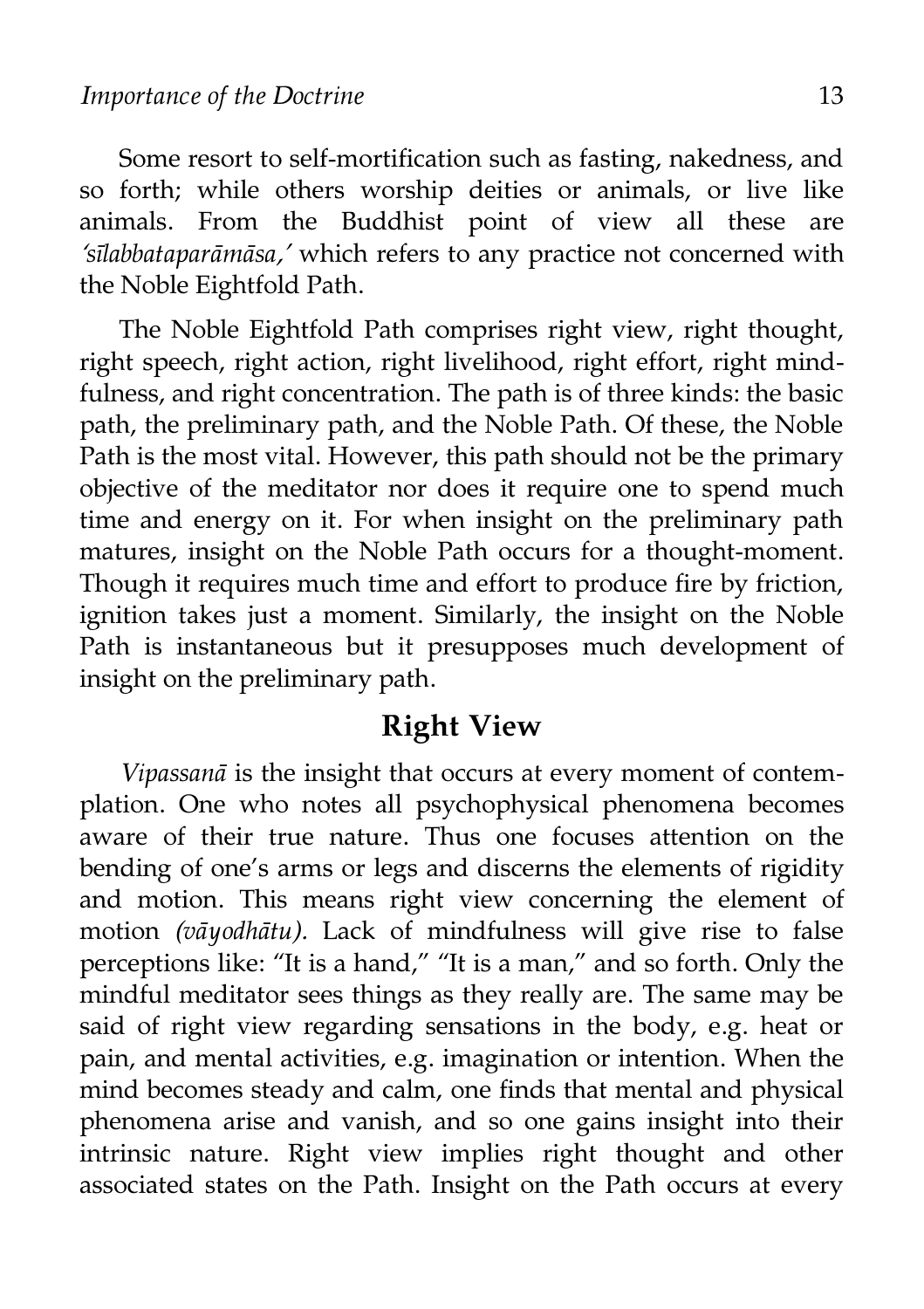Some resort to self-mortification such as fasting, nakedness, and so forth; while others worship deities or animals, or live like animals. From the Buddhist point of view all these are *'sīlabbataparāmāsa,'* which refers to any practice not concerned with the Noble Eightfold Path.

The Noble Eightfold Path comprises right view, right thought, right speech, right action, right livelihood, right effort, right mindfulness, and right concentration. The path is of three kinds: the basic path, the preliminary path, and the Noble Path. Of these, the Noble Path is the most vital. However, this path should not be the primary objective of the meditator nor does it require one to spend much time and energy on it. For when insight on the preliminary path matures, insight on the Noble Path occurs for a thought-moment. Though it requires much time and effort to produce fire by friction, ignition takes just a moment. Similarly, the insight on the Noble Path is instantaneous but it presupposes much development of insight on the preliminary path.

## Right View

*Vipassanā* is the insight that occurs at every moment of contemplation. One who notes all psychophysical phenomena becomes aware of their true nature. Thus one focuses attention on the bending of one's arms or legs and discerns the elements of rigidity and motion. This means right view concerning the element of motion *(vāyodhātu).* Lack of mindfulness will give rise to false perceptions like: "It is a hand," "It is a man," and so forth. Only the mindful meditator sees things as they really are. The same may be said of right view regarding sensations in the body, e.g. heat or pain, and mental activities, e.g. imagination or intention. When the mind becomes steady and calm, one finds that mental and physical phenomena arise and vanish, and so one gains insight into their intrinsic nature. Right view implies right thought and other associated states on the Path. Insight on the Path occurs at every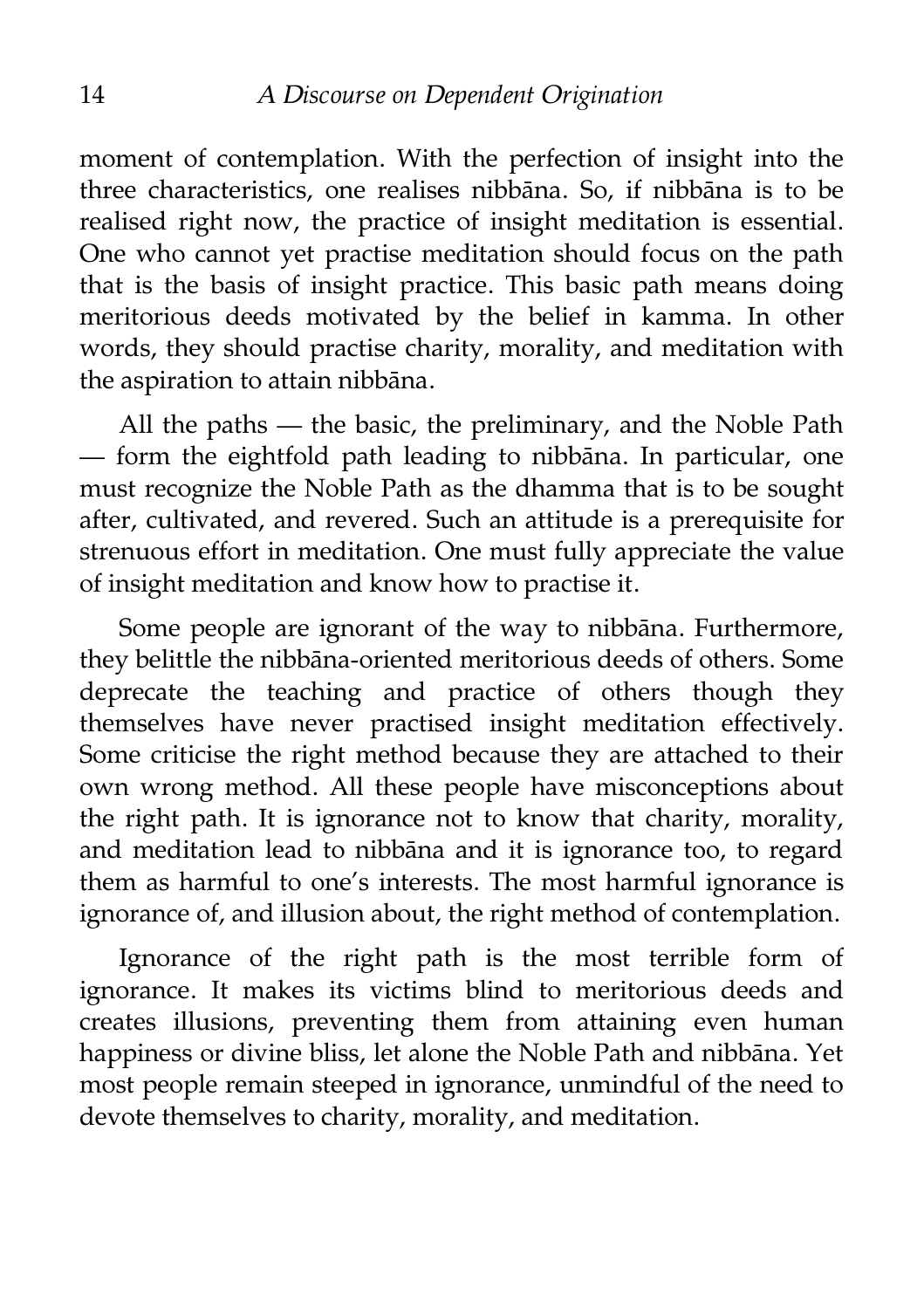moment of contemplation. With the perfection of insight into the three characteristics, one realises nibbāna. So, if nibbāna is to be realised right now, the practice of insight meditation is essential. One who cannot yet practise meditation should focus on the path that is the basis of insight practice. This basic path means doing meritorious deeds motivated by the belief in kamma. In other words, they should practise charity, morality, and meditation with the aspiration to attain nibbāna.

All the paths — the basic, the preliminary, and the Noble Path — form the eightfold path leading to nibbāna. In particular, one must recognize the Noble Path as the dhamma that is to be sought after, cultivated, and revered. Such an attitude is a prerequisite for strenuous effort in meditation. One must fully appreciate the value of insight meditation and know how to practise it.

Some people are ignorant of the way to nibbāna. Furthermore, they belittle the nibbāna-oriented meritorious deeds of others. Some deprecate the teaching and practice of others though they themselves have never practised insight meditation effectively. Some criticise the right method because they are attached to their own wrong method. All these people have misconceptions about the right path. It is ignorance not to know that charity, morality, and meditation lead to nibbāna and it is ignorance too, to regard them as harmful to one's interests. The most harmful ignorance is ignorance of, and illusion about, the right method of contemplation.

Ignorance of the right path is the most terrible form of ignorance. It makes its victims blind to meritorious deeds and creates illusions, preventing them from attaining even human happiness or divine bliss, let alone the Noble Path and nibbāna. Yet most people remain steeped in ignorance, unmindful of the need to devote themselves to charity, morality, and meditation.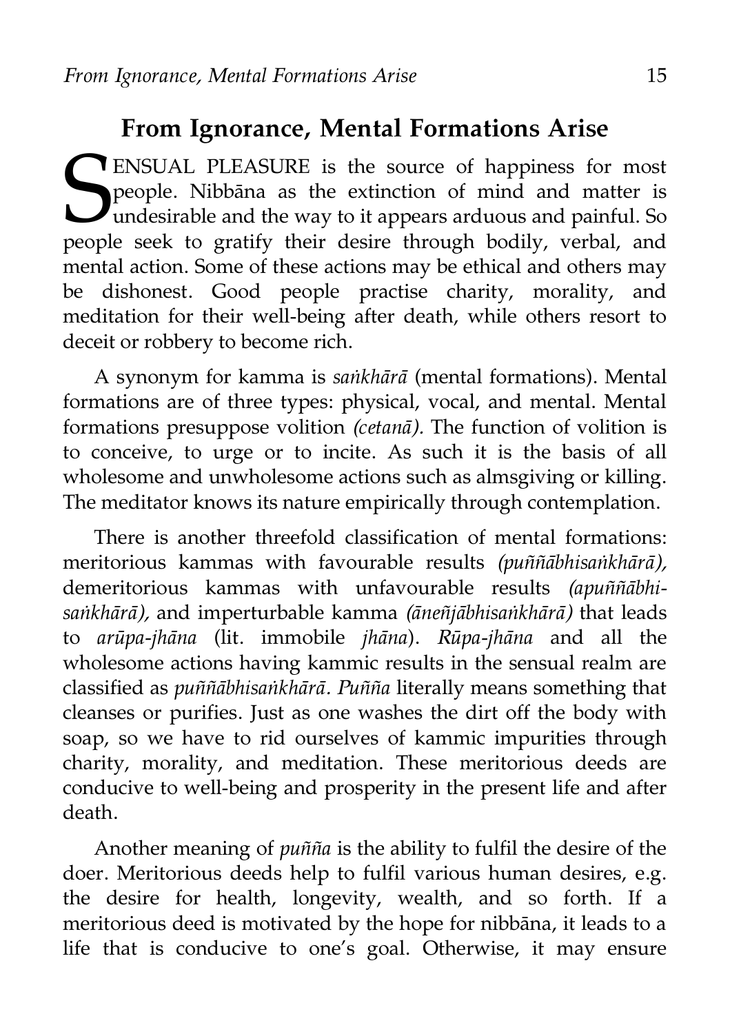## From Ignorance, Mental Formations Arise

SENSUAL PLEASURE is the source of happiness for most people. Nibbāna as the extinction of mind and matter is undesirable and the way to it appears arduous and painful. So people seek to gratify their desire through bodily, verbal, and mental action. Some of these actions may be ethical and others may be dishonest. Good people practise charity, morality, and meditation for their well-being after death, while others resort to deceit or robbery to become rich.

A synonym for kamma is *saṅkhārā* (mental formations). Mental formations are of three types: physical, vocal, and mental. Mental formations presuppose volition *(cetanā).* The function of volition is to conceive, to urge or to incite. As such it is the basis of all wholesome and unwholesome actions such as almsgiving or killing. The meditator knows its nature empirically through contemplation.

There is another threefold classification of mental formations: meritorious kammas with favourable results *(puññābhisaṅkhārā),* demeritorious kammas with unfavourable results *(apuññābhisaṅkhārā),* and imperturbable kamma *(āneñjābhisaṅkhārā)* that leads to *arūpa-jhāna* (lit. immobile *jhāna*). *Rūpa-jhāna* and all the wholesome actions having kammic results in the sensual realm are classified as *puññābhisaṅkhārā*. *Puñña* literally means something that cleanses or purifies. Just as one washes the dirt off the body with soap, so we have to rid ourselves of kammic impurities through charity, morality, and meditation. These meritorious deeds are conducive to well-being and prosperity in the present life and after death.

Another meaning of *puñña* is the ability to fulfil the desire of the doer. Meritorious deeds help to fulfil various human desires, e.g. the desire for health, longevity, wealth, and so forth. If a meritorious deed is motivated by the hope for nibbāna, it leads to a life that is conducive to one's goal. Otherwise, it may ensure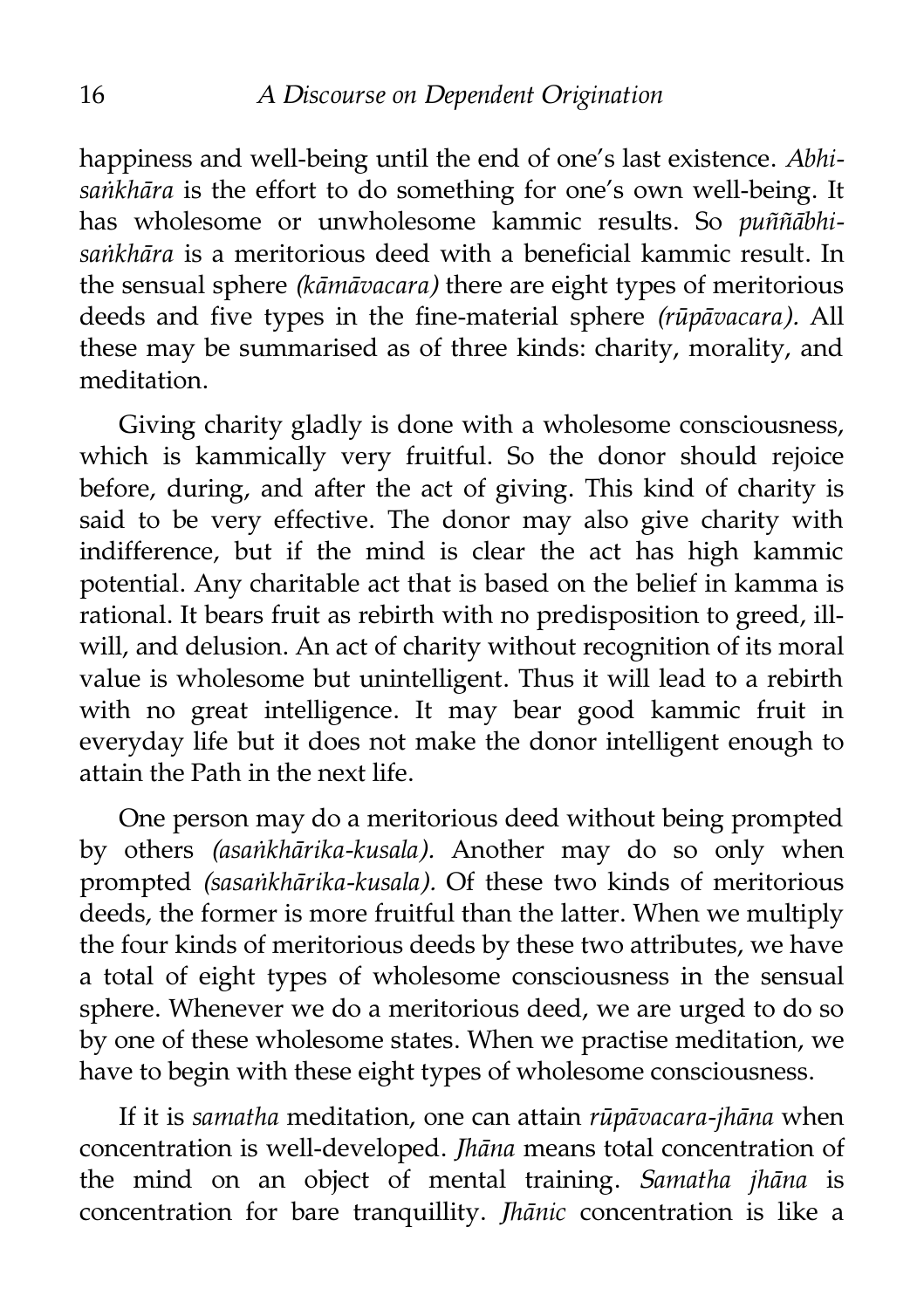happiness and well-being until the end of one's last existence. *Abhi-saṅkhāra* is the effort to do something for one's own well-being. It has wholesome or unwholesome kammic results. So *puññābhi-saṅkhāra* is a meritorious deed with a beneficial kammic result. In the sensual sphere *(kāmāvacara)* there are eight types of meritorious deeds and five types in the fine-material sphere *(rūpāvacara).* All these may be summarised as of three kinds: charity, morality, and meditation.

Giving charity gladly is done with a wholesome consciousness, which is kammically very fruitful. So the donor should rejoice before, during, and after the act of giving. This kind of charity is said to be very effective. The donor may also give charity with indifference, but if the mind is clear the act has high kammic potential. Any charitable act that is based on the belief in kamma is rational. It bears fruit as rebirth with no predisposition to greed, ill-will, and delusion. An act of charity without recognition of its moral value is wholesome but unintelligent. Thus it will lead to a rebirth with no great intelligence. It may bear good kammic fruit in everyday life but it does not make the donor intelligent enough to attain the Path in the next life.

One person may do a meritorious deed without being prompted by others *(asaṅkhārika-kusala).* Another may do so only when prompted *(sasaṅkhārika-kusala).* Of these two kinds of meritorious deeds, the former is more fruitful than the latter. When we multiply the four kinds of meritorious deeds by these two attributes, we have a total of eight types of wholesome consciousness in the sensual sphere. Whenever we do a meritorious deed, we are urged to do so by one of these wholesome states. When we practise meditation, we have to begin with these eight types of wholesome consciousness.

If it is *samatha* meditation, one can attain *rūpāvacara-jhāna* when concentration is well-developed. *Jhāna* means total concentration of the mind on an object of mental training. *Samatha jhāna* is concentration for bare tranquillity. *Jhānic* concentration is like a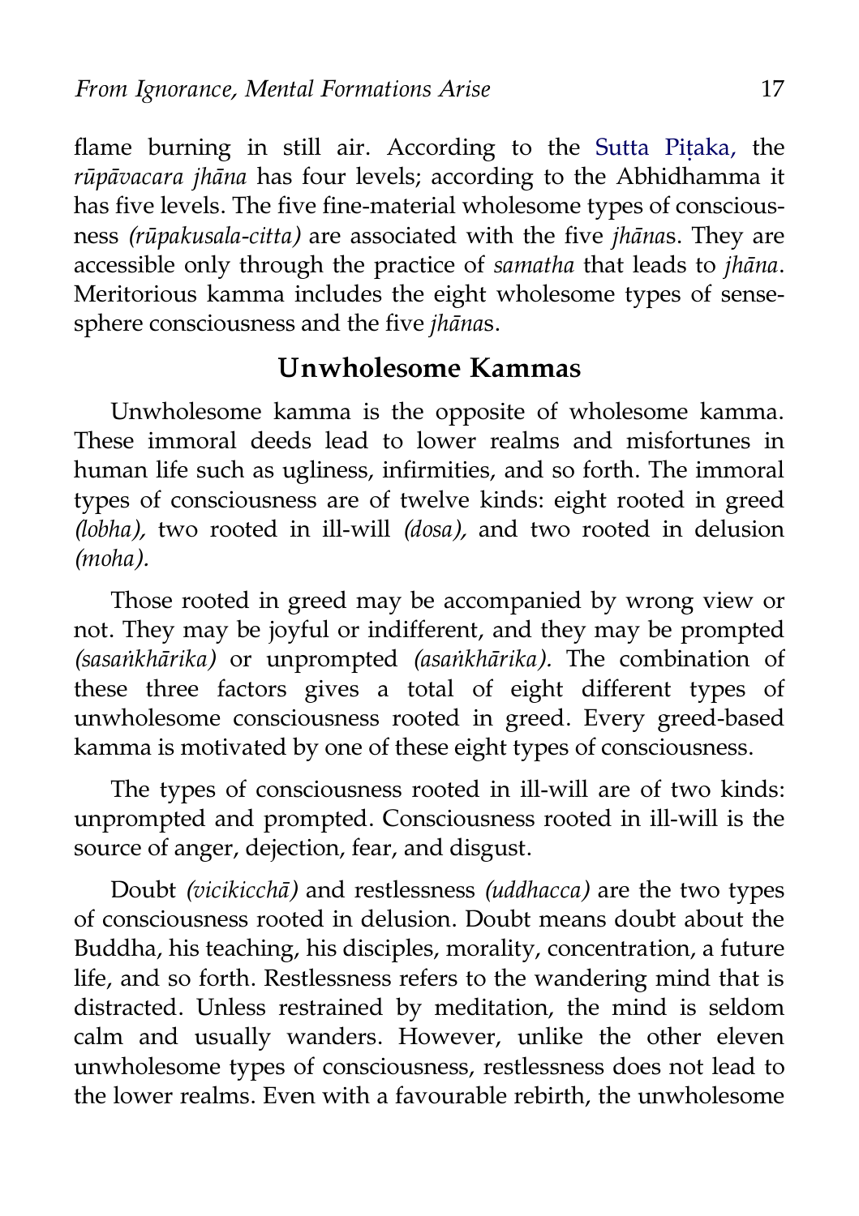flame burning in still air. According to the Sutta Piṭaka, the *rūpāvacara jhāna* has four levels; according to the Abhidhamma it has five levels. The five fine-material wholesome types of consciousness *(rūpakusala-citta)* are associated with the five *jhāna*s. They are accessible only through the practice of *samatha* that leads to *jhāna*. Meritorious kamma includes the eight wholesome types of sense-sphere consciousness and the five *jhāna*s.

## Unwholesome Kammas

Unwholesome kamma is the opposite of wholesome kamma. These immoral deeds lead to lower realms and misfortunes in human life such as ugliness, infirmities, and so forth. The immoral types of consciousness are of twelve kinds: eight rooted in greed *(lobha),* two rooted in ill-will *(dosa),* and two rooted in delusion *(moha).*

Those rooted in greed may be accompanied by wrong view or not. They may be joyful or indifferent, and they may be prompted *(sasaṅkhārika)* or unprompted *(asaṅkhārika).* The combination of these three factors gives a total of eight different types of unwholesome consciousness rooted in greed. Every greed-based kamma is motivated by one of these eight types of consciousness.

The types of consciousness rooted in ill-will are of two kinds: unprompted and prompted. Consciousness rooted in ill-will is the source of anger, dejection, fear, and disgust.

Doubt *(vicikicchā)* and restlessness *(uddhacca)* are the two types of consciousness rooted in delusion. Doubt means doubt about the Buddha, his teaching, his disciples, morality, concentration, a future life, and so forth. Restlessness refers to the wandering mind that is distracted. Unless restrained by meditation, the mind is seldom calm and usually wanders. However, unlike the other eleven unwholesome types of consciousness, restlessness does not lead to the lower realms. Even with a favourable rebirth, the unwholesome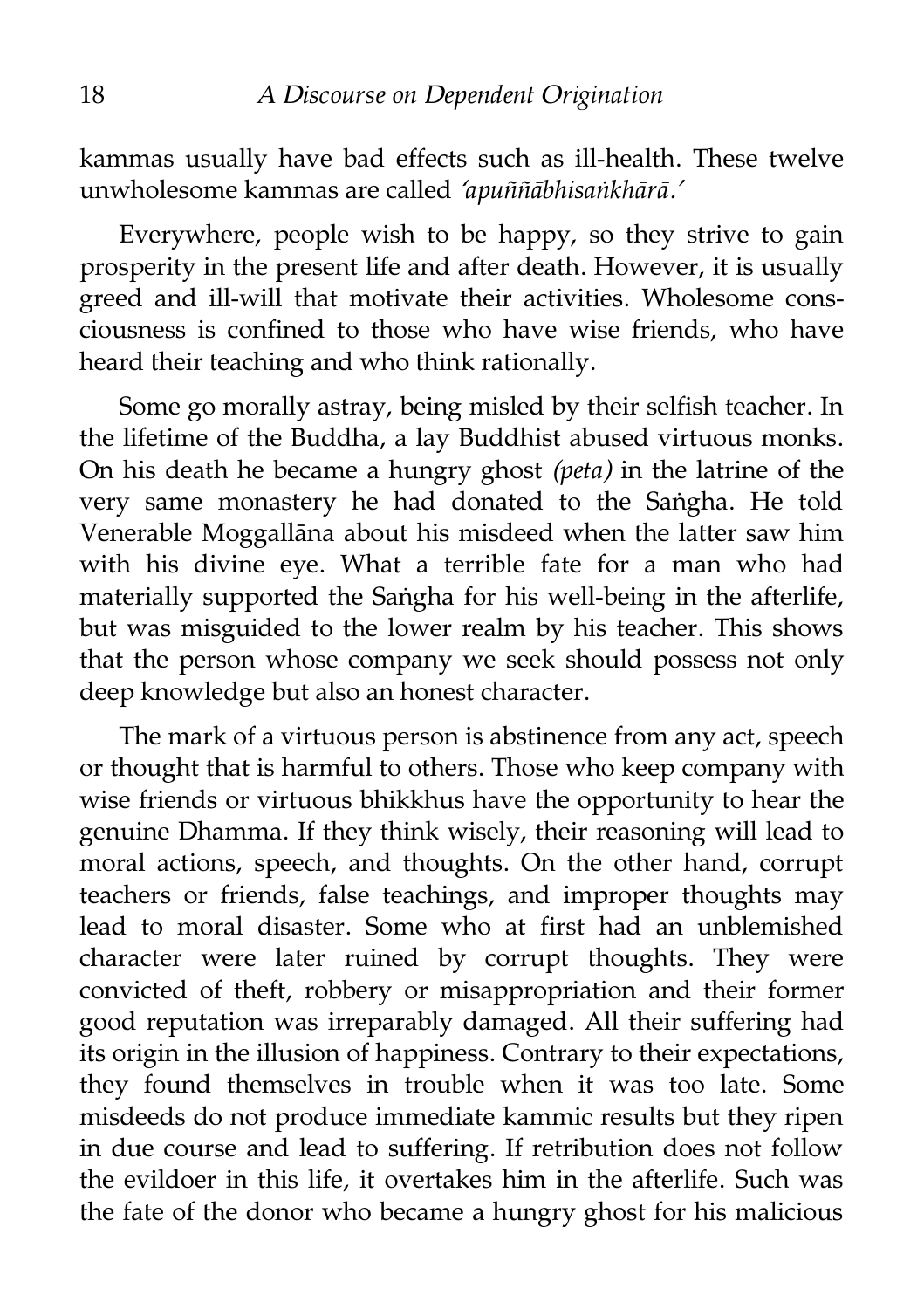kammas usually have bad effects such as ill-health. These twelve unwholesome kammas are called *'apuññābhisaṅkhārā.'*

Everywhere, people wish to be happy, so they strive to gain prosperity in the present life and after death. However, it is usually greed and ill-will that motivate their activities. Wholesome consciousness is confined to those who have wise friends, who have heard their teaching and who think rationally.

Some go morally astray, being misled by their selfish teacher. In the lifetime of the Buddha, a lay Buddhist abused virtuous monks. On his death he became a hungry ghost *(peta)* in the latrine of the very same monastery he had donated to the Saṅgha. He told Venerable Moggallāna about his misdeed when the latter saw him with his divine eye. What a terrible fate for a man who had materially supported the Saṅgha for his well-being in the afterlife, but was misguided to the lower realm by his teacher. This shows that the person whose company we seek should possess not only deep knowledge but also an honest character.

The mark of a virtuous person is abstinence from any act, speech or thought that is harmful to others. Those who keep company with wise friends or virtuous bhikkhus have the opportunity to hear the genuine Dhamma. If they think wisely, their reasoning will lead to moral actions, speech, and thoughts. On the other hand, corrupt teachers or friends, false teachings, and improper thoughts may lead to moral disaster. Some who at first had an unblemished character were later ruined by corrupt thoughts. They were convicted of theft, robbery or misappropriation and their former good reputation was irreparably damaged. All their suffering had its origin in the illusion of happiness. Contrary to their expectations, they found themselves in trouble when it was too late. Some misdeeds do not produce immediate kammic results but they ripen in due course and lead to suffering. If retribution does not follow the evildoer in this life, it overtakes him in the afterlife. Such was the fate of the donor who became a hungry ghost for his malicious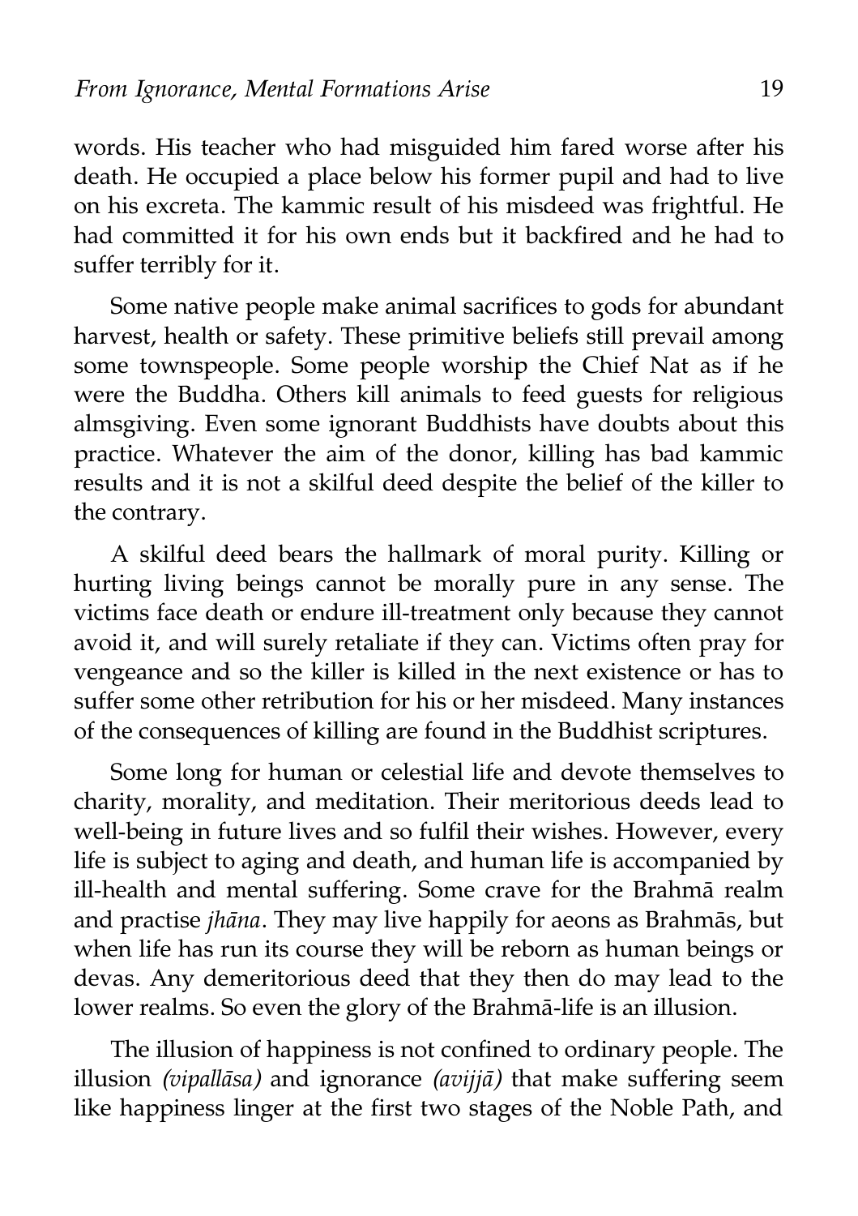words. His teacher who had misguided him fared worse after his death. He occupied a place below his former pupil and had to live on his excreta. The kammic result of his misdeed was frightful. He had committed it for his own ends but it backfired and he had to suffer terribly for it.

Some native people make animal sacrifices to gods for abundant harvest, health or safety. These primitive beliefs still prevail among some townspeople. Some people worship the Chief Nat as if he were the Buddha. Others kill animals to feed guests for religious almsgiving. Even some ignorant Buddhists have doubts about this practice. Whatever the aim of the donor, killing has bad kammic results and it is not a skilful deed despite the belief of the killer to the contrary.

A skilful deed bears the hallmark of moral purity. Killing or hurting living beings cannot be morally pure in any sense. The victims face death or endure ill-treatment only because they cannot avoid it, and will surely retaliate if they can. Victims often pray for vengeance and so the killer is killed in the next existence or has to suffer some other retribution for his or her misdeed. Many instances of the consequences of killing are found in the Buddhist scriptures.

Some long for human or celestial life and devote themselves to charity, morality, and meditation. Their meritorious deeds lead to well-being in future lives and so fulfil their wishes. However, every life is subject to aging and death, and human life is accompanied by ill-health and mental suffering. Some crave for the Brahmā realm and practise *jhāna*. They may live happily for aeons as Brahmās, but when life has run its course they will be reborn as human beings or devas. Any demeritorious deed that they then do may lead to the lower realms. So even the glory of the Brahmā-life is an illusion.

The illusion of happiness is not confined to ordinary people. The illusion *(vipallāsa)* and ignorance *(avijjā)* that make suffering seem like happiness linger at the first two stages of the Noble Path, and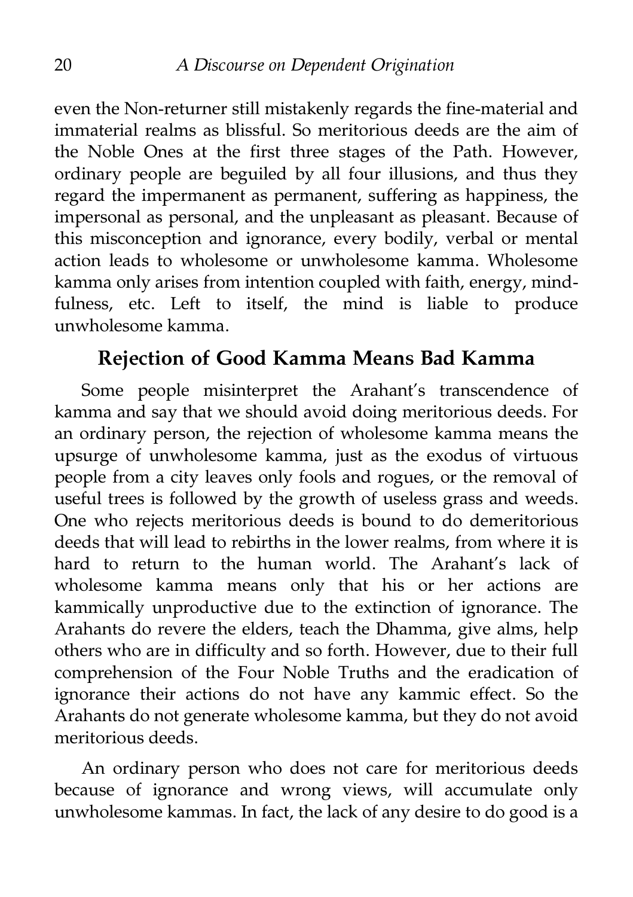even the Non-returner still mistakenly regards the fine-material and immaterial realms as blissful. So meritorious deeds are the aim of the Noble Ones at the first three stages of the Path. However, ordinary people are beguiled by all four illusions, and thus they regard the impermanent as permanent, suffering as happiness, the impersonal as personal, and the unpleasant as pleasant. Because of this misconception and ignorance, every bodily, verbal or mental action leads to wholesome or unwholesome kamma. Wholesome kamma only arises from intention coupled with faith, energy, mindfulness, etc. Left to itself, the mind is liable to produce unwholesome kamma.

## Rejection of Good Kamma Means Bad Kamma

Some people misinterpret the Arahant's transcendence of kamma and say that we should avoid doing meritorious deeds. For an ordinary person, the rejection of wholesome kamma means the upsurge of unwholesome kamma, just as the exodus of virtuous people from a city leaves only fools and rogues, or the removal of useful trees is followed by the growth of useless grass and weeds. One who rejects meritorious deeds is bound to do demeritorious deeds that will lead to rebirths in the lower realms, from where it is hard to return to the human world. The Arahant's lack of wholesome kamma means only that his or her actions are kammically unproductive due to the extinction of ignorance. The Arahants do revere the elders, teach the Dhamma, give alms, help others who are in difficulty and so forth. However, due to their full comprehension of the Four Noble Truths and the eradication of ignorance their actions do not have any kammic effect. So the Arahants do not generate wholesome kamma, but they do not avoid meritorious deeds.

An ordinary person who does not care for meritorious deeds because of ignorance and wrong views, will accumulate only unwholesome kammas. In fact, the lack of any desire to do good is a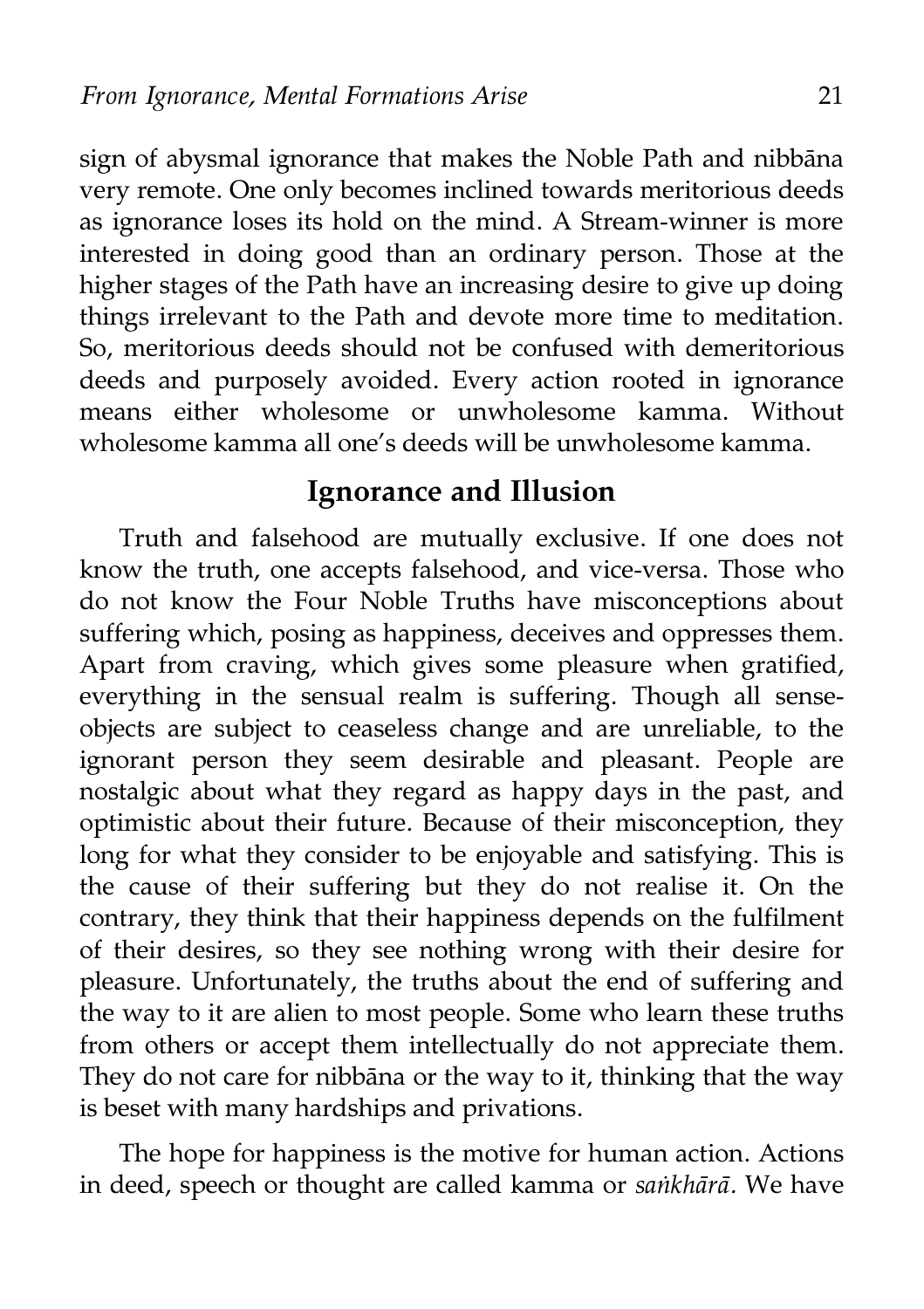sign of abysmal ignorance that makes the Noble Path and nibbāna very remote. One only becomes inclined towards meritorious deeds as ignorance loses its hold on the mind. A Stream-winner is more interested in doing good than an ordinary person. Those at the higher stages of the Path have an increasing desire to give up doing things irrelevant to the Path and devote more time to meditation. So, meritorious deeds should not be confused with demeritorious deeds and purposely avoided. Every action rooted in ignorance means either wholesome or unwholesome kamma. Without wholesome kamma all one's deeds will be unwholesome kamma.

## Ignorance and Illusion

Truth and falsehood are mutually exclusive. If one does not know the truth, one accepts falsehood, and vice-versa. Those who do not know the Four Noble Truths have misconceptions about suffering which, posing as happiness, deceives and oppresses them. Apart from craving, which gives some pleasure when gratified, everything in the sensual realm is suffering. Though all sense-objects are subject to ceaseless change and are unreliable, to the ignorant person they seem desirable and pleasant. People are nostalgic about what they regard as happy days in the past, and optimistic about their future. Because of their misconception, they long for what they consider to be enjoyable and satisfying. This is the cause of their suffering but they do not realise it. On the contrary, they think that their happiness depends on the fulfilment of their desires, so they see nothing wrong with their desire for pleasure. Unfortunately, the truths about the end of suffering and the way to it are alien to most people. Some who learn these truths from others or accept them intellectually do not appreciate them. They do not care for nibbāna or the way to it, thinking that the way is beset with many hardships and privations.

The hope for happiness is the motive for human action. Actions in deed, speech or thought are called kamma or *saṅkhārā.* We have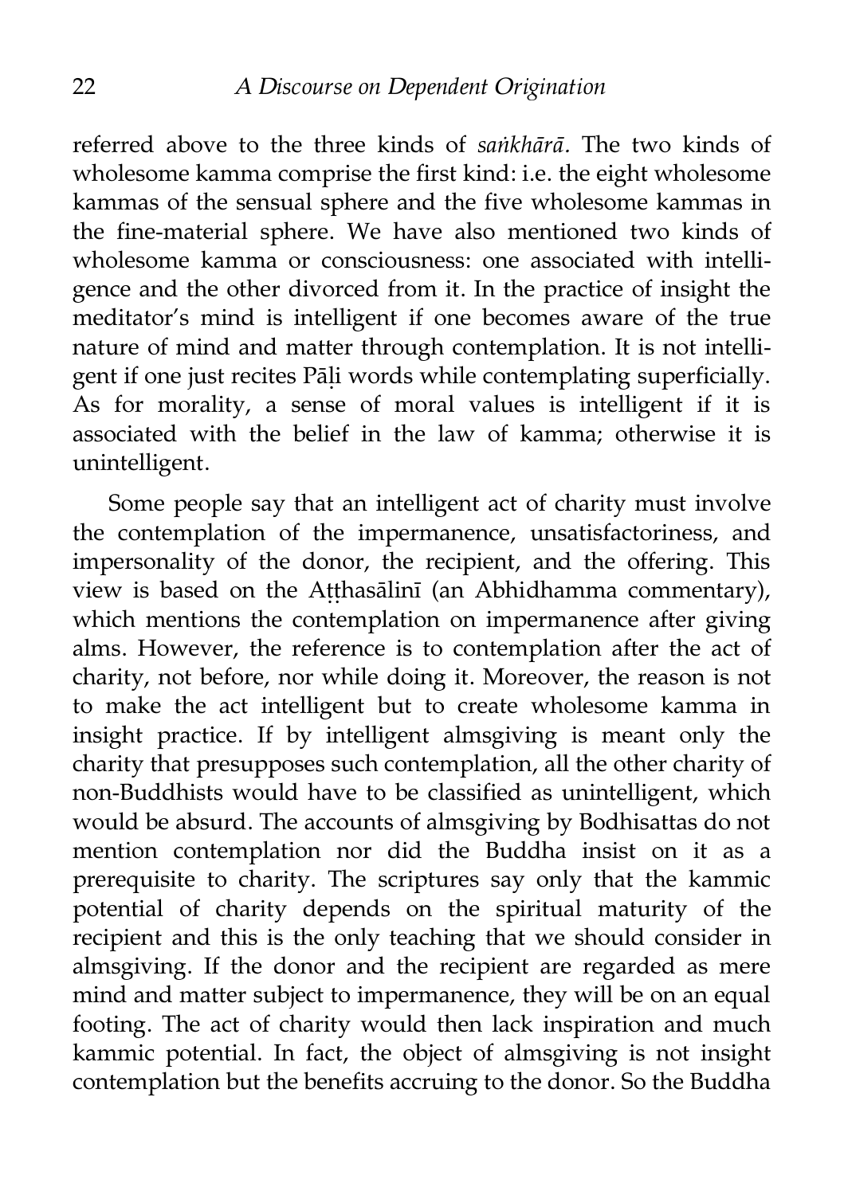referred above to the three kinds of *saṅkhārā*. The two kinds of wholesome kamma comprise the first kind: i.e. the eight wholesome kammas of the sensual sphere and the five wholesome kammas in the fine-material sphere. We have also mentioned two kinds of wholesome kamma or consciousness: one associated with intelligence and the other divorced from it. In the practice of insight the meditator's mind is intelligent if one becomes aware of the true nature of mind and matter through contemplation. It is not intelligent if one just recites Pāḷi words while contemplating superficially. As for morality, a sense of moral values is intelligent if it is associated with the belief in the law of kamma; otherwise it is unintelligent.

Some people say that an intelligent act of charity must involve the contemplation of the impermanence, unsatisfactoriness, and impersonality of the donor, the recipient, and the offering. This view is based on the Aṭṭhasālinī (an Abhidhamma commentary), which mentions the contemplation on impermanence after giving alms. However, the reference is to contemplation after the act of charity, not before, nor while doing it. Moreover, the reason is not to make the act intelligent but to create wholesome kamma in insight practice. If by intelligent almsgiving is meant only the charity that presupposes such contemplation, all the other charity of non-Buddhists would have to be classified as unintelligent, which would be absurd. The accounts of almsgiving by Bodhisattas do not mention contemplation nor did the Buddha insist on it as a prerequisite to charity. The scriptures say only that the kammic potential of charity depends on the spiritual maturity of the recipient and this is the only teaching that we should consider in almsgiving. If the donor and the recipient are regarded as mere mind and matter subject to impermanence, they will be on an equal footing. The act of charity would then lack inspiration and much kammic potential. In fact, the object of almsgiving is not insight contemplation but the benefits accruing to the donor. So the Buddha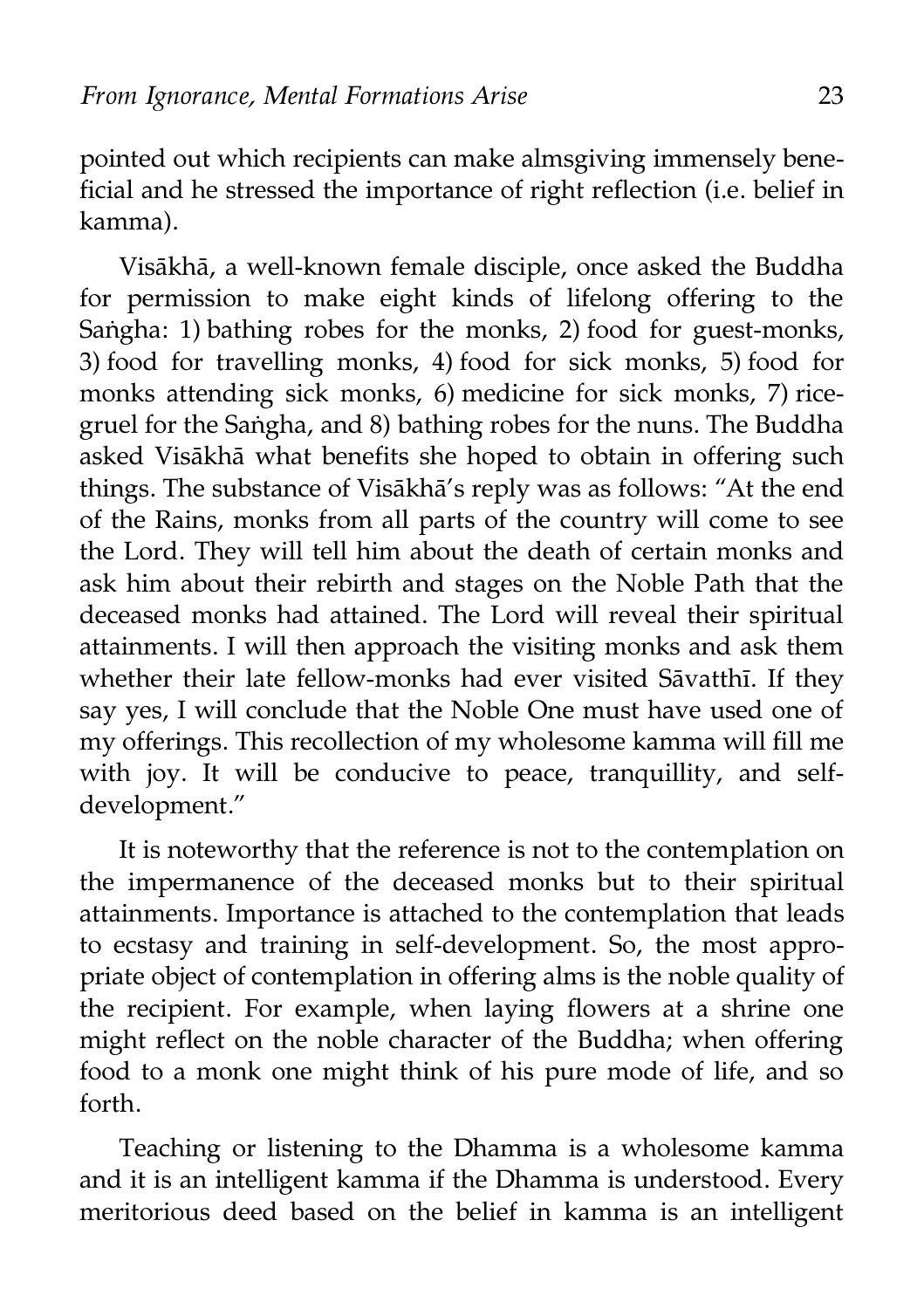pointed out which recipients can make almsgiving immensely beneficial and he stressed the importance of right reflection (i.e. belief in kamma).

Visākhā, a well-known female disciple, once asked the Buddha for permission to make eight kinds of lifelong offering to the Saṅgha: 1) bathing robes for the monks, 2) food for guest-monks, 3) food for travelling monks, 4) food for sick monks, 5) food for monks attending sick monks, 6) medicine for sick monks, 7) rice-gruel for the Saṅgha, and 8) bathing robes for the nuns. The Buddha asked Visākhā what benefits she hoped to obtain in offering such things. The substance of Visākhā's reply was as follows: "At the end of the Rains, monks from all parts of the country will come to see the Lord. They will tell him about the death of certain monks and ask him about their rebirth and stages on the Noble Path that the deceased monks had attained. The Lord will reveal their spiritual attainments. I will then approach the visiting monks and ask them whether their late fellow-monks had ever visited Sāvatthī. If they say yes, I will conclude that the Noble One must have used one of my offerings. This recollection of my wholesome kamma will fill me with joy. It will be conducive to peace, tranquillity, and self-development."

It is noteworthy that the reference is not to the contemplation on the impermanence of the deceased monks but to their spiritual attainments. Importance is attached to the contemplation that leads to ecstasy and training in self-development. So, the most appropriate object of contemplation in offering alms is the noble quality of the recipient. For example, when laying flowers at a shrine one might reflect on the noble character of the Buddha; when offering food to a monk one might think of his pure mode of life, and so forth.

Teaching or listening to the Dhamma is a wholesome kamma and it is an intelligent kamma if the Dhamma is understood. Every meritorious deed based on the belief in kamma is an intelligent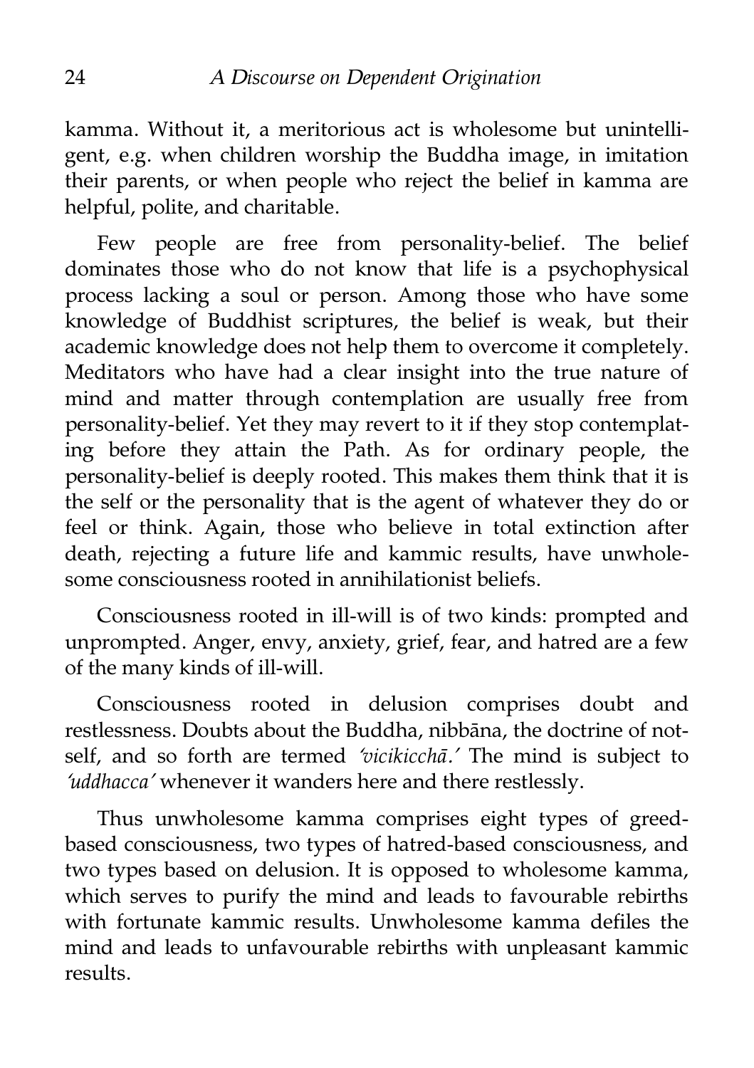kamma. Without it, a meritorious act is wholesome but unintelligent, e.g. when children worship the Buddha image, in imitation their parents, or when people who reject the belief in kamma are helpful, polite, and charitable.

Few people are free from personality-belief. The belief dominates those who do not know that life is a psychophysical process lacking a soul or person. Among those who have some knowledge of Buddhist scriptures, the belief is weak, but their academic knowledge does not help them to overcome it completely. Meditators who have had a clear insight into the true nature of mind and matter through contemplation are usually free from personality-belief. Yet they may revert to it if they stop contemplating before they attain the Path. As for ordinary people, the personality-belief is deeply rooted. This makes them think that it is the self or the personality that is the agent of whatever they do or feel or think. Again, those who believe in total extinction after death, rejecting a future life and kammic results, have unwholesome consciousness rooted in annihilationist beliefs.

Consciousness rooted in ill-will is of two kinds: prompted and unprompted. Anger, envy, anxiety, grief, fear, and hatred are a few of the many kinds of ill-will.

Consciousness rooted in delusion comprises doubt and restlessness. Doubts about the Buddha, nibbāna, the doctrine of not-self, and so forth are termed *'vicikicchā.'* The mind is subject to *'uddhacca'* whenever it wanders here and there restlessly.

Thus unwholesome kamma comprises eight types of greed-based consciousness, two types of hatred-based consciousness, and two types based on delusion. It is opposed to wholesome kamma, which serves to purify the mind and leads to favourable rebirths with fortunate kammic results. Unwholesome kamma defiles the mind and leads to unfavourable rebirths with unpleasant kammic results.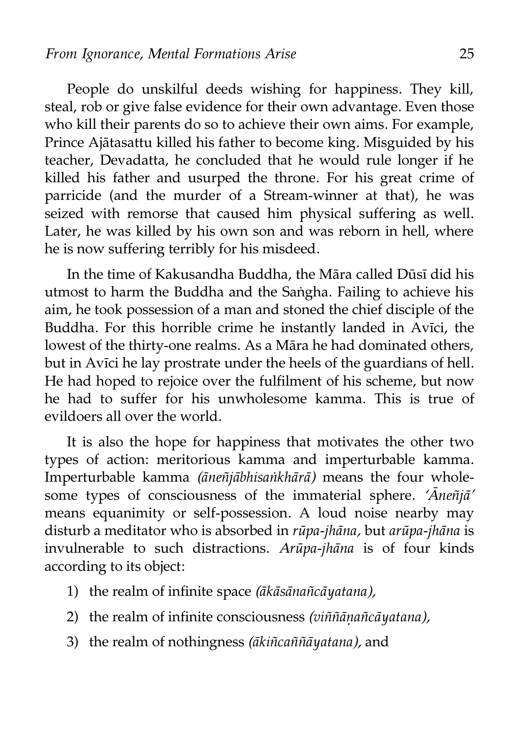People do unskilful deeds wishing for happiness. They kill, steal, rob or give false evidence for their own advantage. Even those who kill their parents do so to achieve their own aims. For example, Prince Ajātasattu killed his father to become king. Misguided by his teacher, Devadatta, he concluded that he would rule longer if he killed his father and usurped the throne. For his great crime of parricide (and the murder of a Stream-winner at that), he was seized with remorse that caused him physical suffering as well. Later, he was killed by his own son and was reborn in hell, where he is now suffering terribly for his misdeed.

In the time of Kakusandha Buddha, the Māra called Dūsī did his utmost to harm the Buddha and the Saṅgha. Failing to achieve his aim, he took possession of a man and stoned the chief disciple of the Buddha. For this horrible crime he instantly landed in Avīci, the lowest of the thirty-one realms. As a Māra he had dominated others, but in Avīci he lay prostrate under the heels of the guardians of hell. He had hoped to rejoice over the fulfilment of his scheme, but now he had to suffer for his unwholesome kamma. This is true of evildoers all over the world.

It is also the hope for happiness that motivates the other two types of action: meritorious kamma and imperturbable kamma. Imperturbable kamma *(āneñjābhisaṅkhārā)* means the four wholesome types of consciousness of the immaterial sphere. *'Āneñjā'* means equanimity or self-possession. A loud noise nearby may disturb a meditator who is absorbed in *rūpa-jhāna,* but *arūpa-jhāna* is invulnerable to such distractions. *Arūpa-jhāna* is of four kinds according to its object:

1) the realm of infinite space *(ākāsānañcāyatana),*
2) the realm of infinite consciousness *(viññāṇañcāyatana),*
3) the realm of nothingness *(ākiñcaññāyatana),* and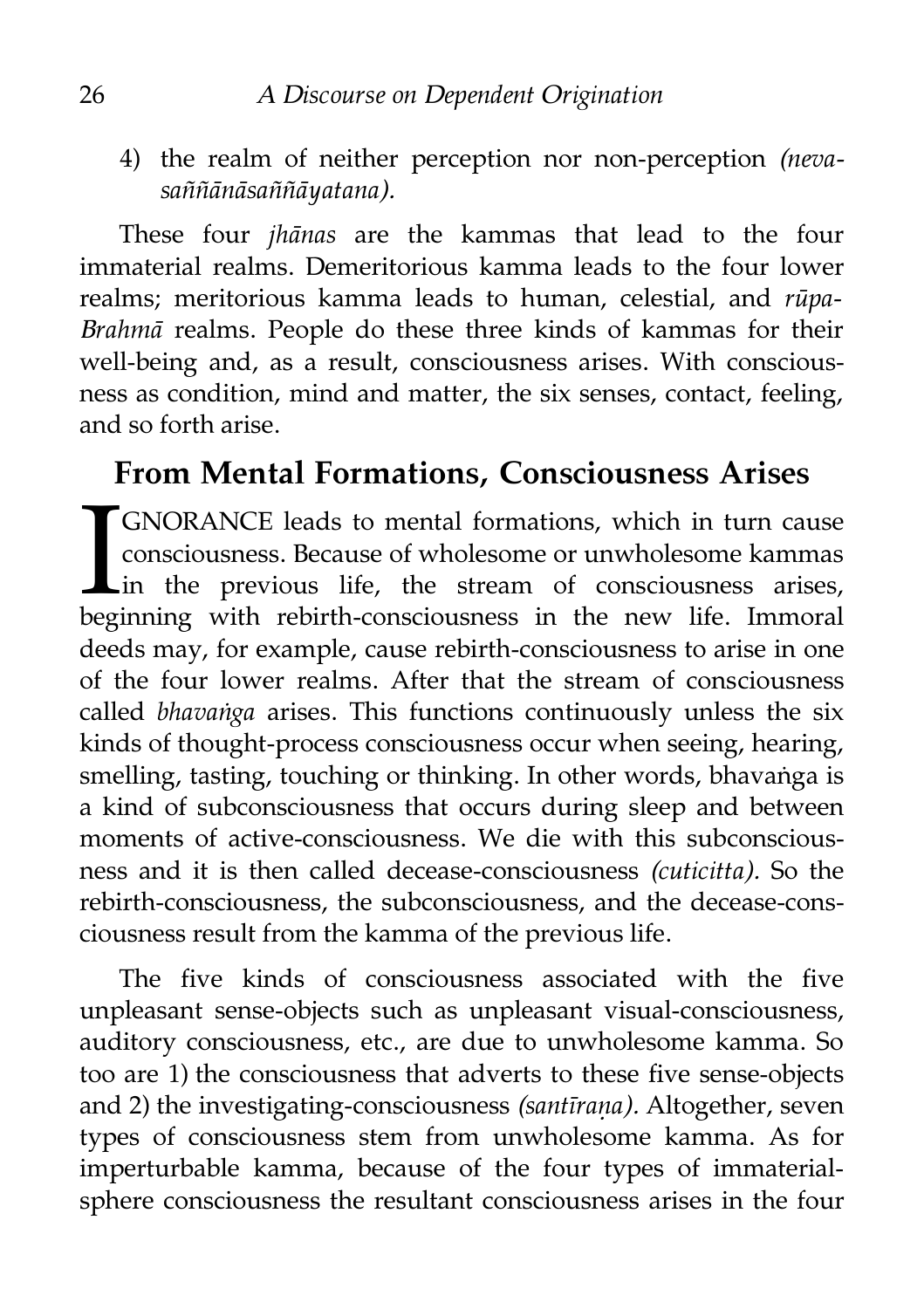4) the realm of neither perception nor non-perception *(nevasaññānāsaññāyatana).*

These four *jhānas* are the kammas that lead to the four immaterial realms. Demeritorious kamma leads to the four lower realms; meritorious kamma leads to human, celestial, and *rūpa-Brahmā* realms. People do these three kinds of kammas for their well-being and, as a result, consciousness arises. With consciousness as condition, mind and matter, the six senses, contact, feeling, and so forth arise.

## From Mental Formations, Consciousness Arises

IGNORANCE leads to mental formations, which in turn cause consciousness. Because of wholesome or unwholesome kammas in the previous life, the stream of consciousness arises, beginning with rebirth-consciousness in the new life. Immoral deeds may, for example, cause rebirth-consciousness to arise in one of the four lower realms. After that the stream of consciousness called *bhavaṅga* arises. This functions continuously unless the six kinds of thought-process consciousness occur when seeing, hearing, smelling, tasting, touching or thinking. In other words, bhavaṅga is a kind of subconsciousness that occurs during sleep and between moments of active-consciousness. We die with this subconsciousness and it is then called decease-consciousness *(cuticitta).* So the rebirth-consciousness, the subconsciousness, and the decease-consciousness result from the kamma of the previous life.

The five kinds of consciousness associated with the five unpleasant sense-objects such as unpleasant visual-consciousness, auditory consciousness, etc., are due to unwholesome kamma. So too are 1) the consciousness that adverts to these five sense-objects and 2) the investigating-consciousness *(santīraṇa).* Altogether, seven types of consciousness stem from unwholesome kamma. As for imperturbable kamma, because of the four types of immaterial-sphere consciousness the resultant consciousness arises in the four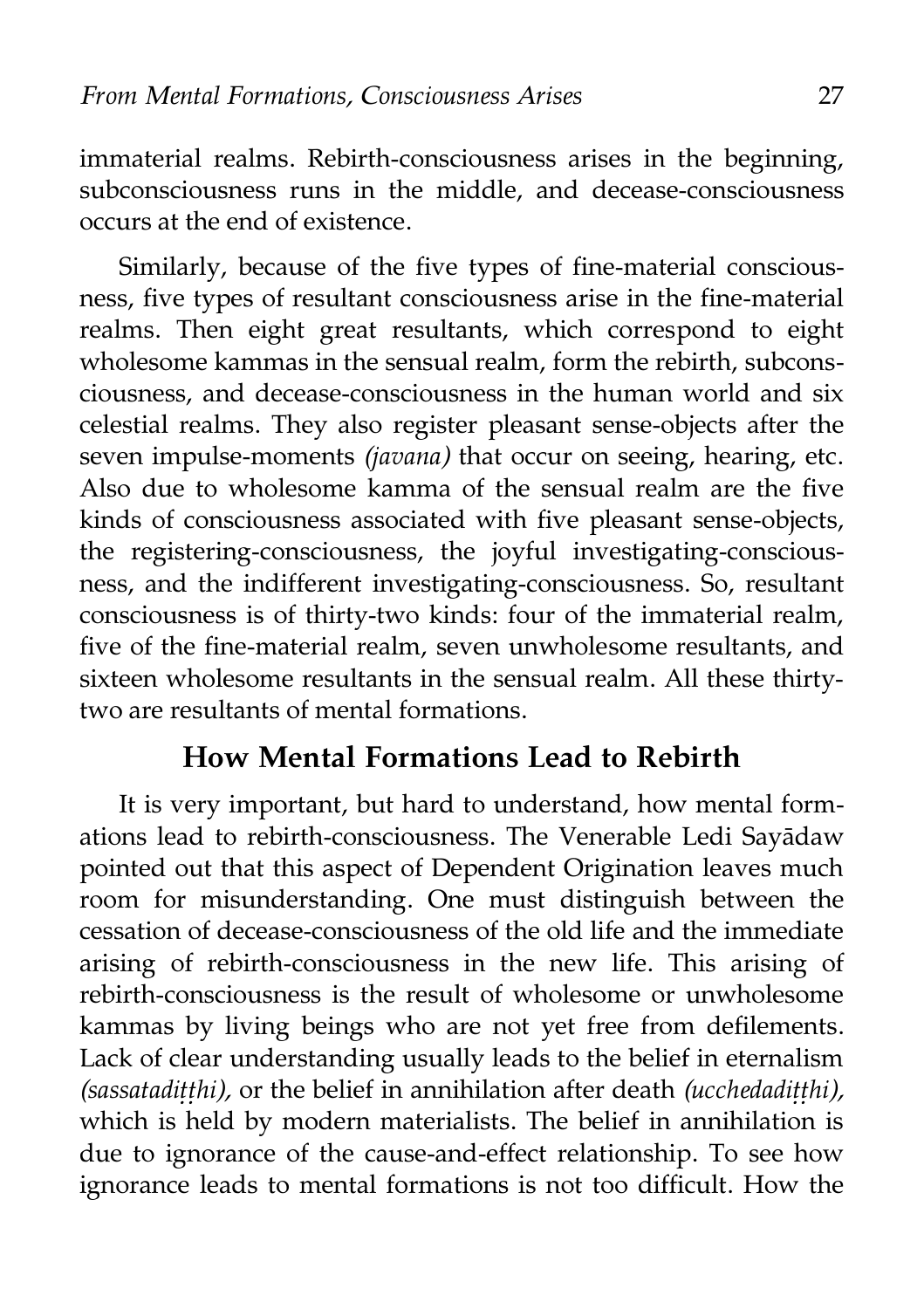immaterial realms. Rebirth-consciousness arises in the beginning, subconsciousness runs in the middle, and decease-consciousness occurs at the end of existence.

Similarly, because of the five types of fine-material consciousness, five types of resultant consciousness arise in the fine-material realms. Then eight great resultants, which correspond to eight wholesome kammas in the sensual realm, form the rebirth, subconsciousness, and decease-consciousness in the human world and six celestial realms. They also register pleasant sense-objects after the seven impulse-moments *(javana)* that occur on seeing, hearing, etc. Also due to wholesome kamma of the sensual realm are the five kinds of consciousness associated with five pleasant sense-objects, the registering-consciousness, the joyful investigating-consciousness, and the indifferent investigating-consciousness. So, resultant consciousness is of thirty-two kinds: four of the immaterial realm, five of the fine-material realm, seven unwholesome resultants, and sixteen wholesome resultants in the sensual realm. All these thirty-two are resultants of mental formations.

## How Mental Formations Lead to Rebirth

It is very important, but hard to understand, how mental formations lead to rebirth-consciousness. The Venerable Ledi Sayādaw pointed out that this aspect of Dependent Origination leaves much room for misunderstanding. One must distinguish between the cessation of decease-consciousness of the old life and the immediate arising of rebirth-consciousness in the new life. This arising of rebirth-consciousness is the result of wholesome or unwholesome kammas by living beings who are not yet free from defilements. Lack of clear understanding usually leads to the belief in eternalism *(sassatadiṭṭhi),* or the belief in annihilation after death *(ucchedadiṭṭhi),* which is held by modern materialists. The belief in annihilation is due to ignorance of the cause-and-effect relationship. To see how ignorance leads to mental formations is not too difficult. How the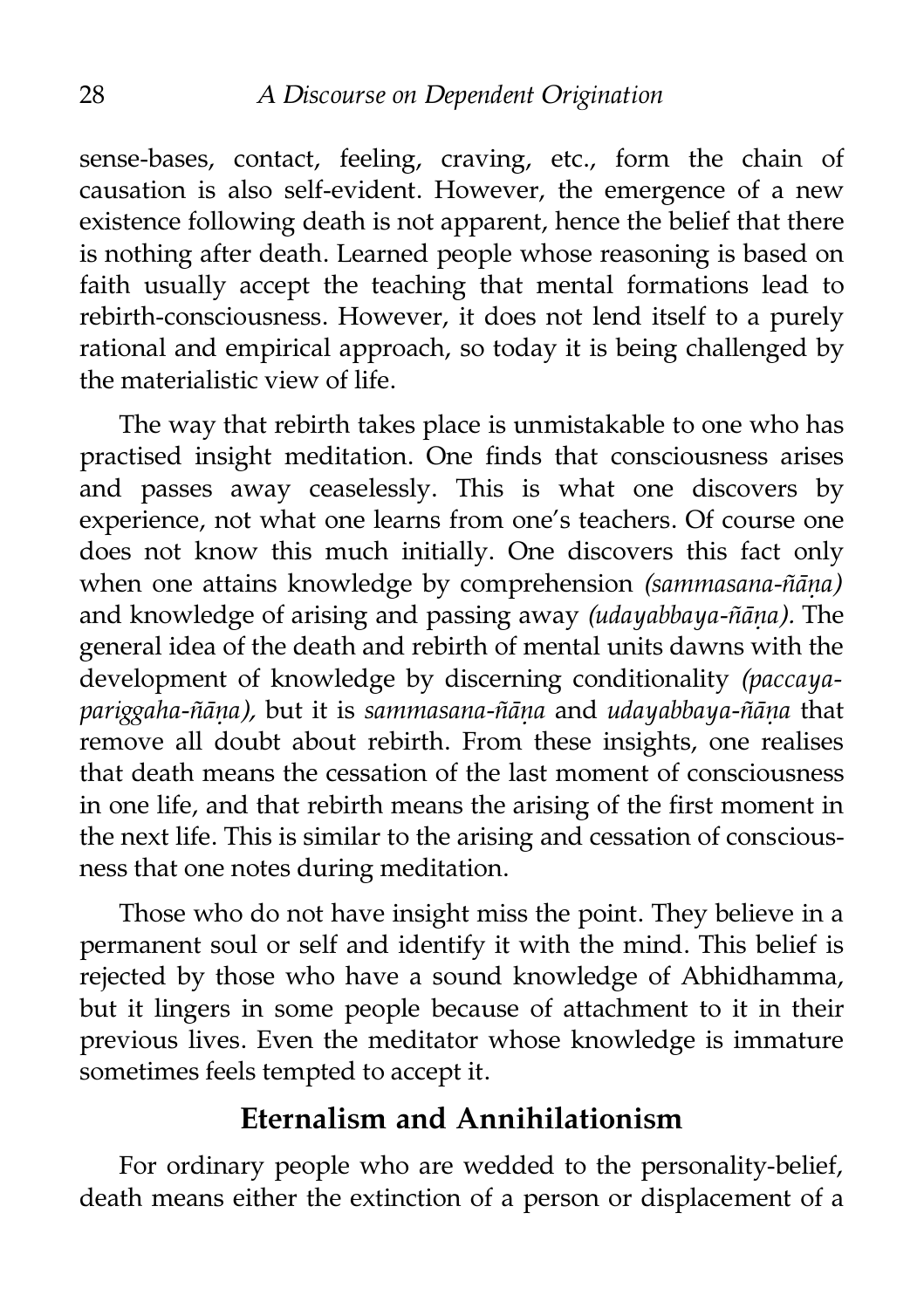sense-bases, contact, feeling, craving, etc., form the chain of causation is also self-evident. However, the emergence of a new existence following death is not apparent, hence the belief that there is nothing after death. Learned people whose reasoning is based on faith usually accept the teaching that mental formations lead to rebirth-consciousness. However, it does not lend itself to a purely rational and empirical approach, so today it is being challenged by the materialistic view of life.

The way that rebirth takes place is unmistakable to one who has practised insight meditation. One finds that consciousness arises and passes away ceaselessly. This is what one discovers by experience, not what one learns from one's teachers. Of course one does not know this much initially. One discovers this fact only when one attains knowledge by comprehension *(sammasana-ñāṇa)* and knowledge of arising and passing away *(udayabbaya-ñāṇa)*. The general idea of the death and rebirth of mental units dawns with the development of knowledge by discerning conditionality *(paccaya-pariggaha-ñāṇa),* but it is *sammasana-ñāṇa* and *udayabbaya-ñāṇa* that remove all doubt about rebirth. From these insights, one realises that death means the cessation of the last moment of consciousness in one life, and that rebirth means the arising of the first moment in the next life. This is similar to the arising and cessation of consciousness that one notes during meditation.

Those who do not have insight miss the point. They believe in a permanent soul or self and identify it with the mind. This belief is rejected by those who have a sound knowledge of Abhidhamma, but it lingers in some people because of attachment to it in their previous lives. Even the meditator whose knowledge is immature sometimes feels tempted to accept it.

## Eternalism and Annihilationism

For ordinary people who are wedded to the personality-belief, death means either the extinction of a person or displacement of a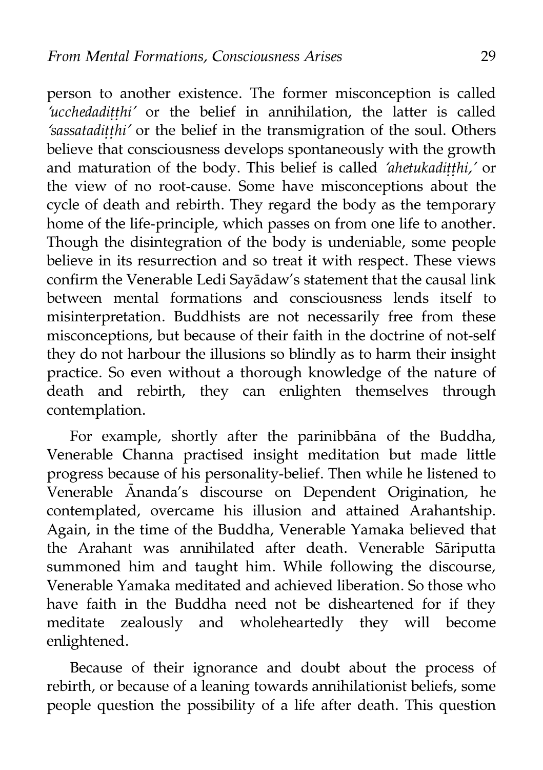person to another existence. The former misconception is called *'ucchedadiṭṭhi'* or the belief in annihilation, the latter is called *'sassatadiṭṭhi'* or the belief in the transmigration of the soul. Others believe that consciousness develops spontaneously with the growth and maturation of the body. This belief is called *'ahetukadiṭṭhi,'* or the view of no root-cause. Some have misconceptions about the cycle of death and rebirth. They regard the body as the temporary home of the life-principle, which passes on from one life to another. Though the disintegration of the body is undeniable, some people believe in its resurrection and so treat it with respect. These views confirm the Venerable Ledi Sayādaw's statement that the causal link between mental formations and consciousness lends itself to misinterpretation. Buddhists are not necessarily free from these misconceptions, but because of their faith in the doctrine of not-self they do not harbour the illusions so blindly as to harm their insight practice. So even without a thorough knowledge of the nature of death and rebirth, they can enlighten themselves through contemplation.

For example, shortly after the parinibbāna of the Buddha, Venerable Channa practised insight meditation but made little progress because of his personality-belief. Then while he listened to Venerable Ānanda's discourse on Dependent Origination, he contemplated, overcame his illusion and attained Arahantship. Again, in the time of the Buddha, Venerable Yamaka believed that the Arahant was annihilated after death. Venerable Sāriputta summoned him and taught him. While following the discourse, Venerable Yamaka meditated and achieved liberation. So those who have faith in the Buddha need not be disheartened for if they meditate zealously and wholeheartedly they will become enlightened.

Because of their ignorance and doubt about the process of rebirth, or because of a leaning towards annihilationist beliefs, some people question the possibility of a life after death. This question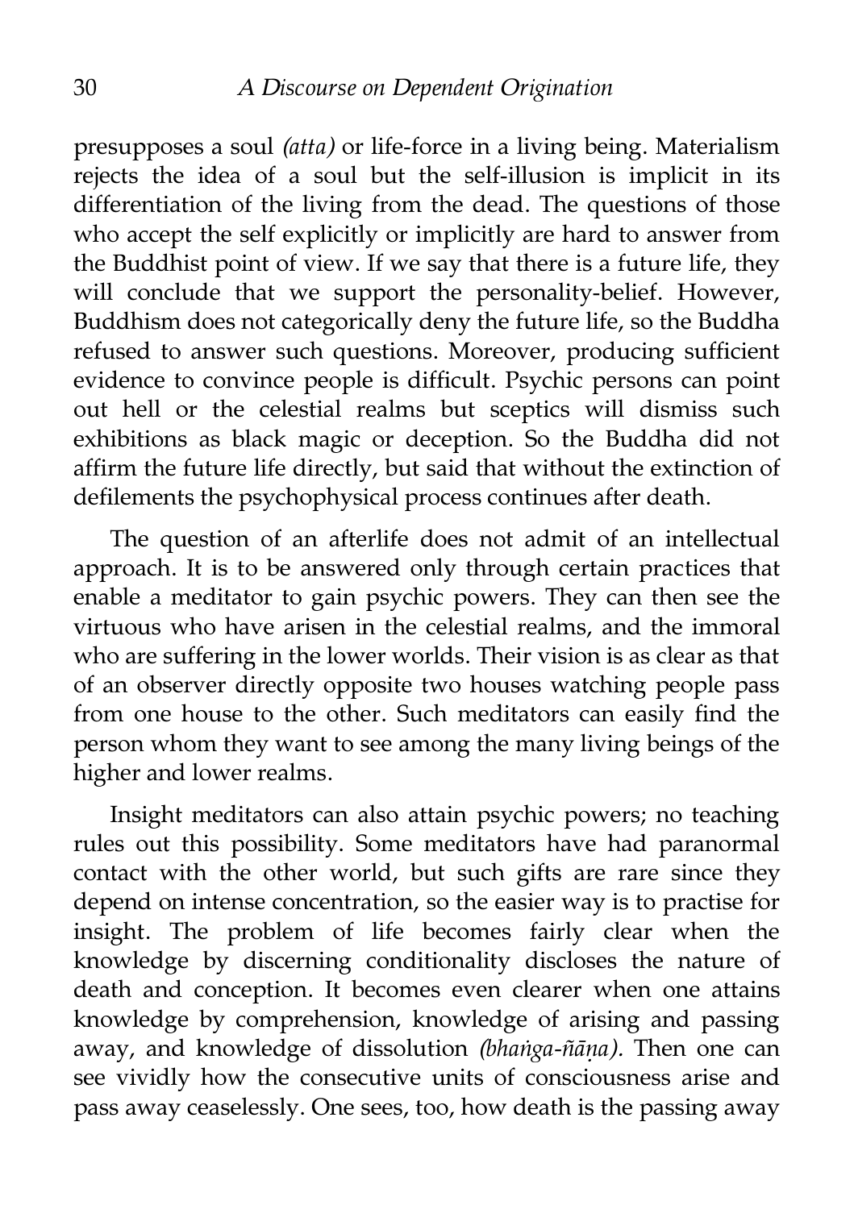presupposes a soul *(atta)* or life-force in a living being. Materialism rejects the idea of a soul but the self-illusion is implicit in its differentiation of the living from the dead. The questions of those who accept the self explicitly or implicitly are hard to answer from the Buddhist point of view. If we say that there is a future life, they will conclude that we support the personality-belief. However, Buddhism does not categorically deny the future life, so the Buddha refused to answer such questions. Moreover, producing sufficient evidence to convince people is difficult. Psychic persons can point out hell or the celestial realms but sceptics will dismiss such exhibitions as black magic or deception. So the Buddha did not affirm the future life directly, but said that without the extinction of defilements the psychophysical process continues after death.

The question of an afterlife does not admit of an intellectual approach. It is to be answered only through certain practices that enable a meditator to gain psychic powers. They can then see the virtuous who have arisen in the celestial realms, and the immoral who are suffering in the lower worlds. Their vision is as clear as that of an observer directly opposite two houses watching people pass from one house to the other. Such meditators can easily find the person whom they want to see among the many living beings of the higher and lower realms.

Insight meditators can also attain psychic powers; no teaching rules out this possibility. Some meditators have had paranormal contact with the other world, but such gifts are rare since they depend on intense concentration, so the easier way is to practise for insight. The problem of life becomes fairly clear when the knowledge by discerning conditionality discloses the nature of death and conception. It becomes even clearer when one attains knowledge by comprehension, knowledge of arising and passing away, and knowledge of dissolution *(bhaṅga-ñāṇa).* Then one can see vividly how the consecutive units of consciousness arise and pass away ceaselessly. One sees, too, how death is the passing away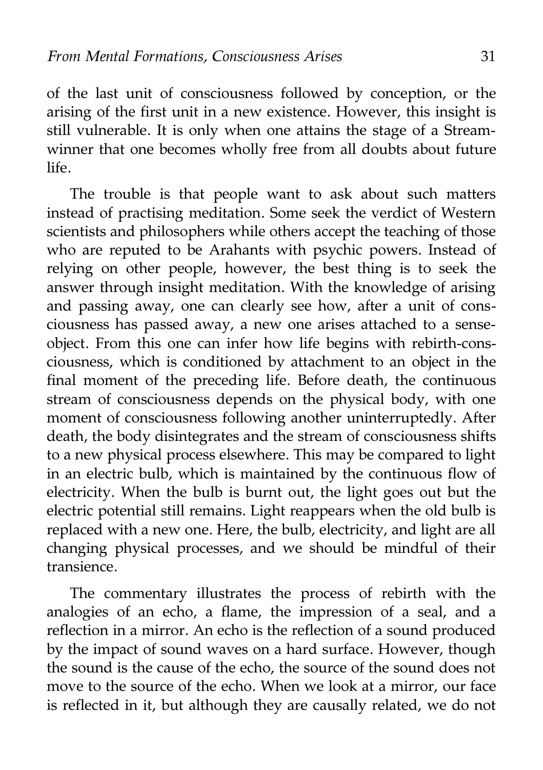of the last unit of consciousness followed by conception, or the arising of the first unit in a new existence. However, this insight is still vulnerable. It is only when one attains the stage of a Stream-winner that one becomes wholly free from all doubts about future life.

The trouble is that people want to ask about such matters instead of practising meditation. Some seek the verdict of Western scientists and philosophers while others accept the teaching of those who are reputed to be Arahants with psychic powers. Instead of relying on other people, however, the best thing is to seek the answer through insight meditation. With the knowledge of arising and passing away, one can clearly see how, after a unit of consciousness has passed away, a new one arises attached to a sense-object. From this one can infer how life begins with rebirth-consciousness, which is conditioned by attachment to an object in the final moment of the preceding life. Before death, the continuous stream of consciousness depends on the physical body, with one moment of consciousness following another uninterruptedly. After death, the body disintegrates and the stream of consciousness shifts to a new physical process elsewhere. This may be compared to light in an electric bulb, which is maintained by the continuous flow of electricity. When the bulb is burnt out, the light goes out but the electric potential still remains. Light reappears when the old bulb is replaced with a new one. Here, the bulb, electricity, and light are all changing physical processes, and we should be mindful of their transience.

The commentary illustrates the process of rebirth with the analogies of an echo, a flame, the impression of a seal, and a reflection in a mirror. An echo is the reflection of a sound produced by the impact of sound waves on a hard surface. However, though the sound is the cause of the echo, the source of the sound does not move to the source of the echo. When we look at a mirror, our face is reflected in it, but although they are causally related, we do not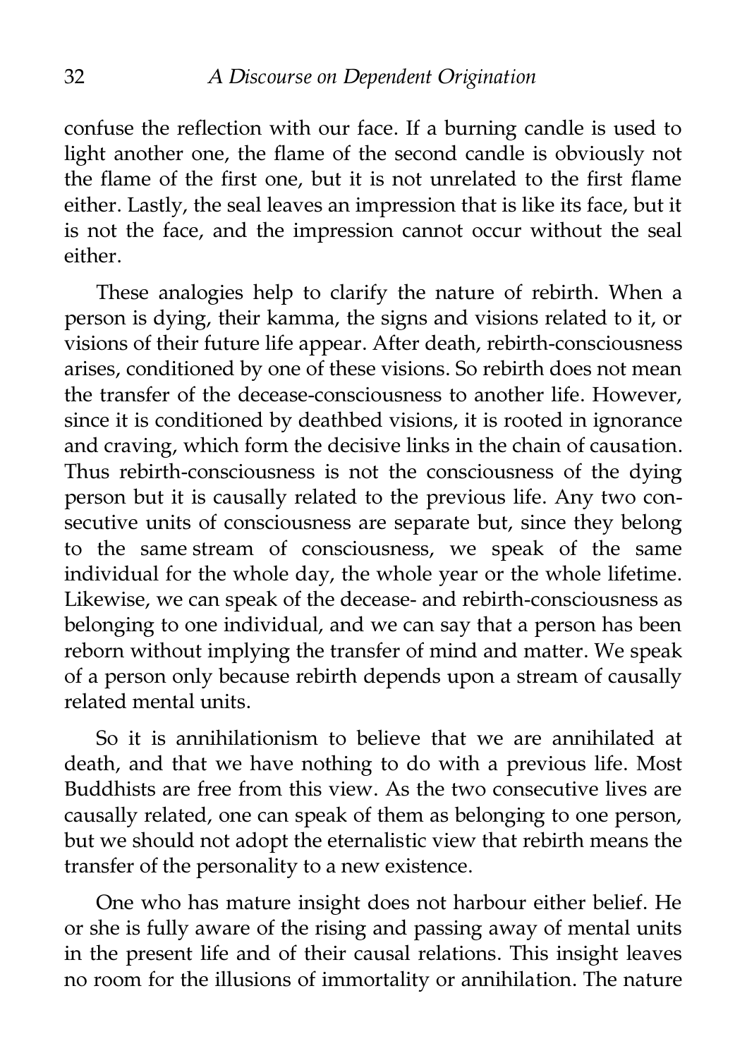confuse the reflection with our face. If a burning candle is used to light another one, the flame of the second candle is obviously not the flame of the first one, but it is not unrelated to the first flame either. Lastly, the seal leaves an impression that is like its face, but it is not the face, and the impression cannot occur without the seal either.

These analogies help to clarify the nature of rebirth. When a person is dying, their kamma, the signs and visions related to it, or visions of their future life appear. After death, rebirth-consciousness arises, conditioned by one of these visions. So rebirth does not mean the transfer of the decease-consciousness to another life. However, since it is conditioned by deathbed visions, it is rooted in ignorance and craving, which form the decisive links in the chain of causation. Thus rebirth-consciousness is not the consciousness of the dying person but it is causally related to the previous life. Any two consecutive units of consciousness are separate but, since they belong to the same stream of consciousness, we speak of the same individual for the whole day, the whole year or the whole lifetime. Likewise, we can speak of the decease- and rebirth-consciousness as belonging to one individual, and we can say that a person has been reborn without implying the transfer of mind and matter. We speak of a person only because rebirth depends upon a stream of causally related mental units.

So it is annihilationism to believe that we are annihilated at death, and that we have nothing to do with a previous life. Most Buddhists are free from this view. As the two consecutive lives are causally related, one can speak of them as belonging to one person, but we should not adopt the eternalistic view that rebirth means the transfer of the personality to a new existence.

One who has mature insight does not harbour either belief. He or she is fully aware of the rising and passing away of mental units in the present life and of their causal relations. This insight leaves no room for the illusions of immortality or annihilation. The nature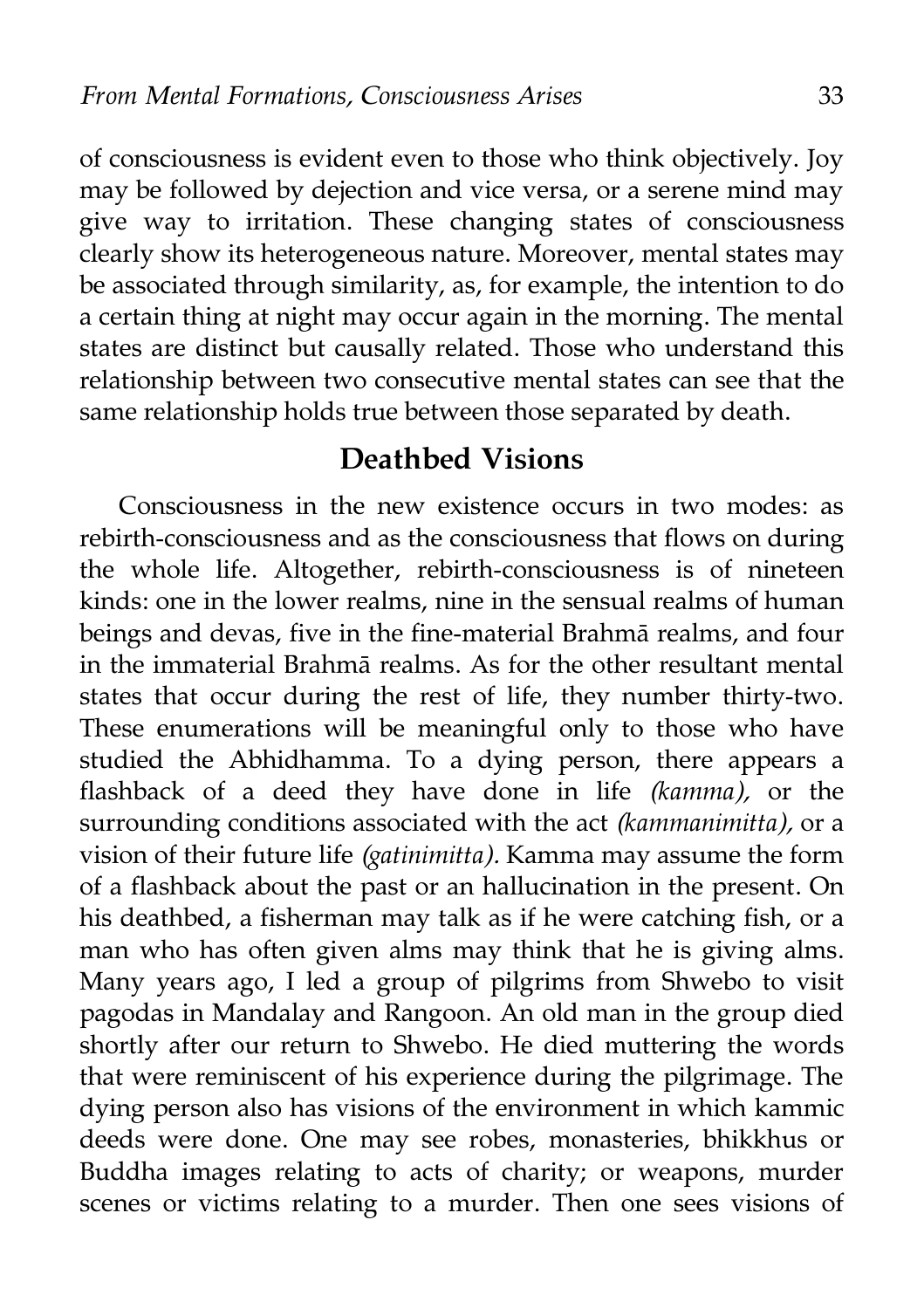of consciousness is evident even to those who think objectively. Joy may be followed by dejection and vice versa, or a serene mind may give way to irritation. These changing states of consciousness clearly show its heterogeneous nature. Moreover, mental states may be associated through similarity, as, for example, the intention to do a certain thing at night may occur again in the morning. The mental states are distinct but causally related. Those who understand this relationship between two consecutive mental states can see that the same relationship holds true between those separated by death.

## Deathbed Visions

Consciousness in the new existence occurs in two modes: as rebirth-consciousness and as the consciousness that flows on during the whole life. Altogether, rebirth-consciousness is of nineteen kinds: one in the lower realms, nine in the sensual realms of human beings and devas, five in the fine-material Brahmā realms, and four in the immaterial Brahmā realms. As for the other resultant mental states that occur during the rest of life, they number thirty-two. These enumerations will be meaningful only to those who have studied the Abhidhamma. To a dying person, there appears a flashback of a deed they have done in life *(kamma),* or the surrounding conditions associated with the act *(kammanimitta),* or a vision of their future life *(gatinimitta).* Kamma may assume the form of a flashback about the past or an hallucination in the present. On his deathbed, a fisherman may talk as if he were catching fish, or a man who has often given alms may think that he is giving alms. Many years ago, I led a group of pilgrims from Shwebo to visit pagodas in Mandalay and Rangoon. An old man in the group died shortly after our return to Shwebo. He died muttering the words that were reminiscent of his experience during the pilgrimage. The dying person also has visions of the environment in which kammic deeds were done. One may see robes, monasteries, bhikkhus or Buddha images relating to acts of charity; or weapons, murder scenes or victims relating to a murder. Then one sees visions of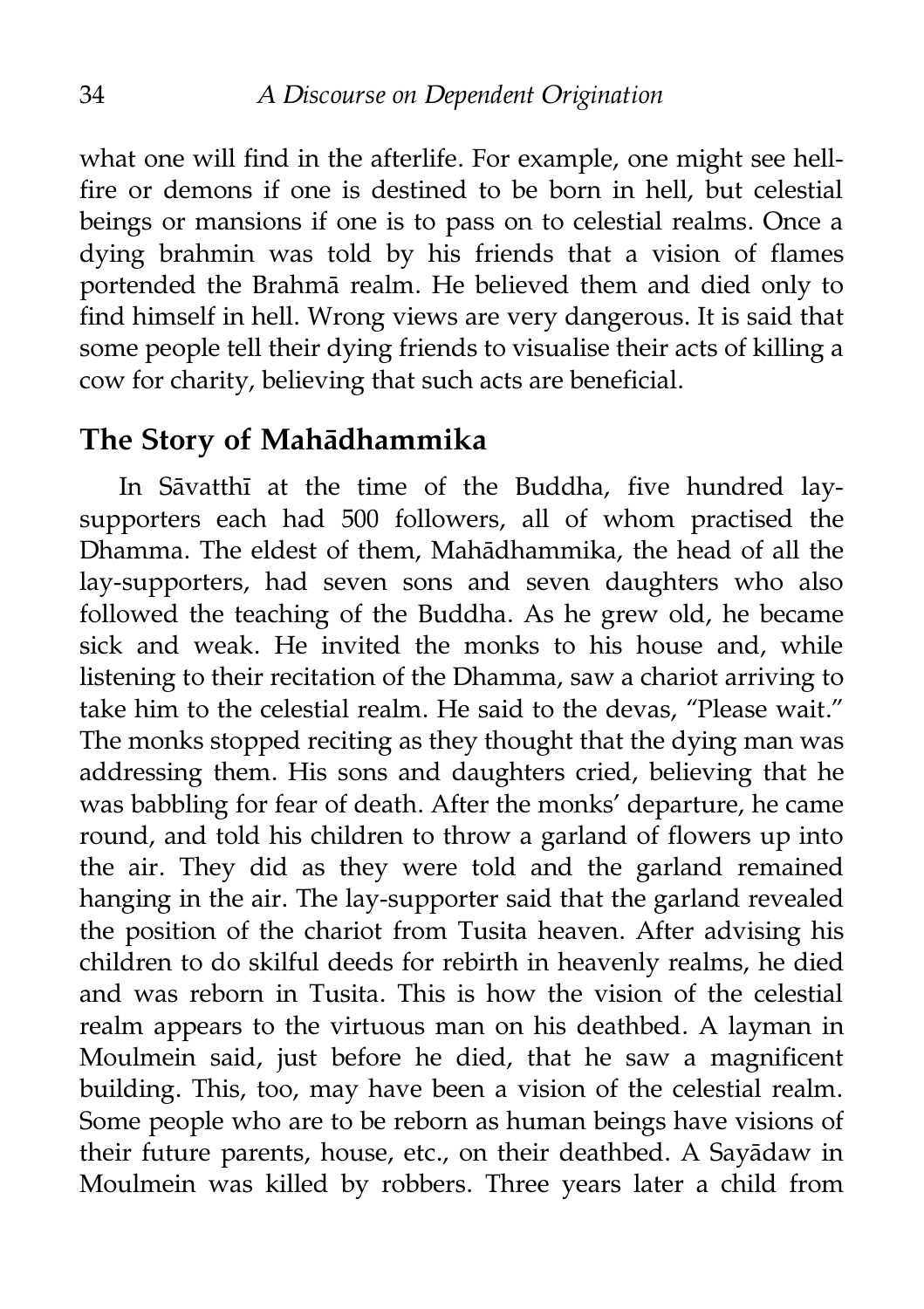what one will find in the afterlife. For example, one might see hell-fire or demons if one is destined to be born in hell, but celestial beings or mansions if one is to pass on to celestial realms. Once a dying brahmin was told by his friends that a vision of flames portended the Brahmā realm. He believed them and died only to find himself in hell. Wrong views are very dangerous. It is said that some people tell their dying friends to visualise their acts of killing a cow for charity, believing that such acts are beneficial.

## The Story of Mahādhammika

In Sāvatthī at the time of the Buddha, five hundred lay-supporters each had 500 followers, all of whom practised the Dhamma. The eldest of them, Mahādhammika, the head of all the lay-supporters, had seven sons and seven daughters who also followed the teaching of the Buddha. As he grew old, he became sick and weak. He invited the monks to his house and, while listening to their recitation of the Dhamma, saw a chariot arriving to take him to the celestial realm. He said to the devas, "Please wait." The monks stopped reciting as they thought that the dying man was addressing them. His sons and daughters cried, believing that he was babbling for fear of death. After the monks' departure, he came round, and told his children to throw a garland of flowers up into the air. They did as they were told and the garland remained hanging in the air. The lay-supporter said that the garland revealed the position of the chariot from Tusita heaven. After advising his children to do skilful deeds for rebirth in heavenly realms, he died and was reborn in Tusita. This is how the vision of the celestial realm appears to the virtuous man on his deathbed. A layman in Moulmein said, just before he died, that he saw a magnificent building. This, too, may have been a vision of the celestial realm. Some people who are to be reborn as human beings have visions of their future parents, house, etc., on their deathbed. A Sayādaw in Moulmein was killed by robbers. Three years later a child from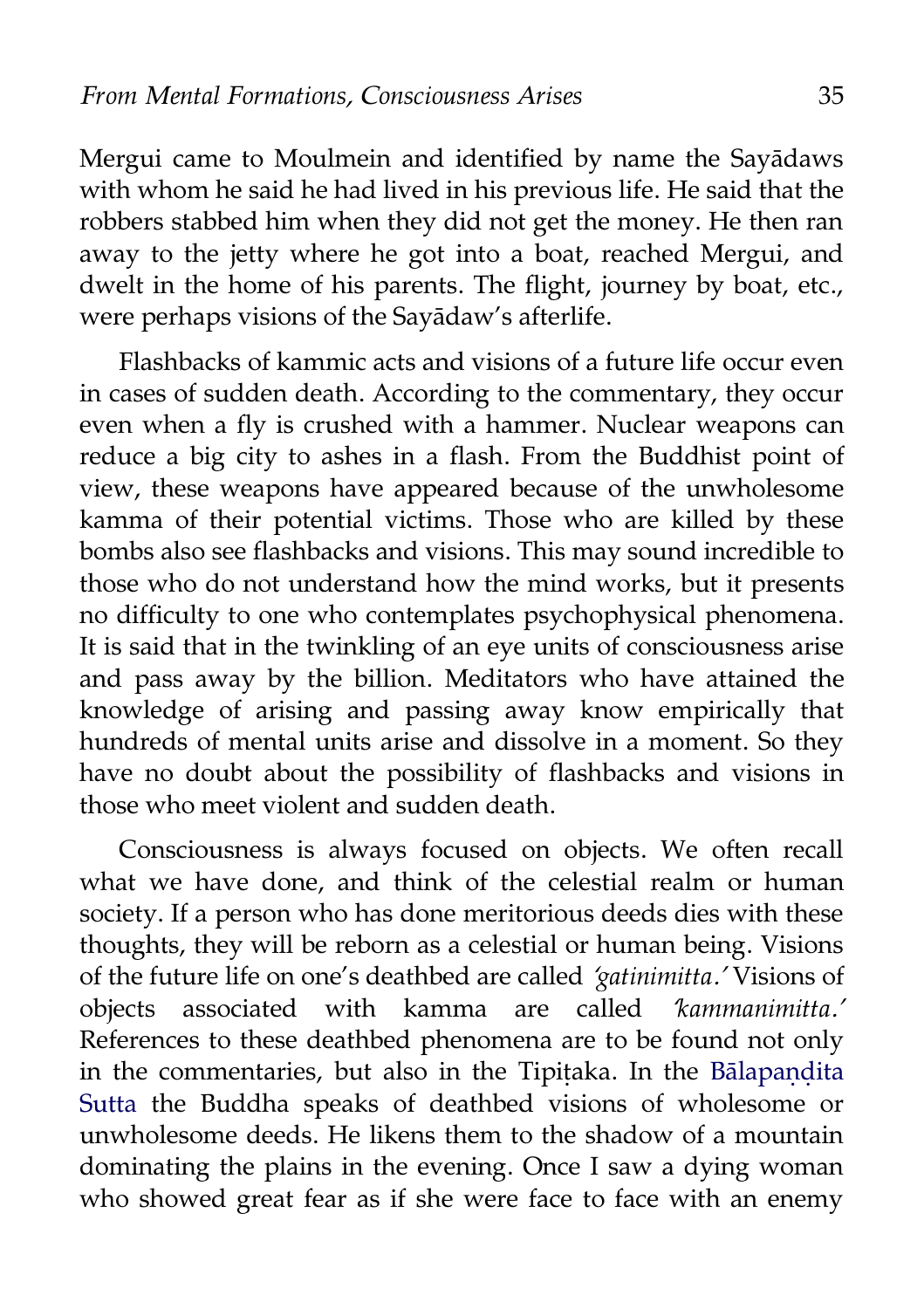Mergui came to Moulmein and identified by name the Sayādaws with whom he said he had lived in his previous life. He said that the robbers stabbed him when they did not get the money. He then ran away to the jetty where he got into a boat, reached Mergui, and dwelt in the home of his parents. The flight, journey by boat, etc., were perhaps visions of the Sayādaw's afterlife.

Flashbacks of kammic acts and visions of a future life occur even in cases of sudden death. According to the commentary, they occur even when a fly is crushed with a hammer. Nuclear weapons can reduce a big city to ashes in a flash. From the Buddhist point of view, these weapons have appeared because of the unwholesome kamma of their potential victims. Those who are killed by these bombs also see flashbacks and visions. This may sound incredible to those who do not understand how the mind works, but it presents no difficulty to one who contemplates psychophysical phenomena. It is said that in the twinkling of an eye units of consciousness arise and pass away by the billion. Meditators who have attained the knowledge of arising and passing away know empirically that hundreds of mental units arise and dissolve in a moment. So they have no doubt about the possibility of flashbacks and visions in those who meet violent and sudden death.

Consciousness is always focused on objects. We often recall what we have done, and think of the celestial realm or human society. If a person who has done meritorious deeds dies with these thoughts, they will be reborn as a celestial or human being. Visions of the future life on one's deathbed are called *'gatinimitta.'* Visions of objects associated with kamma are called *'kammanimitta.'* References to these deathbed phenomena are to be found not only in the commentaries, but also in the Tipiṭaka. In the Bālapaṇḍita Sutta the Buddha speaks of deathbed visions of wholesome or unwholesome deeds. He likens them to the shadow of a mountain dominating the plains in the evening. Once I saw a dying woman who showed great fear as if she were face to face with an enemy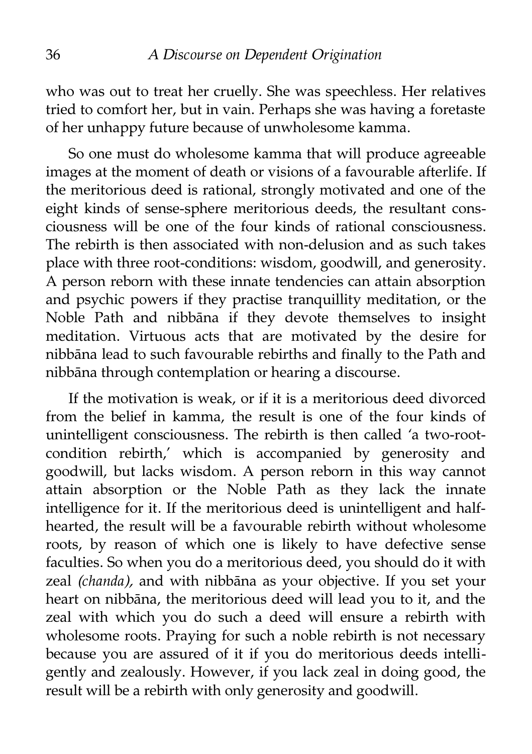who was out to treat her cruelly. She was speechless. Her relatives tried to comfort her, but in vain. Perhaps she was having a foretaste of her unhappy future because of unwholesome kamma.

So one must do wholesome kamma that will produce agreeable images at the moment of death or visions of a favourable afterlife. If the meritorious deed is rational, strongly motivated and one of the eight kinds of sense-sphere meritorious deeds, the resultant consciousness will be one of the four kinds of rational consciousness. The rebirth is then associated with non-delusion and as such takes place with three root-conditions: wisdom, goodwill, and generosity. A person reborn with these innate tendencies can attain absorption and psychic powers if they practise tranquillity meditation, or the Noble Path and nibbāna if they devote themselves to insight meditation. Virtuous acts that are motivated by the desire for nibbāna lead to such favourable rebirths and finally to the Path and nibbāna through contemplation or hearing a discourse.

If the motivation is weak, or if it is a meritorious deed divorced from the belief in kamma, the result is one of the four kinds of unintelligent consciousness. The rebirth is then called 'a two-root-condition rebirth,' which is accompanied by generosity and goodwill, but lacks wisdom. A person reborn in this way cannot attain absorption or the Noble Path as they lack the innate intelligence for it. If the meritorious deed is unintelligent and half-hearted, the result will be a favourable rebirth without wholesome roots, by reason of which one is likely to have defective sense faculties. So when you do a meritorious deed, you should do it with zeal *(chanda),* and with nibbāna as your objective. If you set your heart on nibbāna, the meritorious deed will lead you to it, and the zeal with which you do such a deed will ensure a rebirth with wholesome roots. Praying for such a noble rebirth is not necessary because you are assured of it if you do meritorious deeds intelligently and zealously. However, if you lack zeal in doing good, the result will be a rebirth with only generosity and goodwill.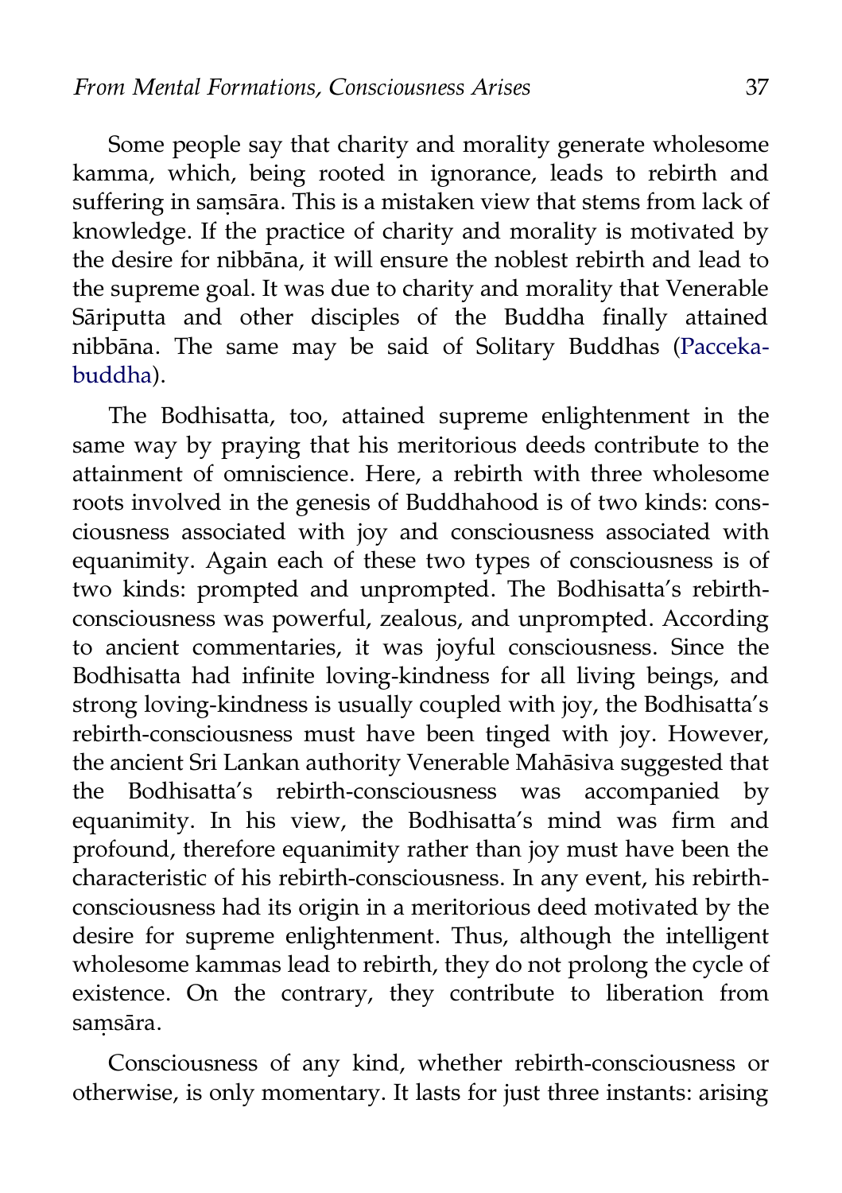Some people say that charity and morality generate wholesome kamma, which, being rooted in ignorance, leads to rebirth and suffering in saṃsāra. This is a mistaken view that stems from lack of knowledge. If the practice of charity and morality is motivated by the desire for nibbāna, it will ensure the noblest rebirth and lead to the supreme goal. It was due to charity and morality that Venerable Sāriputta and other disciples of the Buddha finally attained nibbāna. The same may be said of Solitary Buddhas (Pacceka-buddha).

The Bodhisatta, too, attained supreme enlightenment in the same way by praying that his meritorious deeds contribute to the attainment of omniscience. Here, a rebirth with three wholesome roots involved in the genesis of Buddhahood is of two kinds: consciousness associated with joy and consciousness associated with equanimity. Again each of these two types of consciousness is of two kinds: prompted and unprompted. The Bodhisatta's rebirth-consciousness was powerful, zealous, and unprompted. According to ancient commentaries, it was joyful consciousness. Since the Bodhisatta had infinite loving-kindness for all living beings, and strong loving-kindness is usually coupled with joy, the Bodhisatta's rebirth-consciousness must have been tinged with joy. However, the ancient Sri Lankan authority Venerable Mahāsiva suggested that the Bodhisatta's rebirth-consciousness was accompanied by equanimity. In his view, the Bodhisatta's mind was firm and profound, therefore equanimity rather than joy must have been the characteristic of his rebirth-consciousness. In any event, his rebirth-consciousness had its origin in a meritorious deed motivated by the desire for supreme enlightenment. Thus, although the intelligent wholesome kammas lead to rebirth, they do not prolong the cycle of existence. On the contrary, they contribute to liberation from saṃsāra.

Consciousness of any kind, whether rebirth-consciousness or otherwise, is only momentary. It lasts for just three instants: arising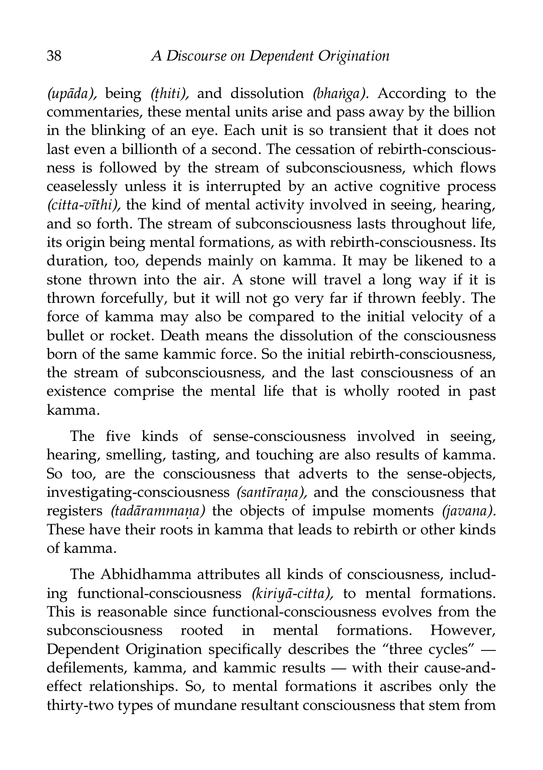*(upāda),* being *(ṭhiti),* and dissolution *(bhaṅga).* According to the commentaries, these mental units arise and pass away by the billion in the blinking of an eye. Each unit is so transient that it does not last even a billionth of a second. The cessation of rebirth-consciousness is followed by the stream of subconsciousness, which flows ceaselessly unless it is interrupted by an active cognitive process *(citta-vīthi),* the kind of mental activity involved in seeing, hearing, and so forth. The stream of subconsciousness lasts throughout life, its origin being mental formations, as with rebirth-consciousness. Its duration, too, depends mainly on kamma. It may be likened to a stone thrown into the air. A stone will travel a long way if it is thrown forcefully, but it will not go very far if thrown feebly. The force of kamma may also be compared to the initial velocity of a bullet or rocket. Death means the dissolution of the consciousness born of the same kammic force. So the initial rebirth-consciousness, the stream of subconsciousness, and the last consciousness of an existence comprise the mental life that is wholly rooted in past kamma.

The five kinds of sense-consciousness involved in seeing, hearing, smelling, tasting, and touching are also results of kamma. So too, are the consciousness that adverts to the sense-objects, investigating-consciousness *(santīraṇa),* and the consciousness that registers *(tadārammaṇa)* the objects of impulse moments *(javana).* These have their roots in kamma that leads to rebirth or other kinds of kamma.

The Abhidhamma attributes all kinds of consciousness, including functional-consciousness *(kiriyā-citta),* to mental formations. This is reasonable since functional-consciousness evolves from the subconsciousness rooted in mental formations. However, Dependent Origination specifically describes the "three cycles" — defilements, kamma, and kammic results — with their cause-and-effect relationships. So, to mental formations it ascribes only the thirty-two types of mundane resultant consciousness that stem from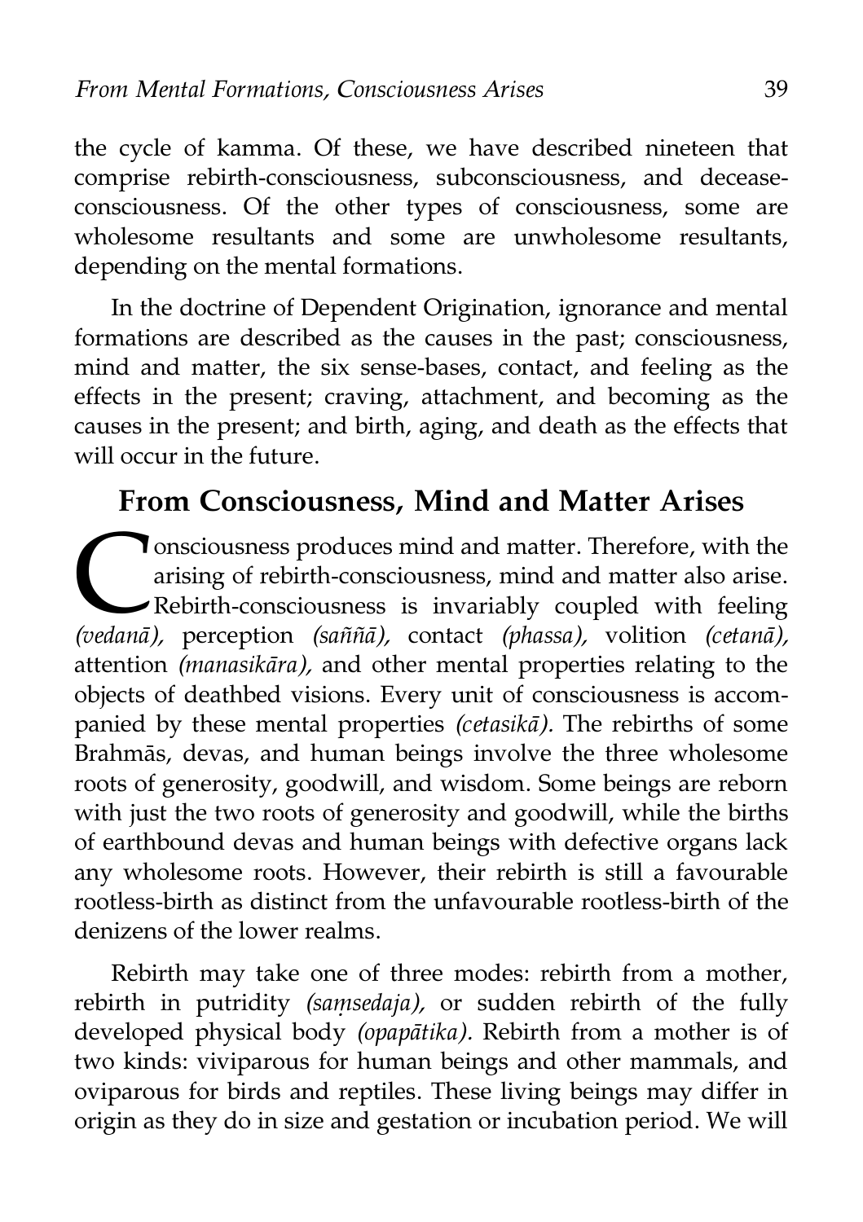the cycle of kamma. Of these, we have described nineteen that comprise rebirth-consciousness, subconsciousness, and decease-consciousness. Of the other types of consciousness, some are wholesome resultants and some are unwholesome resultants, depending on the mental formations.

In the doctrine of Dependent Origination, ignorance and mental formations are described as the causes in the past; consciousness, mind and matter, the six sense-bases, contact, and feeling as the effects in the present; craving, attachment, and becoming as the causes in the present; and birth, aging, and death as the effects that will occur in the future.

## From Consciousness, Mind and Matter Arises

Consciousness produces mind and matter. Therefore, with the arising of rebirth-consciousness, mind and matter also arise. Rebirth-consciousness is invariably coupled with feeling *(vedanā),* perception *(saññā),* contact *(phassa),* volition *(cetanā),* attention *(manasikāra),* and other mental properties relating to the objects of deathbed visions. Every unit of consciousness is accompanied by these mental properties *(cetasikā).* The rebirths of some Brahmās, devas, and human beings involve the three wholesome roots of generosity, goodwill, and wisdom. Some beings are reborn with just the two roots of generosity and goodwill, while the births of earthbound devas and human beings with defective organs lack any wholesome roots. However, their rebirth is still a favourable rootless-birth as distinct from the unfavourable rootless-birth of the denizens of the lower realms.

Rebirth may take one of three modes: rebirth from a mother, rebirth in putridity *(saṃsedaja),* or sudden rebirth of the fully developed physical body *(opapātika).* Rebirth from a mother is of two kinds: viviparous for human beings and other mammals, and oviparous for birds and reptiles. These living beings may differ in origin as they do in size and gestation or incubation period. We will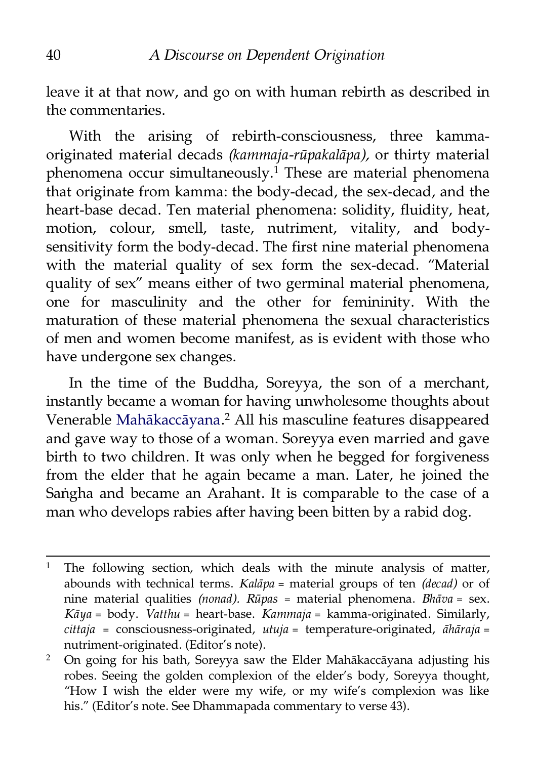leave it at that now, and go on with human rebirth as described in the commentaries.

With the arising of rebirth-consciousness, three kamma-originated material decads *(kammaja-rūpakalāpa),* or thirty material phenomena occur simultaneously.[1] These are material phenomena that originate from kamma: the body-decad, the sex-decad, and the heart-base decad. Ten material phenomena: solidity, fluidity, heat, motion, colour, smell, taste, nutriment, vitality, and body-sensitivity form the body-decad. The first nine material phenomena with the material quality of sex form the sex-decad. "Material quality of sex" means either of two germinal material phenomena, one for masculinity and the other for femininity. With the maturation of these material phenomena the sexual characteristics of men and women become manifest, as is evident with those who have undergone sex changes.

In the time of the Buddha, Soreyya, the son of a merchant, instantly became a woman for having unwholesome thoughts about Venerable Mahākaccāyana.[2] All his masculine features disappeared and gave way to those of a woman. Soreyya even married and gave birth to two children. It was only when he begged for forgiveness from the elder that he again became a man. Later, he joined the Saṅgha and became an Arahant. It is comparable to the case of a man who develops rabies after having been bitten by a rabid dog.

---

[1] The following section, which deals with the minute analysis of matter, abounds with technical terms. *Kalāpa* = material groups of ten *(decad)* or of nine material qualities *(nonad). Rūpas* = material phenomena. *Bhāva* = sex. *Kāya* = body. *Vatthu* = heart-base. *Kammaja* = kamma-originated. Similarly, *cittaja* = consciousness-originated, *utuja* = temperature-originated, *āhāraja* = nutriment-originated. (Editor's note).

[2] On going for his bath, Soreyya saw the Elder Mahākaccāyana adjusting his robes. Seeing the golden complexion of the elder's body, Soreyya thought, "How I wish the elder were my wife, or my wife's complexion was like his." (Editor's note. See Dhammapada commentary to verse 43).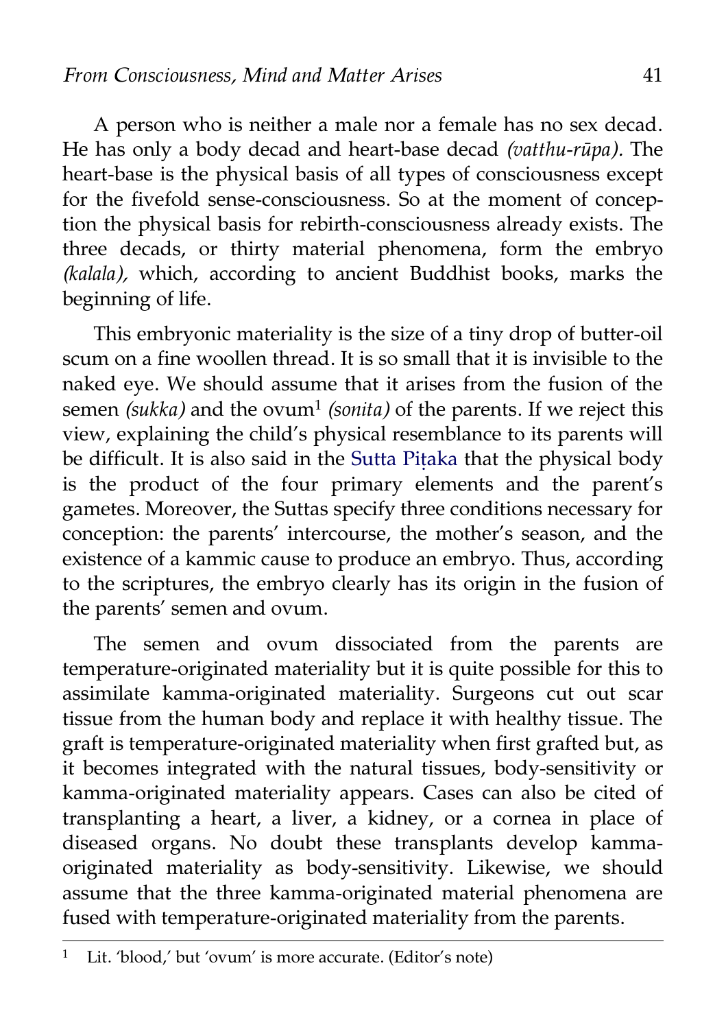A person who is neither a male nor a female has no sex decad. He has only a body decad and heart-base decad *(vatthu-rūpa).* The heart-base is the physical basis of all types of consciousness except for the fivefold sense-consciousness. So at the moment of conception the physical basis for rebirth-consciousness already exists. The three decads, or thirty material phenomena, form the embryo *(kalala),* which, according to ancient Buddhist books, marks the beginning of life.

This embryonic materiality is the size of a tiny drop of butter-oil scum on a fine woollen thread. It is so small that it is invisible to the naked eye. We should assume that it arises from the fusion of the semen *(sukka)* and the ovum[1] *(sonita)* of the parents. If we reject this view, explaining the child's physical resemblance to its parents will be difficult. It is also said in the Sutta Piṭaka that the physical body is the product of the four primary elements and the parent's gametes. Moreover, the Suttas specify three conditions necessary for conception: the parents' intercourse, the mother's season, and the existence of a kammic cause to produce an embryo. Thus, according to the scriptures, the embryo clearly has its origin in the fusion of the parents' semen and ovum.

The semen and ovum dissociated from the parents are temperature-originated materiality but it is quite possible for this to assimilate kamma-originated materiality. Surgeons cut out scar tissue from the human body and replace it with healthy tissue. The graft is temperature-originated materiality when first grafted but, as it becomes integrated with the natural tissues, body-sensitivity or kamma-originated materiality appears. Cases can also be cited of transplanting a heart, a liver, a kidney, or a cornea in place of diseased organs. No doubt these transplants develop kamma-originated materiality as body-sensitivity. Likewise, we should assume that the three kamma-originated material phenomena are fused with temperature-originated materiality from the parents.

---

[1] Lit. 'blood,' but 'ovum' is more accurate. (Editor's note)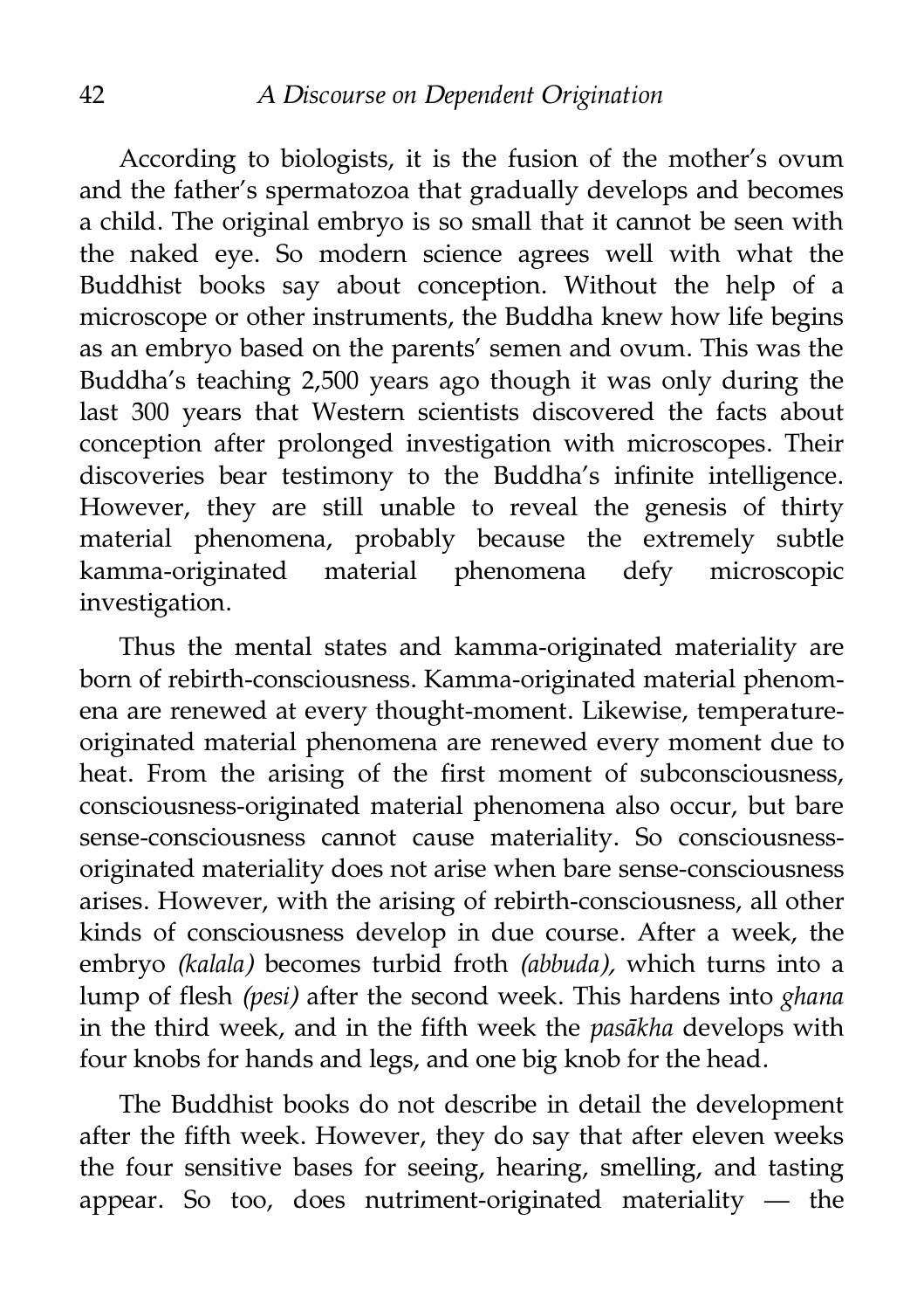According to biologists, it is the fusion of the mother's ovum and the father's spermatozoa that gradually develops and becomes a child. The original embryo is so small that it cannot be seen with the naked eye. So modern science agrees well with what the Buddhist books say about conception. Without the help of a microscope or other instruments, the Buddha knew how life begins as an embryo based on the parents' semen and ovum. This was the Buddha's teaching 2,500 years ago though it was only during the last 300 years that Western scientists discovered the facts about conception after prolonged investigation with microscopes. Their discoveries bear testimony to the Buddha's infinite intelligence. However, they are still unable to reveal the genesis of thirty material phenomena, probably because the extremely subtle kamma-originated material phenomena defy microscopic investigation.

Thus the mental states and kamma-originated materiality are born of rebirth-consciousness. Kamma-originated material phenomena are renewed at every thought-moment. Likewise, temperature-originated material phenomena are renewed every moment due to heat. From the arising of the first moment of subconsciousness, consciousness-originated material phenomena also occur, but bare sense-consciousness cannot cause materiality. So consciousness-originated materiality does not arise when bare sense-consciousness arises. However, with the arising of rebirth-consciousness, all other kinds of consciousness develop in due course. After a week, the embryo *(kalala)* becomes turbid froth *(abbuda),* which turns into a lump of flesh *(pesi)* after the second week. This hardens into *ghana* in the third week, and in the fifth week the *pasākha* develops with four knobs for hands and legs, and one big knob for the head.

The Buddhist books do not describe in detail the development after the fifth week. However, they do say that after eleven weeks the four sensitive bases for seeing, hearing, smelling, and tasting appear. So too, does nutriment-originated materiality — the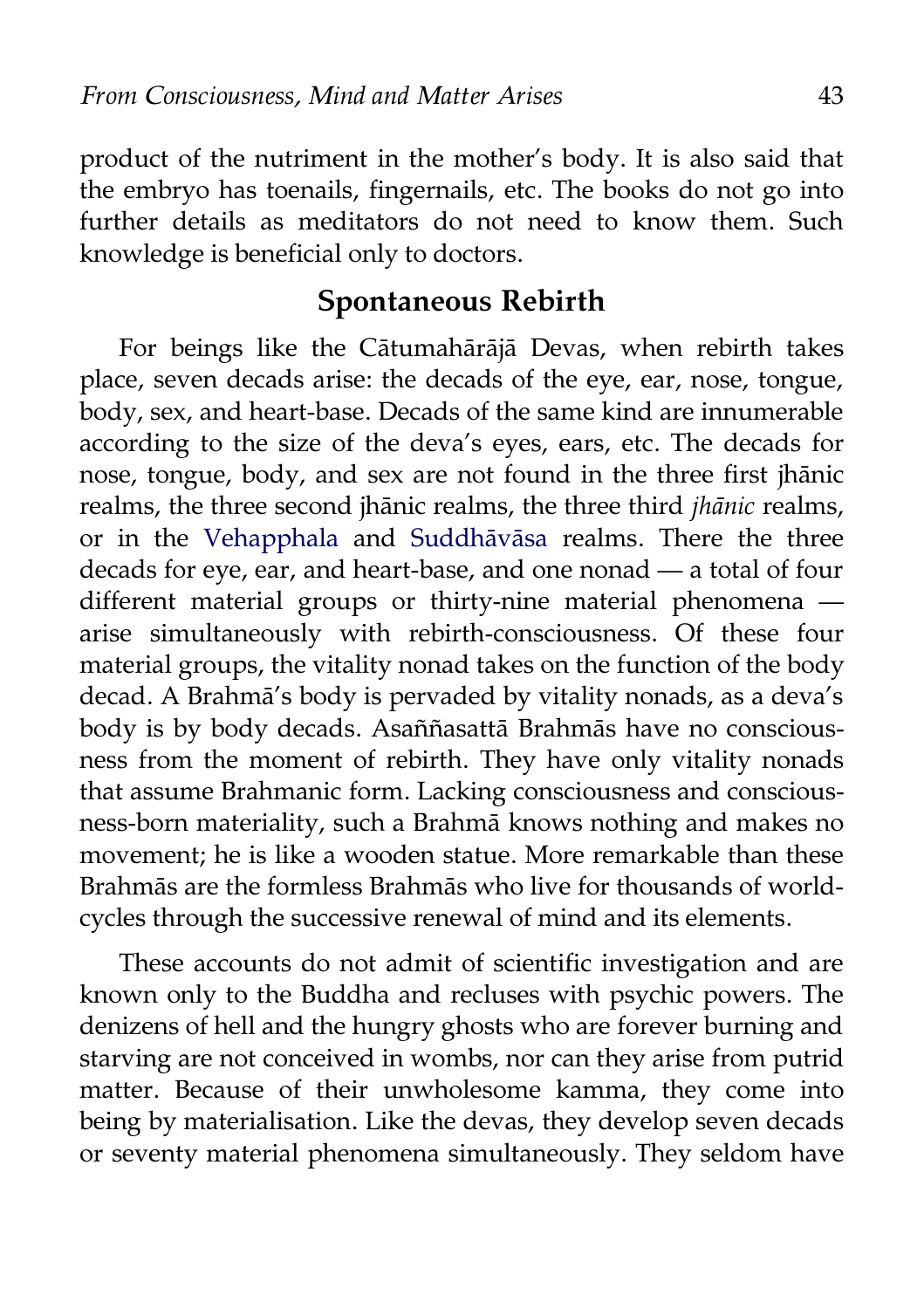product of the nutriment in the mother's body. It is also said that the embryo has toenails, fingernails, etc. The books do not go into further details as meditators do not need to know them. Such knowledge is beneficial only to doctors.

## Spontaneous Rebirth

For beings like the Cātumahārājā Devas, when rebirth takes place, seven decads arise: the decads of the eye, ear, nose, tongue, body, sex, and heart-base. Decads of the same kind are innumerable according to the size of the deva's eyes, ears, etc. The decads for nose, tongue, body, and sex are not found in the three first jhānic realms, the three second jhānic realms, the three third *jhānic* realms, or in the Vehapphala and Suddhāvāsa realms. There the three decads for eye, ear, and heart-base, and one nonad — a total of four different material groups or thirty-nine material phenomena — arise simultaneously with rebirth-consciousness. Of these four material groups, the vitality nonad takes on the function of the body decad. A Brahmā's body is pervaded by vitality nonads, as a deva's body is by body decads. Asaññasattā Brahmās have no consciousness from the moment of rebirth. They have only vitality nonads that assume Brahmanic form. Lacking consciousness and consciousness-born materiality, such a Brahmā knows nothing and makes no movement; he is like a wooden statue. More remarkable than these Brahmās are the formless Brahmās who live for thousands of world-cycles through the successive renewal of mind and its elements.

These accounts do not admit of scientific investigation and are known only to the Buddha and recluses with psychic powers. The denizens of hell and the hungry ghosts who are forever burning and starving are not conceived in wombs, nor can they arise from putrid matter. Because of their unwholesome kamma, they come into being by materialisation. Like the devas, they develop seven decads or seventy material phenomena simultaneously. They seldom have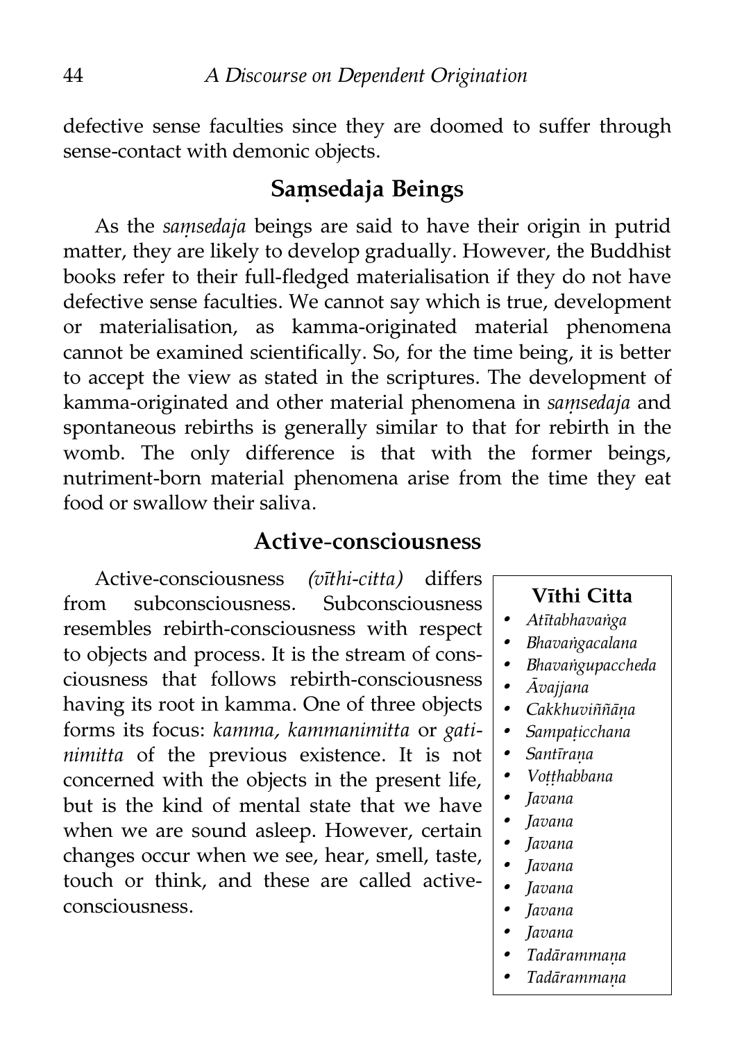defective sense faculties since they are doomed to suffer through sense-contact with demonic objects.

## Saṃsedaja Beings

As the *saṃsedaja* beings are said to have their origin in putrid matter, they are likely to develop gradually. However, the Buddhist books refer to their full-fledged materialisation if they do not have defective sense faculties. We cannot say which is true, development or materialisation, as kamma-originated material phenomena cannot be examined scientifically. So, for the time being, it is better to accept the view as stated in the scriptures. The development of kamma-originated and other material phenomena in *saṃsedaja* and spontaneous rebirths is generally similar to that for rebirth in the womb. The only difference is that with the former beings, nutriment-born material phenomena arise from the time they eat food or swallow their saliva.

## Active-consciousness

Active-consciousness *(vīthi-citta)* differs from subconsciousness. Subconsciousness resembles rebirth-consciousness with respect to objects and process. It is the stream of consciousness that follows rebirth-consciousness having its root in kamma. One of three objects forms its focus: *kamma, kammanimitta* or *gatinimitta* of the previous existence. It is not concerned with the objects in the present life, but is the kind of mental state that we have when we are sound asleep. However, certain changes occur when we see, hear, smell, taste, touch or think, and these are called active-consciousness.

**Vīthi Citta**

- *Atītabhavaṅga*
- *Bhavaṅgacalana*
- *Bhavaṅgupaccheda*
- *Āvajjana*
- *Cakkhuviññāṇa*
- *Sampaṭicchana*
- *Santīraṇa*
- *Voṭṭhabbana*
- *Javana*
- *Javana*
- *Javana*
- *Javana*
- *Javana*
- *Javana*
- *Javana*
- *Tadārammaṇa*
- *Tadārammaṇa*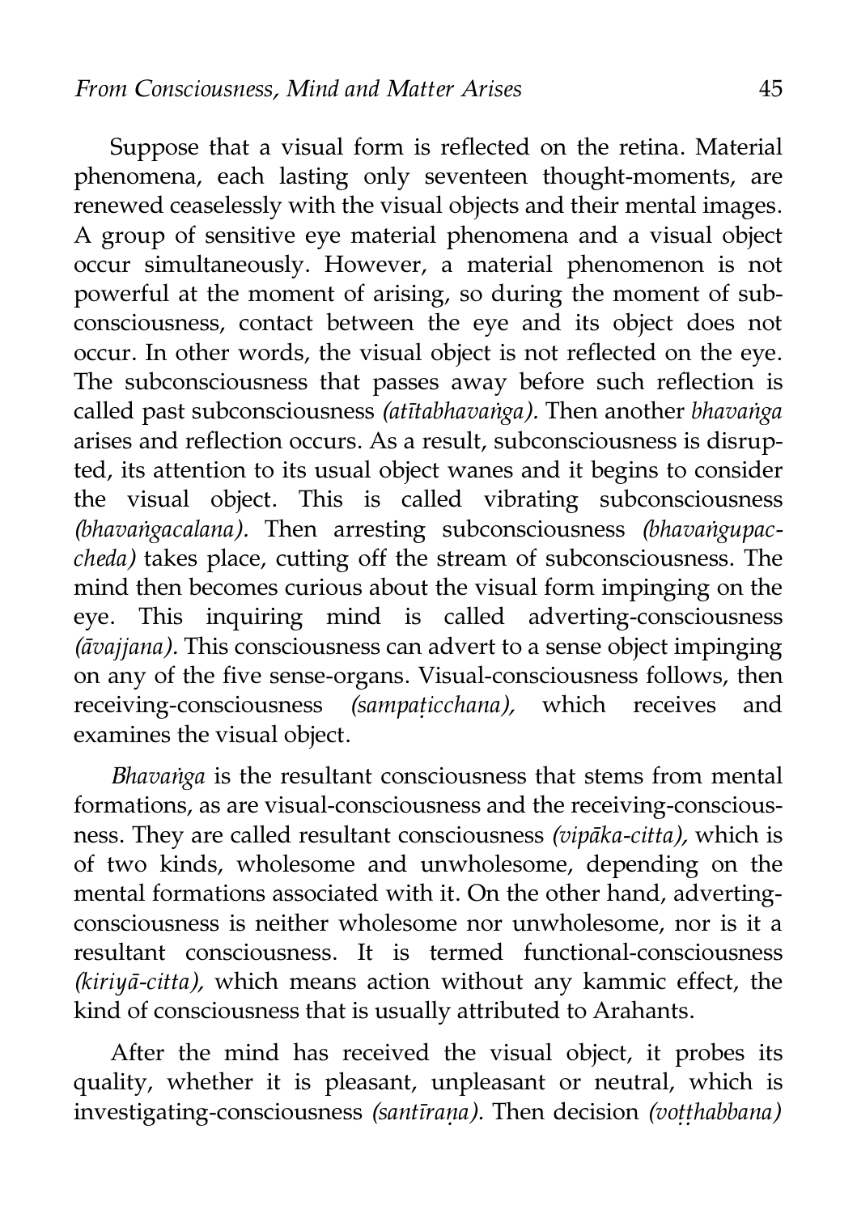Suppose that a visual form is reflected on the retina. Material phenomena, each lasting only seventeen thought-moments, are renewed ceaselessly with the visual objects and their mental images. A group of sensitive eye material phenomena and a visual object occur simultaneously. However, a material phenomenon is not powerful at the moment of arising, so during the moment of subconsciousness, contact between the eye and its object does not occur. In other words, the visual object is not reflected on the eye. The subconsciousness that passes away before such reflection is called past subconsciousness *(atītabhavaṅga).* Then another *bhavaṅga* arises and reflection occurs. As a result, subconsciousness is disrupted, its attention to its usual object wanes and it begins to consider the visual object. This is called vibrating subconsciousness *(bhavaṅgacalana).* Then arresting subconsciousness *(bhavaṅgupaccheda)* takes place, cutting off the stream of subconsciousness. The mind then becomes curious about the visual form impinging on the eye. This inquiring mind is called adverting-consciousness *(āvajjana).* This consciousness can advert to a sense object impinging on any of the five sense-organs. Visual-consciousness follows, then receiving-consciousness *(sampaṭicchana),* which receives and examines the visual object.

*Bhavaṅga* is the resultant consciousness that stems from mental formations, as are visual-consciousness and the receiving-consciousness. They are called resultant consciousness *(vipāka-citta),* which is of two kinds, wholesome and unwholesome, depending on the mental formations associated with it. On the other hand, adverting-consciousness is neither wholesome nor unwholesome, nor is it a resultant consciousness. It is termed functional-consciousness *(kiriyā-citta),* which means action without any kammic effect, the kind of consciousness that is usually attributed to Arahants.

After the mind has received the visual object, it probes its quality, whether it is pleasant, unpleasant or neutral, which is investigating-consciousness *(santīraṇa).* Then decision *(voṭṭhabbana)*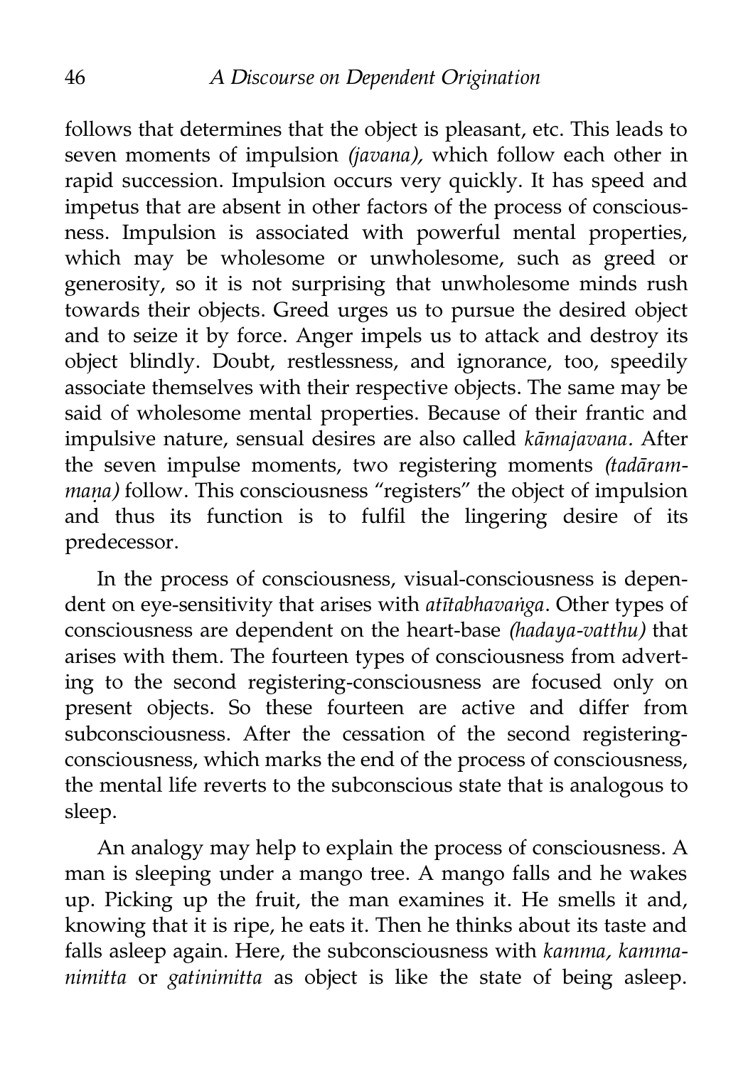follows that determines that the object is pleasant, etc. This leads to seven moments of impulsion *(javana),* which follow each other in rapid succession. Impulsion occurs very quickly. It has speed and impetus that are absent in other factors of the process of consciousness. Impulsion is associated with powerful mental properties, which may be wholesome or unwholesome, such as greed or generosity, so it is not surprising that unwholesome minds rush towards their objects. Greed urges us to pursue the desired object and to seize it by force. Anger impels us to attack and destroy its object blindly. Doubt, restlessness, and ignorance, too, speedily associate themselves with their respective objects. The same may be said of wholesome mental properties. Because of their frantic and impulsive nature, sensual desires are also called *kāmajavana.* After the seven impulse moments, two registering moments *(tadārammaṇa)* follow. This consciousness "registers" the object of impulsion and thus its function is to fulfil the lingering desire of its predecessor.

In the process of consciousness, visual-consciousness is dependent on eye-sensitivity that arises with *atītabhavaṅga*. Other types of consciousness are dependent on the heart-base *(hadaya-vatthu)* that arises with them. The fourteen types of consciousness from adverting to the second registering-consciousness are focused only on present objects. So these fourteen are active and differ from subconsciousness. After the cessation of the second registering-consciousness, which marks the end of the process of consciousness, the mental life reverts to the subconscious state that is analogous to sleep.

An analogy may help to explain the process of consciousness. A man is sleeping under a mango tree. A mango falls and he wakes up. Picking up the fruit, the man examines it. He smells it and, knowing that it is ripe, he eats it. Then he thinks about its taste and falls asleep again. Here, the subconsciousness with *kamma, kamma-nimitta* or *gatinimitta* as object is like the state of being asleep.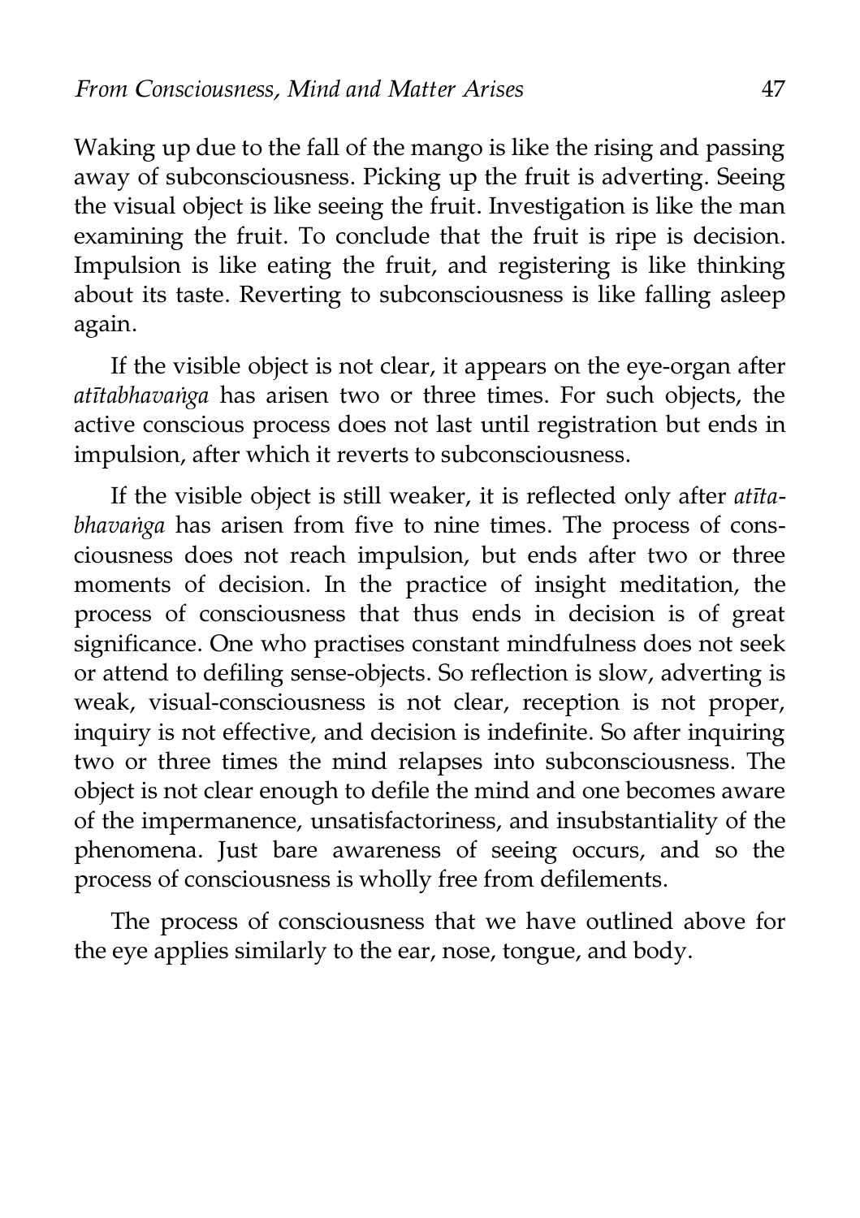Waking up due to the fall of the mango is like the rising and passing away of subconsciousness. Picking up the fruit is adverting. Seeing the visual object is like seeing the fruit. Investigation is like the man examining the fruit. To conclude that the fruit is ripe is decision. Impulsion is like eating the fruit, and registering is like thinking about its taste. Reverting to subconsciousness is like falling asleep again.

If the visible object is not clear, it appears on the eye-organ after *atītabhavaṅga* has arisen two or three times. For such objects, the active conscious process does not last until registration but ends in impulsion, after which it reverts to subconsciousness.

If the visible object is still weaker, it is reflected only after *atīta-bhavaṅga* has arisen from five to nine times. The process of consciousness does not reach impulsion, but ends after two or three moments of decision. In the practice of insight meditation, the process of consciousness that thus ends in decision is of great significance. One who practises constant mindfulness does not seek or attend to defiling sense-objects. So reflection is slow, adverting is weak, visual-consciousness is not clear, reception is not proper, inquiry is not effective, and decision is indefinite. So after inquiring two or three times the mind relapses into subconsciousness. The object is not clear enough to defile the mind and one becomes aware of the impermanence, unsatisfactoriness, and insubstantiality of the phenomena. Just bare awareness of seeing occurs, and so the process of consciousness is wholly free from defilements.

The process of consciousness that we have outlined above for the eye applies similarly to the ear, nose, tongue, and body.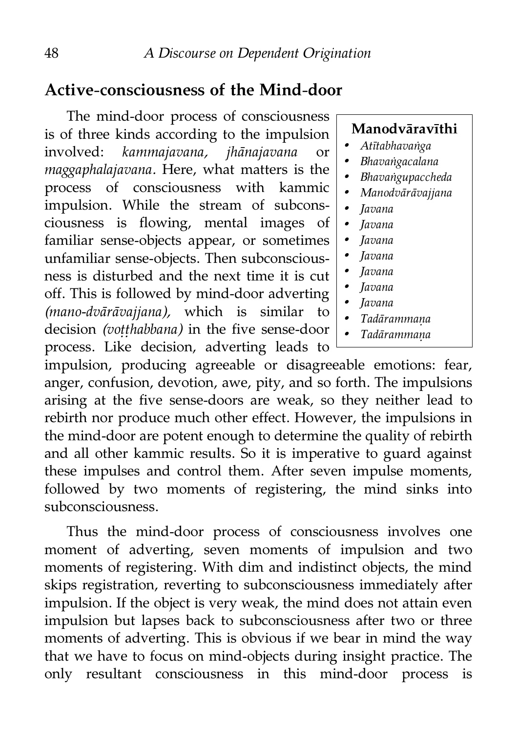## Active-consciousness of the Mind-door

The mind-door process of consciousness is of three kinds according to the impulsion involved: *kammajavana, jhānajavana* or *maggaphalajavana*. Here, what matters is the process of consciousness with kammic impulsion. While the stream of subconsciousness is flowing, mental images of familiar sense-objects appear, or sometimes unfamiliar sense-objects. Then subconsciousness is disturbed and the next time it is cut off. This is followed by mind-door adverting *(mano-dvārāvajjana),* which is similar to decision *(voṭṭhabbana)* in the five sense-door process. Like decision, adverting leads to impulsion, producing agreeable or disagreeable emotions: fear, anger, confusion, devotion, awe, pity, and so forth. The impulsions arising at the five sense-doors are weak, so they neither lead to rebirth nor produce much other effect. However, the impulsions in the mind-door are potent enough to determine the quality of rebirth and all other kammic results. So it is imperative to guard against these impulses and control them. After seven impulse moments, followed by two moments of registering, the mind sinks into subconsciousness.

**Manodvāravīthi**

- *Atītabhavaṅga*
- *Bhavaṅgacalana*
- *Bhavaṅgupaccheda*
- *Manodvārāvajjana*
- *Javana*
- *Javana*
- *Javana*
- *Javana*
- *Javana*
- *Javana*
- *Javana*
- *Tadārammaṇa*
- *Tadārammaṇa*

Thus the mind-door process of consciousness involves one moment of adverting, seven moments of impulsion and two moments of registering. With dim and indistinct objects, the mind skips registration, reverting to subconsciousness immediately after impulsion. If the object is very weak, the mind does not attain even impulsion but lapses back to subconsciousness after two or three moments of adverting. This is obvious if we bear in mind the way that we have to focus on mind-objects during insight practice. The only resultant consciousness in this mind-door process is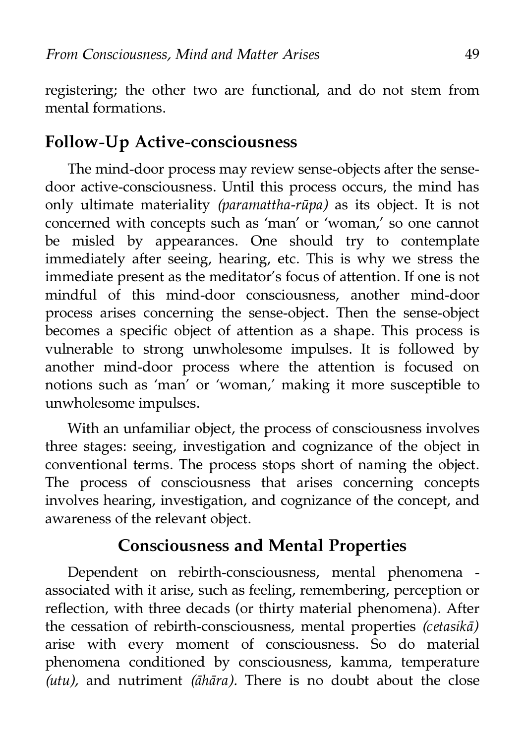registering; the other two are functional, and do not stem from mental formations.

## Follow-Up Active-consciousness

The mind-door process may review sense-objects after the sense-door active-consciousness. Until this process occurs, the mind has only ultimate materiality *(paramattha-rūpa)* as its object. It is not concerned with concepts such as 'man' or 'woman,' so one cannot be misled by appearances. One should try to contemplate immediately after seeing, hearing, etc. This is why we stress the immediate present as the meditator's focus of attention. If one is not mindful of this mind-door consciousness, another mind-door process arises concerning the sense-object. Then the sense-object becomes a specific object of attention as a shape. This process is vulnerable to strong unwholesome impulses. It is followed by another mind-door process where the attention is focused on notions such as 'man' or 'woman,' making it more susceptible to unwholesome impulses.

With an unfamiliar object, the process of consciousness involves three stages: seeing, investigation and cognizance of the object in conventional terms. The process stops short of naming the object. The process of consciousness that arises concerning concepts involves hearing, investigation, and cognizance of the concept, and awareness of the relevant object.

## Consciousness and Mental Properties

Dependent on rebirth-consciousness, mental phenomena - associated with it arise, such as feeling, remembering, perception or reflection, with three decads (or thirty material phenomena). After the cessation of rebirth-consciousness, mental properties *(cetasikā)* arise with every moment of consciousness. So do material phenomena conditioned by consciousness, kamma, temperature *(utu),* and nutriment *(āhāra).* There is no doubt about the close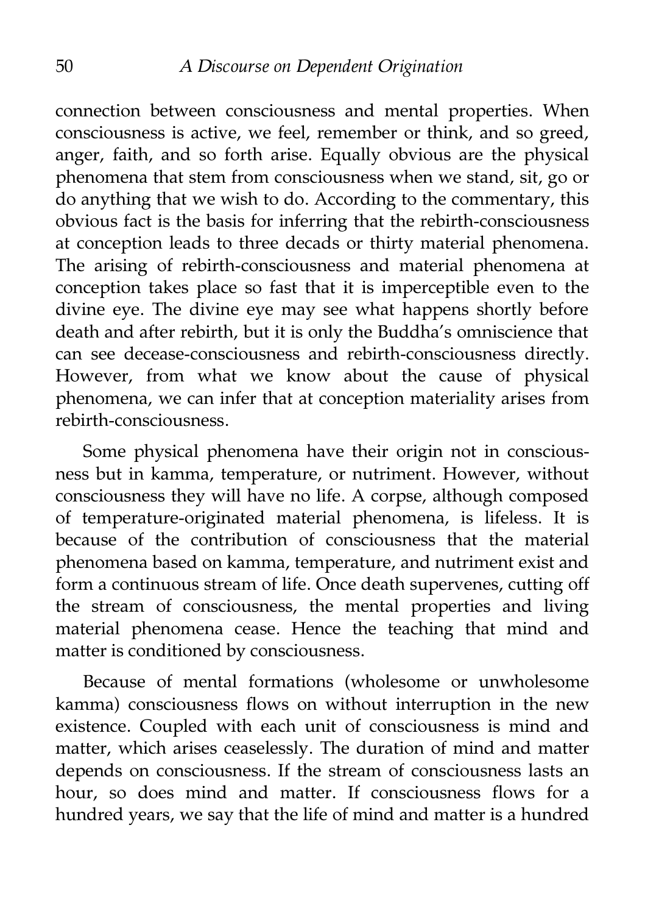connection between consciousness and mental properties. When consciousness is active, we feel, remember or think, and so greed, anger, faith, and so forth arise. Equally obvious are the physical phenomena that stem from consciousness when we stand, sit, go or do anything that we wish to do. According to the commentary, this obvious fact is the basis for inferring that the rebirth-consciousness at conception leads to three decads or thirty material phenomena. The arising of rebirth-consciousness and material phenomena at conception takes place so fast that it is imperceptible even to the divine eye. The divine eye may see what happens shortly before death and after rebirth, but it is only the Buddha's omniscience that can see decease-consciousness and rebirth-consciousness directly. However, from what we know about the cause of physical phenomena, we can infer that at conception materiality arises from rebirth-consciousness.

Some physical phenomena have their origin not in consciousness but in kamma, temperature, or nutriment. However, without consciousness they will have no life. A corpse, although composed of temperature-originated material phenomena, is lifeless. It is because of the contribution of consciousness that the material phenomena based on kamma, temperature, and nutriment exist and form a continuous stream of life. Once death supervenes, cutting off the stream of consciousness, the mental properties and living material phenomena cease. Hence the teaching that mind and matter is conditioned by consciousness.

Because of mental formations (wholesome or unwholesome kamma) consciousness flows on without interruption in the new existence. Coupled with each unit of consciousness is mind and matter, which arises ceaselessly. The duration of mind and matter depends on consciousness. If the stream of consciousness lasts an hour, so does mind and matter. If consciousness flows for a hundred years, we say that the life of mind and matter is a hundred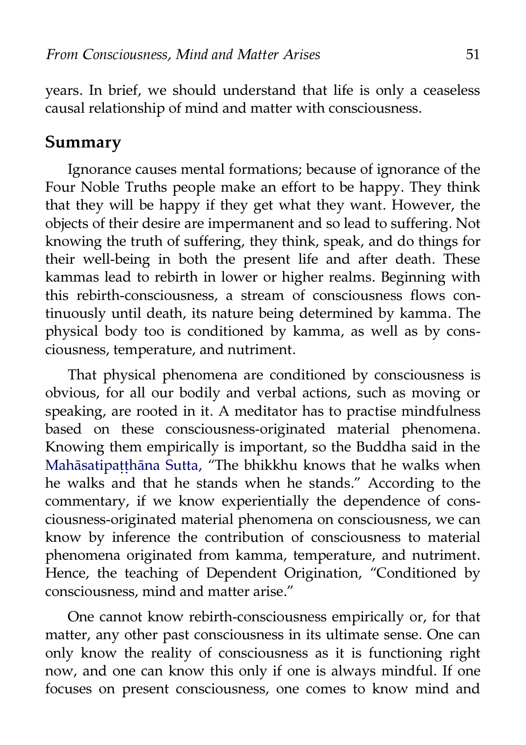years. In brief, we should understand that life is only a ceaseless causal relationship of mind and matter with consciousness.

## Summary

Ignorance causes mental formations; because of ignorance of the Four Noble Truths people make an effort to be happy. They think that they will be happy if they get what they want. However, the objects of their desire are impermanent and so lead to suffering. Not knowing the truth of suffering, they think, speak, and do things for their well-being in both the present life and after death. These kammas lead to rebirth in lower or higher realms. Beginning with this rebirth-consciousness, a stream of consciousness flows continuously until death, its nature being determined by kamma. The physical body too is conditioned by kamma, as well as by consciousness, temperature, and nutriment.

That physical phenomena are conditioned by consciousness is obvious, for all our bodily and verbal actions, such as moving or speaking, are rooted in it. A meditator has to practise mindfulness based on these consciousness-originated material phenomena. Knowing them empirically is important, so the Buddha said in the Mahāsatipaṭṭhāna Sutta, "The bhikkhu knows that he walks when he walks and that he stands when he stands." According to the commentary, if we know experientially the dependence of consciousness-originated material phenomena on consciousness, we can know by inference the contribution of consciousness to material phenomena originated from kamma, temperature, and nutriment. Hence, the teaching of Dependent Origination, "Conditioned by consciousness, mind and matter arise."

One cannot know rebirth-consciousness empirically or, for that matter, any other past consciousness in its ultimate sense. One can only know the reality of consciousness as it is functioning right now, and one can know this only if one is always mindful. If one focuses on present consciousness, one comes to know mind and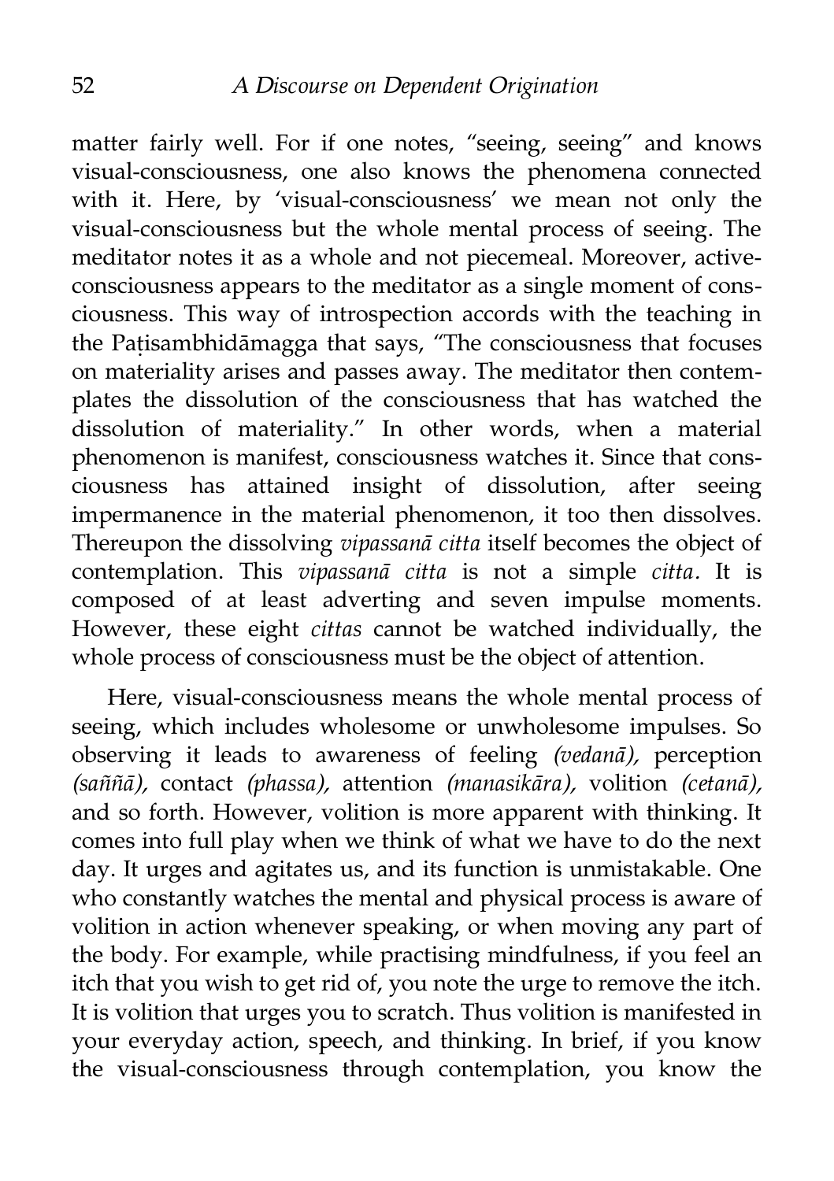matter fairly well. For if one notes, "seeing, seeing" and knows visual-consciousness, one also knows the phenomena connected with it. Here, by 'visual-consciousness' we mean not only the visual-consciousness but the whole mental process of seeing. The meditator notes it as a whole and not piecemeal. Moreover, active-consciousness appears to the meditator as a single moment of consciousness. This way of introspection accords with the teaching in the Paṭisambhidāmagga that says, "The consciousness that focuses on materiality arises and passes away. The meditator then contemplates the dissolution of the consciousness that has watched the dissolution of materiality." In other words, when a material phenomenon is manifest, consciousness watches it. Since that consciousness has attained insight of dissolution, after seeing impermanence in the material phenomenon, it too then dissolves. Thereupon the dissolving *vipassanā citta* itself becomes the object of contemplation. This *vipassanā citta* is not a simple *citta*. It is composed of at least adverting and seven impulse moments. However, these eight *cittas* cannot be watched individually, the whole process of consciousness must be the object of attention.

Here, visual-consciousness means the whole mental process of seeing, which includes wholesome or unwholesome impulses. So observing it leads to awareness of feeling *(vedanā),* perception *(saññā),* contact *(phassa),* attention *(manasikāra),* volition *(cetanā),* and so forth. However, volition is more apparent with thinking. It comes into full play when we think of what we have to do the next day. It urges and agitates us, and its function is unmistakable. One who constantly watches the mental and physical process is aware of volition in action whenever speaking, or when moving any part of the body. For example, while practising mindfulness, if you feel an itch that you wish to get rid of, you note the urge to remove the itch. It is volition that urges you to scratch. Thus volition is manifested in your everyday action, speech, and thinking. In brief, if you know the visual-consciousness through contemplation, you know the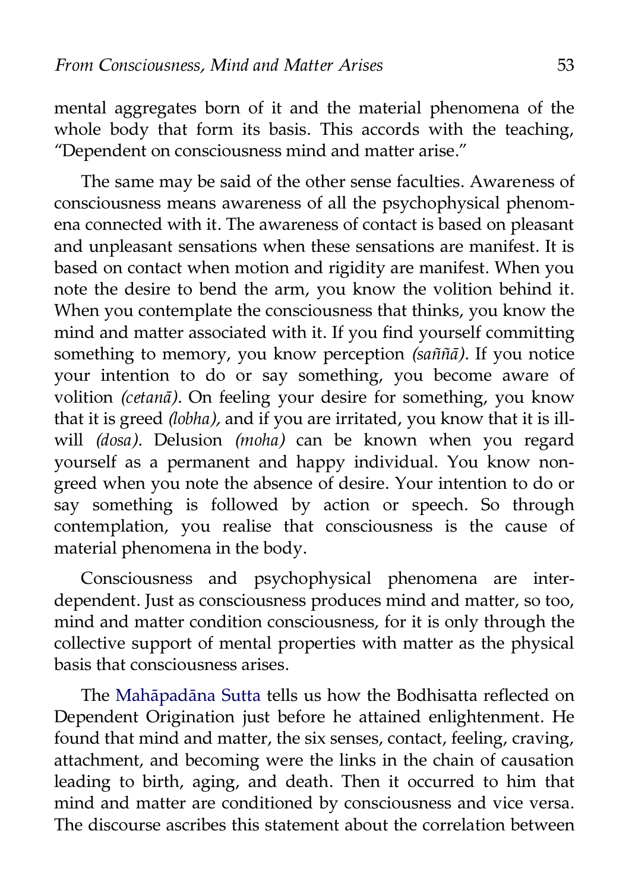mental aggregates born of it and the material phenomena of the whole body that form its basis. This accords with the teaching, "Dependent on consciousness mind and matter arise."

The same may be said of the other sense faculties. Awareness of consciousness means awareness of all the psychophysical phenomena connected with it. The awareness of contact is based on pleasant and unpleasant sensations when these sensations are manifest. It is based on contact when motion and rigidity are manifest. When you note the desire to bend the arm, you know the volition behind it. When you contemplate the consciousness that thinks, you know the mind and matter associated with it. If you find yourself committing something to memory, you know perception *(saññā).* If you notice your intention to do or say something, you become aware of volition *(cetanā).* On feeling your desire for something, you know that it is greed *(lobha),* and if you are irritated, you know that it is ill-will *(dosa).* Delusion *(moha)* can be known when you regard yourself as a permanent and happy individual. You know non-greed when you note the absence of desire. Your intention to do or say something is followed by action or speech. So through contemplation, you realise that consciousness is the cause of material phenomena in the body.

Consciousness and psychophysical phenomena are interdependent. Just as consciousness produces mind and matter, so too, mind and matter condition consciousness, for it is only through the collective support of mental properties with matter as the physical basis that consciousness arises.

The Mahāpadāna Sutta tells us how the Bodhisatta reflected on Dependent Origination just before he attained enlightenment. He found that mind and matter, the six senses, contact, feeling, craving, attachment, and becoming were the links in the chain of causation leading to birth, aging, and death. Then it occurred to him that mind and matter are conditioned by consciousness and vice versa. The discourse ascribes this statement about the correlation between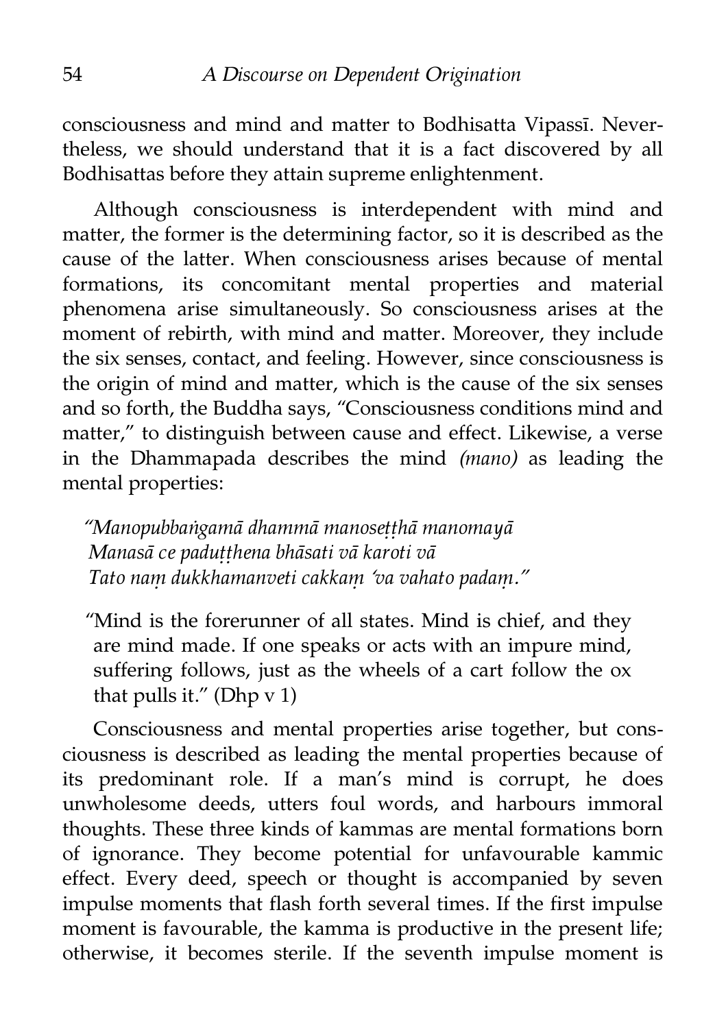consciousness and mind and matter to Bodhisatta Vipassī. Nevertheless, we should understand that it is a fact discovered by all Bodhisattas before they attain supreme enlightenment.

Although consciousness is interdependent with mind and matter, the former is the determining factor, so it is described as the cause of the latter. When consciousness arises because of mental formations, its concomitant mental properties and material phenomena arise simultaneously. So consciousness arises at the moment of rebirth, with mind and matter. Moreover, they include the six senses, contact, and feeling. However, since consciousness is the origin of mind and matter, which is the cause of the six senses and so forth, the Buddha says, "Consciousness conditions mind and matter," to distinguish between cause and effect. Likewise, a verse in the Dhammapada describes the mind *(mano)* as leading the mental properties:

> *"Manopubbaṅgamā dhammā manoseṭṭhā manomayā*
> *Manasā ce paduṭṭhena bhāsati vā karoti vā*
> *Tato naṃ dukkhamanveti cakkaṃ 'va vahato padaṃ."*

> "Mind is the forerunner of all states. Mind is chief, and they are mind made. If one speaks or acts with an impure mind, suffering follows, just as the wheels of a cart follow the ox that pulls it." (Dhp v 1)

Consciousness and mental properties arise together, but consciousness is described as leading the mental properties because of its predominant role. If a man's mind is corrupt, he does unwholesome deeds, utters foul words, and harbours immoral thoughts. These three kinds of kammas are mental formations born of ignorance. They become potential for unfavourable kammic effect. Every deed, speech or thought is accompanied by seven impulse moments that flash forth several times. If the first impulse moment is favourable, the kamma is productive in the present life; otherwise, it becomes sterile. If the seventh impulse moment is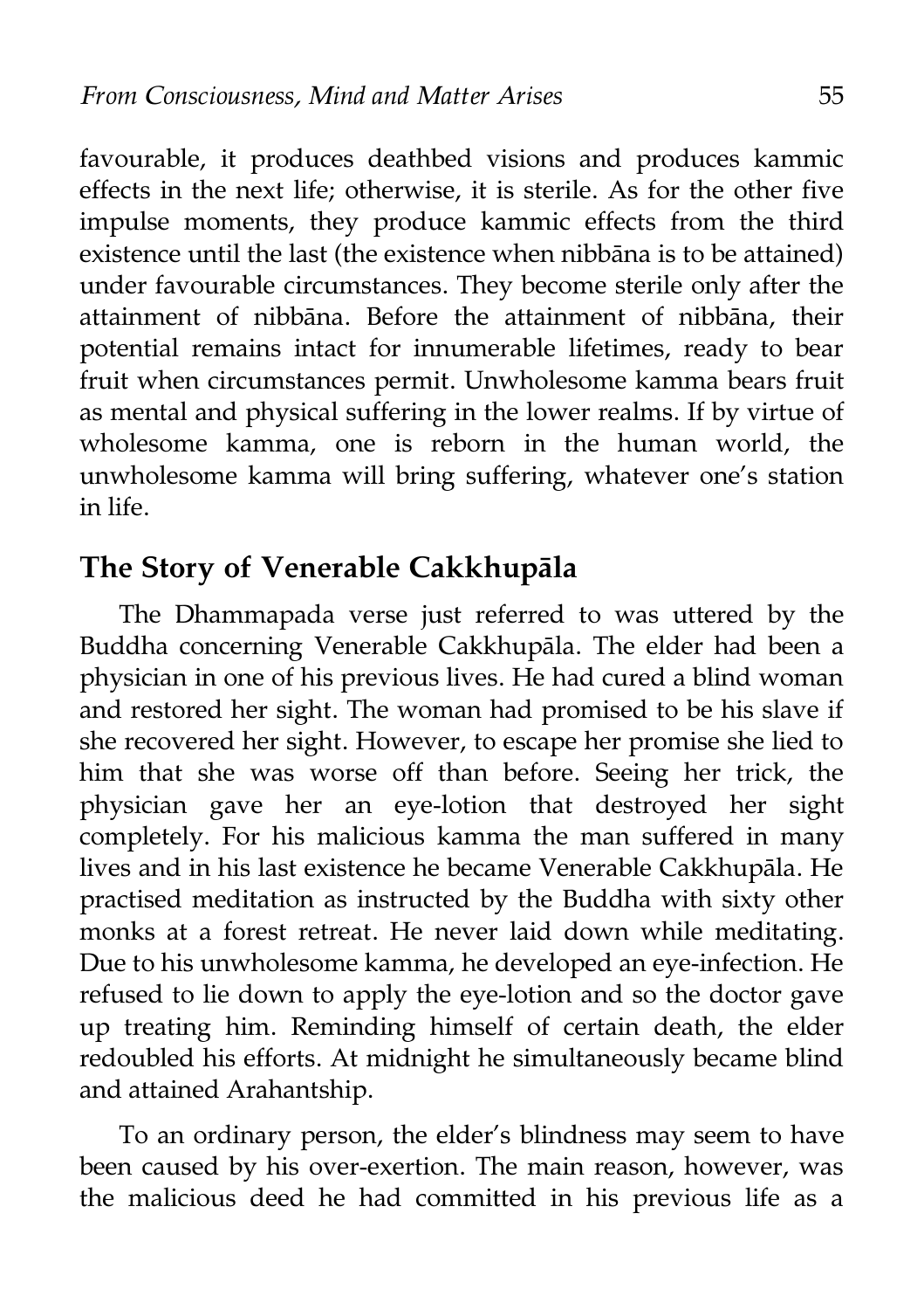favourable, it produces deathbed visions and produces kammic effects in the next life; otherwise, it is sterile. As for the other five impulse moments, they produce kammic effects from the third existence until the last (the existence when nibbāna is to be attained) under favourable circumstances. They become sterile only after the attainment of nibbāna. Before the attainment of nibbāna, their potential remains intact for innumerable lifetimes, ready to bear fruit when circumstances permit. Unwholesome kamma bears fruit as mental and physical suffering in the lower realms. If by virtue of wholesome kamma, one is reborn in the human world, the unwholesome kamma will bring suffering, whatever one's station in life.

## The Story of Venerable Cakkhupāla

The Dhammapada verse just referred to was uttered by the Buddha concerning Venerable Cakkhupāla. The elder had been a physician in one of his previous lives. He had cured a blind woman and restored her sight. The woman had promised to be his slave if she recovered her sight. However, to escape her promise she lied to him that she was worse off than before. Seeing her trick, the physician gave her an eye-lotion that destroyed her sight completely. For his malicious kamma the man suffered in many lives and in his last existence he became Venerable Cakkhupāla. He practised meditation as instructed by the Buddha with sixty other monks at a forest retreat. He never laid down while meditating. Due to his unwholesome kamma, he developed an eye-infection. He refused to lie down to apply the eye-lotion and so the doctor gave up treating him. Reminding himself of certain death, the elder redoubled his efforts. At midnight he simultaneously became blind and attained Arahantship.

To an ordinary person, the elder's blindness may seem to have been caused by his over-exertion. The main reason, however, was the malicious deed he had committed in his previous life as a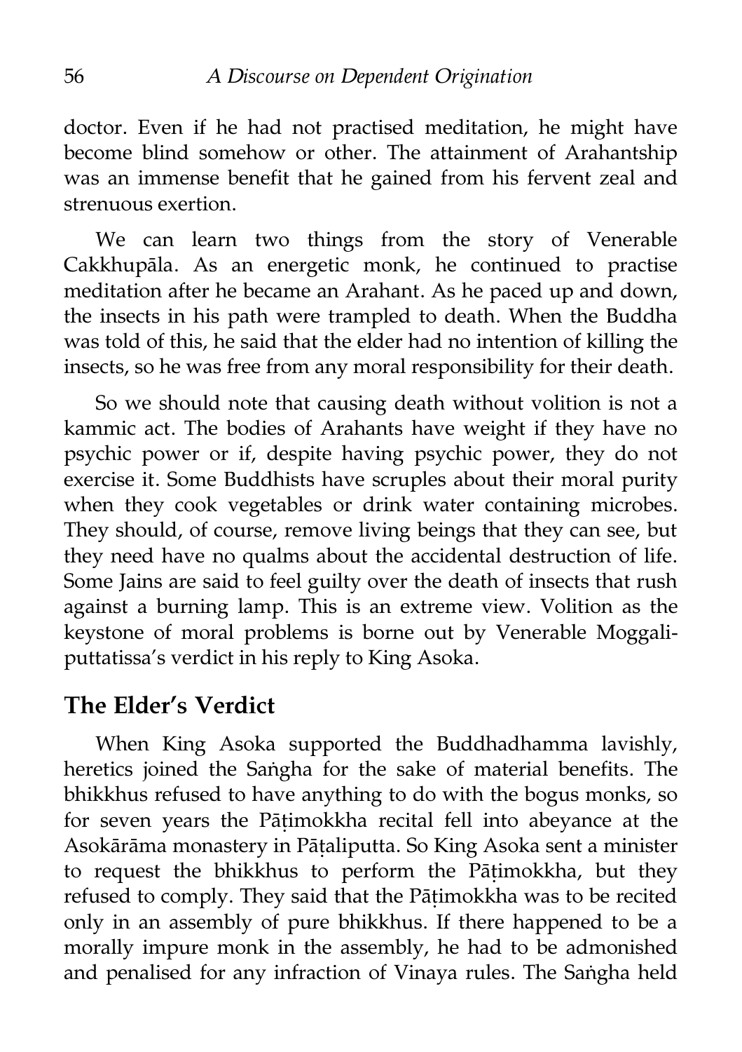doctor. Even if he had not practised meditation, he might have become blind somehow or other. The attainment of Arahantship was an immense benefit that he gained from his fervent zeal and strenuous exertion.

We can learn two things from the story of Venerable Cakkhupāla. As an energetic monk, he continued to practise meditation after he became an Arahant. As he paced up and down, the insects in his path were trampled to death. When the Buddha was told of this, he said that the elder had no intention of killing the insects, so he was free from any moral responsibility for their death.

So we should note that causing death without volition is not a kammic act. The bodies of Arahants have weight if they have no psychic power or if, despite having psychic power, they do not exercise it. Some Buddhists have scruples about their moral purity when they cook vegetables or drink water containing microbes. They should, of course, remove living beings that they can see, but they need have no qualms about the accidental destruction of life. Some Jains are said to feel guilty over the death of insects that rush against a burning lamp. This is an extreme view. Volition as the keystone of moral problems is borne out by Venerable Moggaliputtatissa's verdict in his reply to King Asoka.

## The Elder's Verdict

When King Asoka supported the Buddhadhamma lavishly, heretics joined the Saṅgha for the sake of material benefits. The bhikkhus refused to have anything to do with the bogus monks, so for seven years the Pāṭimokkha recital fell into abeyance at the Asokārāma monastery in Pāṭaliputta. So King Asoka sent a minister to request the bhikkhus to perform the Pāṭimokkha, but they refused to comply. They said that the Pāṭimokkha was to be recited only in an assembly of pure bhikkhus. If there happened to be a morally impure monk in the assembly, he had to be admonished and penalised for any infraction of Vinaya rules. The Saṅgha held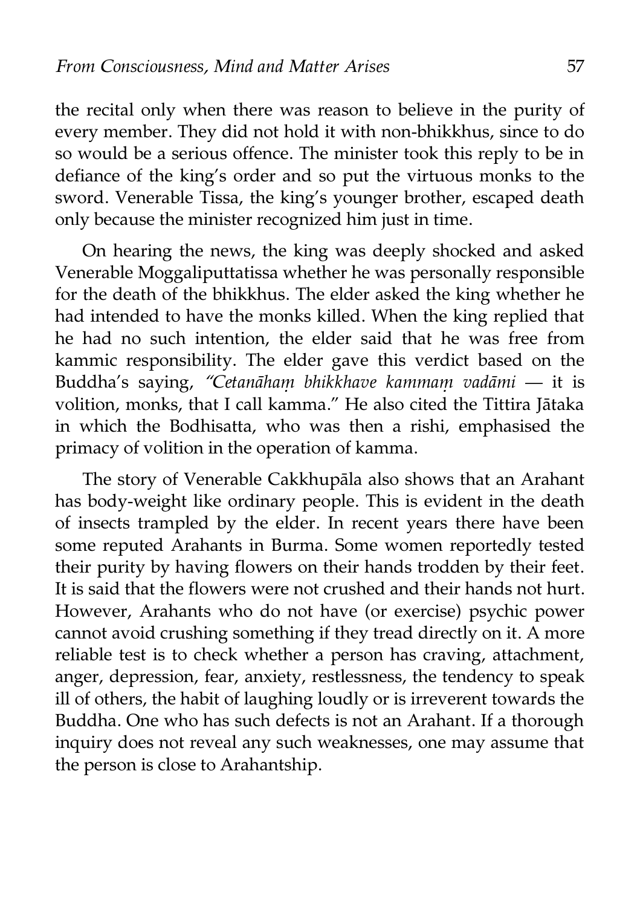the recital only when there was reason to believe in the purity of every member. They did not hold it with non-bhikkhus, since to do so would be a serious offence. The minister took this reply to be in defiance of the king's order and so put the virtuous monks to the sword. Venerable Tissa, the king's younger brother, escaped death only because the minister recognized him just in time.

On hearing the news, the king was deeply shocked and asked Venerable Moggaliputtatissa whether he was personally responsible for the death of the bhikkhus. The elder asked the king whether he had intended to have the monks killed. When the king replied that he had no such intention, the elder said that he was free from kammic responsibility. The elder gave this verdict based on the Buddha's saying, *"Cetanāhaṃ bhikkhave kammaṃ vadāmi* — it is volition, monks, that I call kamma." He also cited the Tittira Jātaka in which the Bodhisatta, who was then a rishi, emphasised the primacy of volition in the operation of kamma.

The story of Venerable Cakkhupāla also shows that an Arahant has body-weight like ordinary people. This is evident in the death of insects trampled by the elder. In recent years there have been some reputed Arahants in Burma. Some women reportedly tested their purity by having flowers on their hands trodden by their feet. It is said that the flowers were not crushed and their hands not hurt. However, Arahants who do not have (or exercise) psychic power cannot avoid crushing something if they tread directly on it. A more reliable test is to check whether a person has craving, attachment, anger, depression, fear, anxiety, restlessness, the tendency to speak ill of others, the habit of laughing loudly or is irreverent towards the Buddha. One who has such defects is not an Arahant. If a thorough inquiry does not reveal any such weaknesses, one may assume that the person is close to Arahantship.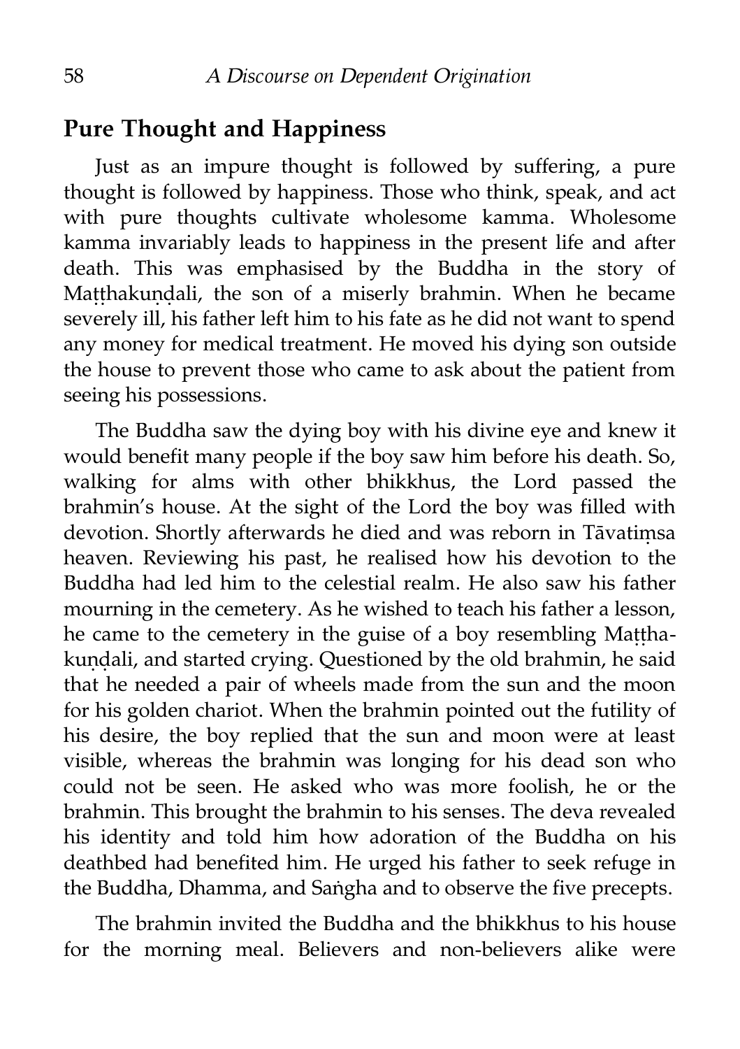## Pure Thought and Happiness

Just as an impure thought is followed by suffering, a pure thought is followed by happiness. Those who think, speak, and act with pure thoughts cultivate wholesome kamma. Wholesome kamma invariably leads to happiness in the present life and after death. This was emphasised by the Buddha in the story of Maṭṭhakuṇḍali, the son of a miserly brahmin. When he became severely ill, his father left him to his fate as he did not want to spend any money for medical treatment. He moved his dying son outside the house to prevent those who came to ask about the patient from seeing his possessions.

The Buddha saw the dying boy with his divine eye and knew it would benefit many people if the boy saw him before his death. So, walking for alms with other bhikkhus, the Lord passed the brahmin's house. At the sight of the Lord the boy was filled with devotion. Shortly afterwards he died and was reborn in Tāvatiṃsa heaven. Reviewing his past, he realised how his devotion to the Buddha had led him to the celestial realm. He also saw his father mourning in the cemetery. As he wished to teach his father a lesson, he came to the cemetery in the guise of a boy resembling Maṭṭhakuṇḍali, and started crying. Questioned by the old brahmin, he said that he needed a pair of wheels made from the sun and the moon for his golden chariot. When the brahmin pointed out the futility of his desire, the boy replied that the sun and moon were at least visible, whereas the brahmin was longing for his dead son who could not be seen. He asked who was more foolish, he or the brahmin. This brought the brahmin to his senses. The deva revealed his identity and told him how adoration of the Buddha on his deathbed had benefited him. He urged his father to seek refuge in the Buddha, Dhamma, and Saṅgha and to observe the five precepts.

The brahmin invited the Buddha and the bhikkhus to his house for the morning meal. Believers and non-believers alike were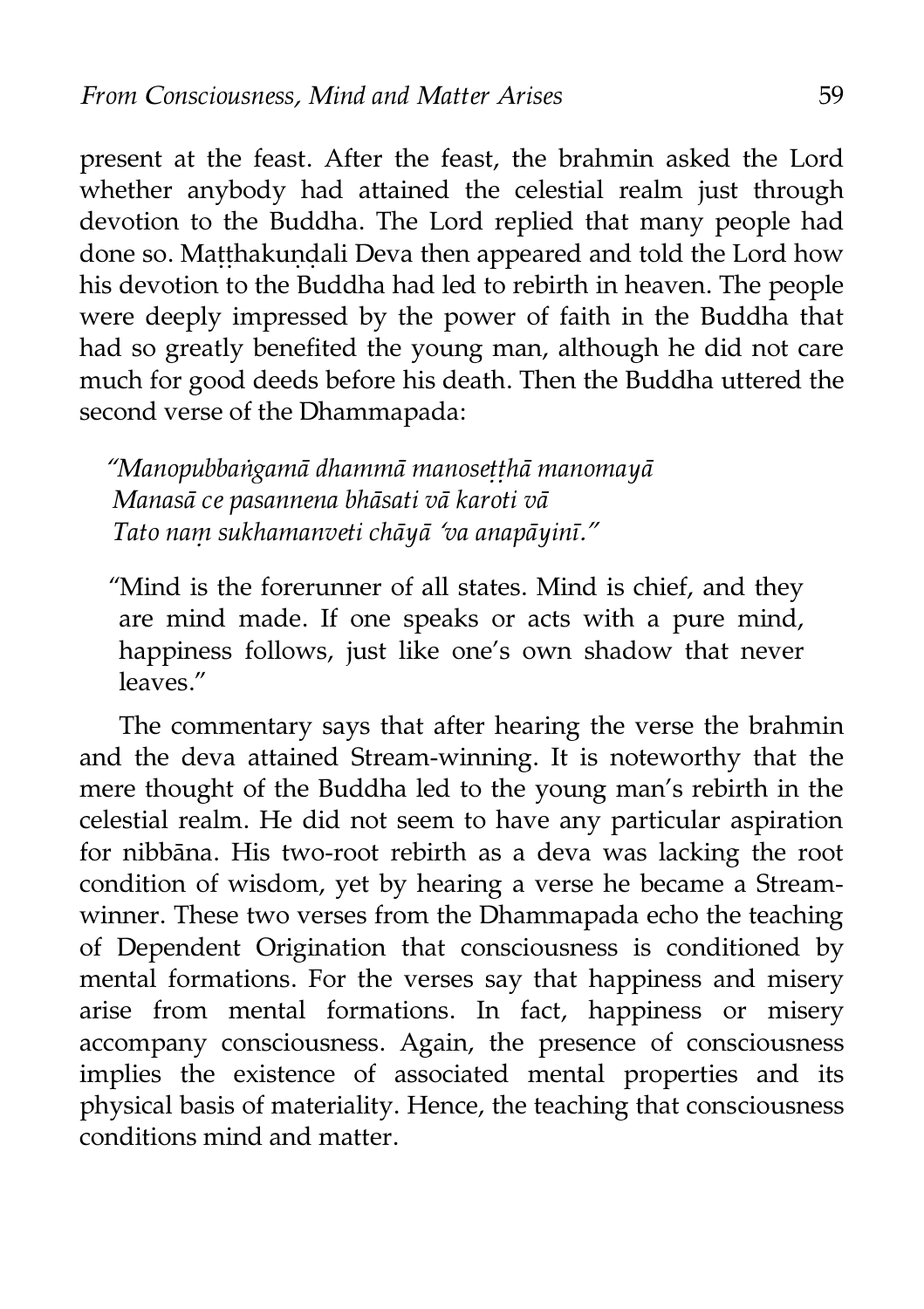present at the feast. After the feast, the brahmin asked the Lord whether anybody had attained the celestial realm just through devotion to the Buddha. The Lord replied that many people had done so. Maṭṭhakuṇḍali Deva then appeared and told the Lord how his devotion to the Buddha had led to rebirth in heaven. The people were deeply impressed by the power of faith in the Buddha that had so greatly benefited the young man, although he did not care much for good deeds before his death. Then the Buddha uttered the second verse of the Dhammapada:

> *"Manopubbaṅgamā dhammā manoseṭṭhā manomayā*
> *Manasā ce pasannena bhāsati vā karoti vā*
> *Tato naṃ sukhamanveti chāyā 'va anapāyinī."*

> "Mind is the forerunner of all states. Mind is chief, and they are mind made. If one speaks or acts with a pure mind, happiness follows, just like one's own shadow that never leaves."

The commentary says that after hearing the verse the brahmin and the deva attained Stream-winning. It is noteworthy that the mere thought of the Buddha led to the young man's rebirth in the celestial realm. He did not seem to have any particular aspiration for nibbāna. His two-root rebirth as a deva was lacking the root condition of wisdom, yet by hearing a verse he became a Stream-winner. These two verses from the Dhammapada echo the teaching of Dependent Origination that consciousness is conditioned by mental formations. For the verses say that happiness and misery arise from mental formations. In fact, happiness or misery accompany consciousness. Again, the presence of consciousness implies the existence of associated mental properties and its physical basis of materiality. Hence, the teaching that consciousness conditions mind and matter.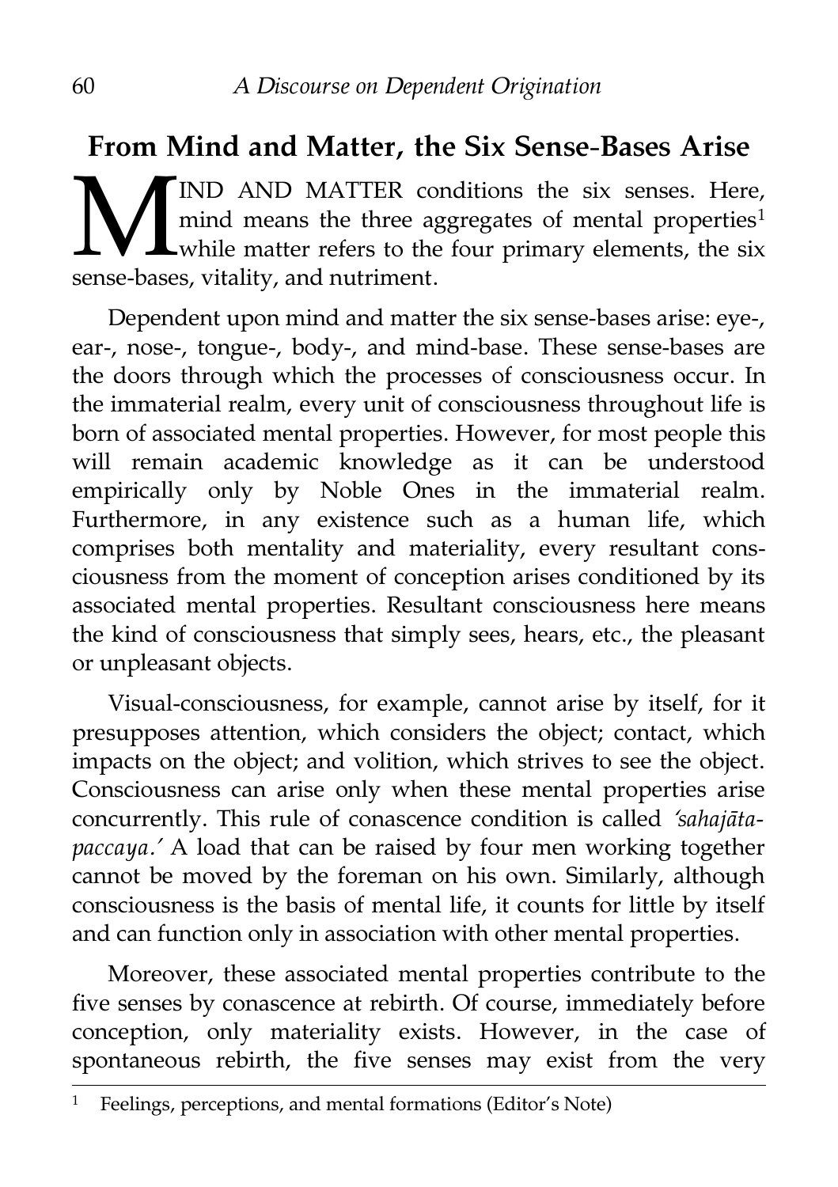## From Mind and Matter, the Six Sense-Bases Arise

MIND AND MATTER conditions the six senses. Here, mind means the three aggregates of mental properties[1] while matter refers to the four primary elements, the six sense-bases, vitality, and nutriment.

Dependent upon mind and matter the six sense-bases arise: eye-, ear-, nose-, tongue-, body-, and mind-base. These sense-bases are the doors through which the processes of consciousness occur. In the immaterial realm, every unit of consciousness throughout life is born of associated mental properties. However, for most people this will remain academic knowledge as it can be understood empirically only by Noble Ones in the immaterial realm. Furthermore, in any existence such as a human life, which comprises both mentality and materiality, every resultant consciousness from the moment of conception arises conditioned by its associated mental properties. Resultant consciousness here means the kind of consciousness that simply sees, hears, etc., the pleasant or unpleasant objects.

Visual-consciousness, for example, cannot arise by itself, for it presupposes attention, which considers the object; contact, which impacts on the object; and volition, which strives to see the object. Consciousness can arise only when these mental properties arise concurrently. This rule of conascence condition is called *'sahajāta-paccaya.'* A load that can be raised by four men working together cannot be moved by the foreman on his own. Similarly, although consciousness is the basis of mental life, it counts for little by itself and can function only in association with other mental properties.

Moreover, these associated mental properties contribute to the five senses by conascence at rebirth. Of course, immediately before conception, only materiality exists. However, in the case of spontaneous rebirth, the five senses may exist from the very

[1] Feelings, perceptions, and mental formations (Editor's Note)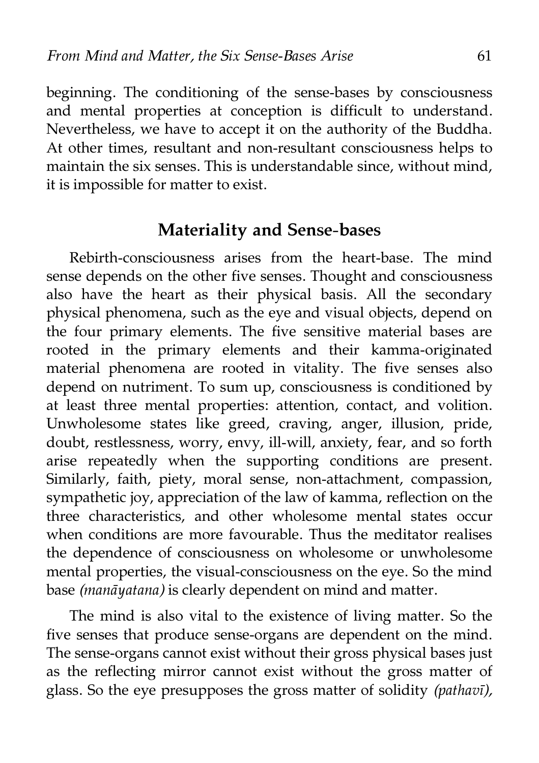beginning. The conditioning of the sense-bases by consciousness and mental properties at conception is difficult to understand. Nevertheless, we have to accept it on the authority of the Buddha. At other times, resultant and non-resultant consciousness helps to maintain the six senses. This is understandable since, without mind, it is impossible for matter to exist.

## Materiality and Sense-bases

Rebirth-consciousness arises from the heart-base. The mind sense depends on the other five senses. Thought and consciousness also have the heart as their physical basis. All the secondary physical phenomena, such as the eye and visual objects, depend on the four primary elements. The five sensitive material bases are rooted in the primary elements and their kamma-originated material phenomena are rooted in vitality. The five senses also depend on nutriment. To sum up, consciousness is conditioned by at least three mental properties: attention, contact, and volition. Unwholesome states like greed, craving, anger, illusion, pride, doubt, restlessness, worry, envy, ill-will, anxiety, fear, and so forth arise repeatedly when the supporting conditions are present. Similarly, faith, piety, moral sense, non-attachment, compassion, sympathetic joy, appreciation of the law of kamma, reflection on the three characteristics, and other wholesome mental states occur when conditions are more favourable. Thus the meditator realises the dependence of consciousness on wholesome or unwholesome mental properties, the visual-consciousness on the eye. So the mind base *(manāyatana)* is clearly dependent on mind and matter.

The mind is also vital to the existence of living matter. So the five senses that produce sense-organs are dependent on the mind. The sense-organs cannot exist without their gross physical bases just as the reflecting mirror cannot exist without the gross matter of glass. So the eye presupposes the gross matter of solidity *(pathavī),*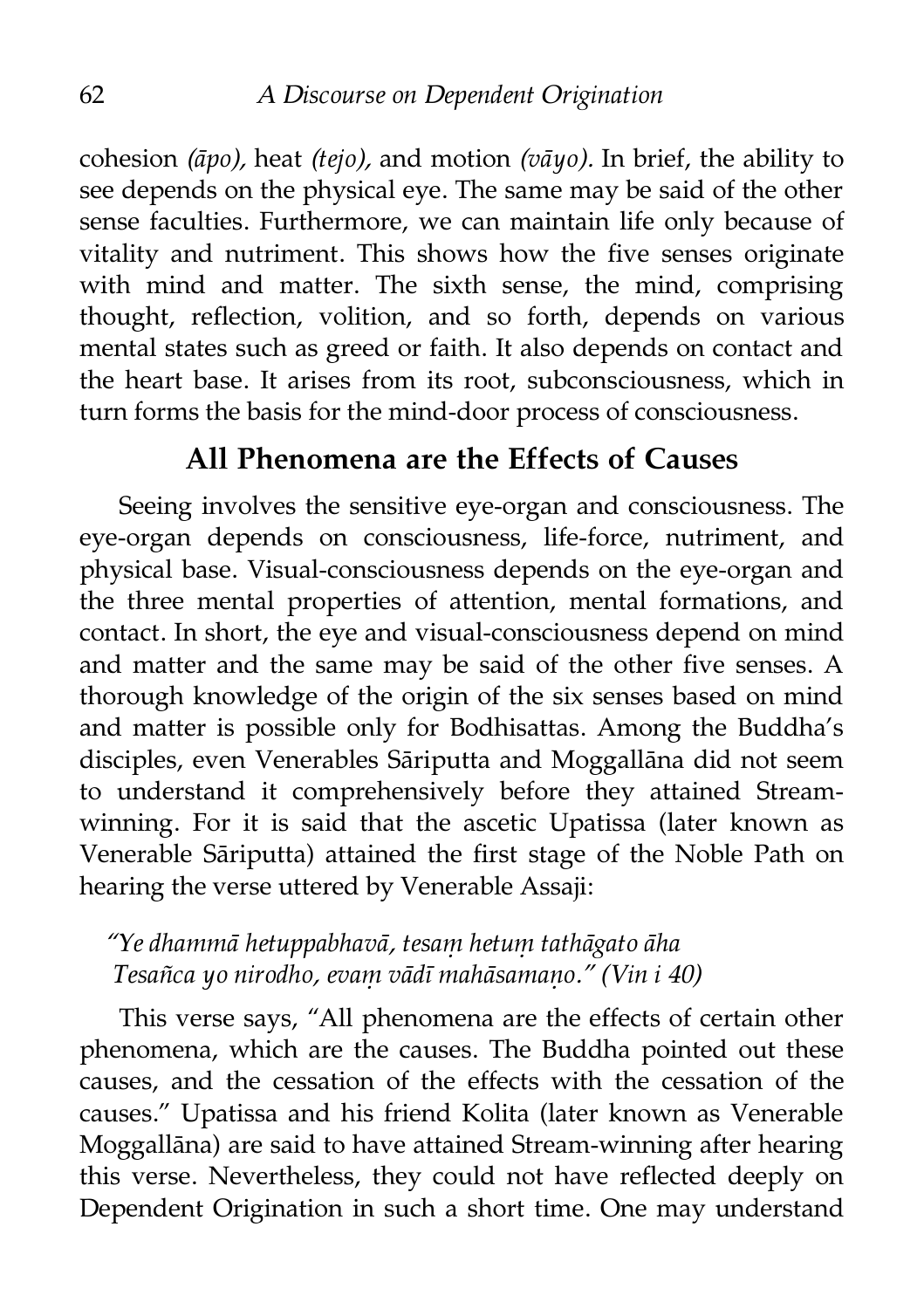cohesion *(āpo),* heat *(tejo),* and motion *(vāyo).* In brief, the ability to see depends on the physical eye. The same may be said of the other sense faculties. Furthermore, we can maintain life only because of vitality and nutriment. This shows how the five senses originate with mind and matter. The sixth sense, the mind, comprising thought, reflection, volition, and so forth, depends on various mental states such as greed or faith. It also depends on contact and the heart base. It arises from its root, subconsciousness, which in turn forms the basis for the mind-door process of consciousness.

## All Phenomena are the Effects of Causes

Seeing involves the sensitive eye-organ and consciousness. The eye-organ depends on consciousness, life-force, nutriment, and physical base. Visual-consciousness depends on the eye-organ and the three mental properties of attention, mental formations, and contact. In short, the eye and visual-consciousness depend on mind and matter and the same may be said of the other five senses. A thorough knowledge of the origin of the six senses based on mind and matter is possible only for Bodhisattas. Among the Buddha's disciples, even Venerables Sāriputta and Moggallāna did not seem to understand it comprehensively before they attained Stream-winning. For it is said that the ascetic Upatissa (later known as Venerable Sāriputta) attained the first stage of the Noble Path on hearing the verse uttered by Venerable Assaji:

> *"Ye dhammā hetuppabhavā, tesaṃ hetuṃ tathāgato āha*
> *Tesañca yo nirodho, evaṃ vādī mahāsamaṇo." (Vin i 40)*

This verse says, "All phenomena are the effects of certain other phenomena, which are the causes. The Buddha pointed out these causes, and the cessation of the effects with the cessation of the causes." Upatissa and his friend Kolita (later known as Venerable Moggallāna) are said to have attained Stream-winning after hearing this verse. Nevertheless, they could not have reflected deeply on Dependent Origination in such a short time. One may understand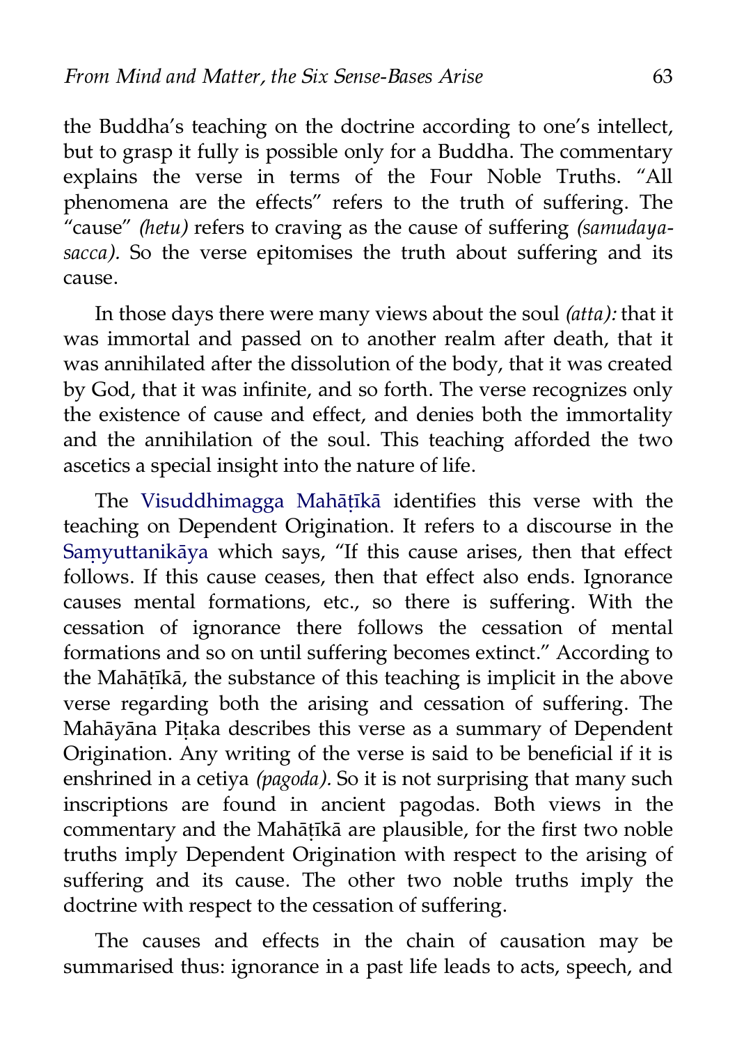the Buddha's teaching on the doctrine according to one's intellect, but to grasp it fully is possible only for a Buddha. The commentary explains the verse in terms of the Four Noble Truths. "All phenomena are the effects" refers to the truth of suffering. The "cause" *(hetu)* refers to craving as the cause of suffering *(samudaya-sacca).* So the verse epitomises the truth about suffering and its cause.

In those days there were many views about the soul *(atta):* that it was immortal and passed on to another realm after death, that it was annihilated after the dissolution of the body, that it was created by God, that it was infinite, and so forth. The verse recognizes only the existence of cause and effect, and denies both the immortality and the annihilation of the soul. This teaching afforded the two ascetics a special insight into the nature of life.

The Visuddhimagga Mahāṭīkā identifies this verse with the teaching on Dependent Origination. It refers to a discourse in the Saṃyuttanikāya which says, "If this cause arises, then that effect follows. If this cause ceases, then that effect also ends. Ignorance causes mental formations, etc., so there is suffering. With the cessation of ignorance there follows the cessation of mental formations and so on until suffering becomes extinct." According to the Mahāṭīkā, the substance of this teaching is implicit in the above verse regarding both the arising and cessation of suffering. The Mahāyāna Piṭaka describes this verse as a summary of Dependent Origination. Any writing of the verse is said to be beneficial if it is enshrined in a cetiya *(pagoda).* So it is not surprising that many such inscriptions are found in ancient pagodas. Both views in the commentary and the Mahāṭīkā are plausible, for the first two noble truths imply Dependent Origination with respect to the arising of suffering and its cause. The other two noble truths imply the doctrine with respect to the cessation of suffering.

The causes and effects in the chain of causation may be summarised thus: ignorance in a past life leads to acts, speech, and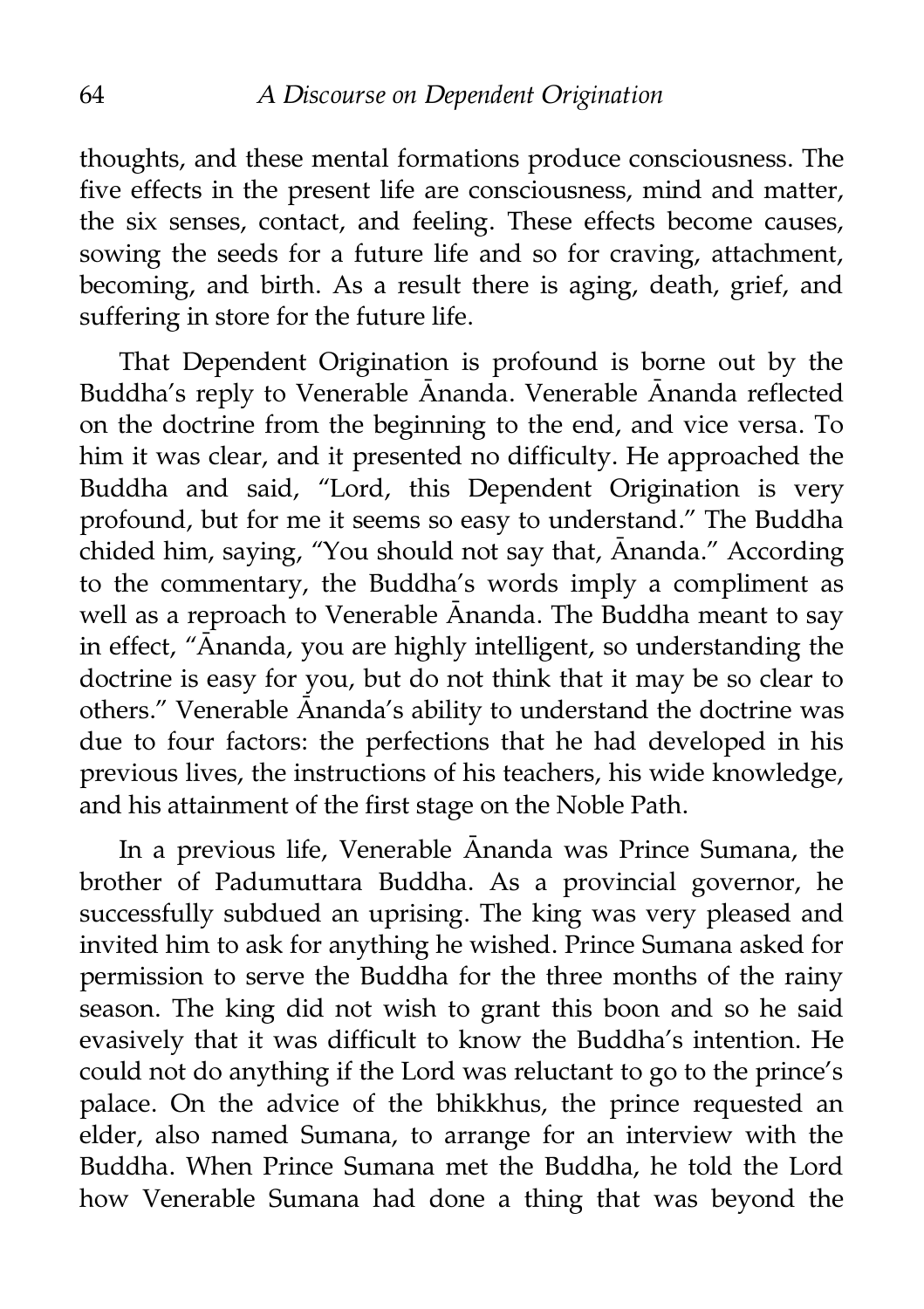thoughts, and these mental formations produce consciousness. The five effects in the present life are consciousness, mind and matter, the six senses, contact, and feeling. These effects become causes, sowing the seeds for a future life and so for craving, attachment, becoming, and birth. As a result there is aging, death, grief, and suffering in store for the future life.

That Dependent Origination is profound is borne out by the Buddha's reply to Venerable Ānanda. Venerable Ānanda reflected on the doctrine from the beginning to the end, and vice versa. To him it was clear, and it presented no difficulty. He approached the Buddha and said, "Lord, this Dependent Origination is very profound, but for me it seems so easy to understand." The Buddha chided him, saying, "You should not say that, Ānanda." According to the commentary, the Buddha's words imply a compliment as well as a reproach to Venerable Ānanda. The Buddha meant to say in effect, "Ānanda, you are highly intelligent, so understanding the doctrine is easy for you, but do not think that it may be so clear to others." Venerable Ānanda's ability to understand the doctrine was due to four factors: the perfections that he had developed in his previous lives, the instructions of his teachers, his wide knowledge, and his attainment of the first stage on the Noble Path.

In a previous life, Venerable Ānanda was Prince Sumana, the brother of Padumuttara Buddha. As a provincial governor, he successfully subdued an uprising. The king was very pleased and invited him to ask for anything he wished. Prince Sumana asked for permission to serve the Buddha for the three months of the rainy season. The king did not wish to grant this boon and so he said evasively that it was difficult to know the Buddha's intention. He could not do anything if the Lord was reluctant to go to the prince's palace. On the advice of the bhikkhus, the prince requested an elder, also named Sumana, to arrange for an interview with the Buddha. When Prince Sumana met the Buddha, he told the Lord how Venerable Sumana had done a thing that was beyond the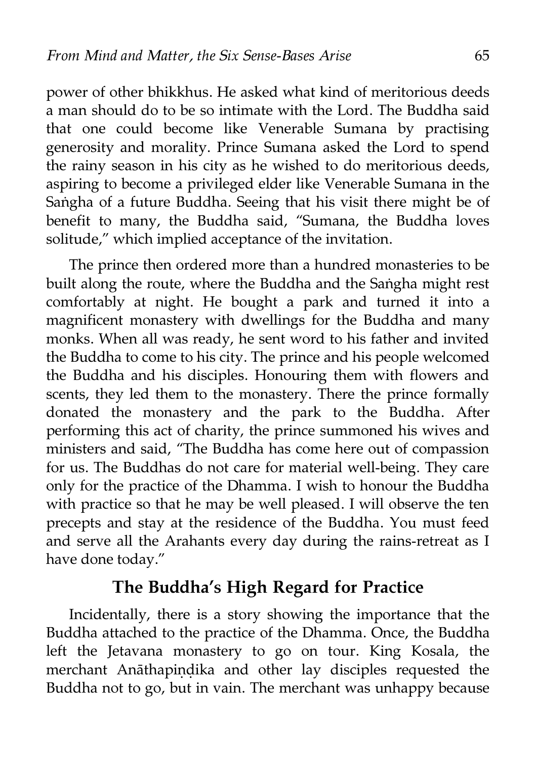power of other bhikkhus. He asked what kind of meritorious deeds a man should do to be so intimate with the Lord. The Buddha said that one could become like Venerable Sumana by practising generosity and morality. Prince Sumana asked the Lord to spend the rainy season in his city as he wished to do meritorious deeds, aspiring to become a privileged elder like Venerable Sumana in the Saṅgha of a future Buddha. Seeing that his visit there might be of benefit to many, the Buddha said, "Sumana, the Buddha loves solitude," which implied acceptance of the invitation.

The prince then ordered more than a hundred monasteries to be built along the route, where the Buddha and the Saṅgha might rest comfortably at night. He bought a park and turned it into a magnificent monastery with dwellings for the Buddha and many monks. When all was ready, he sent word to his father and invited the Buddha to come to his city. The prince and his people welcomed the Buddha and his disciples. Honouring them with flowers and scents, they led them to the monastery. There the prince formally donated the monastery and the park to the Buddha. After performing this act of charity, the prince summoned his wives and ministers and said, "The Buddha has come here out of compassion for us. The Buddhas do not care for material well-being. They care only for the practice of the Dhamma. I wish to honour the Buddha with practice so that he may be well pleased. I will observe the ten precepts and stay at the residence of the Buddha. You must feed and serve all the Arahants every day during the rains-retreat as I have done today."

## The Buddha's High Regard for Practice

Incidentally, there is a story showing the importance that the Buddha attached to the practice of the Dhamma. Once, the Buddha left the Jetavana monastery to go on tour. King Kosala, the merchant Anāthapiṇḍika and other lay disciples requested the Buddha not to go, but in vain. The merchant was unhappy because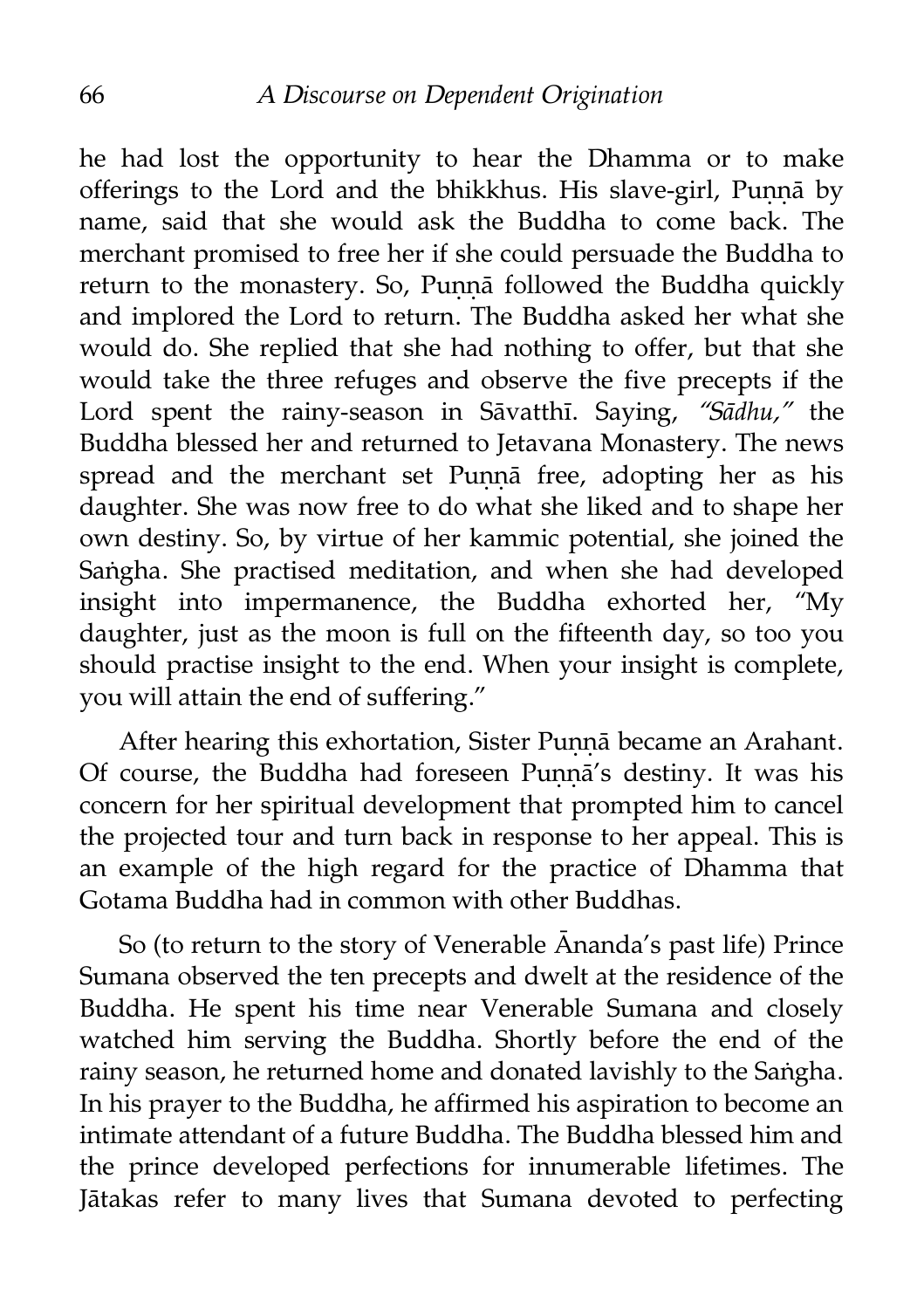he had lost the opportunity to hear the Dhamma or to make offerings to the Lord and the bhikkhus. His slave-girl, Puṇṇā by name, said that she would ask the Buddha to come back. The merchant promised to free her if she could persuade the Buddha to return to the monastery. So, Puṇṇā followed the Buddha quickly and implored the Lord to return. The Buddha asked her what she would do. She replied that she had nothing to offer, but that she would take the three refuges and observe the five precepts if the Lord spent the rainy-season in Sāvatthī. Saying, *"Sādhu,"* the Buddha blessed her and returned to Jetavana Monastery. The news spread and the merchant set Puṇṇā free, adopting her as his daughter. She was now free to do what she liked and to shape her own destiny. So, by virtue of her kammic potential, she joined the Saṅgha. She practised meditation, and when she had developed insight into impermanence, the Buddha exhorted her, "My daughter, just as the moon is full on the fifteenth day, so too you should practise insight to the end. When your insight is complete, you will attain the end of suffering."

After hearing this exhortation, Sister Puṇṇā became an Arahant. Of course, the Buddha had foreseen Puṇṇā's destiny. It was his concern for her spiritual development that prompted him to cancel the projected tour and turn back in response to her appeal. This is an example of the high regard for the practice of Dhamma that Gotama Buddha had in common with other Buddhas.

So (to return to the story of Venerable Ānanda's past life) Prince Sumana observed the ten precepts and dwelt at the residence of the Buddha. He spent his time near Venerable Sumana and closely watched him serving the Buddha. Shortly before the end of the rainy season, he returned home and donated lavishly to the Saṅgha. In his prayer to the Buddha, he affirmed his aspiration to become an intimate attendant of a future Buddha. The Buddha blessed him and the prince developed perfections for innumerable lifetimes. The Jātakas refer to many lives that Sumana devoted to perfecting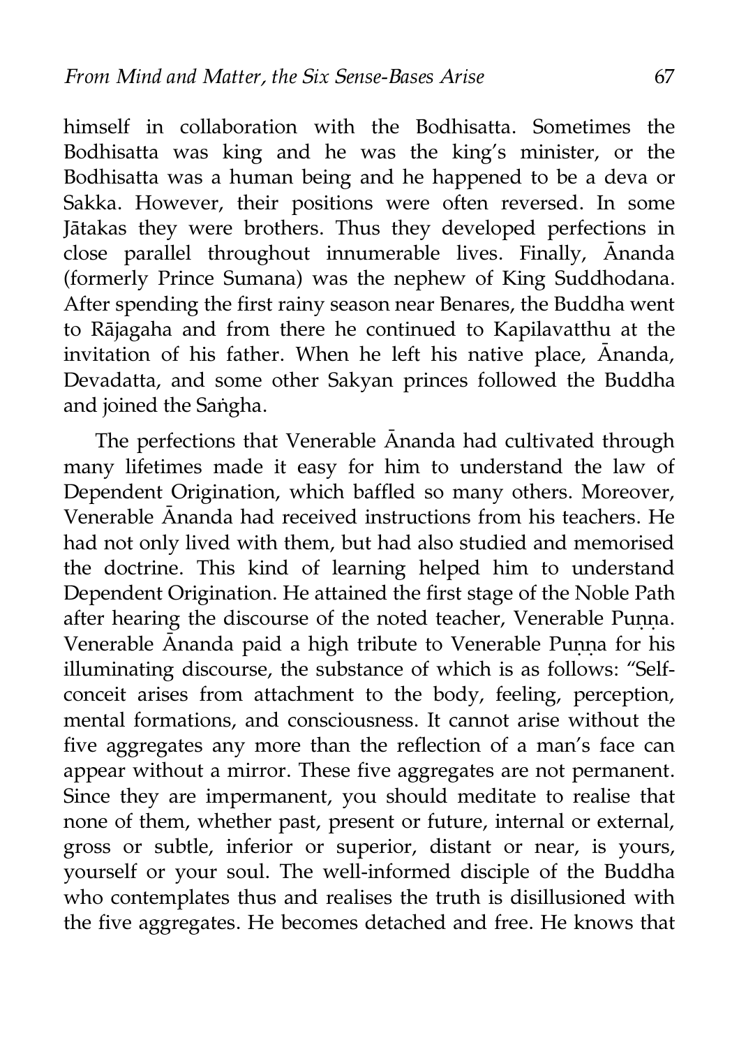himself in collaboration with the Bodhisatta. Sometimes the Bodhisatta was king and he was the king's minister, or the Bodhisatta was a human being and he happened to be a deva or Sakka. However, their positions were often reversed. In some Jātakas they were brothers. Thus they developed perfections in close parallel throughout innumerable lives. Finally, Ānanda (formerly Prince Sumana) was the nephew of King Suddhodana. After spending the first rainy season near Benares, the Buddha went to Rājagaha and from there he continued to Kapilavatthu at the invitation of his father. When he left his native place, Ānanda, Devadatta, and some other Sakyan princes followed the Buddha and joined the Saṅgha.

The perfections that Venerable Ānanda had cultivated through many lifetimes made it easy for him to understand the law of Dependent Origination, which baffled so many others. Moreover, Venerable Ānanda had received instructions from his teachers. He had not only lived with them, but had also studied and memorised the doctrine. This kind of learning helped him to understand Dependent Origination. He attained the first stage of the Noble Path after hearing the discourse of the noted teacher, Venerable Puṇṇa. Venerable Ānanda paid a high tribute to Venerable Puṇṇa for his illuminating discourse, the substance of which is as follows: "Self-conceit arises from attachment to the body, feeling, perception, mental formations, and consciousness. It cannot arise without the five aggregates any more than the reflection of a man's face can appear without a mirror. These five aggregates are not permanent. Since they are impermanent, you should meditate to realise that none of them, whether past, present or future, internal or external, gross or subtle, inferior or superior, distant or near, is yours, yourself or your soul. The well-informed disciple of the Buddha who contemplates thus and realises the truth is disillusioned with the five aggregates. He becomes detached and free. He knows that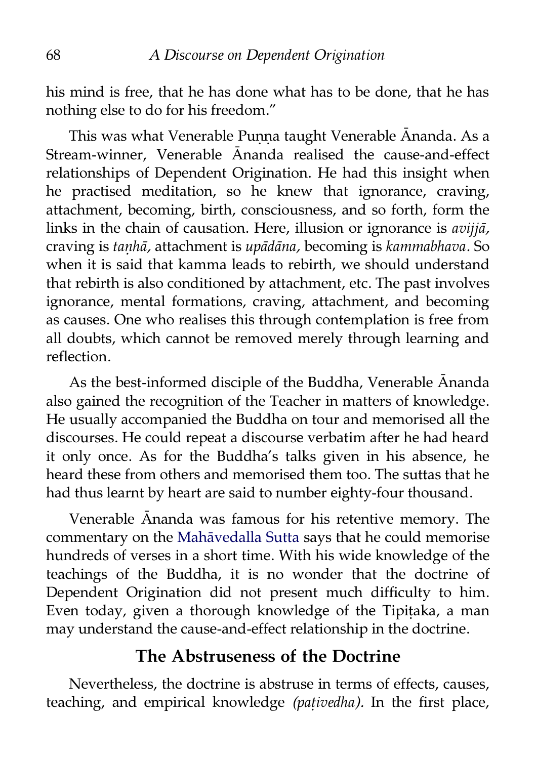his mind is free, that he has done what has to be done, that he has nothing else to do for his freedom."

This was what Venerable Puṇṇa taught Venerable Ānanda. As a Stream-winner, Venerable Ānanda realised the cause-and-effect relationships of Dependent Origination. He had this insight when he practised meditation, so he knew that ignorance, craving, attachment, becoming, birth, consciousness, and so forth, form the links in the chain of causation. Here, illusion or ignorance is *avijjā,* craving is *taṇhā,* attachment is *upādāna,* becoming is *kammabhava*. So when it is said that kamma leads to rebirth, we should understand that rebirth is also conditioned by attachment, etc. The past involves ignorance, mental formations, craving, attachment, and becoming as causes. One who realises this through contemplation is free from all doubts, which cannot be removed merely through learning and reflection.

As the best-informed disciple of the Buddha, Venerable Ānanda also gained the recognition of the Teacher in matters of knowledge. He usually accompanied the Buddha on tour and memorised all the discourses. He could repeat a discourse verbatim after he had heard it only once. As for the Buddha's talks given in his absence, he heard these from others and memorised them too. The suttas that he had thus learnt by heart are said to number eighty-four thousand.

Venerable Ānanda was famous for his retentive memory. The commentary on the Mahāvedalla Sutta says that he could memorise hundreds of verses in a short time. With his wide knowledge of the teachings of the Buddha, it is no wonder that the doctrine of Dependent Origination did not present much difficulty to him. Even today, given a thorough knowledge of the Tipiṭaka, a man may understand the cause-and-effect relationship in the doctrine.

## The Abstruseness of the Doctrine

Nevertheless, the doctrine is abstruse in terms of effects, causes, teaching, and empirical knowledge *(paṭivedha).* In the first place,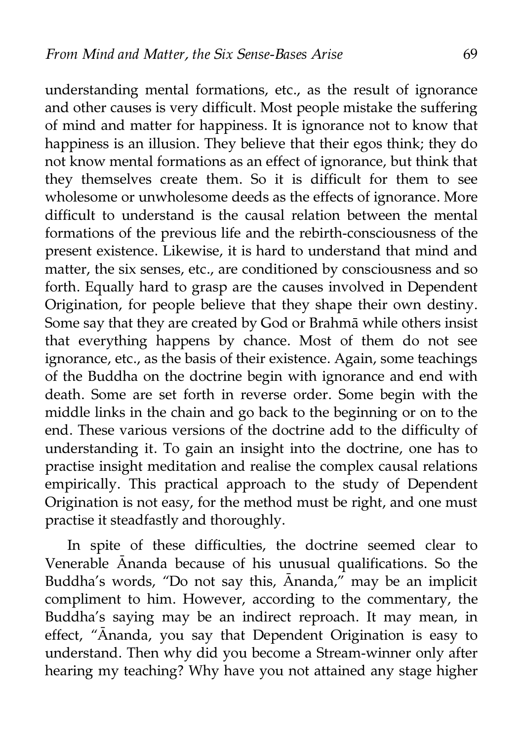understanding mental formations, etc., as the result of ignorance and other causes is very difficult. Most people mistake the suffering of mind and matter for happiness. It is ignorance not to know that happiness is an illusion. They believe that their egos think; they do not know mental formations as an effect of ignorance, but think that they themselves create them. So it is difficult for them to see wholesome or unwholesome deeds as the effects of ignorance. More difficult to understand is the causal relation between the mental formations of the previous life and the rebirth-consciousness of the present existence. Likewise, it is hard to understand that mind and matter, the six senses, etc., are conditioned by consciousness and so forth. Equally hard to grasp are the causes involved in Dependent Origination, for people believe that they shape their own destiny. Some say that they are created by God or Brahmā while others insist that everything happens by chance. Most of them do not see ignorance, etc., as the basis of their existence. Again, some teachings of the Buddha on the doctrine begin with ignorance and end with death. Some are set forth in reverse order. Some begin with the middle links in the chain and go back to the beginning or on to the end. These various versions of the doctrine add to the difficulty of understanding it. To gain an insight into the doctrine, one has to practise insight meditation and realise the complex causal relations empirically. This practical approach to the study of Dependent Origination is not easy, for the method must be right, and one must practise it steadfastly and thoroughly.

In spite of these difficulties, the doctrine seemed clear to Venerable Ānanda because of his unusual qualifications. So the Buddha's words, "Do not say this, Ānanda," may be an implicit compliment to him. However, according to the commentary, the Buddha's saying may be an indirect reproach. It may mean, in effect, "Ānanda, you say that Dependent Origination is easy to understand. Then why did you become a Stream-winner only after hearing my teaching? Why have you not attained any stage higher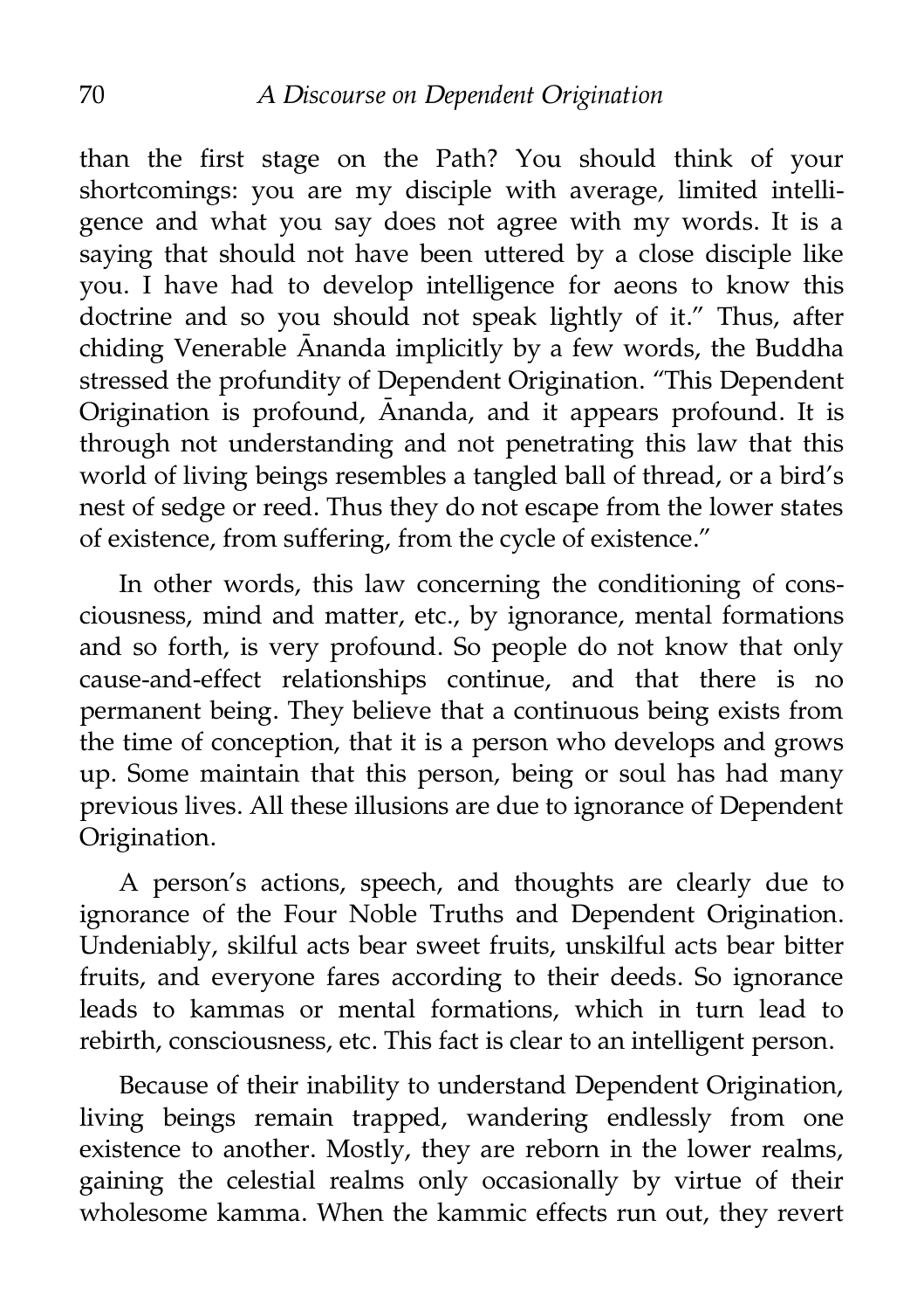than the first stage on the Path? You should think of your shortcomings: you are my disciple with average, limited intelligence and what you say does not agree with my words. It is a saying that should not have been uttered by a close disciple like you. I have had to develop intelligence for aeons to know this doctrine and so you should not speak lightly of it." Thus, after chiding Venerable Ānanda implicitly by a few words, the Buddha stressed the profundity of Dependent Origination. "This Dependent Origination is profound, Ānanda, and it appears profound. It is through not understanding and not penetrating this law that this world of living beings resembles a tangled ball of thread, or a bird's nest of sedge or reed. Thus they do not escape from the lower states of existence, from suffering, from the cycle of existence."

In other words, this law concerning the conditioning of consciousness, mind and matter, etc., by ignorance, mental formations and so forth, is very profound. So people do not know that only cause-and-effect relationships continue, and that there is no permanent being. They believe that a continuous being exists from the time of conception, that it is a person who develops and grows up. Some maintain that this person, being or soul has had many previous lives. All these illusions are due to ignorance of Dependent Origination.

A person's actions, speech, and thoughts are clearly due to ignorance of the Four Noble Truths and Dependent Origination. Undeniably, skilful acts bear sweet fruits, unskilful acts bear bitter fruits, and everyone fares according to their deeds. So ignorance leads to kammas or mental formations, which in turn lead to rebirth, consciousness, etc. This fact is clear to an intelligent person.

Because of their inability to understand Dependent Origination, living beings remain trapped, wandering endlessly from one existence to another. Mostly, they are reborn in the lower realms, gaining the celestial realms only occasionally by virtue of their wholesome kamma. When the kammic effects run out, they revert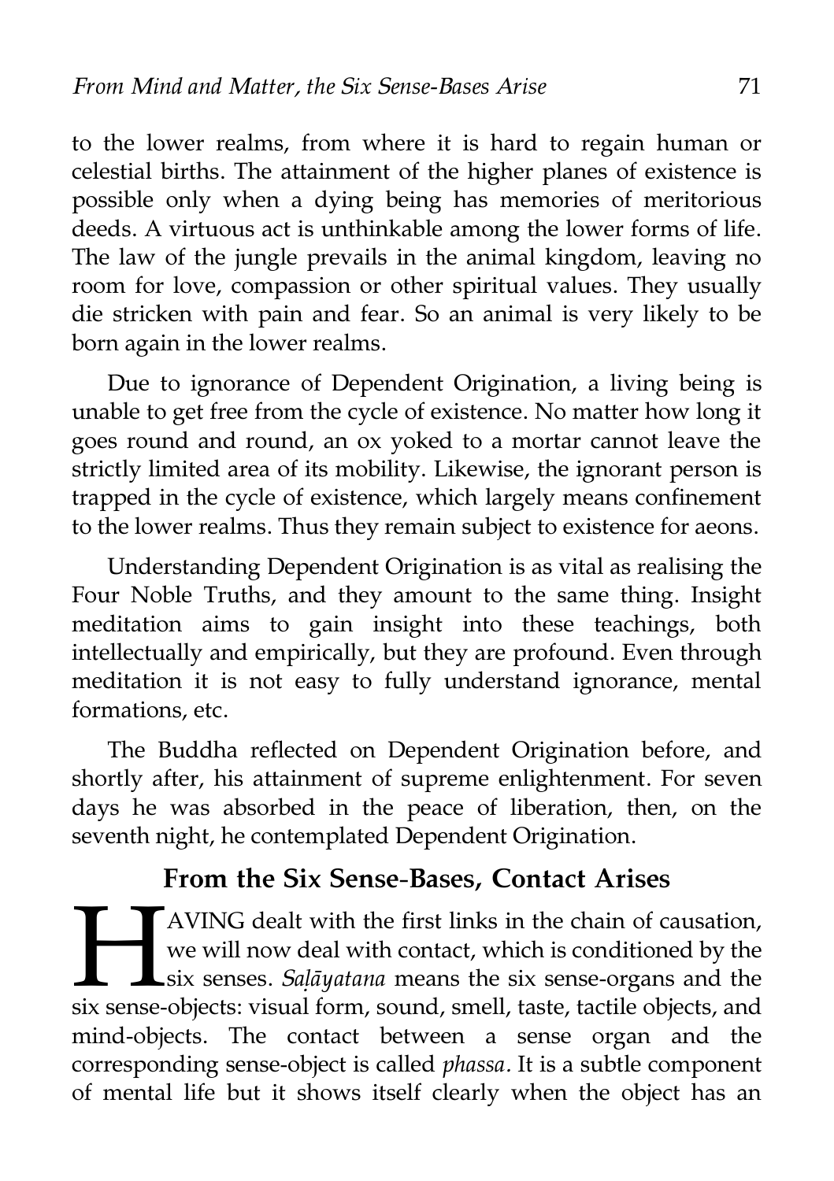to the lower realms, from where it is hard to regain human or celestial births. The attainment of the higher planes of existence is possible only when a dying being has memories of meritorious deeds. A virtuous act is unthinkable among the lower forms of life. The law of the jungle prevails in the animal kingdom, leaving no room for love, compassion or other spiritual values. They usually die stricken with pain and fear. So an animal is very likely to be born again in the lower realms.

Due to ignorance of Dependent Origination, a living being is unable to get free from the cycle of existence. No matter how long it goes round and round, an ox yoked to a mortar cannot leave the strictly limited area of its mobility. Likewise, the ignorant person is trapped in the cycle of existence, which largely means confinement to the lower realms. Thus they remain subject to existence for aeons.

Understanding Dependent Origination is as vital as realising the Four Noble Truths, and they amount to the same thing. Insight meditation aims to gain insight into these teachings, both intellectually and empirically, but they are profound. Even through meditation it is not easy to fully understand ignorance, mental formations, etc.

The Buddha reflected on Dependent Origination before, and shortly after, his attainment of supreme enlightenment. For seven days he was absorbed in the peace of liberation, then, on the seventh night, he contemplated Dependent Origination.

## From the Six Sense-Bases, Contact Arises

HAVING dealt with the first links in the chain of causation, we will now deal with contact, which is conditioned by the six senses. *Saḷāyatana* means the six sense-organs and the six sense-objects: visual form, sound, smell, taste, tactile objects, and mind-objects. The contact between a sense organ and the corresponding sense-object is called *phassa*. It is a subtle component of mental life but it shows itself clearly when the object has an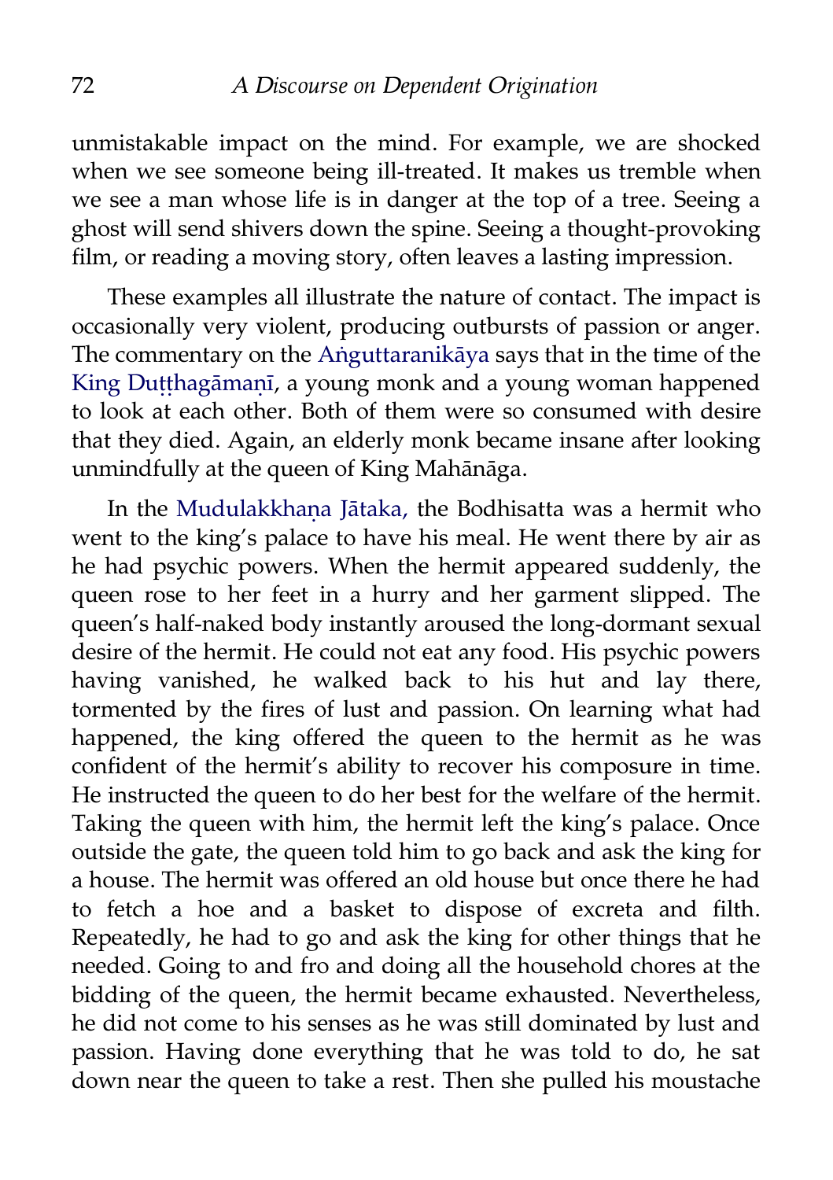unmistakable impact on the mind. For example, we are shocked when we see someone being ill-treated. It makes us tremble when we see a man whose life is in danger at the top of a tree. Seeing a ghost will send shivers down the spine. Seeing a thought-provoking film, or reading a moving story, often leaves a lasting impression.

These examples all illustrate the nature of contact. The impact is occasionally very violent, producing outbursts of passion or anger. The commentary on the Aṅguttaranikāya says that in the time of the King Duṭṭhagāmaṇī, a young monk and a young woman happened to look at each other. Both of them were so consumed with desire that they died. Again, an elderly monk became insane after looking unmindfully at the queen of King Mahānāga.

In the Mudulakkhaṇa Jātaka, the Bodhisatta was a hermit who went to the king's palace to have his meal. He went there by air as he had psychic powers. When the hermit appeared suddenly, the queen rose to her feet in a hurry and her garment slipped. The queen's half-naked body instantly aroused the long-dormant sexual desire of the hermit. He could not eat any food. His psychic powers having vanished, he walked back to his hut and lay there, tormented by the fires of lust and passion. On learning what had happened, the king offered the queen to the hermit as he was confident of the hermit's ability to recover his composure in time. He instructed the queen to do her best for the welfare of the hermit. Taking the queen with him, the hermit left the king's palace. Once outside the gate, the queen told him to go back and ask the king for a house. The hermit was offered an old house but once there he had to fetch a hoe and a basket to dispose of excreta and filth. Repeatedly, he had to go and ask the king for other things that he needed. Going to and fro and doing all the household chores at the bidding of the queen, the hermit became exhausted. Nevertheless, he did not come to his senses as he was still dominated by lust and passion. Having done everything that he was told to do, he sat down near the queen to take a rest. Then she pulled his moustache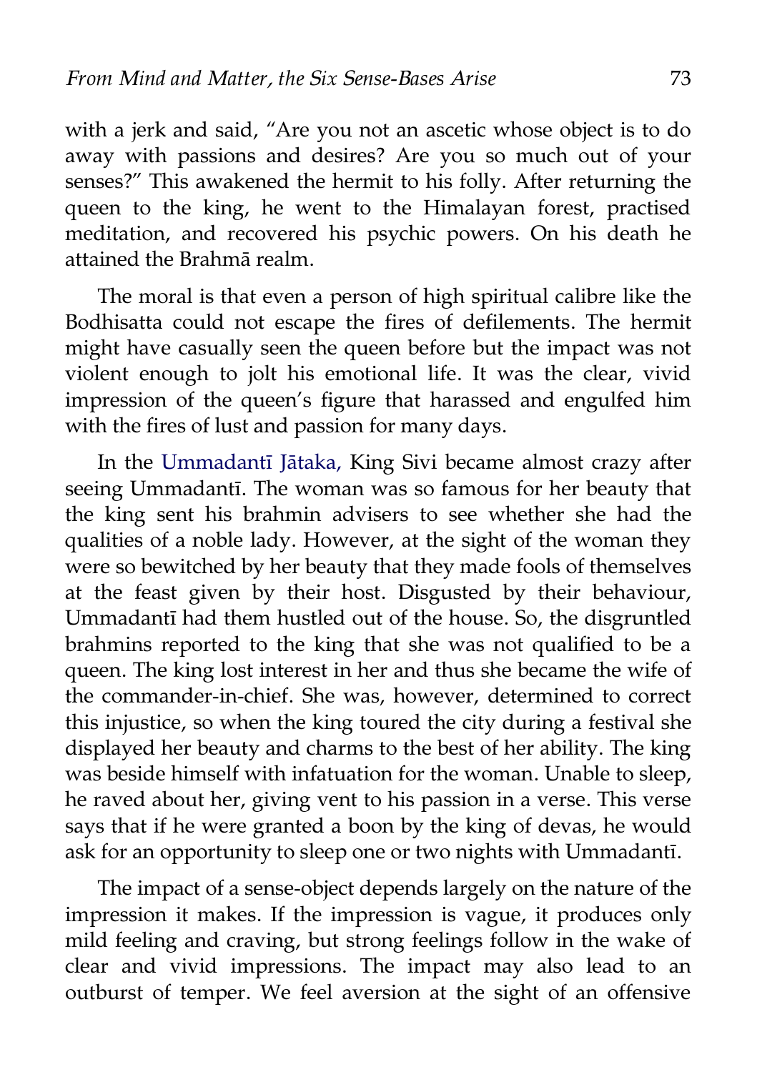with a jerk and said, "Are you not an ascetic whose object is to do away with passions and desires? Are you so much out of your senses?" This awakened the hermit to his folly. After returning the queen to the king, he went to the Himalayan forest, practised meditation, and recovered his psychic powers. On his death he attained the Brahmā realm.

The moral is that even a person of high spiritual calibre like the Bodhisatta could not escape the fires of defilements. The hermit might have casually seen the queen before but the impact was not violent enough to jolt his emotional life. It was the clear, vivid impression of the queen's figure that harassed and engulfed him with the fires of lust and passion for many days.

In the Ummadantī Jātaka, King Sivi became almost crazy after seeing Ummadantī. The woman was so famous for her beauty that the king sent his brahmin advisers to see whether she had the qualities of a noble lady. However, at the sight of the woman they were so bewitched by her beauty that they made fools of themselves at the feast given by their host. Disgusted by their behaviour, Ummadantī had them hustled out of the house. So, the disgruntled brahmins reported to the king that she was not qualified to be a queen. The king lost interest in her and thus she became the wife of the commander-in-chief. She was, however, determined to correct this injustice, so when the king toured the city during a festival she displayed her beauty and charms to the best of her ability. The king was beside himself with infatuation for the woman. Unable to sleep, he raved about her, giving vent to his passion in a verse. This verse says that if he were granted a boon by the king of devas, he would ask for an opportunity to sleep one or two nights with Ummadantī.

The impact of a sense-object depends largely on the nature of the impression it makes. If the impression is vague, it produces only mild feeling and craving, but strong feelings follow in the wake of clear and vivid impressions. The impact may also lead to an outburst of temper. We feel aversion at the sight of an offensive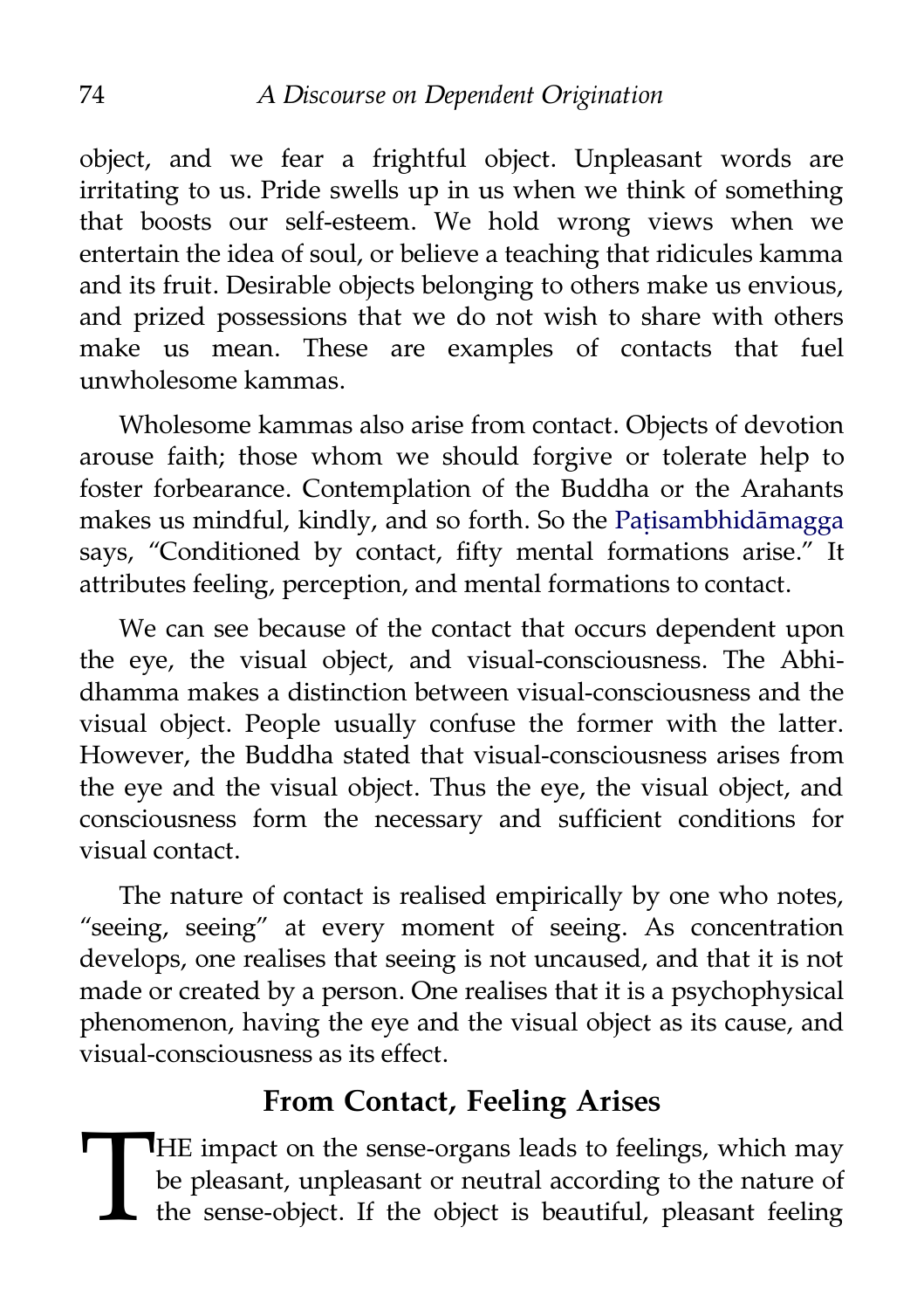object, and we fear a frightful object. Unpleasant words are irritating to us. Pride swells up in us when we think of something that boosts our self-esteem. We hold wrong views when we entertain the idea of soul, or believe a teaching that ridicules kamma and its fruit. Desirable objects belonging to others make us envious, and prized possessions that we do not wish to share with others make us mean. These are examples of contacts that fuel unwholesome kammas.

Wholesome kammas also arise from contact. Objects of devotion arouse faith; those whom we should forgive or tolerate help to foster forbearance. Contemplation of the Buddha or the Arahants makes us mindful, kindly, and so forth. So the Paṭisambhidāmagga says, "Conditioned by contact, fifty mental formations arise." It attributes feeling, perception, and mental formations to contact.

We can see because of the contact that occurs dependent upon the eye, the visual object, and visual-consciousness. The Abhidhamma makes a distinction between visual-consciousness and the visual object. People usually confuse the former with the latter. However, the Buddha stated that visual-consciousness arises from the eye and the visual object. Thus the eye, the visual object, and consciousness form the necessary and sufficient conditions for visual contact.

The nature of contact is realised empirically by one who notes, "seeing, seeing" at every moment of seeing. As concentration develops, one realises that seeing is not uncaused, and that it is not made or created by a person. One realises that it is a psychophysical phenomenon, having the eye and the visual object as its cause, and visual-consciousness as its effect.

## From Contact, Feeling Arises

THE impact on the sense-organs leads to feelings, which may be pleasant, unpleasant or neutral according to the nature of the sense-object. If the object is beautiful, pleasant feeling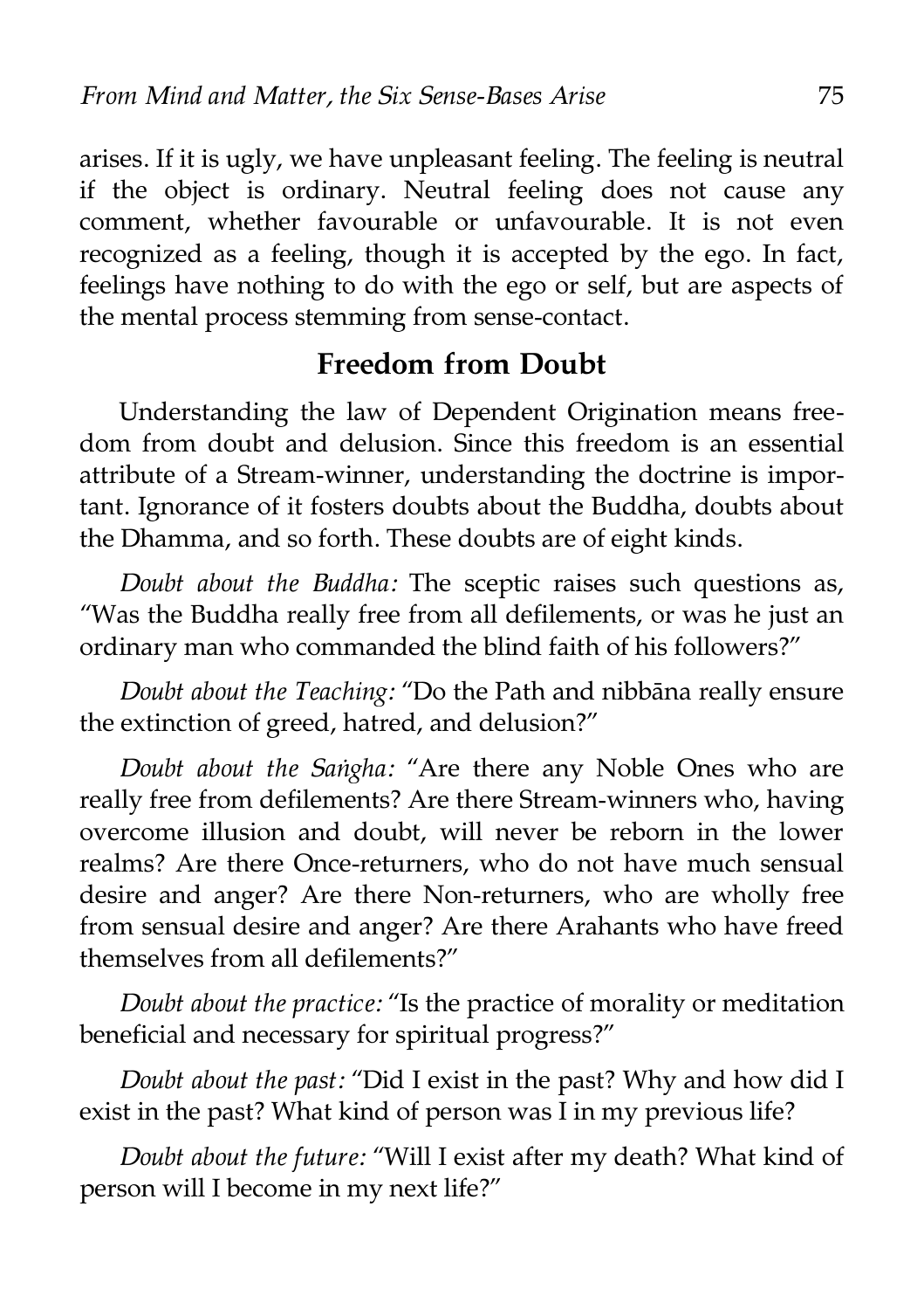arises. If it is ugly, we have unpleasant feeling. The feeling is neutral if the object is ordinary. Neutral feeling does not cause any comment, whether favourable or unfavourable. It is not even recognized as a feeling, though it is accepted by the ego. In fact, feelings have nothing to do with the ego or self, but are aspects of the mental process stemming from sense-contact.

## Freedom from Doubt

Understanding the law of Dependent Origination means freedom from doubt and delusion. Since this freedom is an essential attribute of a Stream-winner, understanding the doctrine is important. Ignorance of it fosters doubts about the Buddha, doubts about the Dhamma, and so forth. These doubts are of eight kinds.

*Doubt about the Buddha:* The sceptic raises such questions as, "Was the Buddha really free from all defilements, or was he just an ordinary man who commanded the blind faith of his followers?"

*Doubt about the Teaching:* "Do the Path and nibbāna really ensure the extinction of greed, hatred, and delusion?"

*Doubt about the Saṅgha:* "Are there any Noble Ones who are really free from defilements? Are there Stream-winners who, having overcome illusion and doubt, will never be reborn in the lower realms? Are there Once-returners, who do not have much sensual desire and anger? Are there Non-returners, who are wholly free from sensual desire and anger? Are there Arahants who have freed themselves from all defilements?"

*Doubt about the practice:* "Is the practice of morality or meditation beneficial and necessary for spiritual progress?"

*Doubt about the past:* "Did I exist in the past? Why and how did I exist in the past? What kind of person was I in my previous life?

*Doubt about the future:* "Will I exist after my death? What kind of person will I become in my next life?"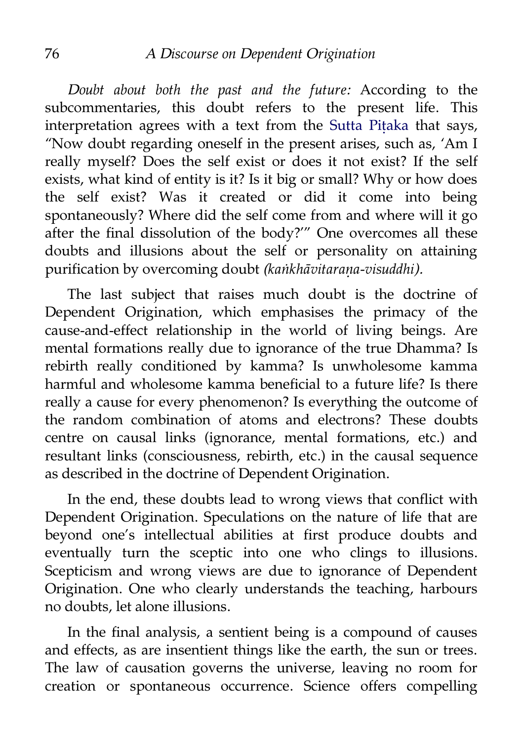*Doubt about both the past and the future:* According to the subcommentaries, this doubt refers to the present life. This interpretation agrees with a text from the Sutta Piṭaka that says, "Now doubt regarding oneself in the present arises, such as, 'Am I really myself? Does the self exist or does it not exist? If the self exists, what kind of entity is it? Is it big or small? Why or how does the self exist? Was it created or did it come into being spontaneously? Where did the self come from and where will it go after the final dissolution of the body?'" One overcomes all these doubts and illusions about the self or personality on attaining purification by overcoming doubt *(kaṅkhāvitaraṇa-visuddhi).*

The last subject that raises much doubt is the doctrine of Dependent Origination, which emphasises the primacy of the cause-and-effect relationship in the world of living beings. Are mental formations really due to ignorance of the true Dhamma? Is rebirth really conditioned by kamma? Is unwholesome kamma harmful and wholesome kamma beneficial to a future life? Is there really a cause for every phenomenon? Is everything the outcome of the random combination of atoms and electrons? These doubts centre on causal links (ignorance, mental formations, etc.) and resultant links (consciousness, rebirth, etc.) in the causal sequence as described in the doctrine of Dependent Origination.

In the end, these doubts lead to wrong views that conflict with Dependent Origination. Speculations on the nature of life that are beyond one's intellectual abilities at first produce doubts and eventually turn the sceptic into one who clings to illusions. Scepticism and wrong views are due to ignorance of Dependent Origination. One who clearly understands the teaching, harbours no doubts, let alone illusions.

In the final analysis, a sentient being is a compound of causes and effects, as are insentient things like the earth, the sun or trees. The law of causation governs the universe, leaving no room for creation or spontaneous occurrence. Science offers compelling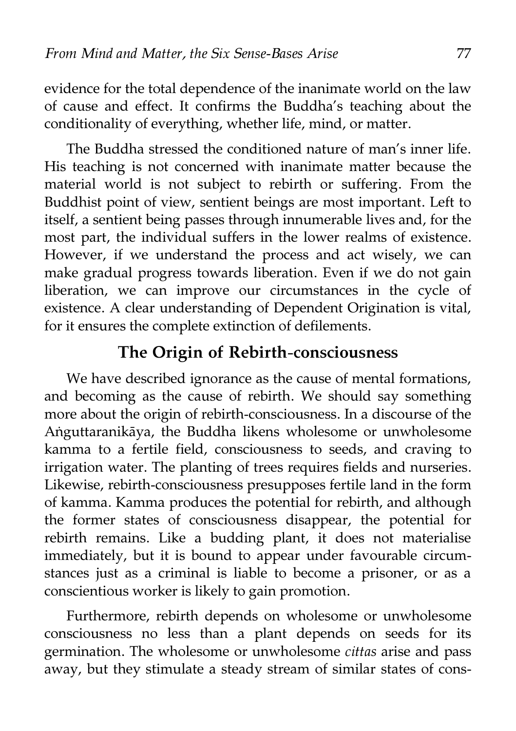evidence for the total dependence of the inanimate world on the law of cause and effect. It confirms the Buddha's teaching about the conditionality of everything, whether life, mind, or matter.

The Buddha stressed the conditioned nature of man's inner life. His teaching is not concerned with inanimate matter because the material world is not subject to rebirth or suffering. From the Buddhist point of view, sentient beings are most important. Left to itself, a sentient being passes through innumerable lives and, for the most part, the individual suffers in the lower realms of existence. However, if we understand the process and act wisely, we can make gradual progress towards liberation. Even if we do not gain liberation, we can improve our circumstances in the cycle of existence. A clear understanding of Dependent Origination is vital, for it ensures the complete extinction of defilements.

## The Origin of Rebirth-consciousness

We have described ignorance as the cause of mental formations, and becoming as the cause of rebirth. We should say something more about the origin of rebirth-consciousness. In a discourse of the Aṅguttaranikāya, the Buddha likens wholesome or unwholesome kamma to a fertile field, consciousness to seeds, and craving to irrigation water. The planting of trees requires fields and nurseries. Likewise, rebirth-consciousness presupposes fertile land in the form of kamma. Kamma produces the potential for rebirth, and although the former states of consciousness disappear, the potential for rebirth remains. Like a budding plant, it does not materialise immediately, but it is bound to appear under favourable circumstances just as a criminal is liable to become a prisoner, or as a conscientious worker is likely to gain promotion.

Furthermore, rebirth depends on wholesome or unwholesome consciousness no less than a plant depends on seeds for its germination. The wholesome or unwholesome *cittas* arise and pass away, but they stimulate a steady stream of similar states of cons-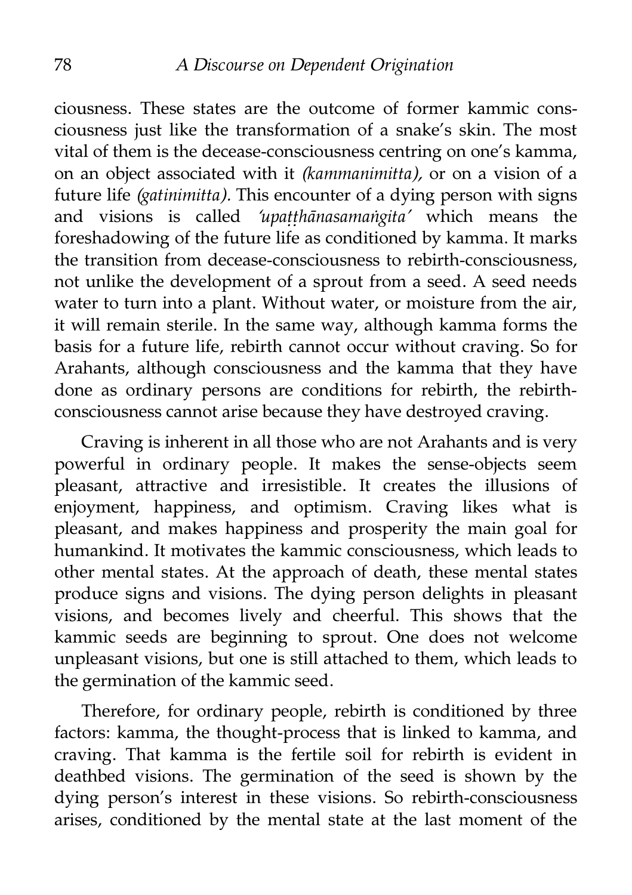ciousness. These states are the outcome of former kammic consciousness just like the transformation of a snake's skin. The most vital of them is the decease-consciousness centring on one's kamma, on an object associated with it *(kammanimitta),* or on a vision of a future life *(gatinimitta).* This encounter of a dying person with signs and visions is called *'upaṭṭhānasamaṅgita'* which means the foreshadowing of the future life as conditioned by kamma. It marks the transition from decease-consciousness to rebirth-consciousness, not unlike the development of a sprout from a seed. A seed needs water to turn into a plant. Without water, or moisture from the air, it will remain sterile. In the same way, although kamma forms the basis for a future life, rebirth cannot occur without craving. So for Arahants, although consciousness and the kamma that they have done as ordinary persons are conditions for rebirth, the rebirth-consciousness cannot arise because they have destroyed craving.

Craving is inherent in all those who are not Arahants and is very powerful in ordinary people. It makes the sense-objects seem pleasant, attractive and irresistible. It creates the illusions of enjoyment, happiness, and optimism. Craving likes what is pleasant, and makes happiness and prosperity the main goal for humankind. It motivates the kammic consciousness, which leads to other mental states. At the approach of death, these mental states produce signs and visions. The dying person delights in pleasant visions, and becomes lively and cheerful. This shows that the kammic seeds are beginning to sprout. One does not welcome unpleasant visions, but one is still attached to them, which leads to the germination of the kammic seed.

Therefore, for ordinary people, rebirth is conditioned by three factors: kamma, the thought-process that is linked to kamma, and craving. That kamma is the fertile soil for rebirth is evident in deathbed visions. The germination of the seed is shown by the dying person's interest in these visions. So rebirth-consciousness arises, conditioned by the mental state at the last moment of the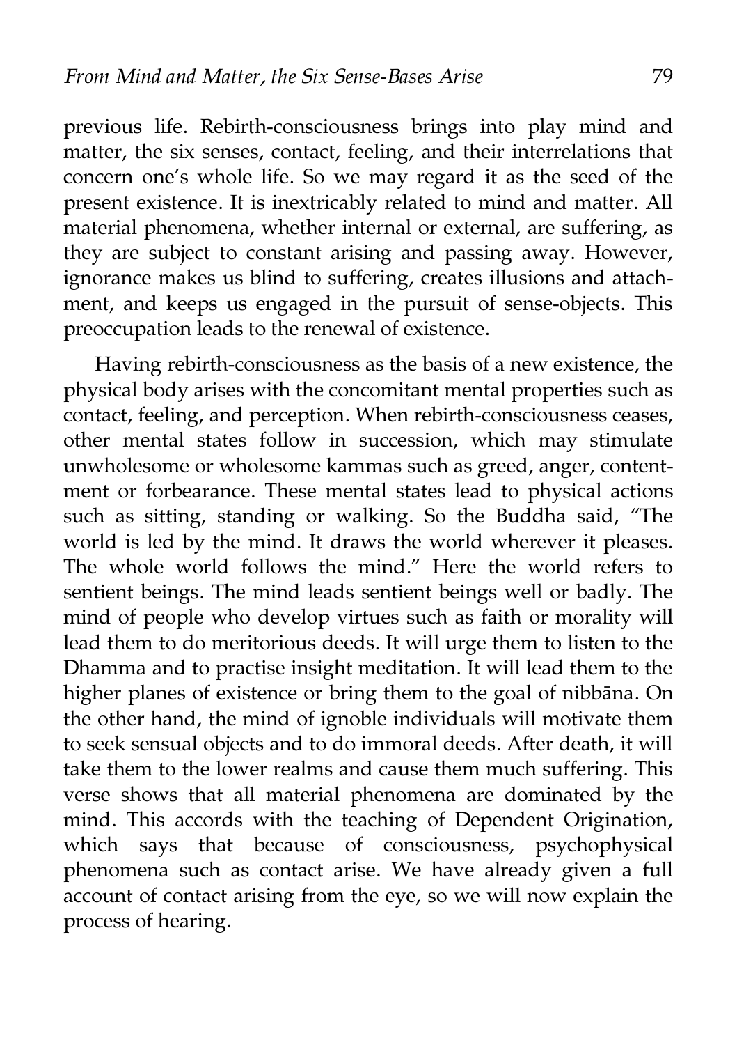previous life. Rebirth-consciousness brings into play mind and matter, the six senses, contact, feeling, and their interrelations that concern one's whole life. So we may regard it as the seed of the present existence. It is inextricably related to mind and matter. All material phenomena, whether internal or external, are suffering, as they are subject to constant arising and passing away. However, ignorance makes us blind to suffering, creates illusions and attachment, and keeps us engaged in the pursuit of sense-objects. This preoccupation leads to the renewal of existence.

Having rebirth-consciousness as the basis of a new existence, the physical body arises with the concomitant mental properties such as contact, feeling, and perception. When rebirth-consciousness ceases, other mental states follow in succession, which may stimulate unwholesome or wholesome kammas such as greed, anger, contentment or forbearance. These mental states lead to physical actions such as sitting, standing or walking. So the Buddha said, "The world is led by the mind. It draws the world wherever it pleases. The whole world follows the mind." Here the world refers to sentient beings. The mind leads sentient beings well or badly. The mind of people who develop virtues such as faith or morality will lead them to do meritorious deeds. It will urge them to listen to the Dhamma and to practise insight meditation. It will lead them to the higher planes of existence or bring them to the goal of nibbāna. On the other hand, the mind of ignoble individuals will motivate them to seek sensual objects and to do immoral deeds. After death, it will take them to the lower realms and cause them much suffering. This verse shows that all material phenomena are dominated by the mind. This accords with the teaching of Dependent Origination, which says that because of consciousness, psychophysical phenomena such as contact arise. We have already given a full account of contact arising from the eye, so we will now explain the process of hearing.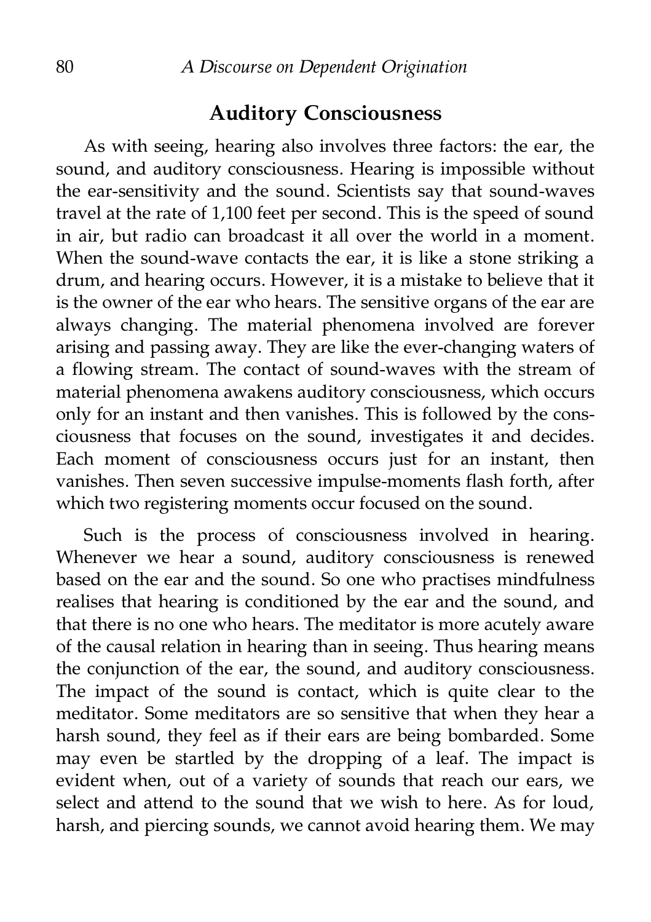## Auditory Consciousness

As with seeing, hearing also involves three factors: the ear, the sound, and auditory consciousness. Hearing is impossible without the ear-sensitivity and the sound. Scientists say that sound-waves travel at the rate of 1,100 feet per second. This is the speed of sound in air, but radio can broadcast it all over the world in a moment. When the sound-wave contacts the ear, it is like a stone striking a drum, and hearing occurs. However, it is a mistake to believe that it is the owner of the ear who hears. The sensitive organs of the ear are always changing. The material phenomena involved are forever arising and passing away. They are like the ever-changing waters of a flowing stream. The contact of sound-waves with the stream of material phenomena awakens auditory consciousness, which occurs only for an instant and then vanishes. This is followed by the consciousness that focuses on the sound, investigates it and decides. Each moment of consciousness occurs just for an instant, then vanishes. Then seven successive impulse-moments flash forth, after which two registering moments occur focused on the sound.

Such is the process of consciousness involved in hearing. Whenever we hear a sound, auditory consciousness is renewed based on the ear and the sound. So one who practises mindfulness realises that hearing is conditioned by the ear and the sound, and that there is no one who hears. The meditator is more acutely aware of the causal relation in hearing than in seeing. Thus hearing means the conjunction of the ear, the sound, and auditory consciousness. The impact of the sound is contact, which is quite clear to the meditator. Some meditators are so sensitive that when they hear a harsh sound, they feel as if their ears are being bombarded. Some may even be startled by the dropping of a leaf. The impact is evident when, out of a variety of sounds that reach our ears, we select and attend to the sound that we wish to here. As for loud, harsh, and piercing sounds, we cannot avoid hearing them. We may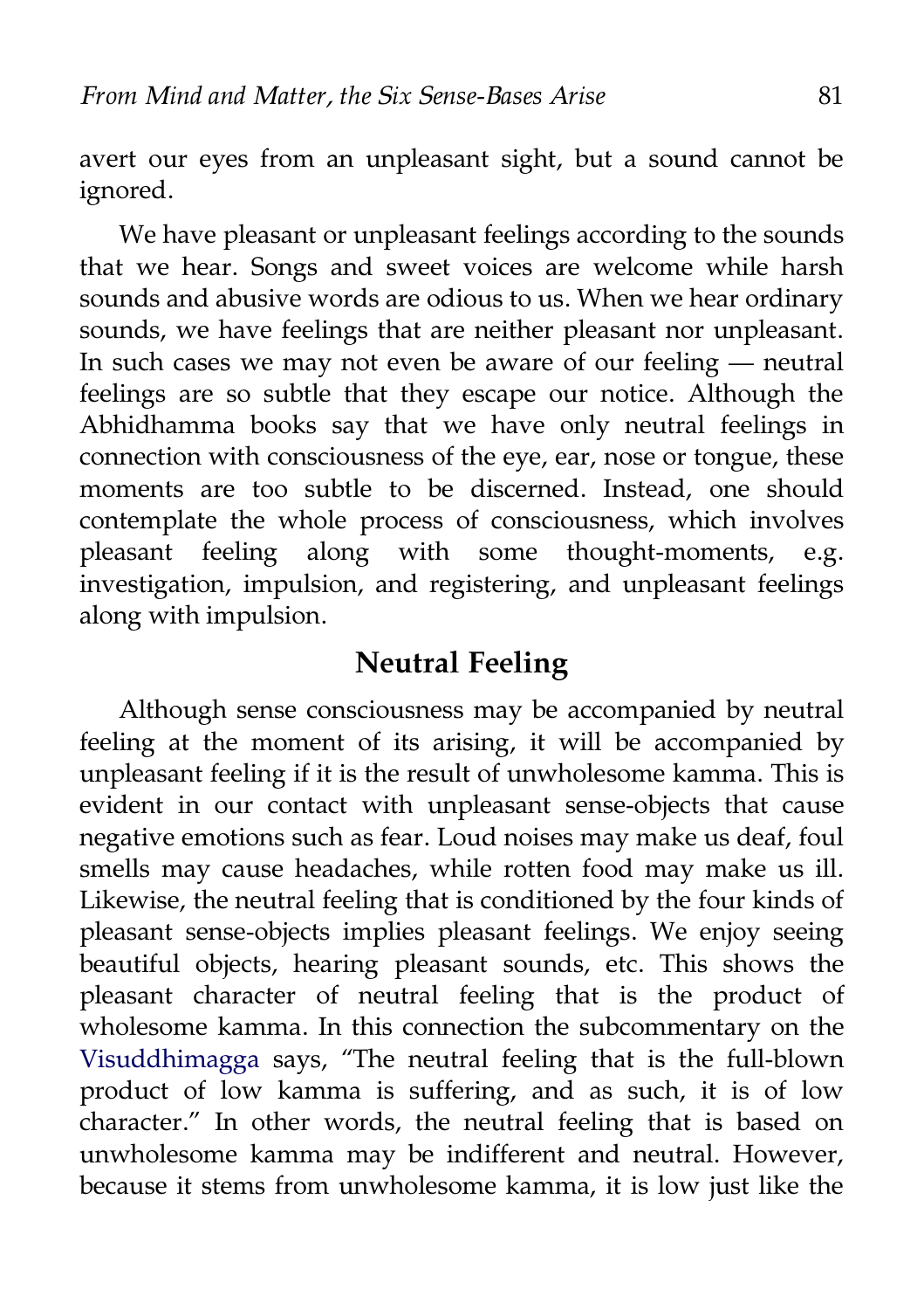avert our eyes from an unpleasant sight, but a sound cannot be ignored.

We have pleasant or unpleasant feelings according to the sounds that we hear. Songs and sweet voices are welcome while harsh sounds and abusive words are odious to us. When we hear ordinary sounds, we have feelings that are neither pleasant nor unpleasant. In such cases we may not even be aware of our feeling — neutral feelings are so subtle that they escape our notice. Although the Abhidhamma books say that we have only neutral feelings in connection with consciousness of the eye, ear, nose or tongue, these moments are too subtle to be discerned. Instead, one should contemplate the whole process of consciousness, which involves pleasant feeling along with some thought-moments, e.g. investigation, impulsion, and registering, and unpleasant feelings along with impulsion.

## Neutral Feeling

Although sense consciousness may be accompanied by neutral feeling at the moment of its arising, it will be accompanied by unpleasant feeling if it is the result of unwholesome kamma. This is evident in our contact with unpleasant sense-objects that cause negative emotions such as fear. Loud noises may make us deaf, foul smells may cause headaches, while rotten food may make us ill. Likewise, the neutral feeling that is conditioned by the four kinds of pleasant sense-objects implies pleasant feelings. We enjoy seeing beautiful objects, hearing pleasant sounds, etc. This shows the pleasant character of neutral feeling that is the product of wholesome kamma. In this connection the subcommentary on the Visuddhimagga says, "The neutral feeling that is the full-blown product of low kamma is suffering, and as such, it is of low character." In other words, the neutral feeling that is based on unwholesome kamma may be indifferent and neutral. However, because it stems from unwholesome kamma, it is low just like the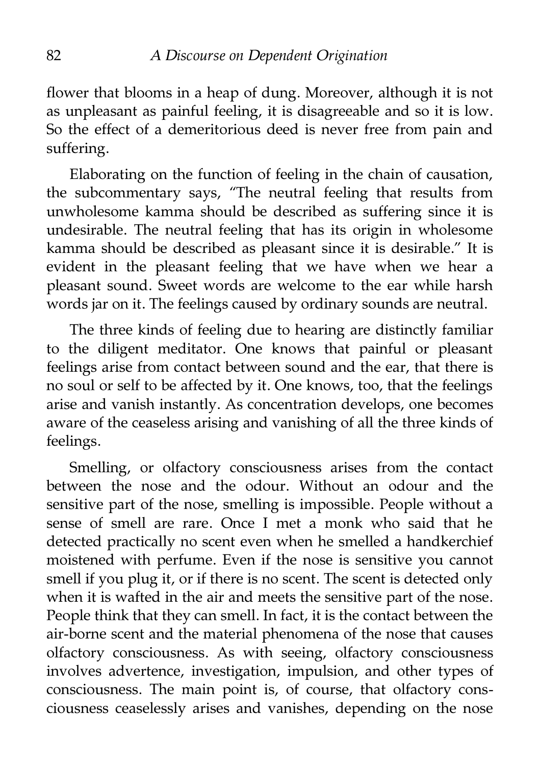flower that blooms in a heap of dung. Moreover, although it is not as unpleasant as painful feeling, it is disagreeable and so it is low. So the effect of a demeritorious deed is never free from pain and suffering.

Elaborating on the function of feeling in the chain of causation, the subcommentary says, "The neutral feeling that results from unwholesome kamma should be described as suffering since it is undesirable. The neutral feeling that has its origin in wholesome kamma should be described as pleasant since it is desirable." It is evident in the pleasant feeling that we have when we hear a pleasant sound. Sweet words are welcome to the ear while harsh words jar on it. The feelings caused by ordinary sounds are neutral.

The three kinds of feeling due to hearing are distinctly familiar to the diligent meditator. One knows that painful or pleasant feelings arise from contact between sound and the ear, that there is no soul or self to be affected by it. One knows, too, that the feelings arise and vanish instantly. As concentration develops, one becomes aware of the ceaseless arising and vanishing of all the three kinds of feelings.

Smelling, or olfactory consciousness arises from the contact between the nose and the odour. Without an odour and the sensitive part of the nose, smelling is impossible. People without a sense of smell are rare. Once I met a monk who said that he detected practically no scent even when he smelled a handkerchief moistened with perfume. Even if the nose is sensitive you cannot smell if you plug it, or if there is no scent. The scent is detected only when it is wafted in the air and meets the sensitive part of the nose. People think that they can smell. In fact, it is the contact between the air-borne scent and the material phenomena of the nose that causes olfactory consciousness. As with seeing, olfactory consciousness involves advertence, investigation, impulsion, and other types of consciousness. The main point is, of course, that olfactory consciousness ceaselessly arises and vanishes, depending on the nose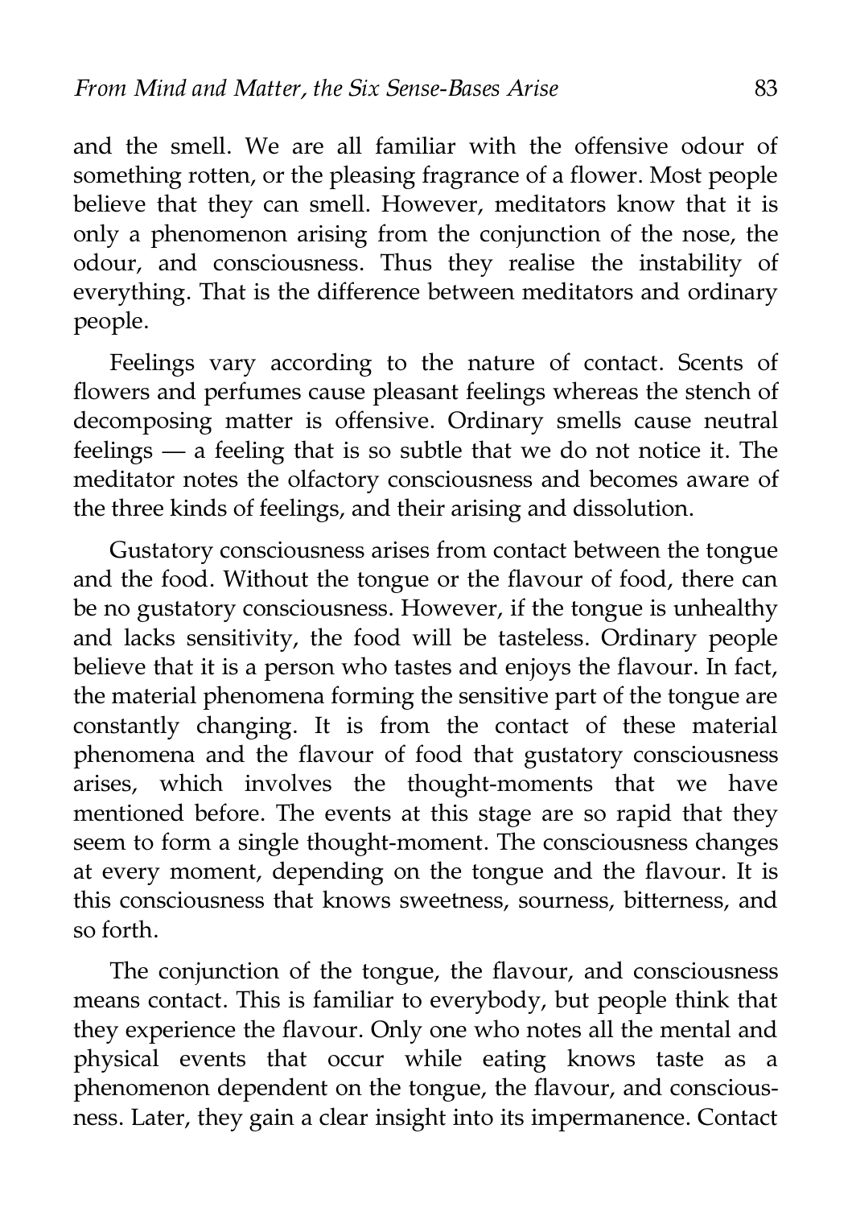and the smell. We are all familiar with the offensive odour of something rotten, or the pleasing fragrance of a flower. Most people believe that they can smell. However, meditators know that it is only a phenomenon arising from the conjunction of the nose, the odour, and consciousness. Thus they realise the instability of everything. That is the difference between meditators and ordinary people.

Feelings vary according to the nature of contact. Scents of flowers and perfumes cause pleasant feelings whereas the stench of decomposing matter is offensive. Ordinary smells cause neutral feelings — a feeling that is so subtle that we do not notice it. The meditator notes the olfactory consciousness and becomes aware of the three kinds of feelings, and their arising and dissolution.

Gustatory consciousness arises from contact between the tongue and the food. Without the tongue or the flavour of food, there can be no gustatory consciousness. However, if the tongue is unhealthy and lacks sensitivity, the food will be tasteless. Ordinary people believe that it is a person who tastes and enjoys the flavour. In fact, the material phenomena forming the sensitive part of the tongue are constantly changing. It is from the contact of these material phenomena and the flavour of food that gustatory consciousness arises, which involves the thought-moments that we have mentioned before. The events at this stage are so rapid that they seem to form a single thought-moment. The consciousness changes at every moment, depending on the tongue and the flavour. It is this consciousness that knows sweetness, sourness, bitterness, and so forth.

The conjunction of the tongue, the flavour, and consciousness means contact. This is familiar to everybody, but people think that they experience the flavour. Only one who notes all the mental and physical events that occur while eating knows taste as a phenomenon dependent on the tongue, the flavour, and consciousness. Later, they gain a clear insight into its impermanence. Contact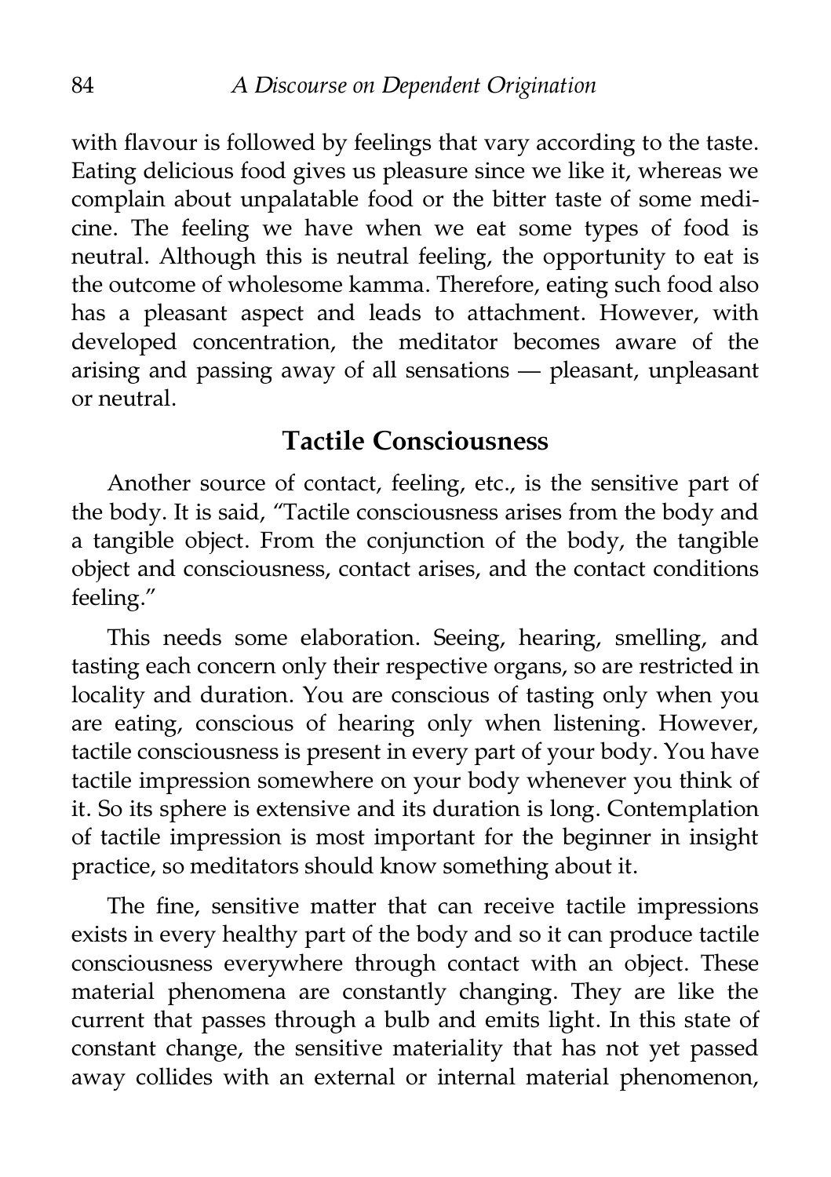with flavour is followed by feelings that vary according to the taste. Eating delicious food gives us pleasure since we like it, whereas we complain about unpalatable food or the bitter taste of some medicine. The feeling we have when we eat some types of food is neutral. Although this is neutral feeling, the opportunity to eat is the outcome of wholesome kamma. Therefore, eating such food also has a pleasant aspect and leads to attachment. However, with developed concentration, the meditator becomes aware of the arising and passing away of all sensations — pleasant, unpleasant or neutral.

## Tactile Consciousness

Another source of contact, feeling, etc., is the sensitive part of the body. It is said, "Tactile consciousness arises from the body and a tangible object. From the conjunction of the body, the tangible object and consciousness, contact arises, and the contact conditions feeling."

This needs some elaboration. Seeing, hearing, smelling, and tasting each concern only their respective organs, so are restricted in locality and duration. You are conscious of tasting only when you are eating, conscious of hearing only when listening. However, tactile consciousness is present in every part of your body. You have tactile impression somewhere on your body whenever you think of it. So its sphere is extensive and its duration is long. Contemplation of tactile impression is most important for the beginner in insight practice, so meditators should know something about it.

The fine, sensitive matter that can receive tactile impressions exists in every healthy part of the body and so it can produce tactile consciousness everywhere through contact with an object. These material phenomena are constantly changing. They are like the current that passes through a bulb and emits light. In this state of constant change, the sensitive materiality that has not yet passed away collides with an external or internal material phenomenon,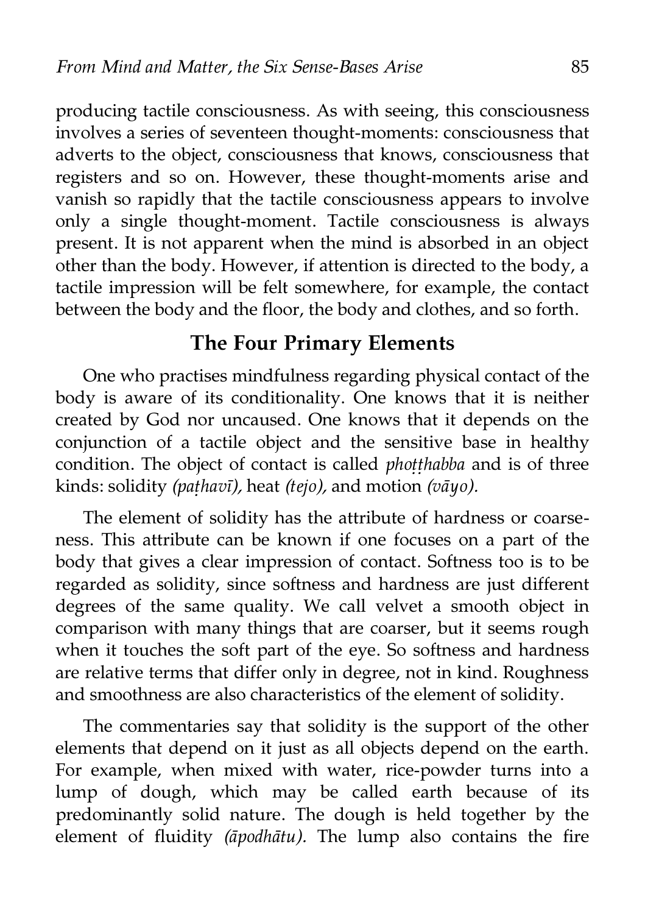producing tactile consciousness. As with seeing, this consciousness involves a series of seventeen thought-moments: consciousness that adverts to the object, consciousness that knows, consciousness that registers and so on. However, these thought-moments arise and vanish so rapidly that the tactile consciousness appears to involve only a single thought-moment. Tactile consciousness is always present. It is not apparent when the mind is absorbed in an object other than the body. However, if attention is directed to the body, a tactile impression will be felt somewhere, for example, the contact between the body and the floor, the body and clothes, and so forth.

## The Four Primary Elements

One who practises mindfulness regarding physical contact of the body is aware of its conditionality. One knows that it is neither created by God nor uncaused. One knows that it depends on the conjunction of a tactile object and the sensitive base in healthy condition. The object of contact is called *phoṭṭhabba* and is of three kinds: solidity *(paṭhavī),* heat *(tejo),* and motion *(vāyo).*

The element of solidity has the attribute of hardness or coarseness. This attribute can be known if one focuses on a part of the body that gives a clear impression of contact. Softness too is to be regarded as solidity, since softness and hardness are just different degrees of the same quality. We call velvet a smooth object in comparison with many things that are coarser, but it seems rough when it touches the soft part of the eye. So softness and hardness are relative terms that differ only in degree, not in kind. Roughness and smoothness are also characteristics of the element of solidity.

The commentaries say that solidity is the support of the other elements that depend on it just as all objects depend on the earth. For example, when mixed with water, rice-powder turns into a lump of dough, which may be called earth because of its predominantly solid nature. The dough is held together by the element of fluidity *(āpodhātu).* The lump also contains the fire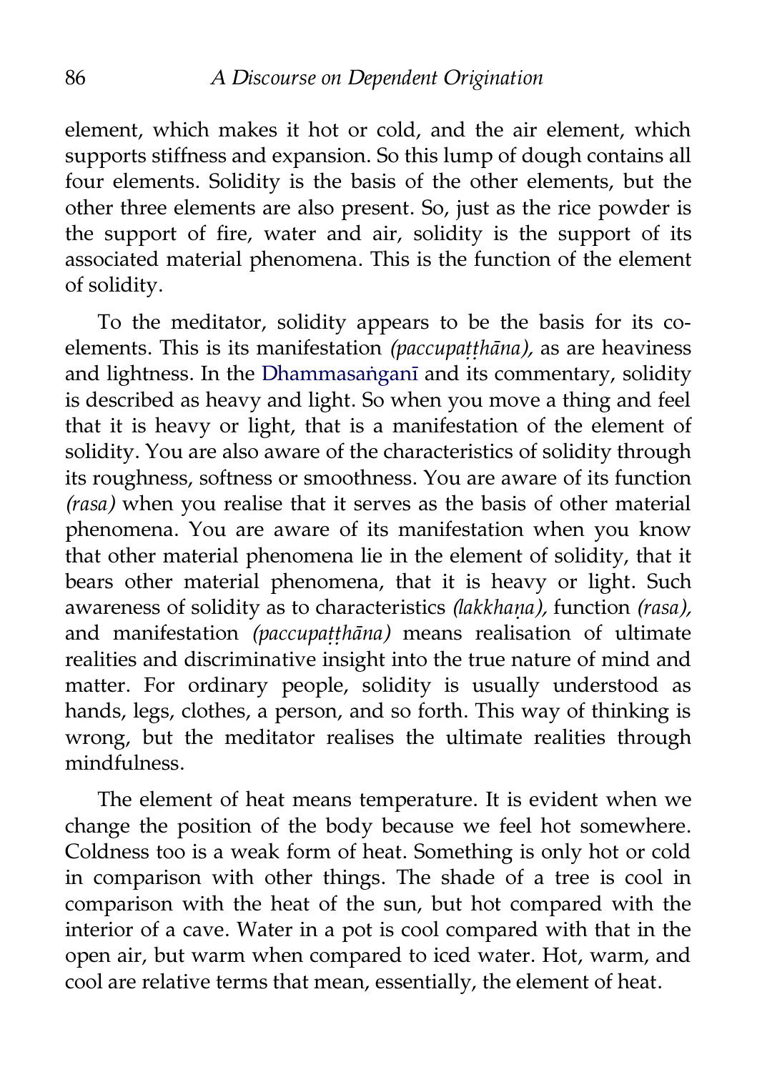element, which makes it hot or cold, and the air element, which supports stiffness and expansion. So this lump of dough contains all four elements. Solidity is the basis of the other elements, but the other three elements are also present. So, just as the rice powder is the support of fire, water and air, solidity is the support of its associated material phenomena. This is the function of the element of solidity.

To the meditator, solidity appears to be the basis for its co-elements. This is its manifestation *(paccupaṭṭhāna),* as are heaviness and lightness. In the Dhammasaṅganī and its commentary, solidity is described as heavy and light. So when you move a thing and feel that it is heavy or light, that is a manifestation of the element of solidity. You are also aware of the characteristics of solidity through its roughness, softness or smoothness. You are aware of its function *(rasa)* when you realise that it serves as the basis of other material phenomena. You are aware of its manifestation when you know that other material phenomena lie in the element of solidity, that it bears other material phenomena, that it is heavy or light. Such awareness of solidity as to characteristics *(lakkhaṇa),* function *(rasa),* and manifestation *(paccupaṭṭhāna)* means realisation of ultimate realities and discriminative insight into the true nature of mind and matter. For ordinary people, solidity is usually understood as hands, legs, clothes, a person, and so forth. This way of thinking is wrong, but the meditator realises the ultimate realities through mindfulness.

The element of heat means temperature. It is evident when we change the position of the body because we feel hot somewhere. Coldness too is a weak form of heat. Something is only hot or cold in comparison with other things. The shade of a tree is cool in comparison with the heat of the sun, but hot compared with the interior of a cave. Water in a pot is cool compared with that in the open air, but warm when compared to iced water. Hot, warm, and cool are relative terms that mean, essentially, the element of heat.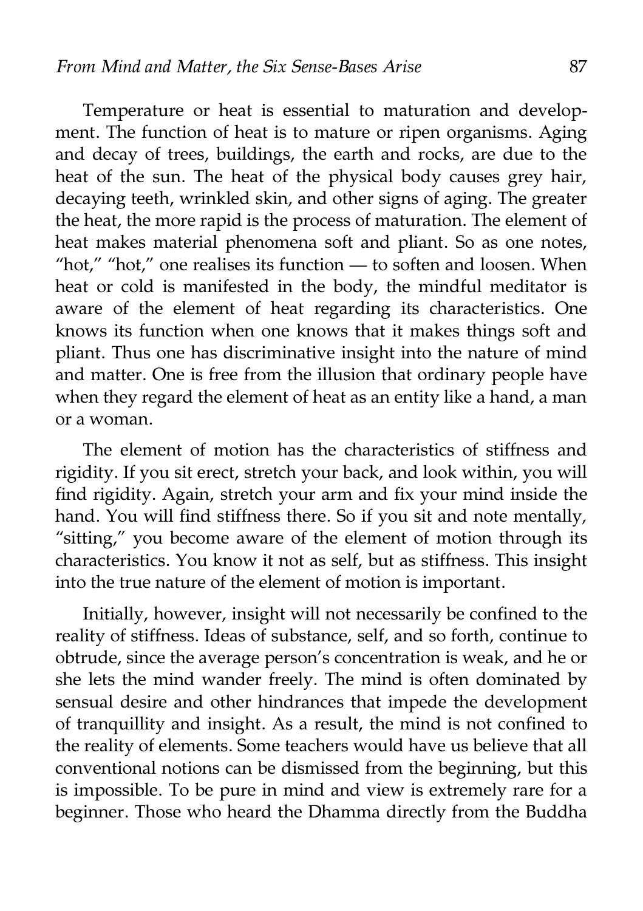Temperature or heat is essential to maturation and development. The function of heat is to mature or ripen organisms. Aging and decay of trees, buildings, the earth and rocks, are due to the heat of the sun. The heat of the physical body causes grey hair, decaying teeth, wrinkled skin, and other signs of aging. The greater the heat, the more rapid is the process of maturation. The element of heat makes material phenomena soft and pliant. So as one notes, "hot," "hot," one realises its function — to soften and loosen. When heat or cold is manifested in the body, the mindful meditator is aware of the element of heat regarding its characteristics. One knows its function when one knows that it makes things soft and pliant. Thus one has discriminative insight into the nature of mind and matter. One is free from the illusion that ordinary people have when they regard the element of heat as an entity like a hand, a man or a woman.

The element of motion has the characteristics of stiffness and rigidity. If you sit erect, stretch your back, and look within, you will find rigidity. Again, stretch your arm and fix your mind inside the hand. You will find stiffness there. So if you sit and note mentally, "sitting," you become aware of the element of motion through its characteristics. You know it not as self, but as stiffness. This insight into the true nature of the element of motion is important.

Initially, however, insight will not necessarily be confined to the reality of stiffness. Ideas of substance, self, and so forth, continue to obtrude, since the average person's concentration is weak, and he or she lets the mind wander freely. The mind is often dominated by sensual desire and other hindrances that impede the development of tranquillity and insight. As a result, the mind is not confined to the reality of elements. Some teachers would have us believe that all conventional notions can be dismissed from the beginning, but this is impossible. To be pure in mind and view is extremely rare for a beginner. Those who heard the Dhamma directly from the Buddha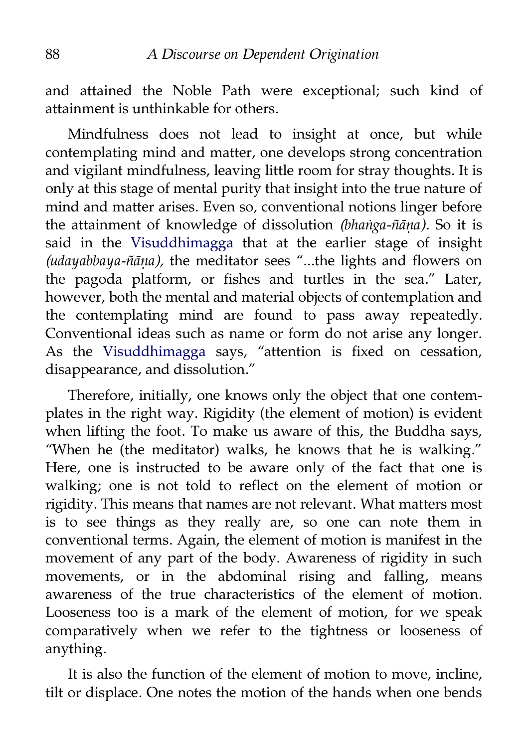and attained the Noble Path were exceptional; such kind of attainment is unthinkable for others.

Mindfulness does not lead to insight at once, but while contemplating mind and matter, one develops strong concentration and vigilant mindfulness, leaving little room for stray thoughts. It is only at this stage of mental purity that insight into the true nature of mind and matter arises. Even so, conventional notions linger before the attainment of knowledge of dissolution *(bhaṅga-ñāṇa).* So it is said in the Visuddhimagga that at the earlier stage of insight *(udayabbaya-ñāṇa),* the meditator sees "...the lights and flowers on the pagoda platform, or fishes and turtles in the sea." Later, however, both the mental and material objects of contemplation and the contemplating mind are found to pass away repeatedly. Conventional ideas such as name or form do not arise any longer. As the Visuddhimagga says, "attention is fixed on cessation, disappearance, and dissolution."

Therefore, initially, one knows only the object that one contemplates in the right way. Rigidity (the element of motion) is evident when lifting the foot. To make us aware of this, the Buddha says, "When he (the meditator) walks, he knows that he is walking." Here, one is instructed to be aware only of the fact that one is walking; one is not told to reflect on the element of motion or rigidity. This means that names are not relevant. What matters most is to see things as they really are, so one can note them in conventional terms. Again, the element of motion is manifest in the movement of any part of the body. Awareness of rigidity in such movements, or in the abdominal rising and falling, means awareness of the true characteristics of the element of motion. Looseness too is a mark of the element of motion, for we speak comparatively when we refer to the tightness or looseness of anything.

It is also the function of the element of motion to move, incline, tilt or displace. One notes the motion of the hands when one bends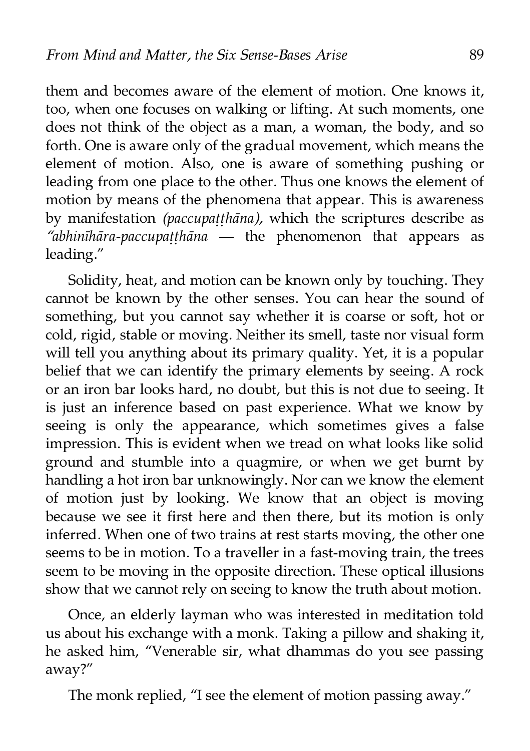them and becomes aware of the element of motion. One knows it, too, when one focuses on walking or lifting. At such moments, one does not think of the object as a man, a woman, the body, and so forth. One is aware only of the gradual movement, which means the element of motion. Also, one is aware of something pushing or leading from one place to the other. Thus one knows the element of motion by means of the phenomena that appear. This is awareness by manifestation *(paccupaṭṭhāna),* which the scriptures describe as *"abhinīhāra-paccupaṭṭhāna* — the phenomenon that appears as leading."

Solidity, heat, and motion can be known only by touching. They cannot be known by the other senses. You can hear the sound of something, but you cannot say whether it is coarse or soft, hot or cold, rigid, stable or moving. Neither its smell, taste nor visual form will tell you anything about its primary quality. Yet, it is a popular belief that we can identify the primary elements by seeing. A rock or an iron bar looks hard, no doubt, but this is not due to seeing. It is just an inference based on past experience. What we know by seeing is only the appearance, which sometimes gives a false impression. This is evident when we tread on what looks like solid ground and stumble into a quagmire, or when we get burnt by handling a hot iron bar unknowingly. Nor can we know the element of motion just by looking. We know that an object is moving because we see it first here and then there, but its motion is only inferred. When one of two trains at rest starts moving, the other one seems to be in motion. To a traveller in a fast-moving train, the trees seem to be moving in the opposite direction. These optical illusions show that we cannot rely on seeing to know the truth about motion.

Once, an elderly layman who was interested in meditation told us about his exchange with a monk. Taking a pillow and shaking it, he asked him, "Venerable sir, what dhammas do you see passing away?"

The monk replied, "I see the element of motion passing away."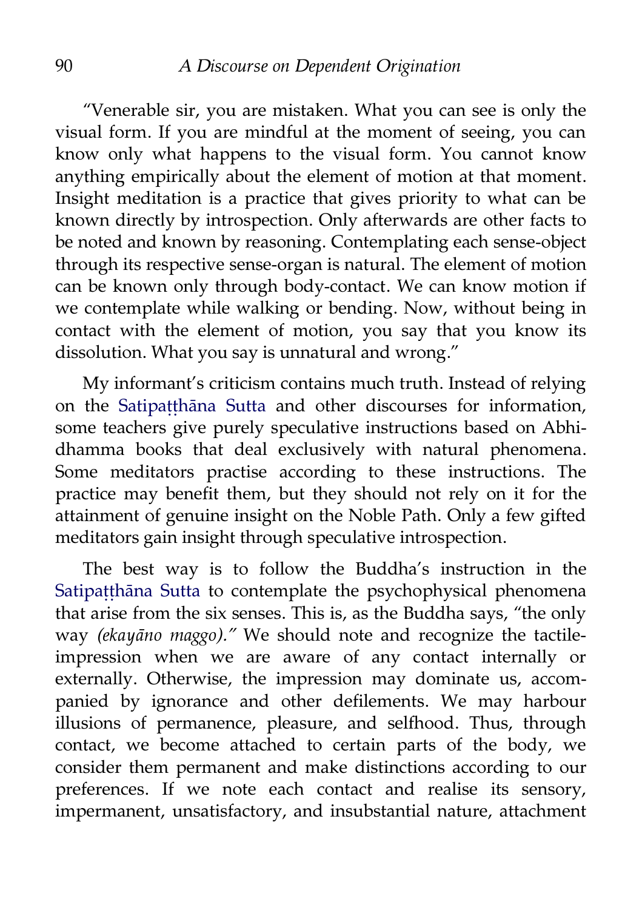"Venerable sir, you are mistaken. What you can see is only the visual form. If you are mindful at the moment of seeing, you can know only what happens to the visual form. You cannot know anything empirically about the element of motion at that moment. Insight meditation is a practice that gives priority to what can be known directly by introspection. Only afterwards are other facts to be noted and known by reasoning. Contemplating each sense-object through its respective sense-organ is natural. The element of motion can be known only through body-contact. We can know motion if we contemplate while walking or bending. Now, without being in contact with the element of motion, you say that you know its dissolution. What you say is unnatural and wrong."

My informant's criticism contains much truth. Instead of relying on the Satipaṭṭhāna Sutta and other discourses for information, some teachers give purely speculative instructions based on Abhidhamma books that deal exclusively with natural phenomena. Some meditators practise according to these instructions. The practice may benefit them, but they should not rely on it for the attainment of genuine insight on the Noble Path. Only a few gifted meditators gain insight through speculative introspection.

The best way is to follow the Buddha's instruction in the Satipaṭṭhāna Sutta to contemplate the psychophysical phenomena that arise from the six senses. This is, as the Buddha says, "the only way *(ekayāno maggo)."* We should note and recognize the tactile-impression when we are aware of any contact internally or externally. Otherwise, the impression may dominate us, accompanied by ignorance and other defilements. We may harbour illusions of permanence, pleasure, and selfhood. Thus, through contact, we become attached to certain parts of the body, we consider them permanent and make distinctions according to our preferences. If we note each contact and realise its sensory, impermanent, unsatisfactory, and insubstantial nature, attachment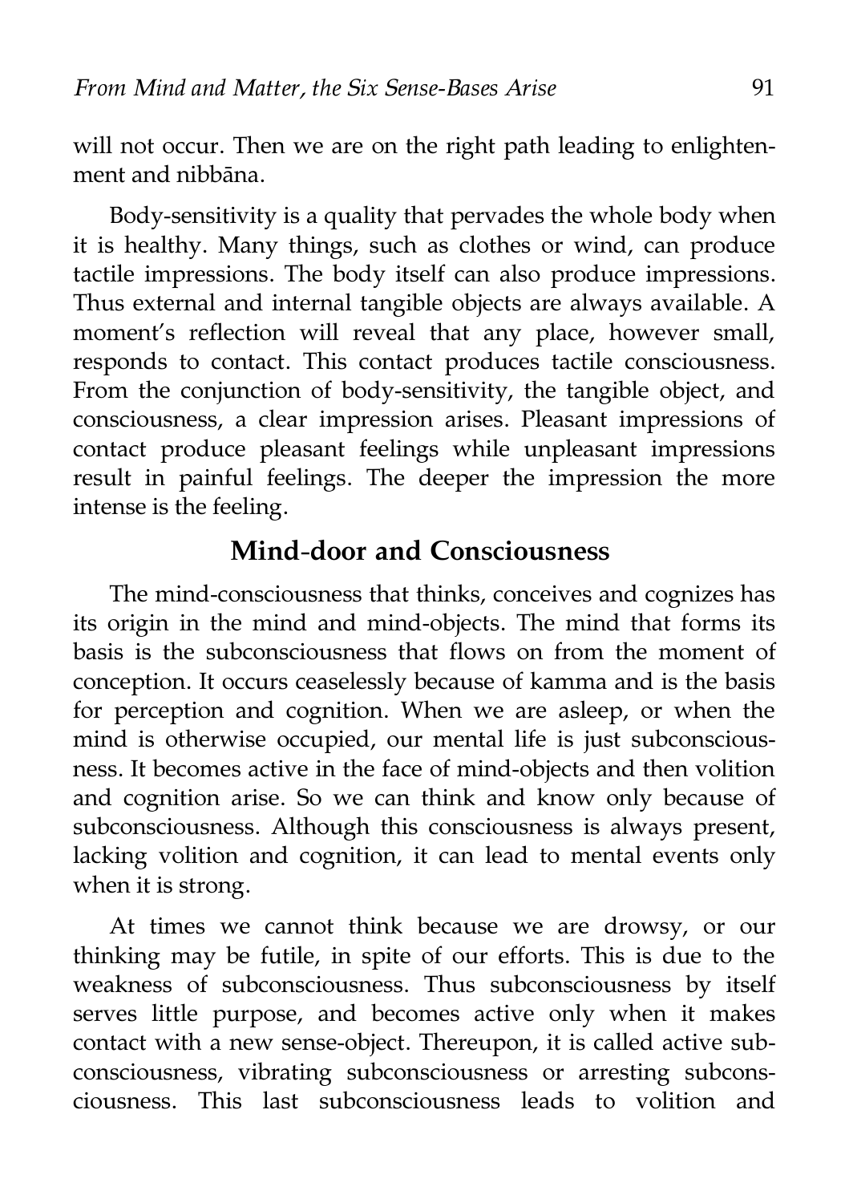will not occur. Then we are on the right path leading to enlightenment and nibbāna.

Body-sensitivity is a quality that pervades the whole body when it is healthy. Many things, such as clothes or wind, can produce tactile impressions. The body itself can also produce impressions. Thus external and internal tangible objects are always available. A moment's reflection will reveal that any place, however small, responds to contact. This contact produces tactile consciousness. From the conjunction of body-sensitivity, the tangible object, and consciousness, a clear impression arises. Pleasant impressions of contact produce pleasant feelings while unpleasant impressions result in painful feelings. The deeper the impression the more intense is the feeling.

## Mind-door and Consciousness

The mind-consciousness that thinks, conceives and cognizes has its origin in the mind and mind-objects. The mind that forms its basis is the subconsciousness that flows on from the moment of conception. It occurs ceaselessly because of kamma and is the basis for perception and cognition. When we are asleep, or when the mind is otherwise occupied, our mental life is just subconsciousness. It becomes active in the face of mind-objects and then volition and cognition arise. So we can think and know only because of subconsciousness. Although this consciousness is always present, lacking volition and cognition, it can lead to mental events only when it is strong.

At times we cannot think because we are drowsy, or our thinking may be futile, in spite of our efforts. This is due to the weakness of subconsciousness. Thus subconsciousness by itself serves little purpose, and becomes active only when it makes contact with a new sense-object. Thereupon, it is called active subconsciousness, vibrating subconsciousness or arresting subconsciousness. This last subconsciousness leads to volition and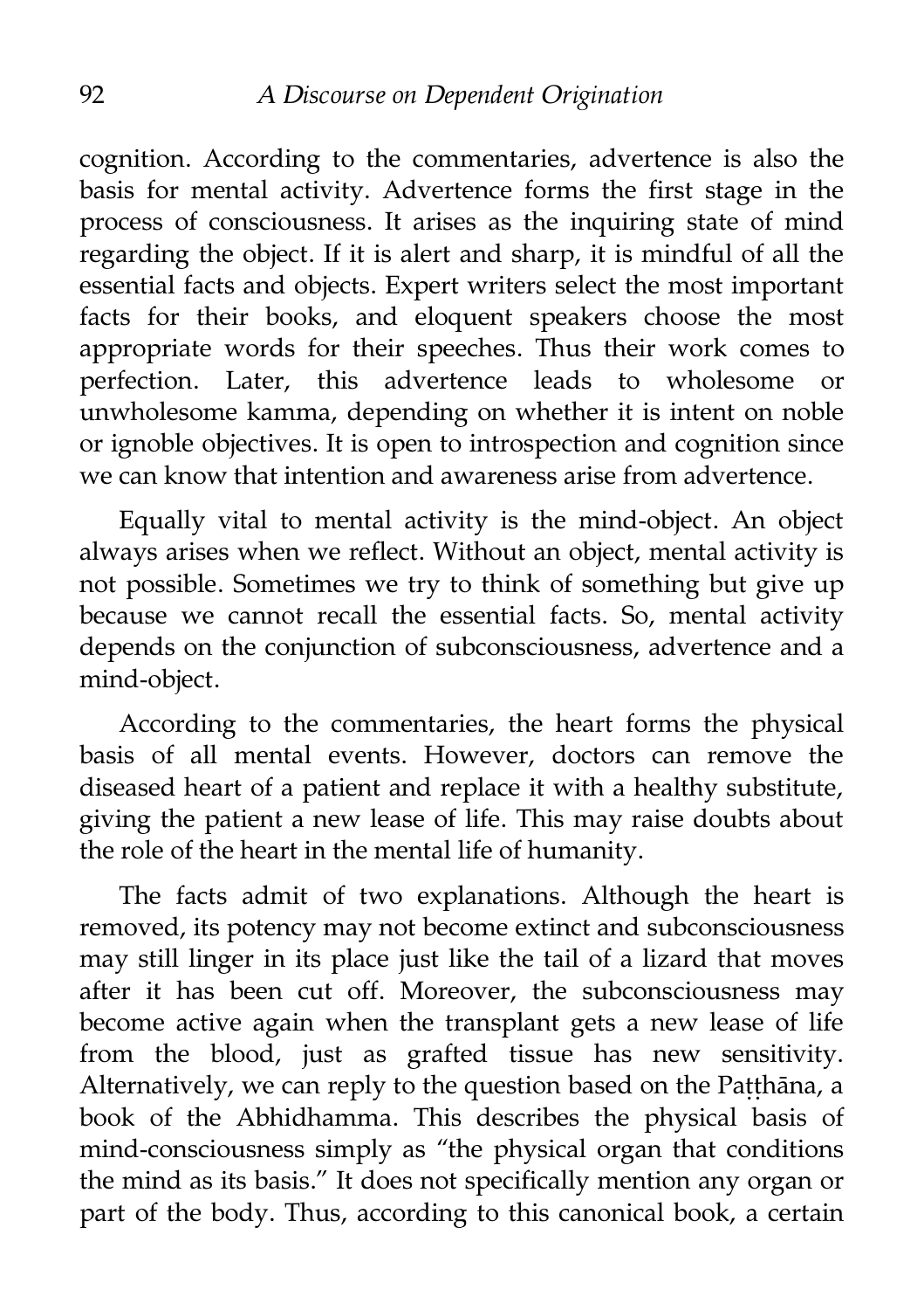cognition. According to the commentaries, advertence is also the basis for mental activity. Advertence forms the first stage in the process of consciousness. It arises as the inquiring state of mind regarding the object. If it is alert and sharp, it is mindful of all the essential facts and objects. Expert writers select the most important facts for their books, and eloquent speakers choose the most appropriate words for their speeches. Thus their work comes to perfection. Later, this advertence leads to wholesome or unwholesome kamma, depending on whether it is intent on noble or ignoble objectives. It is open to introspection and cognition since we can know that intention and awareness arise from advertence.

Equally vital to mental activity is the mind-object. An object always arises when we reflect. Without an object, mental activity is not possible. Sometimes we try to think of something but give up because we cannot recall the essential facts. So, mental activity depends on the conjunction of subconsciousness, advertence and a mind-object.

According to the commentaries, the heart forms the physical basis of all mental events. However, doctors can remove the diseased heart of a patient and replace it with a healthy substitute, giving the patient a new lease of life. This may raise doubts about the role of the heart in the mental life of humanity.

The facts admit of two explanations. Although the heart is removed, its potency may not become extinct and subconsciousness may still linger in its place just like the tail of a lizard that moves after it has been cut off. Moreover, the subconsciousness may become active again when the transplant gets a new lease of life from the blood, just as grafted tissue has new sensitivity. Alternatively, we can reply to the question based on the Paṭṭhāna, a book of the Abhidhamma. This describes the physical basis of mind-consciousness simply as "the physical organ that conditions the mind as its basis." It does not specifically mention any organ or part of the body. Thus, according to this canonical book, a certain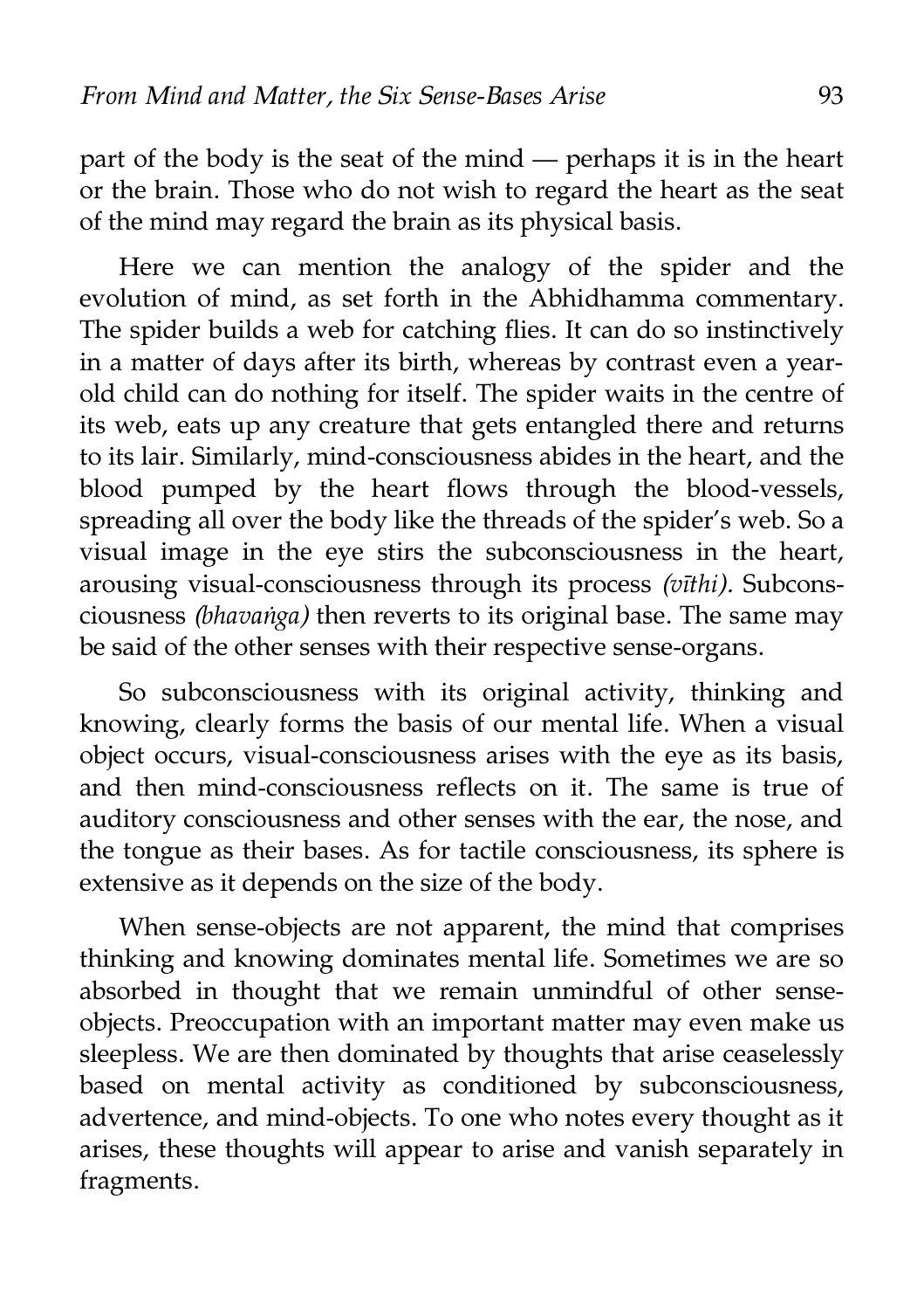part of the body is the seat of the mind — perhaps it is in the heart or the brain. Those who do not wish to regard the heart as the seat of the mind may regard the brain as its physical basis.

Here we can mention the analogy of the spider and the evolution of mind, as set forth in the Abhidhamma commentary. The spider builds a web for catching flies. It can do so instinctively in a matter of days after its birth, whereas by contrast even a year-old child can do nothing for itself. The spider waits in the centre of its web, eats up any creature that gets entangled there and returns to its lair. Similarly, mind-consciousness abides in the heart, and the blood pumped by the heart flows through the blood-vessels, spreading all over the body like the threads of the spider's web. So a visual image in the eye stirs the subconsciousness in the heart, arousing visual-consciousness through its process *(vīthi).* Subconsciousness *(bhavaṅga)* then reverts to its original base. The same may be said of the other senses with their respective sense-organs.

So subconsciousness with its original activity, thinking and knowing, clearly forms the basis of our mental life. When a visual object occurs, visual-consciousness arises with the eye as its basis, and then mind-consciousness reflects on it. The same is true of auditory consciousness and other senses with the ear, the nose, and the tongue as their bases. As for tactile consciousness, its sphere is extensive as it depends on the size of the body.

When sense-objects are not apparent, the mind that comprises thinking and knowing dominates mental life. Sometimes we are so absorbed in thought that we remain unmindful of other sense-objects. Preoccupation with an important matter may even make us sleepless. We are then dominated by thoughts that arise ceaselessly based on mental activity as conditioned by subconsciousness, advertence, and mind-objects. To one who notes every thought as it arises, these thoughts will appear to arise and vanish separately in fragments.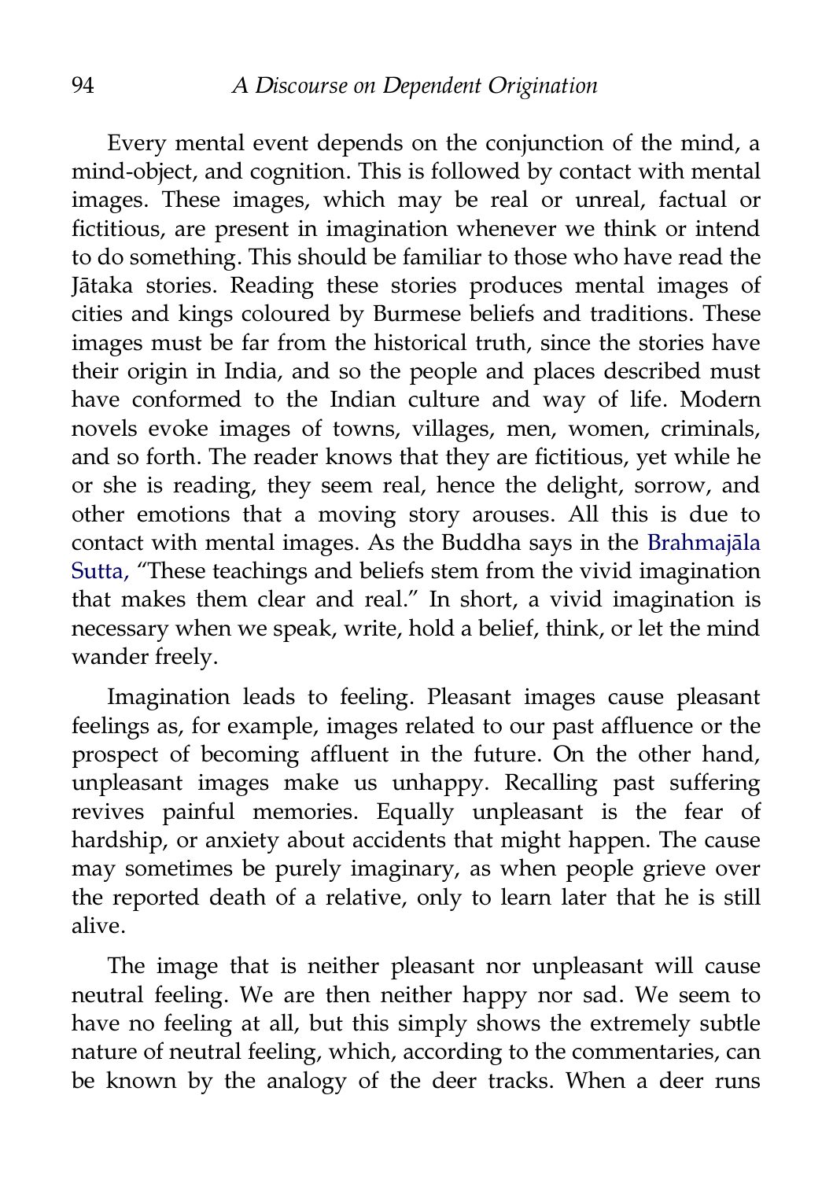Every mental event depends on the conjunction of the mind, a mind-object, and cognition. This is followed by contact with mental images. These images, which may be real or unreal, factual or fictitious, are present in imagination whenever we think or intend to do something. This should be familiar to those who have read the Jātaka stories. Reading these stories produces mental images of cities and kings coloured by Burmese beliefs and traditions. These images must be far from the historical truth, since the stories have their origin in India, and so the people and places described must have conformed to the Indian culture and way of life. Modern novels evoke images of towns, villages, men, women, criminals, and so forth. The reader knows that they are fictitious, yet while he or she is reading, they seem real, hence the delight, sorrow, and other emotions that a moving story arouses. All this is due to contact with mental images. As the Buddha says in the Brahmajāla Sutta, "These teachings and beliefs stem from the vivid imagination that makes them clear and real." In short, a vivid imagination is necessary when we speak, write, hold a belief, think, or let the mind wander freely.

Imagination leads to feeling. Pleasant images cause pleasant feelings as, for example, images related to our past affluence or the prospect of becoming affluent in the future. On the other hand, unpleasant images make us unhappy. Recalling past suffering revives painful memories. Equally unpleasant is the fear of hardship, or anxiety about accidents that might happen. The cause may sometimes be purely imaginary, as when people grieve over the reported death of a relative, only to learn later that he is still alive.

The image that is neither pleasant nor unpleasant will cause neutral feeling. We are then neither happy nor sad. We seem to have no feeling at all, but this simply shows the extremely subtle nature of neutral feeling, which, according to the commentaries, can be known by the analogy of the deer tracks. When a deer runs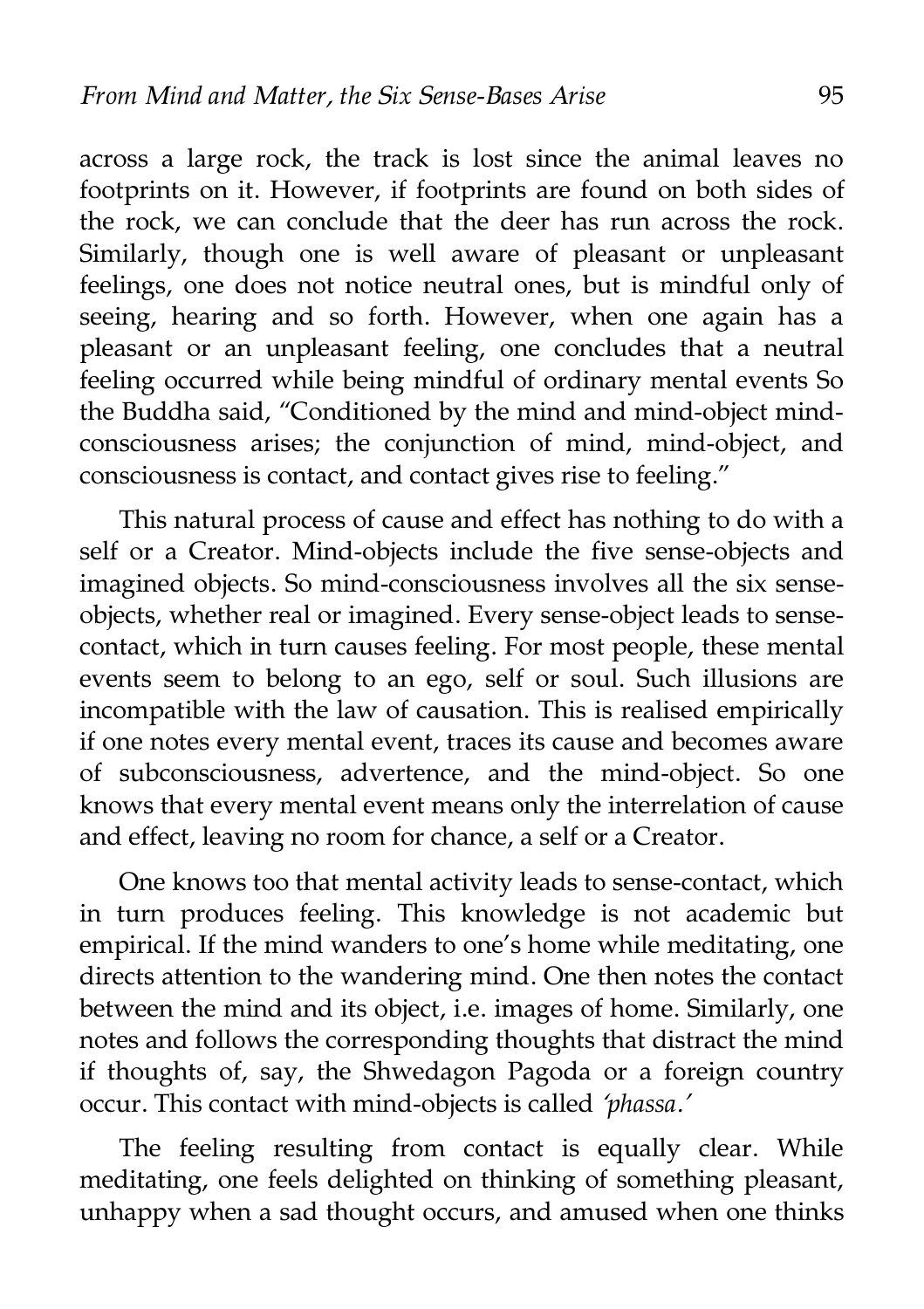across a large rock, the track is lost since the animal leaves no footprints on it. However, if footprints are found on both sides of the rock, we can conclude that the deer has run across the rock. Similarly, though one is well aware of pleasant or unpleasant feelings, one does not notice neutral ones, but is mindful only of seeing, hearing and so forth. However, when one again has a pleasant or an unpleasant feeling, one concludes that a neutral feeling occurred while being mindful of ordinary mental events So the Buddha said, "Conditioned by the mind and mind-object mind-consciousness arises; the conjunction of mind, mind-object, and consciousness is contact, and contact gives rise to feeling."

This natural process of cause and effect has nothing to do with a self or a Creator. Mind-objects include the five sense-objects and imagined objects. So mind-consciousness involves all the six sense-objects, whether real or imagined. Every sense-object leads to sense-contact, which in turn causes feeling. For most people, these mental events seem to belong to an ego, self or soul. Such illusions are incompatible with the law of causation. This is realised empirically if one notes every mental event, traces its cause and becomes aware of subconsciousness, advertence, and the mind-object. So one knows that every mental event means only the interrelation of cause and effect, leaving no room for chance, a self or a Creator.

One knows too that mental activity leads to sense-contact, which in turn produces feeling. This knowledge is not academic but empirical. If the mind wanders to one's home while meditating, one directs attention to the wandering mind. One then notes the contact between the mind and its object, i.e. images of home. Similarly, one notes and follows the corresponding thoughts that distract the mind if thoughts of, say, the Shwedagon Pagoda or a foreign country occur. This contact with mind-objects is called *'phassa.'*

The feeling resulting from contact is equally clear. While meditating, one feels delighted on thinking of something pleasant, unhappy when a sad thought occurs, and amused when one thinks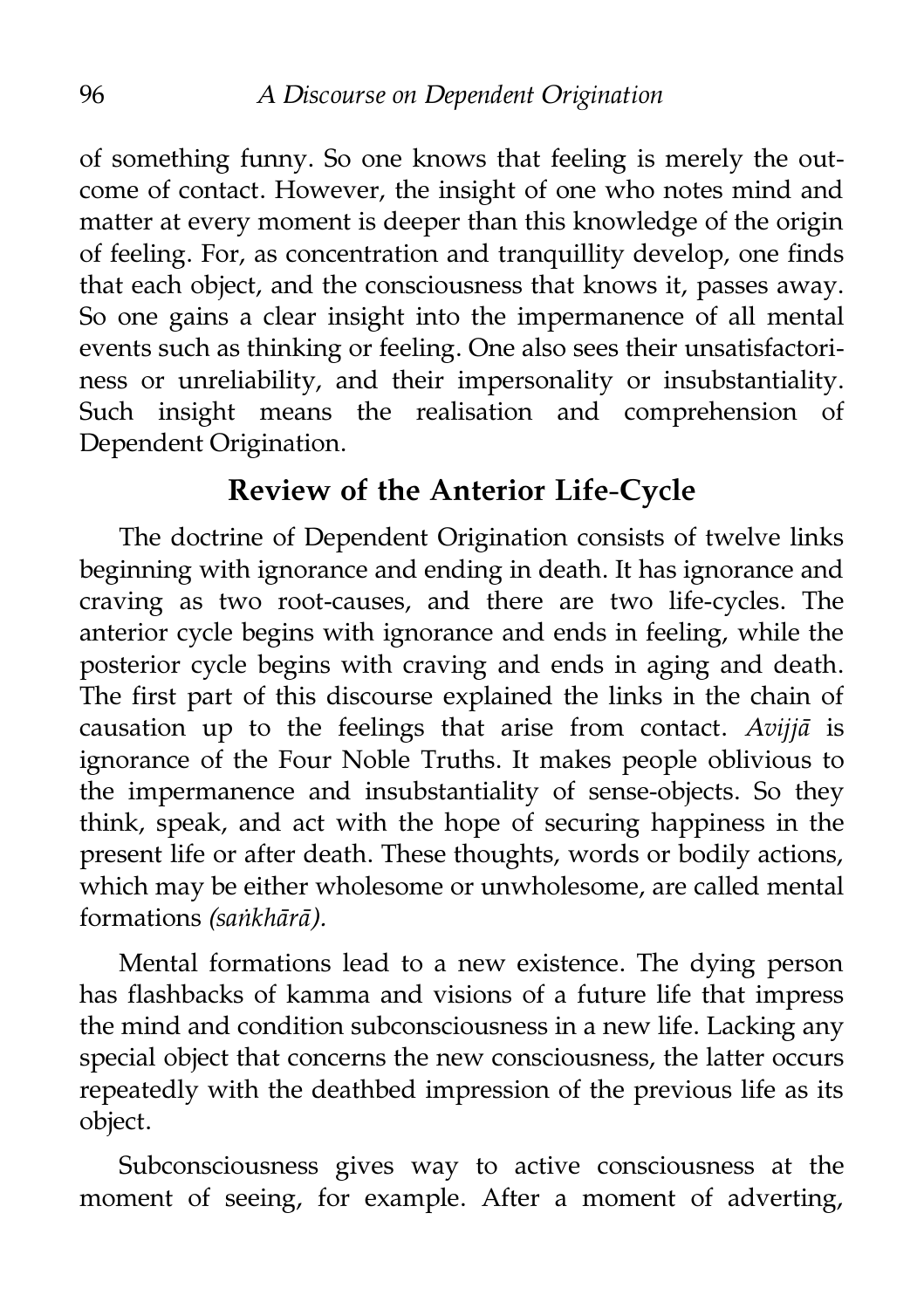of something funny. So one knows that feeling is merely the outcome of contact. However, the insight of one who notes mind and matter at every moment is deeper than this knowledge of the origin of feeling. For, as concentration and tranquillity develop, one finds that each object, and the consciousness that knows it, passes away. So one gains a clear insight into the impermanence of all mental events such as thinking or feeling. One also sees their unsatisfactoriness or unreliability, and their impersonality or insubstantiality. Such insight means the realisation and comprehension of Dependent Origination.

## Review of the Anterior Life-Cycle

The doctrine of Dependent Origination consists of twelve links beginning with ignorance and ending in death. It has ignorance and craving as two root-causes, and there are two life-cycles. The anterior cycle begins with ignorance and ends in feeling, while the posterior cycle begins with craving and ends in aging and death. The first part of this discourse explained the links in the chain of causation up to the feelings that arise from contact. *Avijjā* is ignorance of the Four Noble Truths. It makes people oblivious to the impermanence and insubstantiality of sense-objects. So they think, speak, and act with the hope of securing happiness in the present life or after death. These thoughts, words or bodily actions, which may be either wholesome or unwholesome, are called mental formations *(saṅkhārā).*

Mental formations lead to a new existence. The dying person has flashbacks of kamma and visions of a future life that impress the mind and condition subconsciousness in a new life. Lacking any special object that concerns the new consciousness, the latter occurs repeatedly with the deathbed impression of the previous life as its object.

Subconsciousness gives way to active consciousness at the moment of seeing, for example. After a moment of adverting,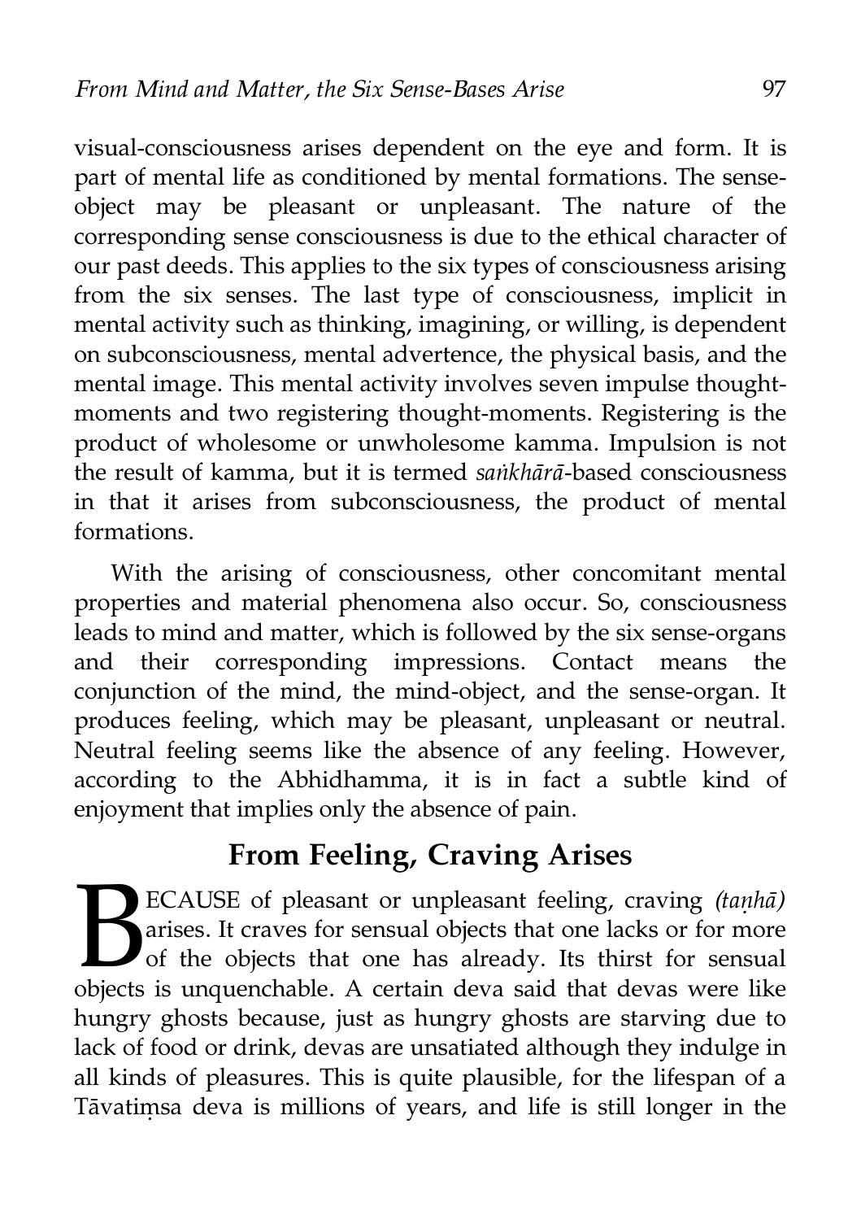visual-consciousness arises dependent on the eye and form. It is part of mental life as conditioned by mental formations. The sense-object may be pleasant or unpleasant. The nature of the corresponding sense consciousness is due to the ethical character of our past deeds. This applies to the six types of consciousness arising from the six senses. The last type of consciousness, implicit in mental activity such as thinking, imagining, or willing, is dependent on subconsciousness, mental advertence, the physical basis, and the mental image. This mental activity involves seven impulse thought-moments and two registering thought-moments. Registering is the product of wholesome or unwholesome kamma. Impulsion is not the result of kamma, but it is termed *saṅkhārā*-based consciousness in that it arises from subconsciousness, the product of mental formations.

With the arising of consciousness, other concomitant mental properties and material phenomena also occur. So, consciousness leads to mind and matter, which is followed by the six sense-organs and their corresponding impressions. Contact means the conjunction of the mind, the mind-object, and the sense-organ. It produces feeling, which may be pleasant, unpleasant or neutral. Neutral feeling seems like the absence of any feeling. However, according to the Abhidhamma, it is in fact a subtle kind of enjoyment that implies only the absence of pain.

## From Feeling, Craving Arises

BECAUSE of pleasant or unpleasant feeling, craving *(taṇhā)* arises. It craves for sensual objects that one lacks or for more of the objects that one has already. Its thirst for sensual objects is unquenchable. A certain deva said that devas were like hungry ghosts because, just as hungry ghosts are starving due to lack of food or drink, devas are unsatiated although they indulge in all kinds of pleasures. This is quite plausible, for the lifespan of a Tāvatiṃsa deva is millions of years, and life is still longer in the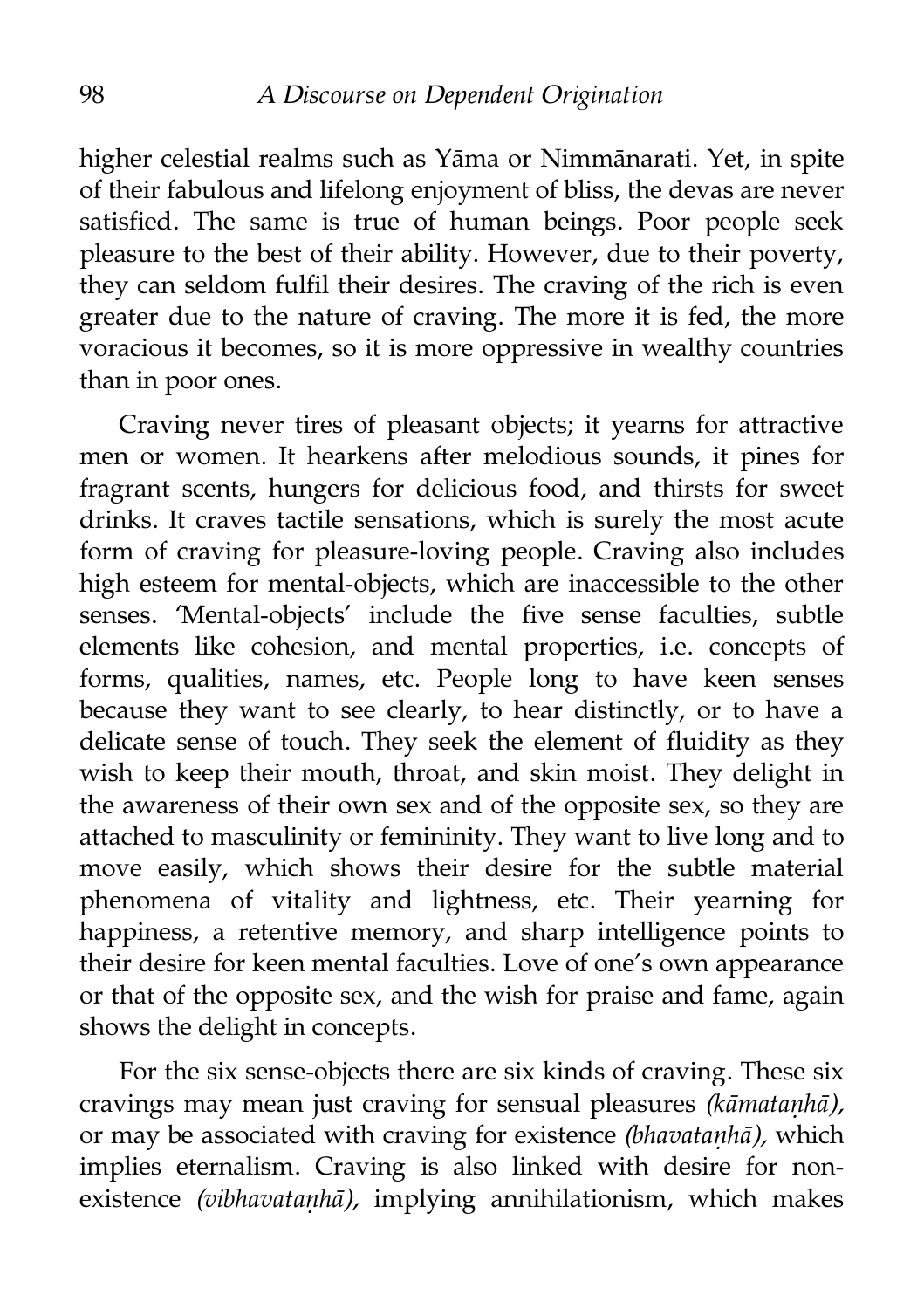higher celestial realms such as Yāma or Nimmānarati. Yet, in spite of their fabulous and lifelong enjoyment of bliss, the devas are never satisfied. The same is true of human beings. Poor people seek pleasure to the best of their ability. However, due to their poverty, they can seldom fulfil their desires. The craving of the rich is even greater due to the nature of craving. The more it is fed, the more voracious it becomes, so it is more oppressive in wealthy countries than in poor ones.

Craving never tires of pleasant objects; it yearns for attractive men or women. It hearkens after melodious sounds, it pines for fragrant scents, hungers for delicious food, and thirsts for sweet drinks. It craves tactile sensations, which is surely the most acute form of craving for pleasure-loving people. Craving also includes high esteem for mental-objects, which are inaccessible to the other senses. 'Mental-objects' include the five sense faculties, subtle elements like cohesion, and mental properties, i.e. concepts of forms, qualities, names, etc. People long to have keen senses because they want to see clearly, to hear distinctly, or to have a delicate sense of touch. They seek the element of fluidity as they wish to keep their mouth, throat, and skin moist. They delight in the awareness of their own sex and of the opposite sex, so they are attached to masculinity or femininity. They want to live long and to move easily, which shows their desire for the subtle material phenomena of vitality and lightness, etc. Their yearning for happiness, a retentive memory, and sharp intelligence points to their desire for keen mental faculties. Love of one's own appearance or that of the opposite sex, and the wish for praise and fame, again shows the delight in concepts.

For the six sense-objects there are six kinds of craving. These six cravings may mean just craving for sensual pleasures *(kāmataṇhā),* or may be associated with craving for existence *(bhavataṇhā),* which implies eternalism. Craving is also linked with desire for non-existence *(vibhavataṇhā),* implying annihilationism, which makes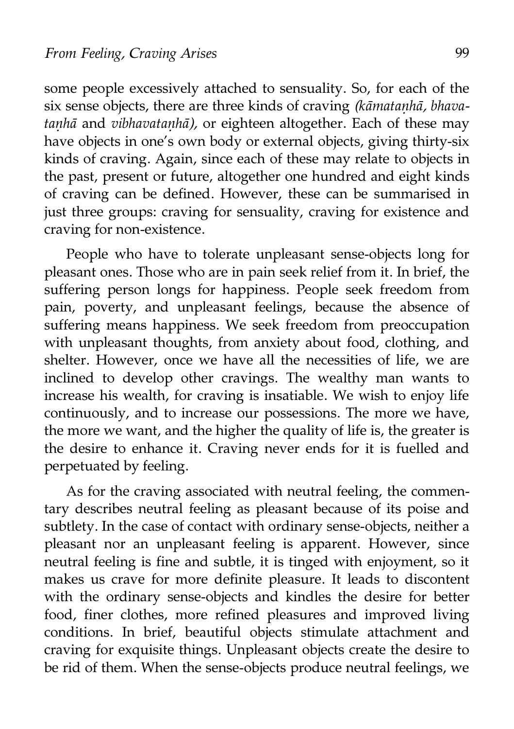some people excessively attached to sensuality. So, for each of the six sense objects, there are three kinds of craving *(kāmataṇhā, bhavataṇhā* and *vibhavataṇhā),* or eighteen altogether. Each of these may have objects in one's own body or external objects, giving thirty-six kinds of craving. Again, since each of these may relate to objects in the past, present or future, altogether one hundred and eight kinds of craving can be defined. However, these can be summarised in just three groups: craving for sensuality, craving for existence and craving for non-existence.

People who have to tolerate unpleasant sense-objects long for pleasant ones. Those who are in pain seek relief from it. In brief, the suffering person longs for happiness. People seek freedom from pain, poverty, and unpleasant feelings, because the absence of suffering means happiness. We seek freedom from preoccupation with unpleasant thoughts, from anxiety about food, clothing, and shelter. However, once we have all the necessities of life, we are inclined to develop other cravings. The wealthy man wants to increase his wealth, for craving is insatiable. We wish to enjoy life continuously, and to increase our possessions. The more we have, the more we want, and the higher the quality of life is, the greater is the desire to enhance it. Craving never ends for it is fuelled and perpetuated by feeling.

As for the craving associated with neutral feeling, the commentary describes neutral feeling as pleasant because of its poise and subtlety. In the case of contact with ordinary sense-objects, neither a pleasant nor an unpleasant feeling is apparent. However, since neutral feeling is fine and subtle, it is tinged with enjoyment, so it makes us crave for more definite pleasure. It leads to discontent with the ordinary sense-objects and kindles the desire for better food, finer clothes, more refined pleasures and improved living conditions. In brief, beautiful objects stimulate attachment and craving for exquisite things. Unpleasant objects create the desire to be rid of them. When the sense-objects produce neutral feelings, we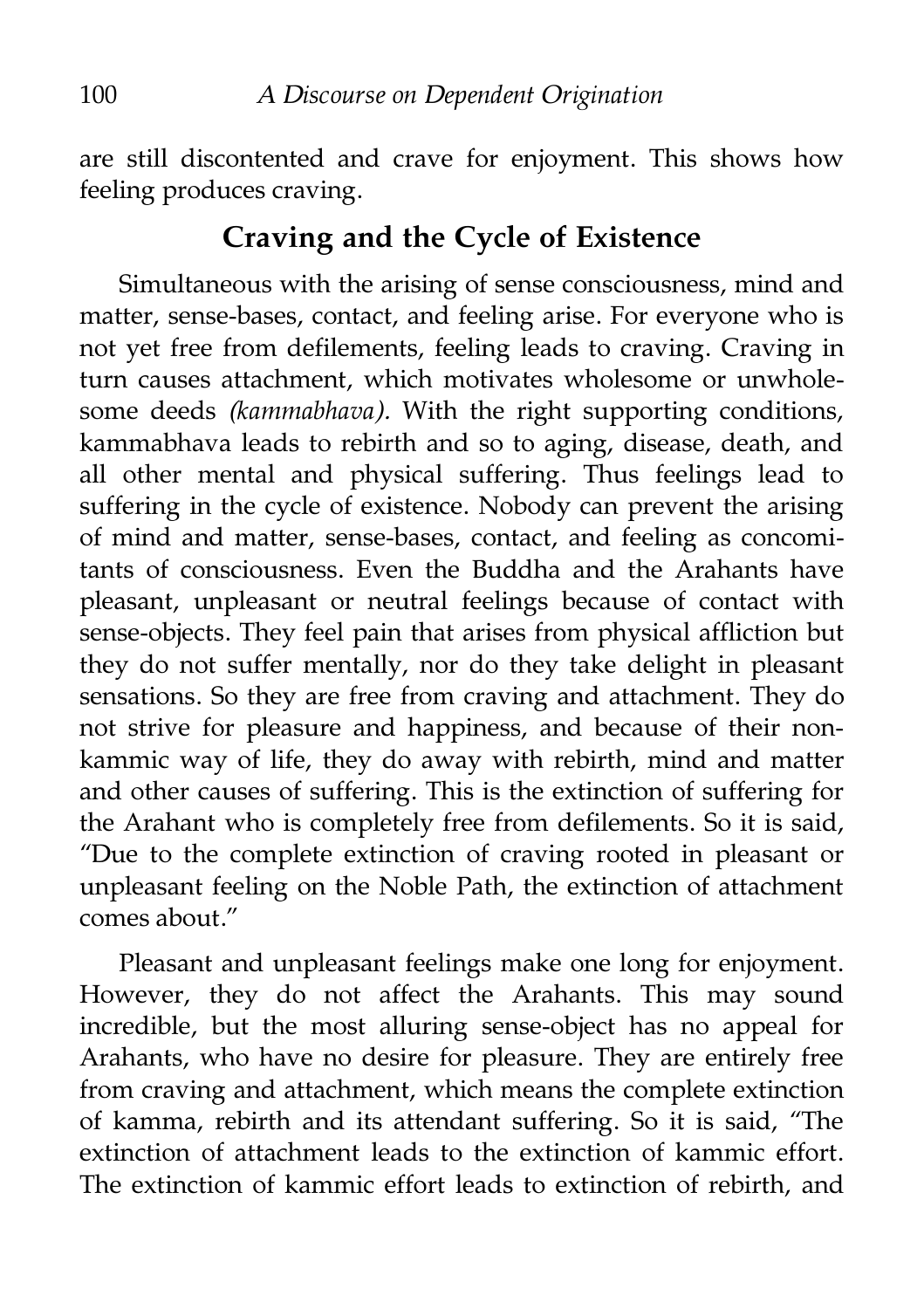are still discontented and crave for enjoyment. This shows how feeling produces craving.

## Craving and the Cycle of Existence

Simultaneous with the arising of sense consciousness, mind and matter, sense-bases, contact, and feeling arise. For everyone who is not yet free from defilements, feeling leads to craving. Craving in turn causes attachment, which motivates wholesome or unwholesome deeds *(kammabhava).* With the right supporting conditions, kammabhava leads to rebirth and so to aging, disease, death, and all other mental and physical suffering. Thus feelings lead to suffering in the cycle of existence. Nobody can prevent the arising of mind and matter, sense-bases, contact, and feeling as concomitants of consciousness. Even the Buddha and the Arahants have pleasant, unpleasant or neutral feelings because of contact with sense-objects. They feel pain that arises from physical affliction but they do not suffer mentally, nor do they take delight in pleasant sensations. So they are free from craving and attachment. They do not strive for pleasure and happiness, and because of their non-kammic way of life, they do away with rebirth, mind and matter and other causes of suffering. This is the extinction of suffering for the Arahant who is completely free from defilements. So it is said, "Due to the complete extinction of craving rooted in pleasant or unpleasant feeling on the Noble Path, the extinction of attachment comes about."

Pleasant and unpleasant feelings make one long for enjoyment. However, they do not affect the Arahants. This may sound incredible, but the most alluring sense-object has no appeal for Arahants, who have no desire for pleasure. They are entirely free from craving and attachment, which means the complete extinction of kamma, rebirth and its attendant suffering. So it is said, "The extinction of attachment leads to the extinction of kammic effort. The extinction of kammic effort leads to extinction of rebirth, and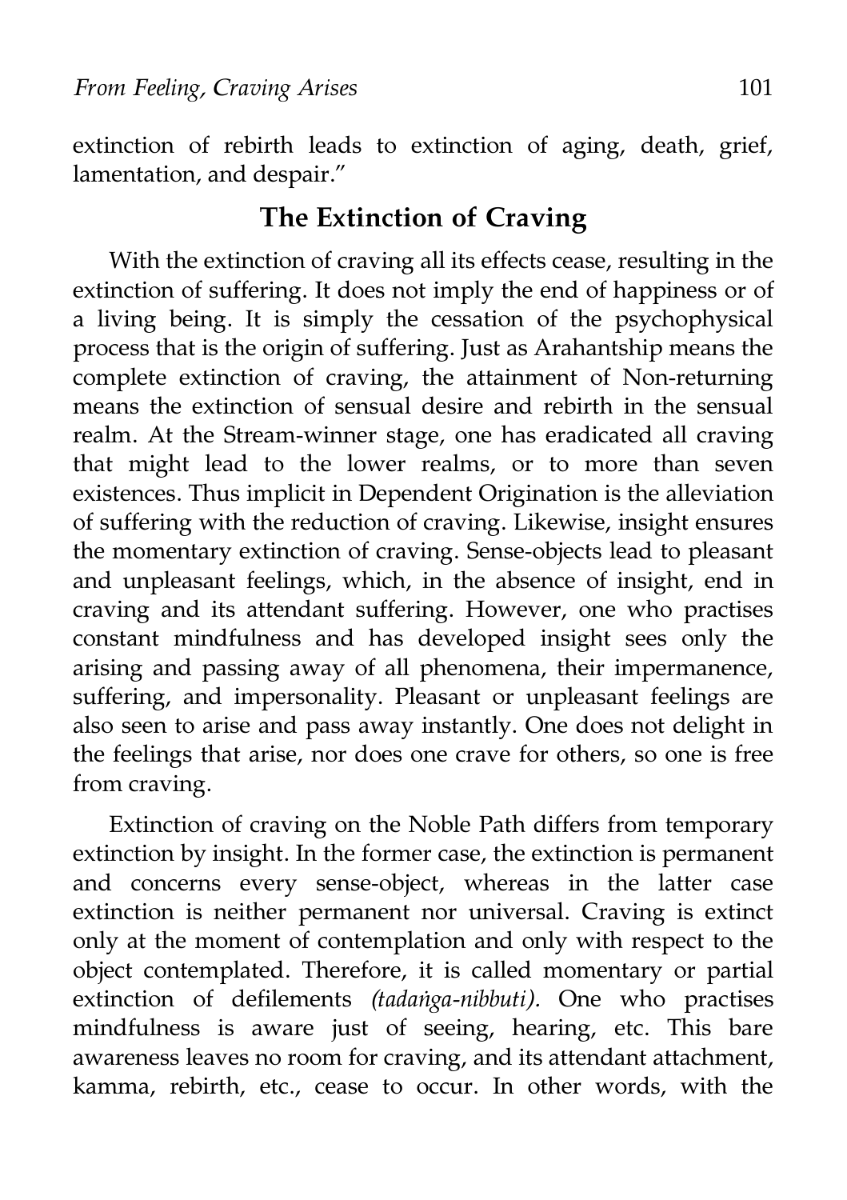extinction of rebirth leads to extinction of aging, death, grief, lamentation, and despair."

## The Extinction of Craving

With the extinction of craving all its effects cease, resulting in the extinction of suffering. It does not imply the end of happiness or of a living being. It is simply the cessation of the psychophysical process that is the origin of suffering. Just as Arahantship means the complete extinction of craving, the attainment of Non-returning means the extinction of sensual desire and rebirth in the sensual realm. At the Stream-winner stage, one has eradicated all craving that might lead to the lower realms, or to more than seven existences. Thus implicit in Dependent Origination is the alleviation of suffering with the reduction of craving. Likewise, insight ensures the momentary extinction of craving. Sense-objects lead to pleasant and unpleasant feelings, which, in the absence of insight, end in craving and its attendant suffering. However, one who practises constant mindfulness and has developed insight sees only the arising and passing away of all phenomena, their impermanence, suffering, and impersonality. Pleasant or unpleasant feelings are also seen to arise and pass away instantly. One does not delight in the feelings that arise, nor does one crave for others, so one is free from craving.

Extinction of craving on the Noble Path differs from temporary extinction by insight. In the former case, the extinction is permanent and concerns every sense-object, whereas in the latter case extinction is neither permanent nor universal. Craving is extinct only at the moment of contemplation and only with respect to the object contemplated. Therefore, it is called momentary or partial extinction of defilements *(tadaṅga-nibbuti).* One who practises mindfulness is aware just of seeing, hearing, etc. This bare awareness leaves no room for craving, and its attendant attachment, kamma, rebirth, etc., cease to occur. In other words, with the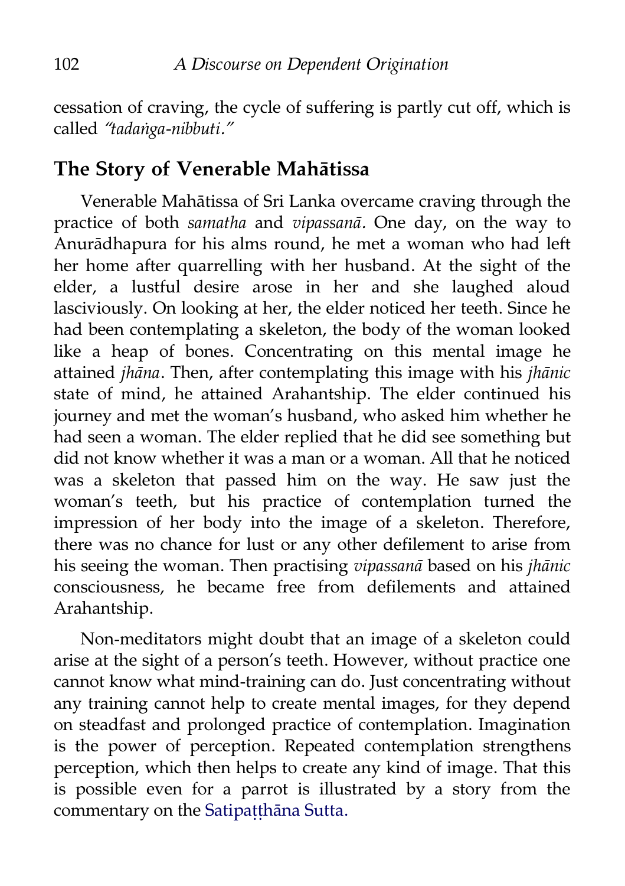cessation of craving, the cycle of suffering is partly cut off, which is called *"tadaṅga-nibbuti."*

## The Story of Venerable Mahātissa

Venerable Mahātissa of Sri Lanka overcame craving through the practice of both *samatha* and *vipassanā*. One day, on the way to Anurādhapura for his alms round, he met a woman who had left her home after quarrelling with her husband. At the sight of the elder, a lustful desire arose in her and she laughed aloud lasciviously. On looking at her, the elder noticed her teeth. Since he had been contemplating a skeleton, the body of the woman looked like a heap of bones. Concentrating on this mental image he attained *jhāna*. Then, after contemplating this image with his *jhānic* state of mind, he attained Arahantship. The elder continued his journey and met the woman's husband, who asked him whether he had seen a woman. The elder replied that he did see something but did not know whether it was a man or a woman. All that he noticed was a skeleton that passed him on the way. He saw just the woman's teeth, but his practice of contemplation turned the impression of her body into the image of a skeleton. Therefore, there was no chance for lust or any other defilement to arise from his seeing the woman. Then practising *vipassanā* based on his *jhānic* consciousness, he became free from defilements and attained Arahantship.

Non-meditators might doubt that an image of a skeleton could arise at the sight of a person's teeth. However, without practice one cannot know what mind-training can do. Just concentrating without any training cannot help to create mental images, for they depend on steadfast and prolonged practice of contemplation. Imagination is the power of perception. Repeated contemplation strengthens perception, which then helps to create any kind of image. That this is possible even for a parrot is illustrated by a story from the commentary on the Satipaṭṭhāna Sutta.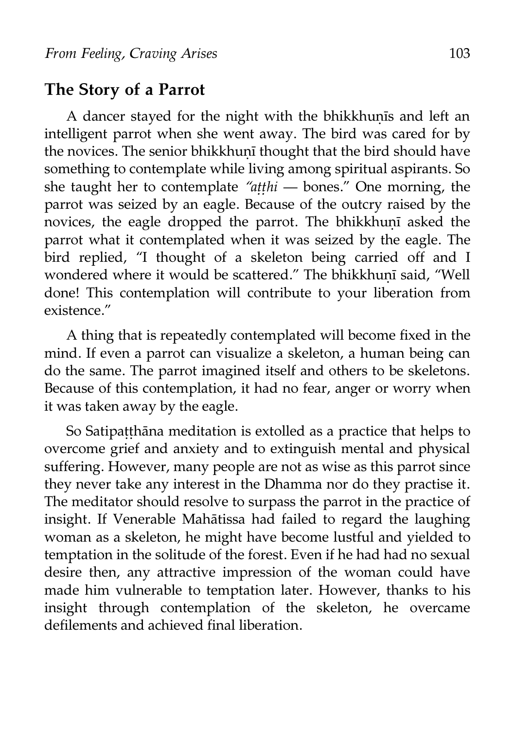## The Story of a Parrot

A dancer stayed for the night with the bhikkhunīs and left an intelligent parrot when she went away. The bird was cared for by the novices. The senior bhikkhunī thought that the bird should have something to contemplate while living among spiritual aspirants. So she taught her to contemplate *"aṭṭhi* — bones." One morning, the parrot was seized by an eagle. Because of the outcry raised by the novices, the eagle dropped the parrot. The bhikkhunī asked the parrot what it contemplated when it was seized by the eagle. The bird replied, "I thought of a skeleton being carried off and I wondered where it would be scattered." The bhikkhunī said, "Well done! This contemplation will contribute to your liberation from existence."

A thing that is repeatedly contemplated will become fixed in the mind. If even a parrot can visualize a skeleton, a human being can do the same. The parrot imagined itself and others to be skeletons. Because of this contemplation, it had no fear, anger or worry when it was taken away by the eagle.

So Satipaṭṭhāna meditation is extolled as a practice that helps to overcome grief and anxiety and to extinguish mental and physical suffering. However, many people are not as wise as this parrot since they never take any interest in the Dhamma nor do they practise it. The meditator should resolve to surpass the parrot in the practice of insight. If Venerable Mahātissa had failed to regard the laughing woman as a skeleton, he might have become lustful and yielded to temptation in the solitude of the forest. Even if he had had no sexual desire then, any attractive impression of the woman could have made him vulnerable to temptation later. However, thanks to his insight through contemplation of the skeleton, he overcame defilements and achieved final liberation.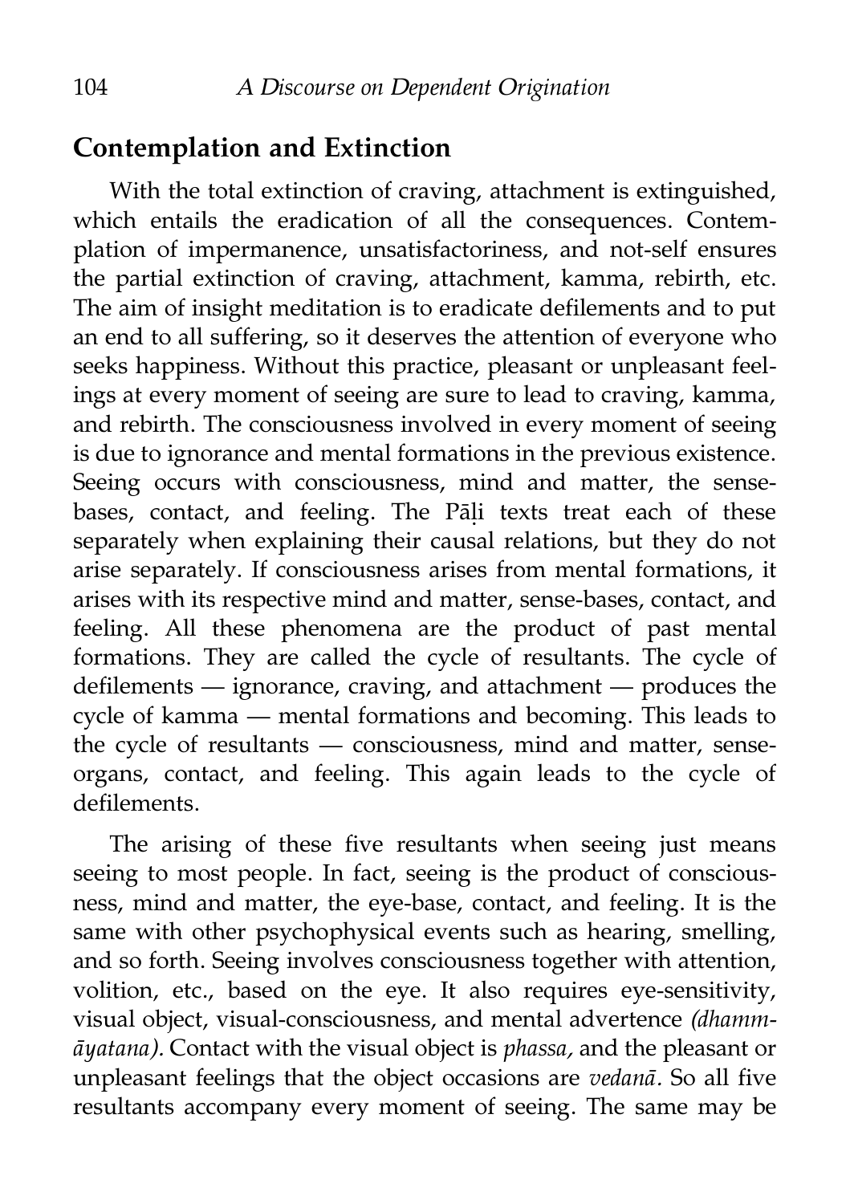## Contemplation and Extinction

With the total extinction of craving, attachment is extinguished, which entails the eradication of all the consequences. Contemplation of impermanence, unsatisfactoriness, and not-self ensures the partial extinction of craving, attachment, kamma, rebirth, etc. The aim of insight meditation is to eradicate defilements and to put an end to all suffering, so it deserves the attention of everyone who seeks happiness. Without this practice, pleasant or unpleasant feelings at every moment of seeing are sure to lead to craving, kamma, and rebirth. The consciousness involved in every moment of seeing is due to ignorance and mental formations in the previous existence. Seeing occurs with consciousness, mind and matter, the sense-bases, contact, and feeling. The Pāḷi texts treat each of these separately when explaining their causal relations, but they do not arise separately. If consciousness arises from mental formations, it arises with its respective mind and matter, sense-bases, contact, and feeling. All these phenomena are the product of past mental formations. They are called the cycle of resultants. The cycle of defilements — ignorance, craving, and attachment — produces the cycle of kamma — mental formations and becoming. This leads to the cycle of resultants — consciousness, mind and matter, sense-organs, contact, and feeling. This again leads to the cycle of defilements.

The arising of these five resultants when seeing just means seeing to most people. In fact, seeing is the product of consciousness, mind and matter, the eye-base, contact, and feeling. It is the same with other psychophysical events such as hearing, smelling, and so forth. Seeing involves consciousness together with attention, volition, etc., based on the eye. It also requires eye-sensitivity, visual object, visual-consciousness, and mental advertence *(dhammāyatana).* Contact with the visual object is *phassa,* and the pleasant or unpleasant feelings that the object occasions are *vedanā.* So all five resultants accompany every moment of seeing. The same may be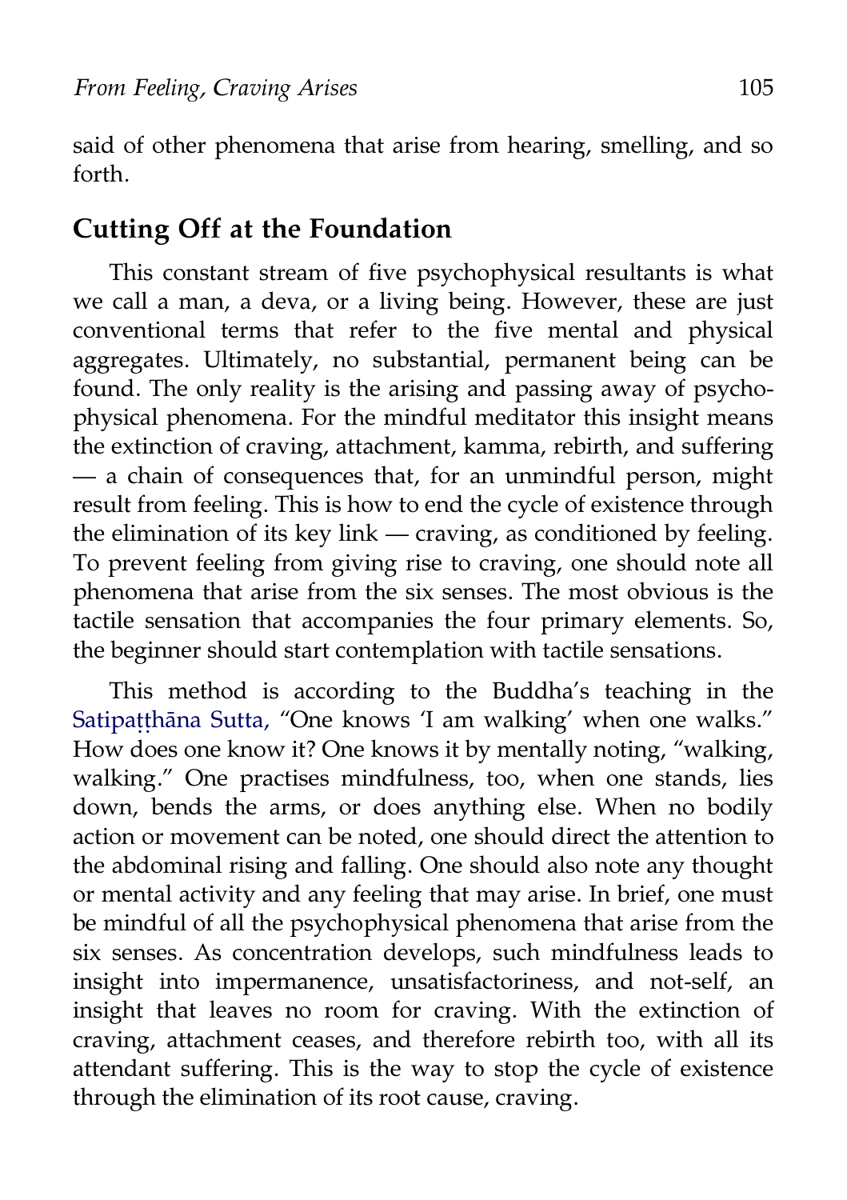said of other phenomena that arise from hearing, smelling, and so forth.

## Cutting Off at the Foundation

This constant stream of five psychophysical resultants is what we call a man, a deva, or a living being. However, these are just conventional terms that refer to the five mental and physical aggregates. Ultimately, no substantial, permanent being can be found. The only reality is the arising and passing away of psychophysical phenomena. For the mindful meditator this insight means the extinction of craving, attachment, kamma, rebirth, and suffering — a chain of consequences that, for an unmindful person, might result from feeling. This is how to end the cycle of existence through the elimination of its key link — craving, as conditioned by feeling. To prevent feeling from giving rise to craving, one should note all phenomena that arise from the six senses. The most obvious is the tactile sensation that accompanies the four primary elements. So, the beginner should start contemplation with tactile sensations.

This method is according to the Buddha's teaching in the Satipaṭṭhāna Sutta, "One knows 'I am walking' when one walks." How does one know it? One knows it by mentally noting, "walking, walking." One practises mindfulness, too, when one stands, lies down, bends the arms, or does anything else. When no bodily action or movement can be noted, one should direct the attention to the abdominal rising and falling. One should also note any thought or mental activity and any feeling that may arise. In brief, one must be mindful of all the psychophysical phenomena that arise from the six senses. As concentration develops, such mindfulness leads to insight into impermanence, unsatisfactoriness, and not-self, an insight that leaves no room for craving. With the extinction of craving, attachment ceases, and therefore rebirth too, with all its attendant suffering. This is the way to stop the cycle of existence through the elimination of its root cause, craving.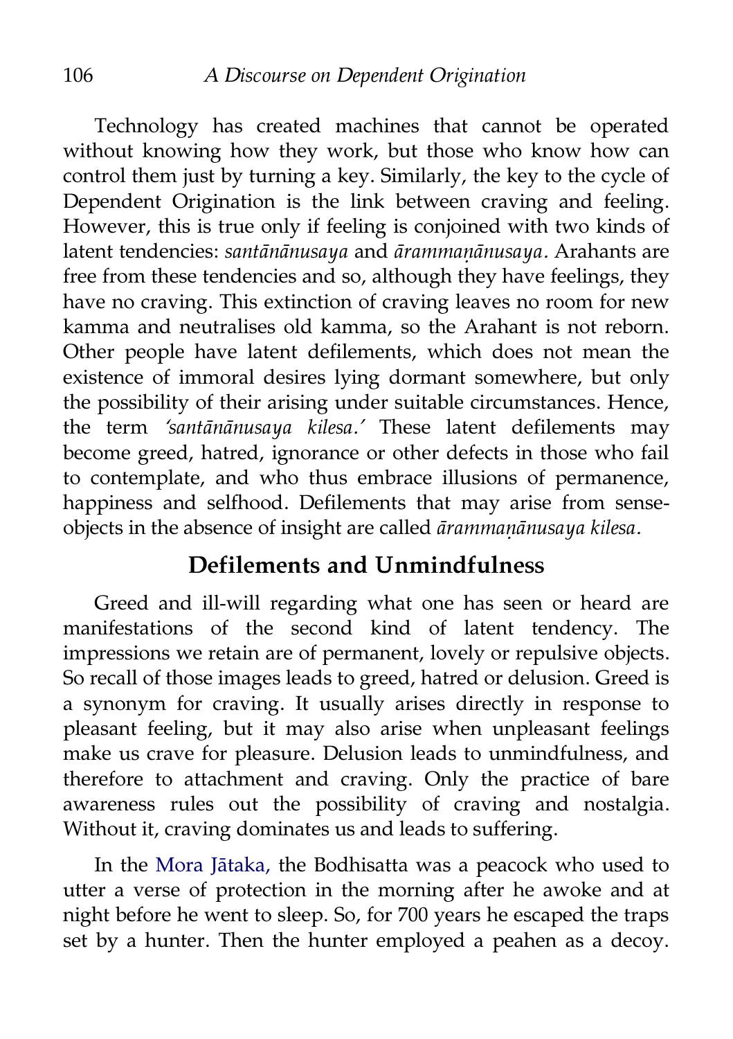Technology has created machines that cannot be operated without knowing how they work, but those who know how can control them just by turning a key. Similarly, the key to the cycle of Dependent Origination is the link between craving and feeling. However, this is true only if feeling is conjoined with two kinds of latent tendencies: *santānānusaya* and *ārammaṇānusaya*. Arahants are free from these tendencies and so, although they have feelings, they have no craving. This extinction of craving leaves no room for new kamma and neutralises old kamma, so the Arahant is not reborn. Other people have latent defilements, which does not mean the existence of immoral desires lying dormant somewhere, but only the possibility of their arising under suitable circumstances. Hence, the term *'santānānusaya kilesa.'* These latent defilements may become greed, hatred, ignorance or other defects in those who fail to contemplate, and who thus embrace illusions of permanence, happiness and selfhood. Defilements that may arise from sense-objects in the absence of insight are called *ārammaṇānusaya kilesa*.

## Defilements and Unmindfulness

Greed and ill-will regarding what one has seen or heard are manifestations of the second kind of latent tendency. The impressions we retain are of permanent, lovely or repulsive objects. So recall of those images leads to greed, hatred or delusion. Greed is a synonym for craving. It usually arises directly in response to pleasant feeling, but it may also arise when unpleasant feelings make us crave for pleasure. Delusion leads to unmindfulness, and therefore to attachment and craving. Only the practice of bare awareness rules out the possibility of craving and nostalgia. Without it, craving dominates us and leads to suffering.

In the Mora Jātaka, the Bodhisatta was a peacock who used to utter a verse of protection in the morning after he awoke and at night before he went to sleep. So, for 700 years he escaped the traps set by a hunter. Then the hunter employed a peahen as a decoy.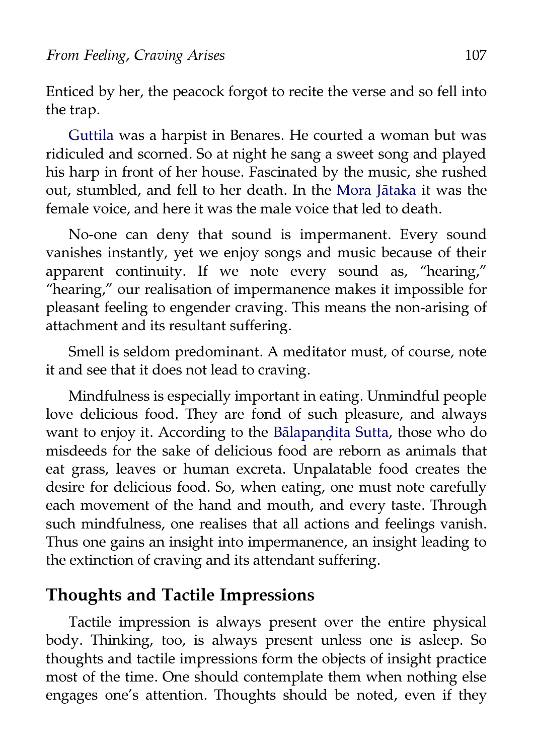Enticed by her, the peacock forgot to recite the verse and so fell into the trap.

Guttila was a harpist in Benares. He courted a woman but was ridiculed and scorned. So at night he sang a sweet song and played his harp in front of her house. Fascinated by the music, she rushed out, stumbled, and fell to her death. In the Mora Jātaka it was the female voice, and here it was the male voice that led to death.

No-one can deny that sound is impermanent. Every sound vanishes instantly, yet we enjoy songs and music because of their apparent continuity. If we note every sound as, "hearing," "hearing," our realisation of impermanence makes it impossible for pleasant feeling to engender craving. This means the non-arising of attachment and its resultant suffering.

Smell is seldom predominant. A meditator must, of course, note it and see that it does not lead to craving.

Mindfulness is especially important in eating. Unmindful people love delicious food. They are fond of such pleasure, and always want to enjoy it. According to the Bālapaṇḍita Sutta, those who do misdeeds for the sake of delicious food are reborn as animals that eat grass, leaves or human excreta. Unpalatable food creates the desire for delicious food. So, when eating, one must note carefully each movement of the hand and mouth, and every taste. Through such mindfulness, one realises that all actions and feelings vanish. Thus one gains an insight into impermanence, an insight leading to the extinction of craving and its attendant suffering.

## Thoughts and Tactile Impressions

Tactile impression is always present over the entire physical body. Thinking, too, is always present unless one is asleep. So thoughts and tactile impressions form the objects of insight practice most of the time. One should contemplate them when nothing else engages one's attention. Thoughts should be noted, even if they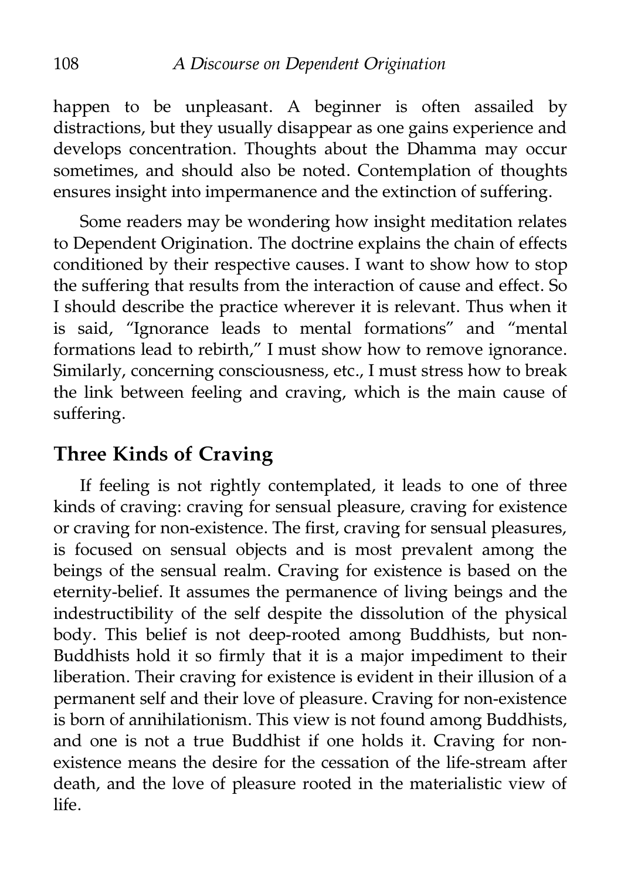happen to be unpleasant. A beginner is often assailed by distractions, but they usually disappear as one gains experience and develops concentration. Thoughts about the Dhamma may occur sometimes, and should also be noted. Contemplation of thoughts ensures insight into impermanence and the extinction of suffering.

Some readers may be wondering how insight meditation relates to Dependent Origination. The doctrine explains the chain of effects conditioned by their respective causes. I want to show how to stop the suffering that results from the interaction of cause and effect. So I should describe the practice wherever it is relevant. Thus when it is said, "Ignorance leads to mental formations" and "mental formations lead to rebirth," I must show how to remove ignorance. Similarly, concerning consciousness, etc., I must stress how to break the link between feeling and craving, which is the main cause of suffering.

## Three Kinds of Craving

If feeling is not rightly contemplated, it leads to one of three kinds of craving: craving for sensual pleasure, craving for existence or craving for non-existence. The first, craving for sensual pleasures, is focused on sensual objects and is most prevalent among the beings of the sensual realm. Craving for existence is based on the eternity-belief. It assumes the permanence of living beings and the indestructibility of the self despite the dissolution of the physical body. This belief is not deep-rooted among Buddhists, but non-Buddhists hold it so firmly that it is a major impediment to their liberation. Their craving for existence is evident in their illusion of a permanent self and their love of pleasure. Craving for non-existence is born of annihilationism. This view is not found among Buddhists, and one is not a true Buddhist if one holds it. Craving for non-existence means the desire for the cessation of the life-stream after death, and the love of pleasure rooted in the materialistic view of life.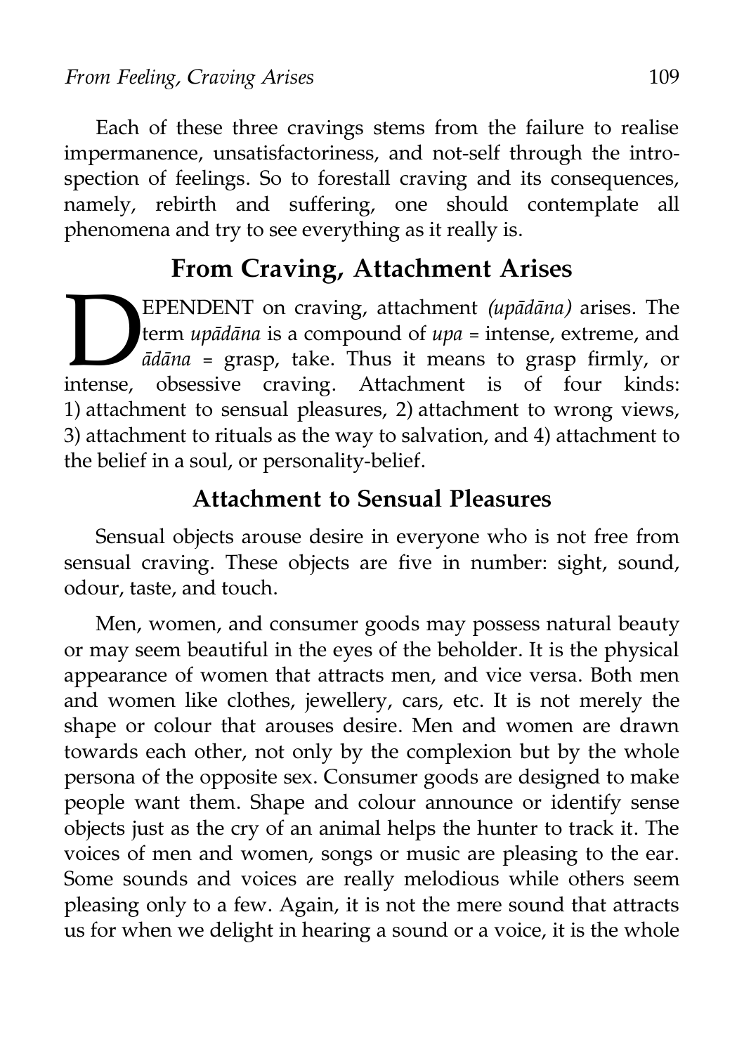Each of these three cravings stems from the failure to realise impermanence, unsatisfactoriness, and not-self through the introspection of feelings. So to forestall craving and its consequences, namely, rebirth and suffering, one should contemplate all phenomena and try to see everything as it really is.

## From Craving, Attachment Arises

DEPENDENT on craving, attachment *(upādāna)* arises. The term *upādāna* is a compound of *upa* = intense, extreme, and *ādāna* = grasp, take. Thus it means to grasp firmly, or intense, obsessive craving. Attachment is of four kinds: 1) attachment to sensual pleasures, 2) attachment to wrong views, 3) attachment to rituals as the way to salvation, and 4) attachment to the belief in a soul, or personality-belief.

### Attachment to Sensual Pleasures

Sensual objects arouse desire in everyone who is not free from sensual craving. These objects are five in number: sight, sound, odour, taste, and touch.

Men, women, and consumer goods may possess natural beauty or may seem beautiful in the eyes of the beholder. It is the physical appearance of women that attracts men, and vice versa. Both men and women like clothes, jewellery, cars, etc. It is not merely the shape or colour that arouses desire. Men and women are drawn towards each other, not only by the complexion but by the whole persona of the opposite sex. Consumer goods are designed to make people want them. Shape and colour announce or identify sense objects just as the cry of an animal helps the hunter to track it. The voices of men and women, songs or music are pleasing to the ear. Some sounds and voices are really melodious while others seem pleasing only to a few. Again, it is not the mere sound that attracts us for when we delight in hearing a sound or a voice, it is the whole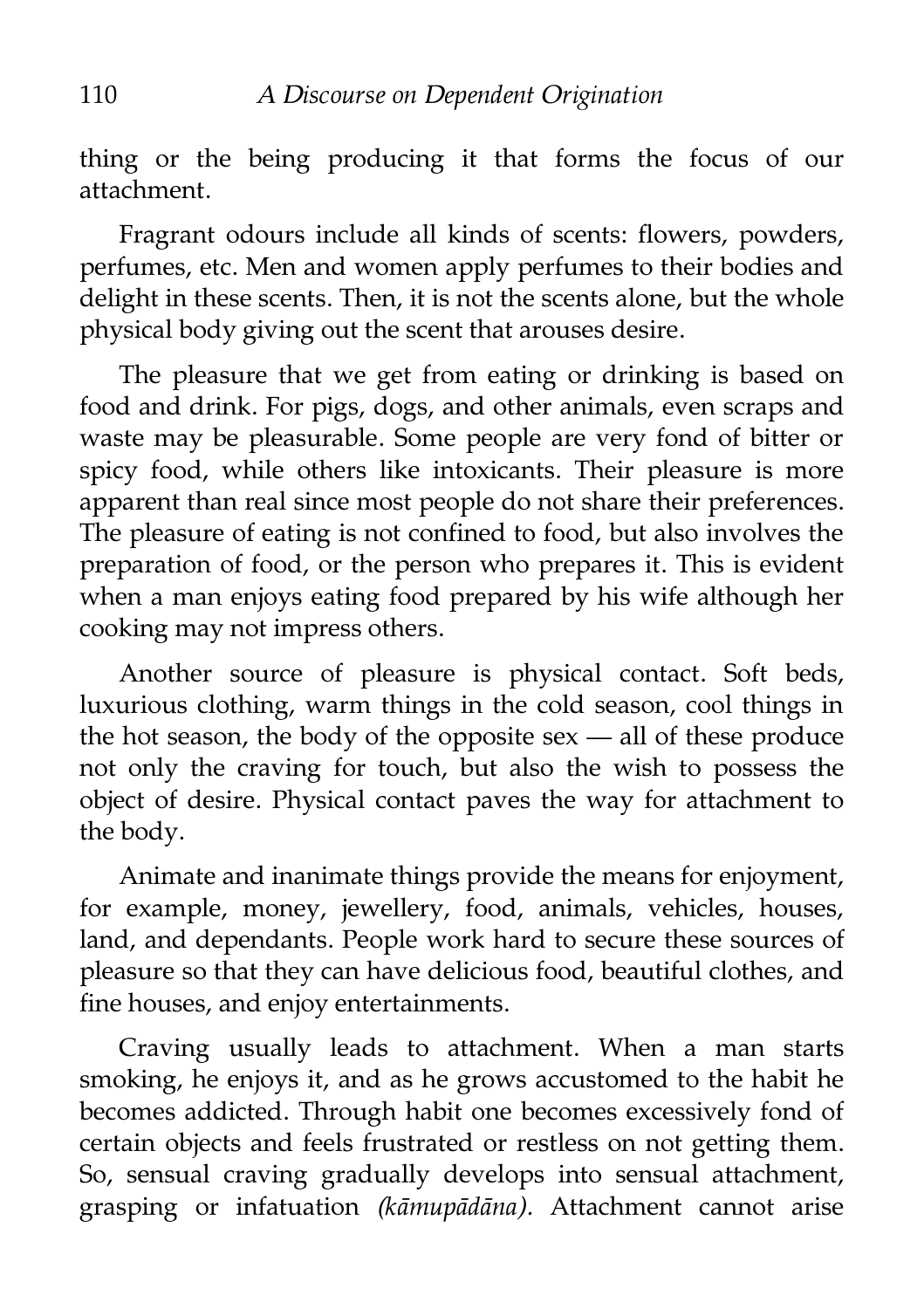thing or the being producing it that forms the focus of our attachment.

Fragrant odours include all kinds of scents: flowers, powders, perfumes, etc. Men and women apply perfumes to their bodies and delight in these scents. Then, it is not the scents alone, but the whole physical body giving out the scent that arouses desire.

The pleasure that we get from eating or drinking is based on food and drink. For pigs, dogs, and other animals, even scraps and waste may be pleasurable. Some people are very fond of bitter or spicy food, while others like intoxicants. Their pleasure is more apparent than real since most people do not share their preferences. The pleasure of eating is not confined to food, but also involves the preparation of food, or the person who prepares it. This is evident when a man enjoys eating food prepared by his wife although her cooking may not impress others.

Another source of pleasure is physical contact. Soft beds, luxurious clothing, warm things in the cold season, cool things in the hot season, the body of the opposite sex — all of these produce not only the craving for touch, but also the wish to possess the object of desire. Physical contact paves the way for attachment to the body.

Animate and inanimate things provide the means for enjoyment, for example, money, jewellery, food, animals, vehicles, houses, land, and dependants. People work hard to secure these sources of pleasure so that they can have delicious food, beautiful clothes, and fine houses, and enjoy entertainments.

Craving usually leads to attachment. When a man starts smoking, he enjoys it, and as he grows accustomed to the habit he becomes addicted. Through habit one becomes excessively fond of certain objects and feels frustrated or restless on not getting them. So, sensual craving gradually develops into sensual attachment, grasping or infatuation *(kāmupādāna).* Attachment cannot arise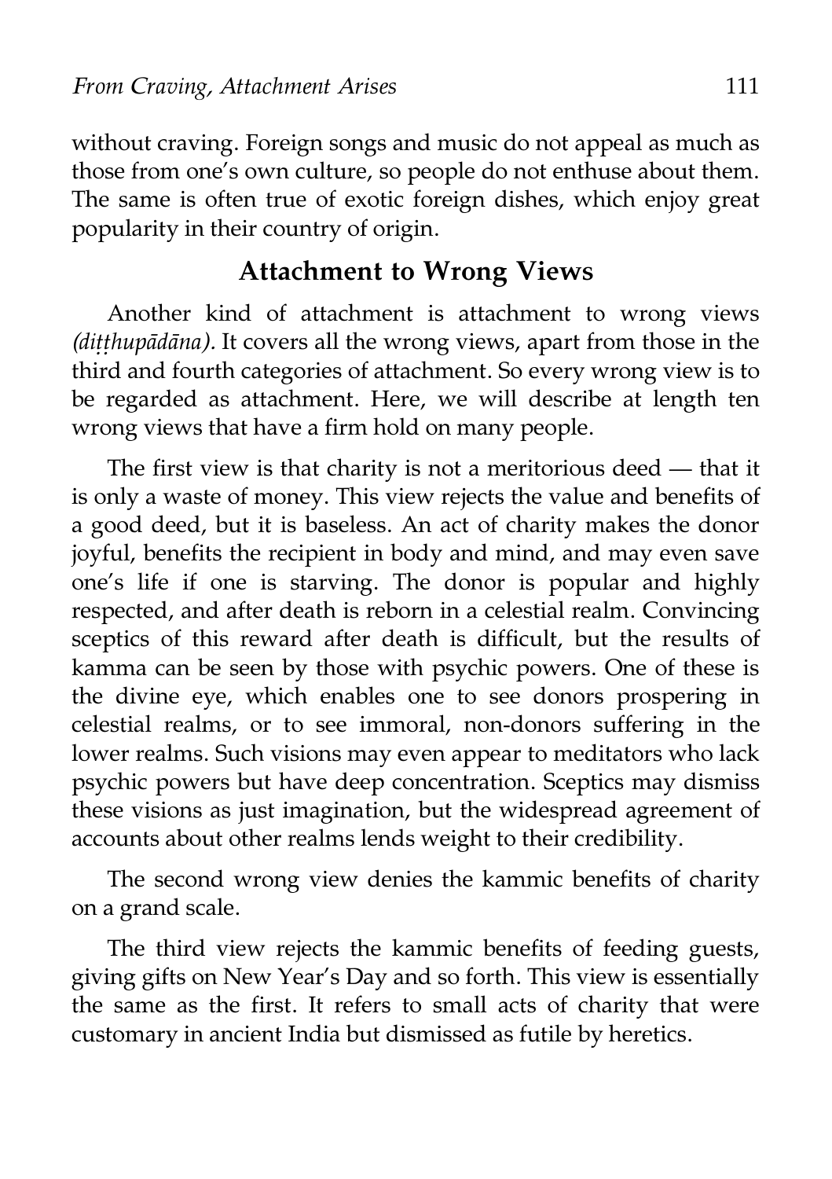without craving. Foreign songs and music do not appeal as much as those from one's own culture, so people do not enthuse about them. The same is often true of exotic foreign dishes, which enjoy great popularity in their country of origin.

## Attachment to Wrong Views

Another kind of attachment is attachment to wrong views *(diṭṭhupādāna).* It covers all the wrong views, apart from those in the third and fourth categories of attachment. So every wrong view is to be regarded as attachment. Here, we will describe at length ten wrong views that have a firm hold on many people.

The first view is that charity is not a meritorious deed — that it is only a waste of money. This view rejects the value and benefits of a good deed, but it is baseless. An act of charity makes the donor joyful, benefits the recipient in body and mind, and may even save one's life if one is starving. The donor is popular and highly respected, and after death is reborn in a celestial realm. Convincing sceptics of this reward after death is difficult, but the results of kamma can be seen by those with psychic powers. One of these is the divine eye, which enables one to see donors prospering in celestial realms, or to see immoral, non-donors suffering in the lower realms. Such visions may even appear to meditators who lack psychic powers but have deep concentration. Sceptics may dismiss these visions as just imagination, but the widespread agreement of accounts about other realms lends weight to their credibility.

The second wrong view denies the kammic benefits of charity on a grand scale.

The third view rejects the kammic benefits of feeding guests, giving gifts on New Year's Day and so forth. This view is essentially the same as the first. It refers to small acts of charity that were customary in ancient India but dismissed as futile by heretics.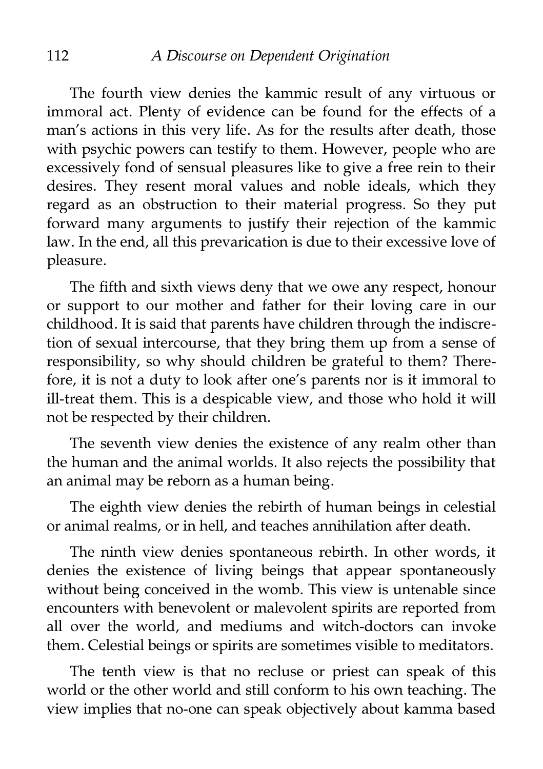The fourth view denies the kammic result of any virtuous or immoral act. Plenty of evidence can be found for the effects of a man's actions in this very life. As for the results after death, those with psychic powers can testify to them. However, people who are excessively fond of sensual pleasures like to give a free rein to their desires. They resent moral values and noble ideals, which they regard as an obstruction to their material progress. So they put forward many arguments to justify their rejection of the kammic law. In the end, all this prevarication is due to their excessive love of pleasure.

The fifth and sixth views deny that we owe any respect, honour or support to our mother and father for their loving care in our childhood. It is said that parents have children through the indiscretion of sexual intercourse, that they bring them up from a sense of responsibility, so why should children be grateful to them? Therefore, it is not a duty to look after one's parents nor is it immoral to ill-treat them. This is a despicable view, and those who hold it will not be respected by their children.

The seventh view denies the existence of any realm other than the human and the animal worlds. It also rejects the possibility that an animal may be reborn as a human being.

The eighth view denies the rebirth of human beings in celestial or animal realms, or in hell, and teaches annihilation after death.

The ninth view denies spontaneous rebirth. In other words, it denies the existence of living beings that appear spontaneously without being conceived in the womb. This view is untenable since encounters with benevolent or malevolent spirits are reported from all over the world, and mediums and witch-doctors can invoke them. Celestial beings or spirits are sometimes visible to meditators.

The tenth view is that no recluse or priest can speak of this world or the other world and still conform to his own teaching. The view implies that no-one can speak objectively about kamma based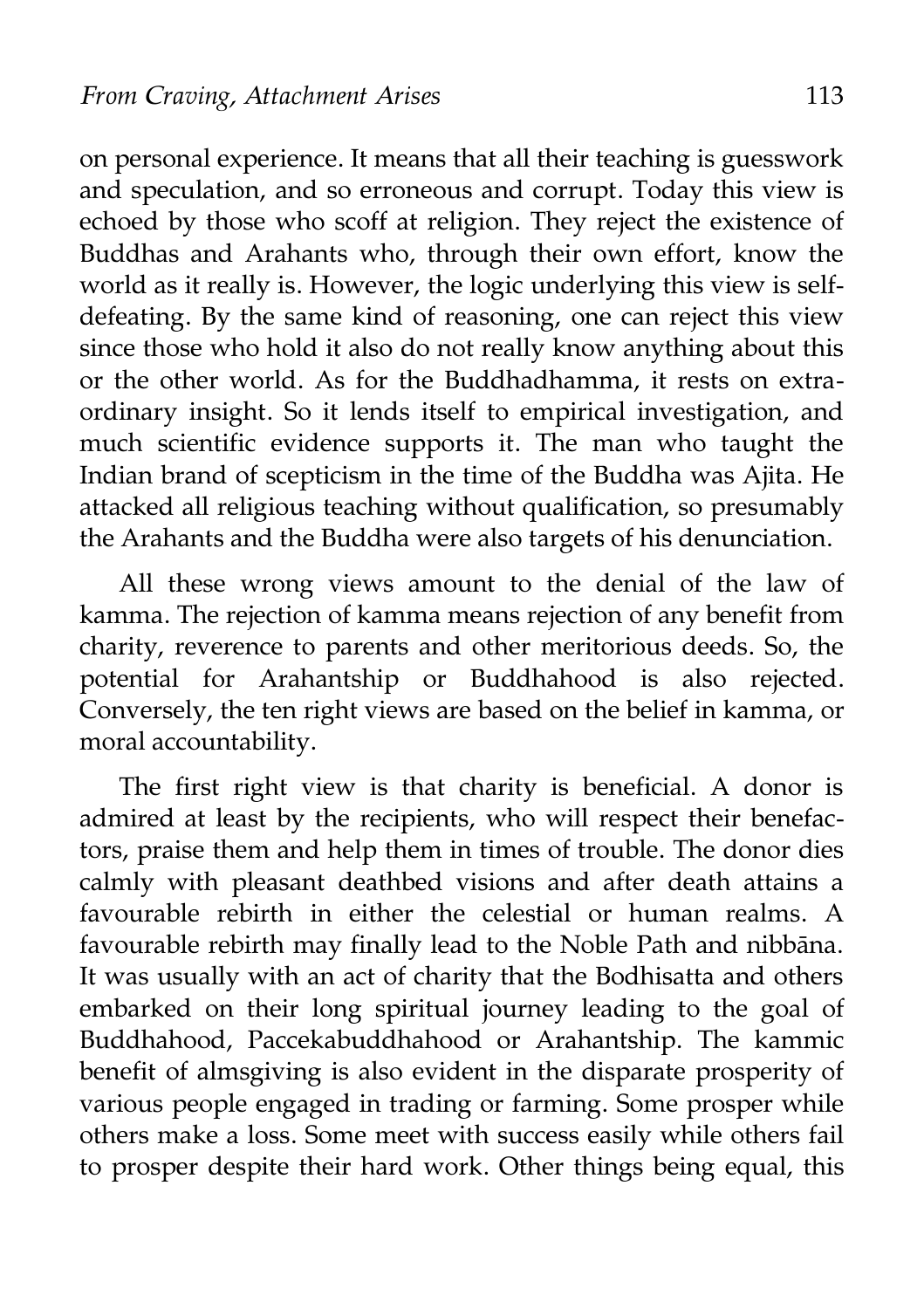on personal experience. It means that all their teaching is guesswork and speculation, and so erroneous and corrupt. Today this view is echoed by those who scoff at religion. They reject the existence of Buddhas and Arahants who, through their own effort, know the world as it really is. However, the logic underlying this view is self-defeating. By the same kind of reasoning, one can reject this view since those who hold it also do not really know anything about this or the other world. As for the Buddhadhamma, it rests on extraordinary insight. So it lends itself to empirical investigation, and much scientific evidence supports it. The man who taught the Indian brand of scepticism in the time of the Buddha was Ajita. He attacked all religious teaching without qualification, so presumably the Arahants and the Buddha were also targets of his denunciation.

All these wrong views amount to the denial of the law of kamma. The rejection of kamma means rejection of any benefit from charity, reverence to parents and other meritorious deeds. So, the potential for Arahantship or Buddhahood is also rejected. Conversely, the ten right views are based on the belief in kamma, or moral accountability.

The first right view is that charity is beneficial. A donor is admired at least by the recipients, who will respect their benefactors, praise them and help them in times of trouble. The donor dies calmly with pleasant deathbed visions and after death attains a favourable rebirth in either the celestial or human realms. A favourable rebirth may finally lead to the Noble Path and nibbāna. It was usually with an act of charity that the Bodhisatta and others embarked on their long spiritual journey leading to the goal of Buddhahood, Paccekabuddhahood or Arahantship. The kammic benefit of almsgiving is also evident in the disparate prosperity of various people engaged in trading or farming. Some prosper while others make a loss. Some meet with success easily while others fail to prosper despite their hard work. Other things being equal, this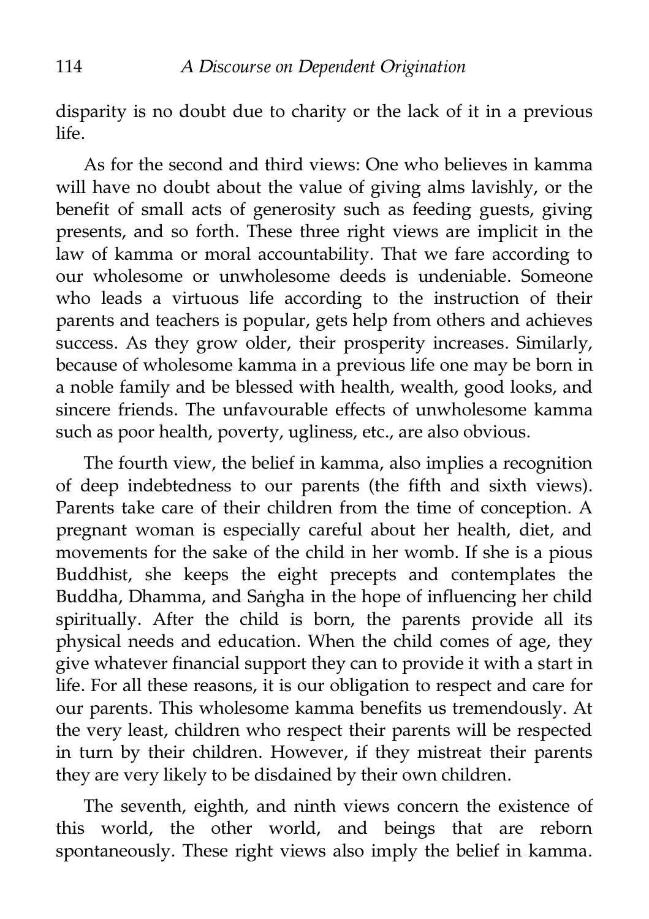disparity is no doubt due to charity or the lack of it in a previous life.

As for the second and third views: One who believes in kamma will have no doubt about the value of giving alms lavishly, or the benefit of small acts of generosity such as feeding guests, giving presents, and so forth. These three right views are implicit in the law of kamma or moral accountability. That we fare according to our wholesome or unwholesome deeds is undeniable. Someone who leads a virtuous life according to the instruction of their parents and teachers is popular, gets help from others and achieves success. As they grow older, their prosperity increases. Similarly, because of wholesome kamma in a previous life one may be born in a noble family and be blessed with health, wealth, good looks, and sincere friends. The unfavourable effects of unwholesome kamma such as poor health, poverty, ugliness, etc., are also obvious.

The fourth view, the belief in kamma, also implies a recognition of deep indebtedness to our parents (the fifth and sixth views). Parents take care of their children from the time of conception. A pregnant woman is especially careful about her health, diet, and movements for the sake of the child in her womb. If she is a pious Buddhist, she keeps the eight precepts and contemplates the Buddha, Dhamma, and Saṅgha in the hope of influencing her child spiritually. After the child is born, the parents provide all its physical needs and education. When the child comes of age, they give whatever financial support they can to provide it with a start in life. For all these reasons, it is our obligation to respect and care for our parents. This wholesome kamma benefits us tremendously. At the very least, children who respect their parents will be respected in turn by their children. However, if they mistreat their parents they are very likely to be disdained by their own children.

The seventh, eighth, and ninth views concern the existence of this world, the other world, and beings that are reborn spontaneously. These right views also imply the belief in kamma.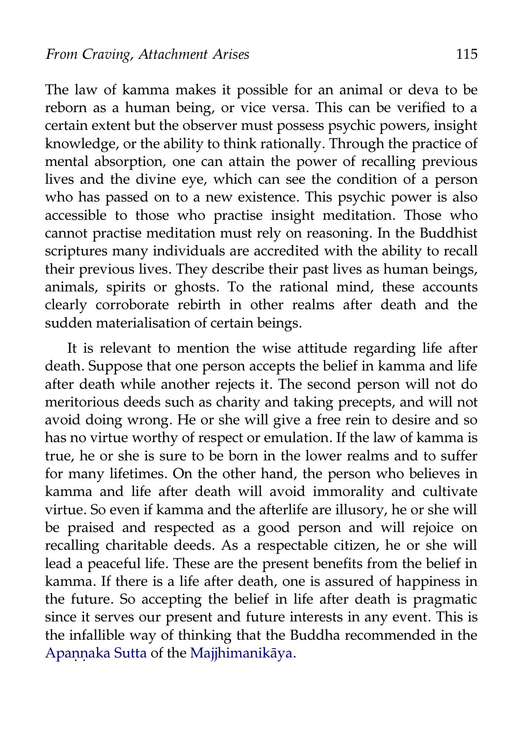The law of kamma makes it possible for an animal or deva to be reborn as a human being, or vice versa. This can be verified to a certain extent but the observer must possess psychic powers, insight knowledge, or the ability to think rationally. Through the practice of mental absorption, one can attain the power of recalling previous lives and the divine eye, which can see the condition of a person who has passed on to a new existence. This psychic power is also accessible to those who practise insight meditation. Those who cannot practise meditation must rely on reasoning. In the Buddhist scriptures many individuals are accredited with the ability to recall their previous lives. They describe their past lives as human beings, animals, spirits or ghosts. To the rational mind, these accounts clearly corroborate rebirth in other realms after death and the sudden materialisation of certain beings.

It is relevant to mention the wise attitude regarding life after death. Suppose that one person accepts the belief in kamma and life after death while another rejects it. The second person will not do meritorious deeds such as charity and taking precepts, and will not avoid doing wrong. He or she will give a free rein to desire and so has no virtue worthy of respect or emulation. If the law of kamma is true, he or she is sure to be born in the lower realms and to suffer for many lifetimes. On the other hand, the person who believes in kamma and life after death will avoid immorality and cultivate virtue. So even if kamma and the afterlife are illusory, he or she will be praised and respected as a good person and will rejoice on recalling charitable deeds. As a respectable citizen, he or she will lead a peaceful life. These are the present benefits from the belief in kamma. If there is a life after death, one is assured of happiness in the future. So accepting the belief in life after death is pragmatic since it serves our present and future interests in any event. This is the infallible way of thinking that the Buddha recommended in the Apaṇṇaka Sutta of the Majjhimanikāya.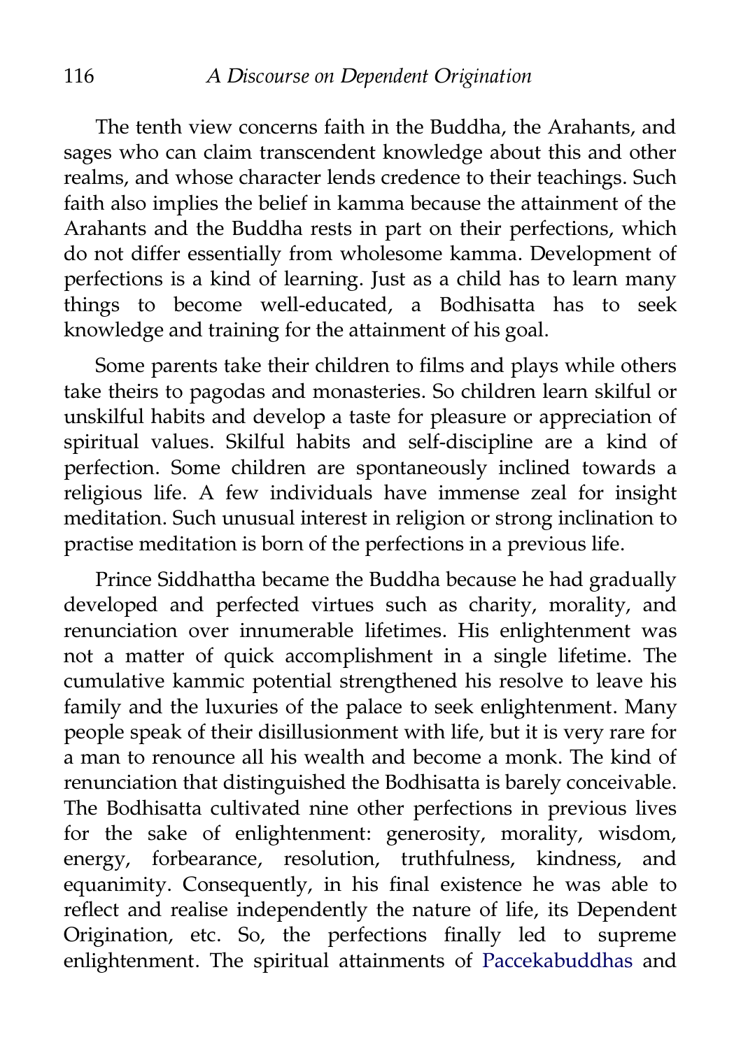The tenth view concerns faith in the Buddha, the Arahants, and sages who can claim transcendent knowledge about this and other realms, and whose character lends credence to their teachings. Such faith also implies the belief in kamma because the attainment of the Arahants and the Buddha rests in part on their perfections, which do not differ essentially from wholesome kamma. Development of perfections is a kind of learning. Just as a child has to learn many things to become well-educated, a Bodhisatta has to seek knowledge and training for the attainment of his goal.

Some parents take their children to films and plays while others take theirs to pagodas and monasteries. So children learn skilful or unskilful habits and develop a taste for pleasure or appreciation of spiritual values. Skilful habits and self-discipline are a kind of perfection. Some children are spontaneously inclined towards a religious life. A few individuals have immense zeal for insight meditation. Such unusual interest in religion or strong inclination to practise meditation is born of the perfections in a previous life.

Prince Siddhattha became the Buddha because he had gradually developed and perfected virtues such as charity, morality, and renunciation over innumerable lifetimes. His enlightenment was not a matter of quick accomplishment in a single lifetime. The cumulative kammic potential strengthened his resolve to leave his family and the luxuries of the palace to seek enlightenment. Many people speak of their disillusionment with life, but it is very rare for a man to renounce all his wealth and become a monk. The kind of renunciation that distinguished the Bodhisatta is barely conceivable. The Bodhisatta cultivated nine other perfections in previous lives for the sake of enlightenment: generosity, morality, wisdom, energy, forbearance, resolution, truthfulness, kindness, and equanimity. Consequently, in his final existence he was able to reflect and realise independently the nature of life, its Dependent Origination, etc. So, the perfections finally led to supreme enlightenment. The spiritual attainments of Paccekabuddhas and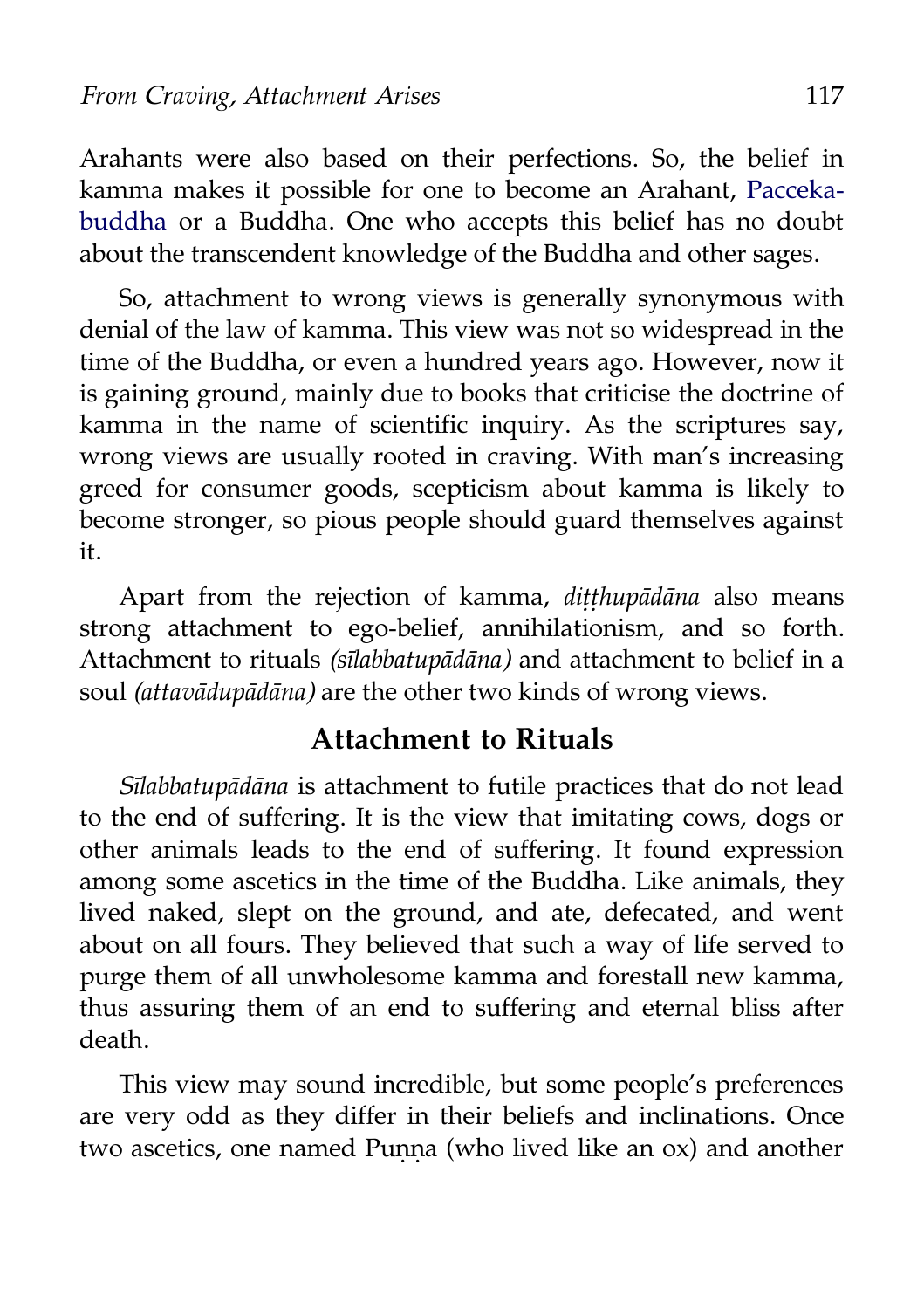Arahants were also based on their perfections. So, the belief in kamma makes it possible for one to become an Arahant, Pacceka­buddha or a Buddha. One who accepts this belief has no doubt about the transcendent knowledge of the Buddha and other sages.

So, attachment to wrong views is generally synonymous with denial of the law of kamma. This view was not so widespread in the time of the Buddha, or even a hundred years ago. However, now it is gaining ground, mainly due to books that criticise the doctrine of kamma in the name of scientific inquiry. As the scriptures say, wrong views are usually rooted in craving. With man's increasing greed for consumer goods, scepticism about kamma is likely to become stronger, so pious people should guard themselves against it.

Apart from the rejection of kamma, *diṭṭhupādāna* also means strong attachment to ego-belief, annihilationism, and so forth. Attachment to rituals *(sīlabbatupādāna)* and attachment to belief in a soul *(attavādupādāna)* are the other two kinds of wrong views.

## Attachment to Rituals

*Sīlabbatupādāna* is attachment to futile practices that do not lead to the end of suffering. It is the view that imitating cows, dogs or other animals leads to the end of suffering. It found expression among some ascetics in the time of the Buddha. Like animals, they lived naked, slept on the ground, and ate, defecated, and went about on all fours. They believed that such a way of life served to purge them of all unwholesome kamma and forestall new kamma, thus assuring them of an end to suffering and eternal bliss after death.

This view may sound incredible, but some people's preferences are very odd as they differ in their beliefs and inclinations. Once two ascetics, one named Puṇṇa (who lived like an ox) and another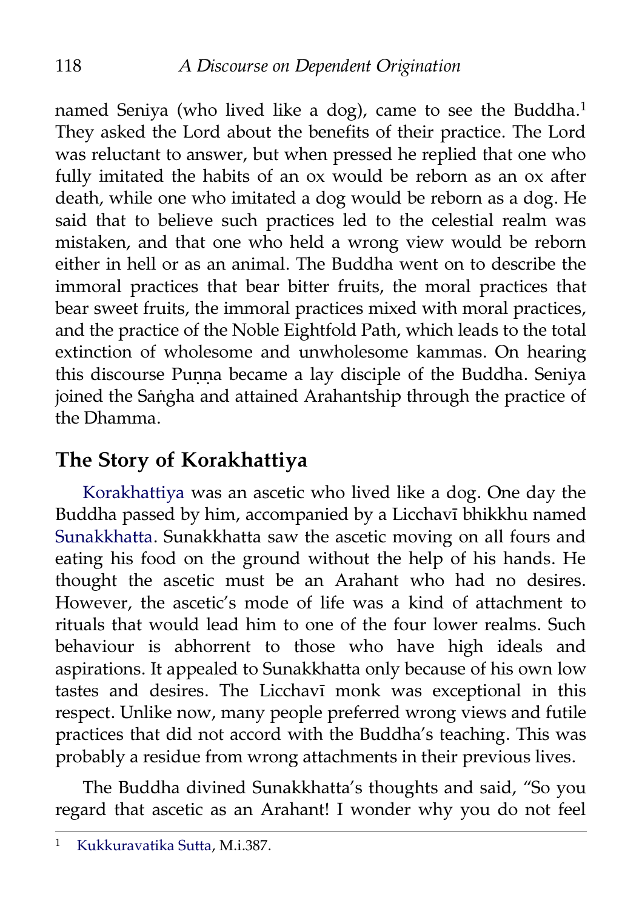named Seniya (who lived like a dog), came to see the Buddha.[1] They asked the Lord about the benefits of their practice. The Lord was reluctant to answer, but when pressed he replied that one who fully imitated the habits of an ox would be reborn as an ox after death, while one who imitated a dog would be reborn as a dog. He said that to believe such practices led to the celestial realm was mistaken, and that one who held a wrong view would be reborn either in hell or as an animal. The Buddha went on to describe the immoral practices that bear bitter fruits, the moral practices that bear sweet fruits, the immoral practices mixed with moral practices, and the practice of the Noble Eightfold Path, which leads to the total extinction of wholesome and unwholesome kammas. On hearing this discourse Puṇṇa became a lay disciple of the Buddha. Seniya joined the Saṅgha and attained Arahantship through the practice of the Dhamma.

## The Story of Korakhattiya

Korakhattiya was an ascetic who lived like a dog. One day the Buddha passed by him, accompanied by a Licchavī bhikkhu named Sunakkhatta. Sunakkhatta saw the ascetic moving on all fours and eating his food on the ground without the help of his hands. He thought the ascetic must be an Arahant who had no desires. However, the ascetic's mode of life was a kind of attachment to rituals that would lead him to one of the four lower realms. Such behaviour is abhorrent to those who have high ideals and aspirations. It appealed to Sunakkhatta only because of his own low tastes and desires. The Licchavī monk was exceptional in this respect. Unlike now, many people preferred wrong views and futile practices that did not accord with the Buddha's teaching. This was probably a residue from wrong attachments in their previous lives.

The Buddha divined Sunakkhatta's thoughts and said, "So you regard that ascetic as an Arahant! I wonder why you do not feel

---

[1] Kukkuravatika Sutta, M.i.387.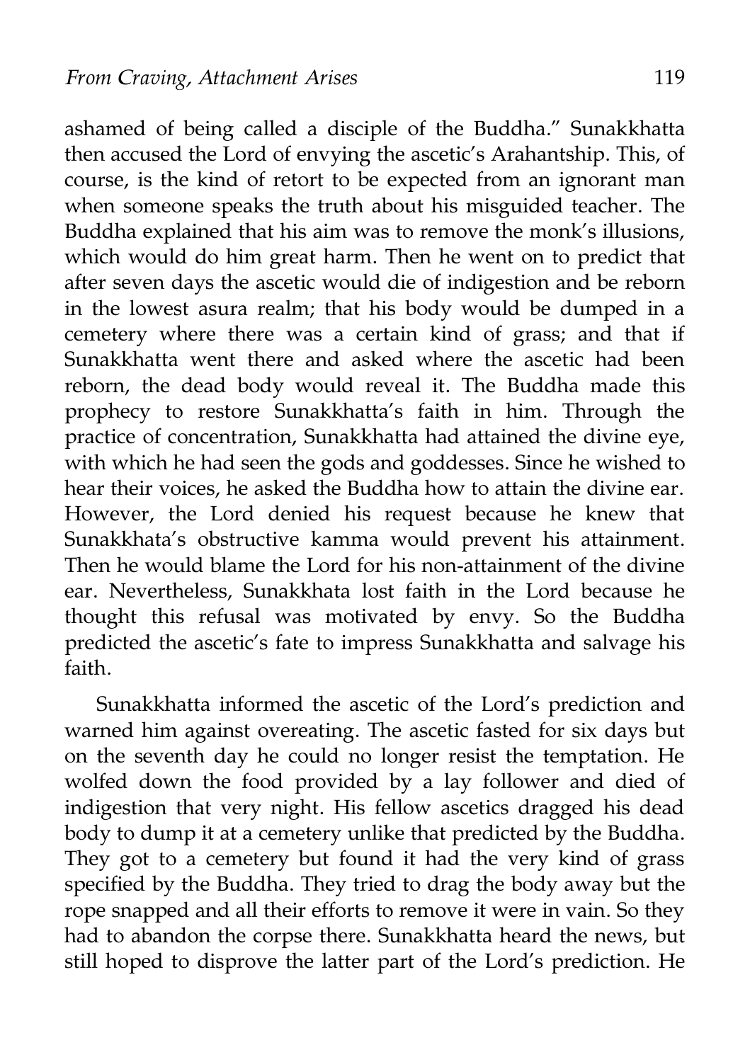ashamed of being called a disciple of the Buddha." Sunakkhatta then accused the Lord of envying the ascetic's Arahantship. This, of course, is the kind of retort to be expected from an ignorant man when someone speaks the truth about his misguided teacher. The Buddha explained that his aim was to remove the monk's illusions, which would do him great harm. Then he went on to predict that after seven days the ascetic would die of indigestion and be reborn in the lowest asura realm; that his body would be dumped in a cemetery where there was a certain kind of grass; and that if Sunakkhatta went there and asked where the ascetic had been reborn, the dead body would reveal it. The Buddha made this prophecy to restore Sunakkhatta's faith in him. Through the practice of concentration, Sunakkhatta had attained the divine eye, with which he had seen the gods and goddesses. Since he wished to hear their voices, he asked the Buddha how to attain the divine ear. However, the Lord denied his request because he knew that Sunakkhata's obstructive kamma would prevent his attainment. Then he would blame the Lord for his non-attainment of the divine ear. Nevertheless, Sunakkhata lost faith in the Lord because he thought this refusal was motivated by envy. So the Buddha predicted the ascetic's fate to impress Sunakkhatta and salvage his faith.

Sunakkhatta informed the ascetic of the Lord's prediction and warned him against overeating. The ascetic fasted for six days but on the seventh day he could no longer resist the temptation. He wolfed down the food provided by a lay follower and died of indigestion that very night. His fellow ascetics dragged his dead body to dump it at a cemetery unlike that predicted by the Buddha. They got to a cemetery but found it had the very kind of grass specified by the Buddha. They tried to drag the body away but the rope snapped and all their efforts to remove it were in vain. So they had to abandon the corpse there. Sunakkhatta heard the news, but still hoped to disprove the latter part of the Lord's prediction. He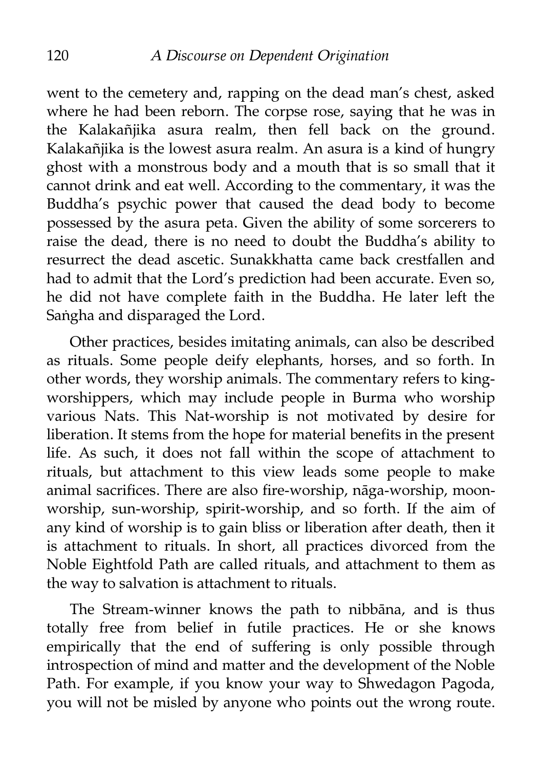went to the cemetery and, rapping on the dead man's chest, asked where he had been reborn. The corpse rose, saying that he was in the Kalakañjika asura realm, then fell back on the ground. Kalakañjika is the lowest asura realm. An asura is a kind of hungry ghost with a monstrous body and a mouth that is so small that it cannot drink and eat well. According to the commentary, it was the Buddha's psychic power that caused the dead body to become possessed by the asura peta. Given the ability of some sorcerers to raise the dead, there is no need to doubt the Buddha's ability to resurrect the dead ascetic. Sunakkhatta came back crestfallen and had to admit that the Lord's prediction had been accurate. Even so, he did not have complete faith in the Buddha. He later left the Saṅgha and disparaged the Lord.

Other practices, besides imitating animals, can also be described as rituals. Some people deify elephants, horses, and so forth. In other words, they worship animals. The commentary refers to king-worshippers, which may include people in Burma who worship various Nats. This Nat-worship is not motivated by desire for liberation. It stems from the hope for material benefits in the present life. As such, it does not fall within the scope of attachment to rituals, but attachment to this view leads some people to make animal sacrifices. There are also fire-worship, nāga-worship, moon-worship, sun-worship, spirit-worship, and so forth. If the aim of any kind of worship is to gain bliss or liberation after death, then it is attachment to rituals. In short, all practices divorced from the Noble Eightfold Path are called rituals, and attachment to them as the way to salvation is attachment to rituals.

The Stream-winner knows the path to nibbāna, and is thus totally free from belief in futile practices. He or she knows empirically that the end of suffering is only possible through introspection of mind and matter and the development of the Noble Path. For example, if you know your way to Shwedagon Pagoda, you will not be misled by anyone who points out the wrong route.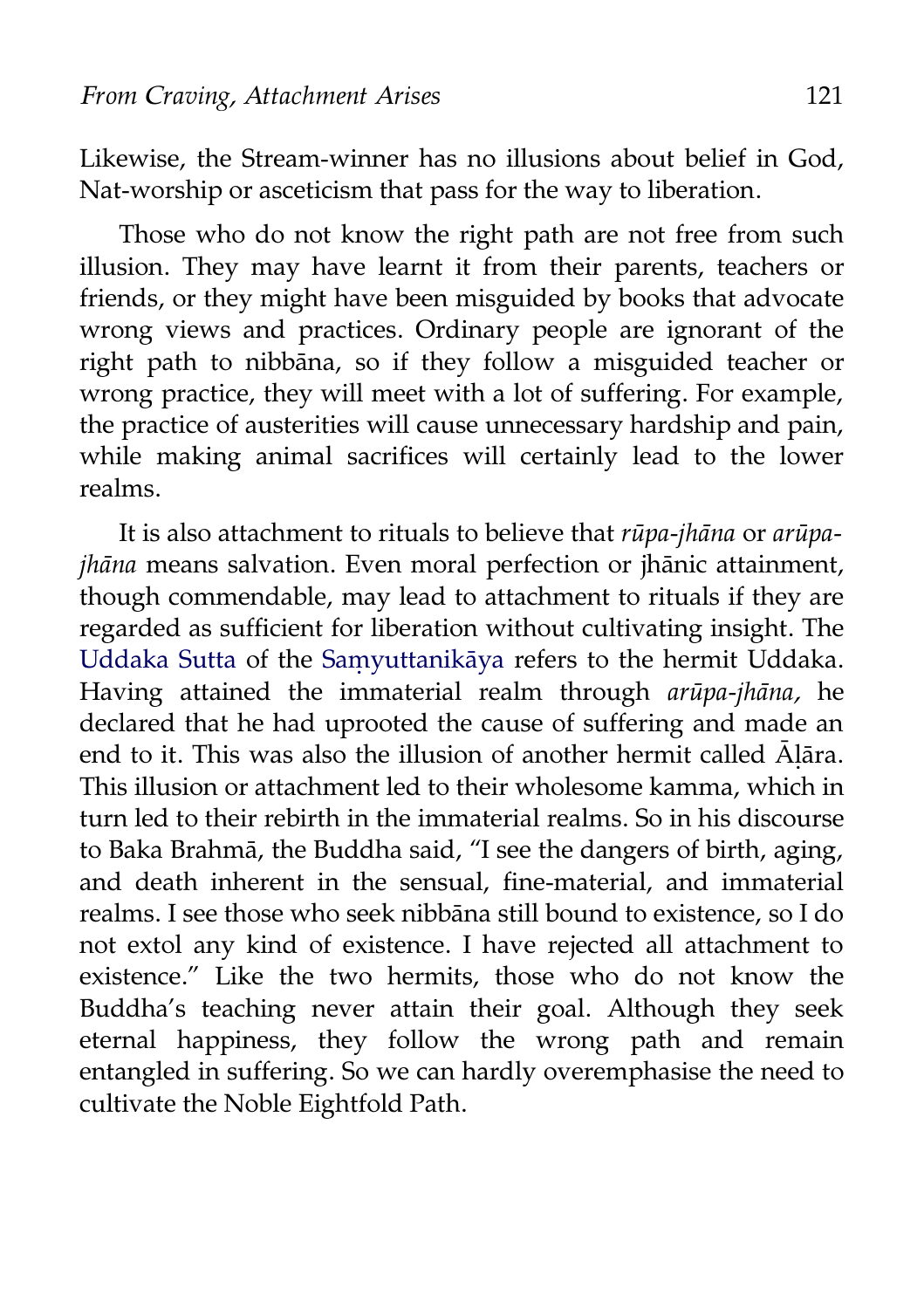Likewise, the Stream-winner has no illusions about belief in God, Nat-worship or asceticism that pass for the way to liberation.

Those who do not know the right path are not free from such illusion. They may have learnt it from their parents, teachers or friends, or they might have been misguided by books that advocate wrong views and practices. Ordinary people are ignorant of the right path to nibbāna, so if they follow a misguided teacher or wrong practice, they will meet with a lot of suffering. For example, the practice of austerities will cause unnecessary hardship and pain, while making animal sacrifices will certainly lead to the lower realms.

It is also attachment to rituals to believe that *rūpa-jhāna* or *arūpa-jhāna* means salvation. Even moral perfection or jhānic attainment, though commendable, may lead to attachment to rituals if they are regarded as sufficient for liberation without cultivating insight. The Uddaka Sutta of the Saṃyuttanikāya refers to the hermit Uddaka. Having attained the immaterial realm through *arūpa-jhāna,* he declared that he had uprooted the cause of suffering and made an end to it. This was also the illusion of another hermit called Āḷāra. This illusion or attachment led to their wholesome kamma, which in turn led to their rebirth in the immaterial realms. So in his discourse to Baka Brahmā, the Buddha said, "I see the dangers of birth, aging, and death inherent in the sensual, fine-material, and immaterial realms. I see those who seek nibbāna still bound to existence, so I do not extol any kind of existence. I have rejected all attachment to existence." Like the two hermits, those who do not know the Buddha's teaching never attain their goal. Although they seek eternal happiness, they follow the wrong path and remain entangled in suffering. So we can hardly overemphasise the need to cultivate the Noble Eightfold Path.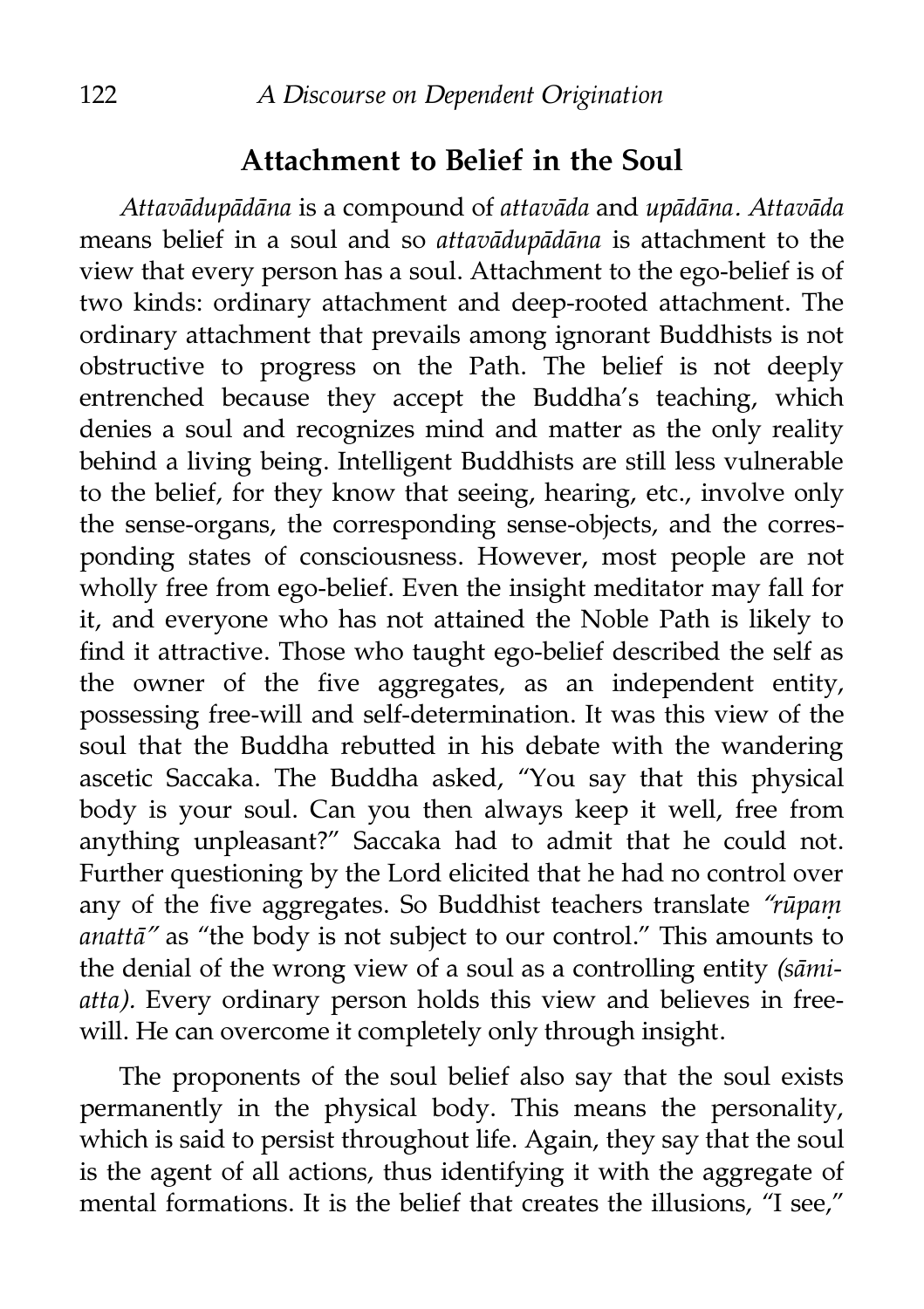## Attachment to Belief in the Soul

*Attavādupādāna* is a compound of *attavāda* and *upādāna*. *Attavāda* means belief in a soul and so *attavādupādāna* is attachment to the view that every person has a soul. Attachment to the ego-belief is of two kinds: ordinary attachment and deep-rooted attachment. The ordinary attachment that prevails among ignorant Buddhists is not obstructive to progress on the Path. The belief is not deeply entrenched because they accept the Buddha's teaching, which denies a soul and recognizes mind and matter as the only reality behind a living being. Intelligent Buddhists are still less vulnerable to the belief, for they know that seeing, hearing, etc., involve only the sense-organs, the corresponding sense-objects, and the corresponding states of consciousness. However, most people are not wholly free from ego-belief. Even the insight meditator may fall for it, and everyone who has not attained the Noble Path is likely to find it attractive. Those who taught ego-belief described the self as the owner of the five aggregates, as an independent entity, possessing free-will and self-determination. It was this view of the soul that the Buddha rebutted in his debate with the wandering ascetic Saccaka. The Buddha asked, "You say that this physical body is your soul. Can you then always keep it well, free from anything unpleasant?" Saccaka had to admit that he could not. Further questioning by the Lord elicited that he had no control over any of the five aggregates. So Buddhist teachers translate *"rūpaṃ anattā"* as "the body is not subject to our control." This amounts to the denial of the wrong view of a soul as a controlling entity *(sāmi-atta)*. Every ordinary person holds this view and believes in free-will. He can overcome it completely only through insight.

The proponents of the soul belief also say that the soul exists permanently in the physical body. This means the personality, which is said to persist throughout life. Again, they say that the soul is the agent of all actions, thus identifying it with the aggregate of mental formations. It is the belief that creates the illusions, "I see,"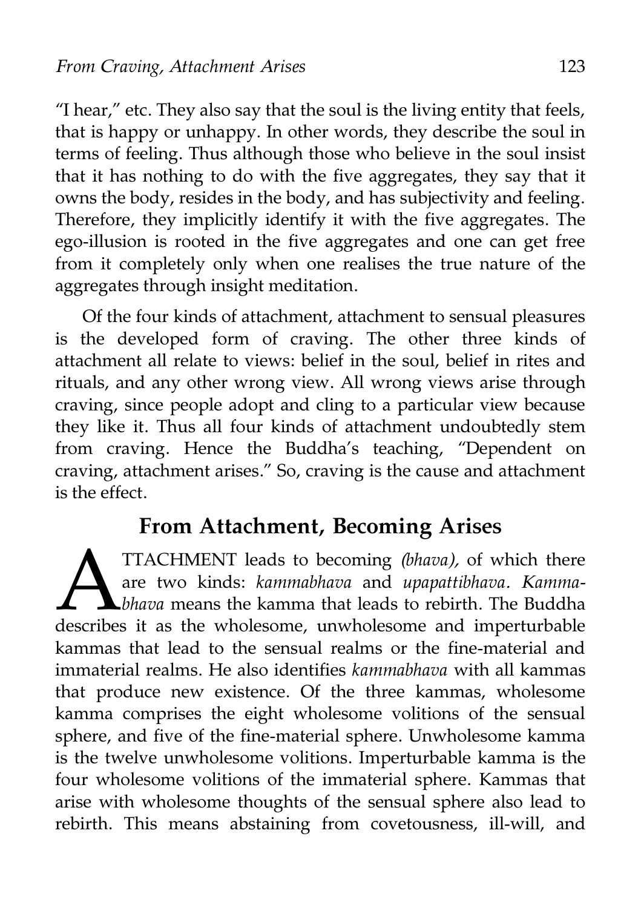"I hear," etc. They also say that the soul is the living entity that feels, that is happy or unhappy. In other words, they describe the soul in terms of feeling. Thus although those who believe in the soul insist that it has nothing to do with the five aggregates, they say that it owns the body, resides in the body, and has subjectivity and feeling. Therefore, they implicitly identify it with the five aggregates. The ego-illusion is rooted in the five aggregates and one can get free from it completely only when one realises the true nature of the aggregates through insight meditation.

Of the four kinds of attachment, attachment to sensual pleasures is the developed form of craving. The other three kinds of attachment all relate to views: belief in the soul, belief in rites and rituals, and any other wrong view. All wrong views arise through craving, since people adopt and cling to a particular view because they like it. Thus all four kinds of attachment undoubtedly stem from craving. Hence the Buddha's teaching, "Dependent on craving, attachment arises." So, craving is the cause and attachment is the effect.

## From Attachment, Becoming Arises

ATTACHMENT leads to becoming *(bhava),* of which there are two kinds: *kammabhava* and *upapattibhava*. *Kammabhava* means the kamma that leads to rebirth. The Buddha describes it as the wholesome, unwholesome and imperturbable kammas that lead to the sensual realms or the fine-material and immaterial realms. He also identifies *kammabhava* with all kammas that produce new existence. Of the three kammas, wholesome kamma comprises the eight wholesome volitions of the sensual sphere, and five of the fine-material sphere. Unwholesome kamma is the twelve unwholesome volitions. Imperturbable kamma is the four wholesome volitions of the immaterial sphere. Kammas that arise with wholesome thoughts of the sensual sphere also lead to rebirth. This means abstaining from covetousness, ill-will, and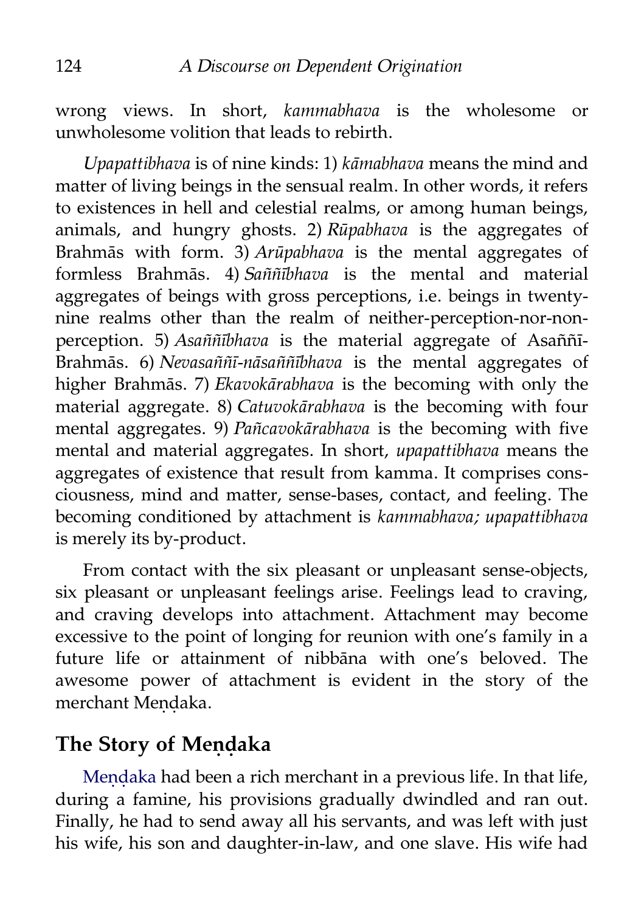wrong views. In short, *kammabhava* is the wholesome or unwholesome volition that leads to rebirth.

*Upapattibhava* is of nine kinds: 1) *kāmabhava* means the mind and matter of living beings in the sensual realm. In other words, it refers to existences in hell and celestial realms, or among human beings, animals, and hungry ghosts. 2) *Rūpabhava* is the aggregates of Brahmās with form. 3) *Arūpabhava* is the mental aggregates of formless Brahmās. 4) *Saññībhava* is the mental and material aggregates of beings with gross perceptions, i.e. beings in twenty-nine realms other than the realm of neither-perception-nor-non-perception. 5) *Asaññībhava* is the material aggregate of Asaññī-Brahmās. 6) *Nevasaññī-nāsaññībhava* is the mental aggregates of higher Brahmās. 7) *Ekavokārabhava* is the becoming with only the material aggregate. 8) *Catuvokārabhava* is the becoming with four mental aggregates. 9) *Pañcavokārabhava* is the becoming with five mental and material aggregates. In short, *upapattibhava* means the aggregates of existence that result from kamma. It comprises consciousness, mind and matter, sense-bases, contact, and feeling. The becoming conditioned by attachment is *kammabhava; upapattibhava* is merely its by-product.

From contact with the six pleasant or unpleasant sense-objects, six pleasant or unpleasant feelings arise. Feelings lead to craving, and craving develops into attachment. Attachment may become excessive to the point of longing for reunion with one's family in a future life or attainment of nibbāna with one's beloved. The awesome power of attachment is evident in the story of the merchant Meṇḍaka.

## The Story of Meṇḍaka

Meṇḍaka had been a rich merchant in a previous life. In that life, during a famine, his provisions gradually dwindled and ran out. Finally, he had to send away all his servants, and was left with just his wife, his son and daughter-in-law, and one slave. His wife had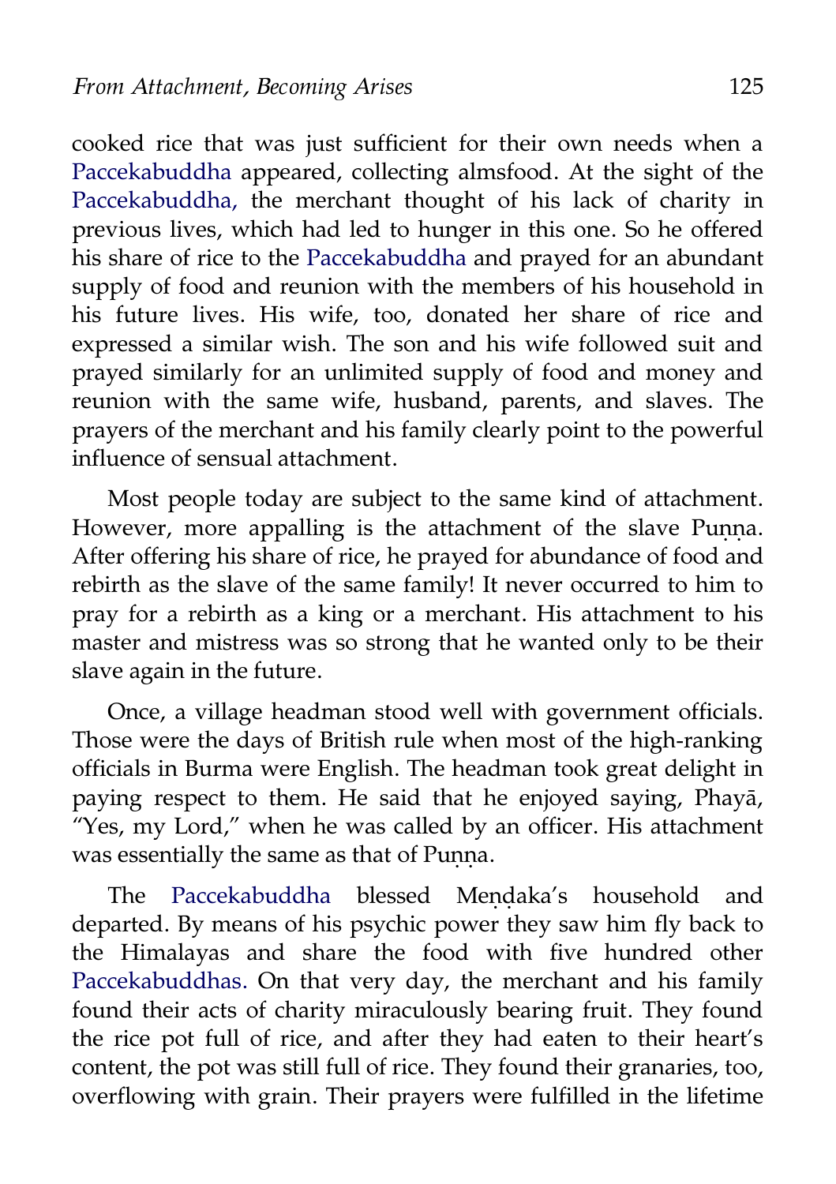cooked rice that was just sufficient for their own needs when a Paccekabuddha appeared, collecting almsfood. At the sight of the Paccekabuddha, the merchant thought of his lack of charity in previous lives, which had led to hunger in this one. So he offered his share of rice to the Paccekabuddha and prayed for an abundant supply of food and reunion with the members of his household in his future lives. His wife, too, donated her share of rice and expressed a similar wish. The son and his wife followed suit and prayed similarly for an unlimited supply of food and money and reunion with the same wife, husband, parents, and slaves. The prayers of the merchant and his family clearly point to the powerful influence of sensual attachment.

Most people today are subject to the same kind of attachment. However, more appalling is the attachment of the slave Puṇṇa. After offering his share of rice, he prayed for abundance of food and rebirth as the slave of the same family! It never occurred to him to pray for a rebirth as a king or a merchant. His attachment to his master and mistress was so strong that he wanted only to be their slave again in the future.

Once, a village headman stood well with government officials. Those were the days of British rule when most of the high-ranking officials in Burma were English. The headman took great delight in paying respect to them. He said that he enjoyed saying, Phayā, "Yes, my Lord," when he was called by an officer. His attachment was essentially the same as that of Puṇṇa.

The Paccekabuddha blessed Meṇḍaka's household and departed. By means of his psychic power they saw him fly back to the Himalayas and share the food with five hundred other Paccekabuddhas. On that very day, the merchant and his family found their acts of charity miraculously bearing fruit. They found the rice pot full of rice, and after they had eaten to their heart's content, the pot was still full of rice. They found their granaries, too, overflowing with grain. Their prayers were fulfilled in the lifetime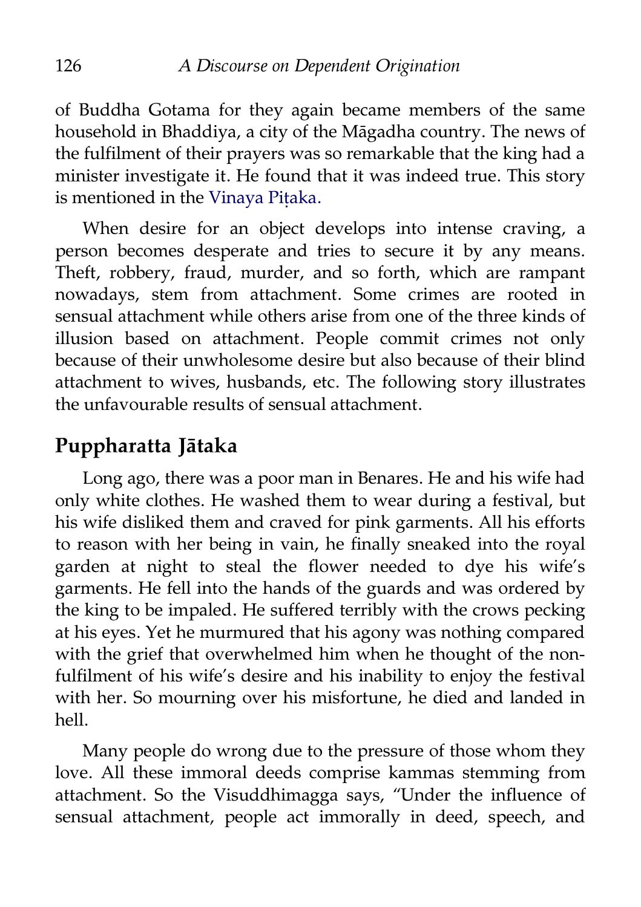of Buddha Gotama for they again became members of the same household in Bhaddiya, a city of the Māgadha country. The news of the fulfilment of their prayers was so remarkable that the king had a minister investigate it. He found that it was indeed true. This story is mentioned in the Vinaya Piṭaka.

When desire for an object develops into intense craving, a person becomes desperate and tries to secure it by any means. Theft, robbery, fraud, murder, and so forth, which are rampant nowadays, stem from attachment. Some crimes are rooted in sensual attachment while others arise from one of the three kinds of illusion based on attachment. People commit crimes not only because of their unwholesome desire but also because of their blind attachment to wives, husbands, etc. The following story illustrates the unfavourable results of sensual attachment.

## Puppharatta Jātaka

Long ago, there was a poor man in Benares. He and his wife had only white clothes. He washed them to wear during a festival, but his wife disliked them and craved for pink garments. All his efforts to reason with her being in vain, he finally sneaked into the royal garden at night to steal the flower needed to dye his wife's garments. He fell into the hands of the guards and was ordered by the king to be impaled. He suffered terribly with the crows pecking at his eyes. Yet he murmured that his agony was nothing compared with the grief that overwhelmed him when he thought of the non-fulfilment of his wife's desire and his inability to enjoy the festival with her. So mourning over his misfortune, he died and landed in hell.

Many people do wrong due to the pressure of those whom they love. All these immoral deeds comprise kammas stemming from attachment. So the Visuddhimagga says, "Under the influence of sensual attachment, people act immorally in deed, speech, and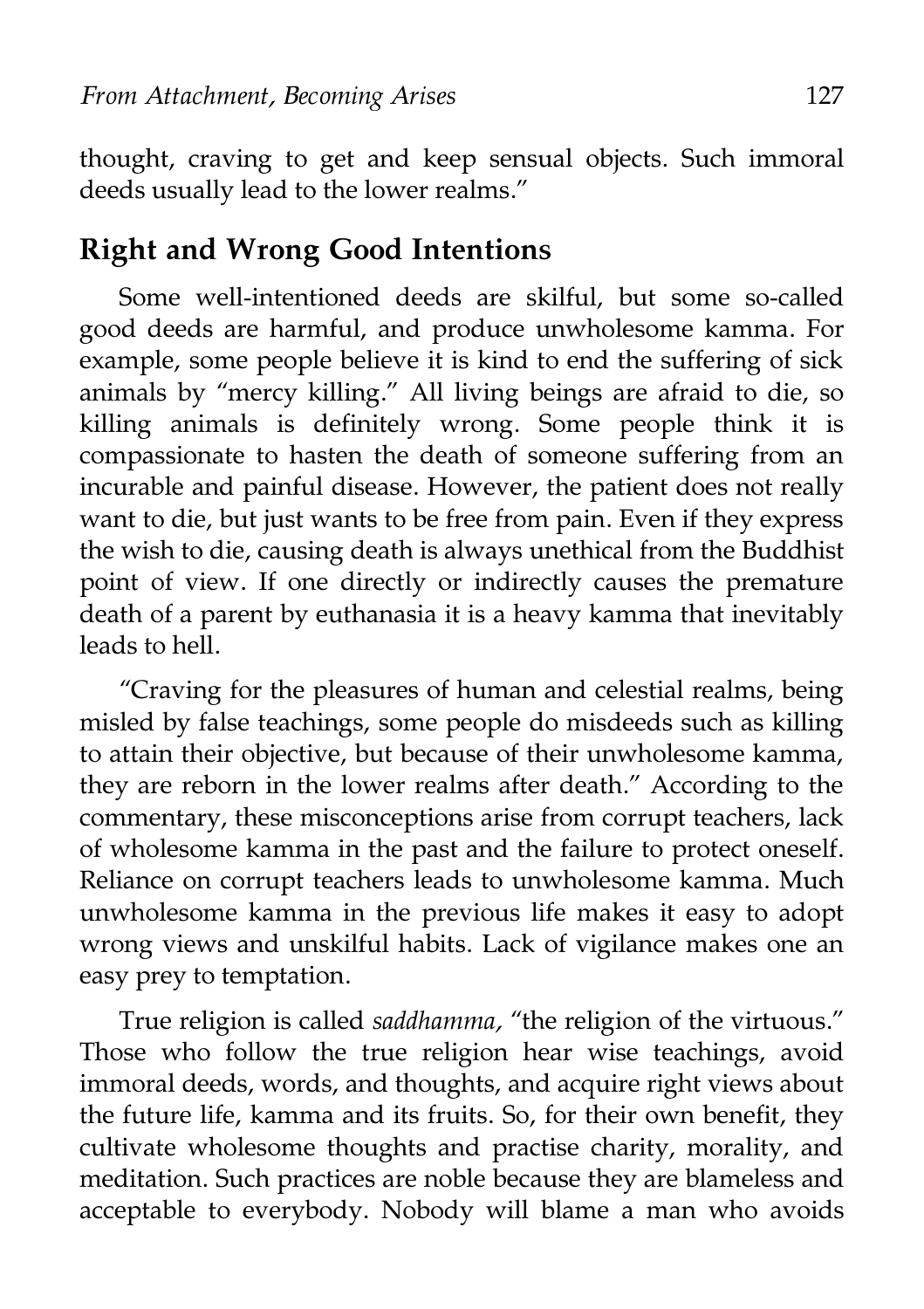thought, craving to get and keep sensual objects. Such immoral deeds usually lead to the lower realms."

## Right and Wrong Good Intentions

Some well-intentioned deeds are skilful, but some so-called good deeds are harmful, and produce unwholesome kamma. For example, some people believe it is kind to end the suffering of sick animals by "mercy killing." All living beings are afraid to die, so killing animals is definitely wrong. Some people think it is compassionate to hasten the death of someone suffering from an incurable and painful disease. However, the patient does not really want to die, but just wants to be free from pain. Even if they express the wish to die, causing death is always unethical from the Buddhist point of view. If one directly or indirectly causes the premature death of a parent by euthanasia it is a heavy kamma that inevitably leads to hell.

"Craving for the pleasures of human and celestial realms, being misled by false teachings, some people do misdeeds such as killing to attain their objective, but because of their unwholesome kamma, they are reborn in the lower realms after death." According to the commentary, these misconceptions arise from corrupt teachers, lack of wholesome kamma in the past and the failure to protect oneself. Reliance on corrupt teachers leads to unwholesome kamma. Much unwholesome kamma in the previous life makes it easy to adopt wrong views and unskilful habits. Lack of vigilance makes one an easy prey to temptation.

True religion is called *saddhamma,* "the religion of the virtuous." Those who follow the true religion hear wise teachings, avoid immoral deeds, words, and thoughts, and acquire right views about the future life, kamma and its fruits. So, for their own benefit, they cultivate wholesome thoughts and practise charity, morality, and meditation. Such practices are noble because they are blameless and acceptable to everybody. Nobody will blame a man who avoids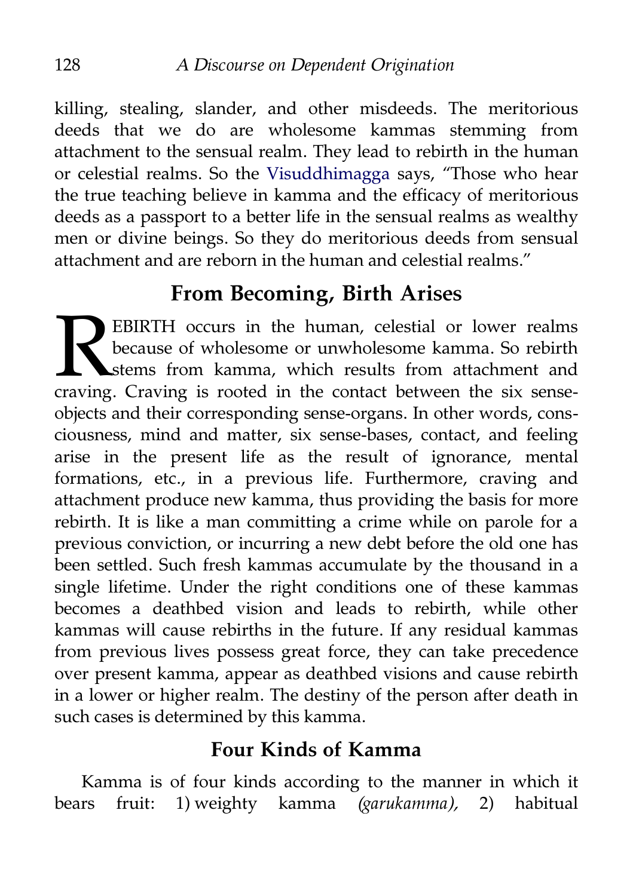killing, stealing, slander, and other misdeeds. The meritorious deeds that we do are wholesome kammas stemming from attachment to the sensual realm. They lead to rebirth in the human or celestial realms. So the Visuddhimagga says, "Those who hear the true teaching believe in kamma and the efficacy of meritorious deeds as a passport to a better life in the sensual realms as wealthy men or divine beings. So they do meritorious deeds from sensual attachment and are reborn in the human and celestial realms."

## From Becoming, Birth Arises

REBIRTH occurs in the human, celestial or lower realms because of wholesome or unwholesome kamma. So rebirth stems from kamma, which results from attachment and craving. Craving is rooted in the contact between the six sense-objects and their corresponding sense-organs. In other words, consciousness, mind and matter, six sense-bases, contact, and feeling arise in the present life as the result of ignorance, mental formations, etc., in a previous life. Furthermore, craving and attachment produce new kamma, thus providing the basis for more rebirth. It is like a man committing a crime while on parole for a previous conviction, or incurring a new debt before the old one has been settled. Such fresh kammas accumulate by the thousand in a single lifetime. Under the right conditions one of these kammas becomes a deathbed vision and leads to rebirth, while other kammas will cause rebirths in the future. If any residual kammas from previous lives possess great force, they can take precedence over present kamma, appear as deathbed visions and cause rebirth in a lower or higher realm. The destiny of the person after death in such cases is determined by this kamma.

## Four Kinds of Kamma

Kamma is of four kinds according to the manner in which it bears fruit: 1) weighty kamma *(garukamma),* 2) habitual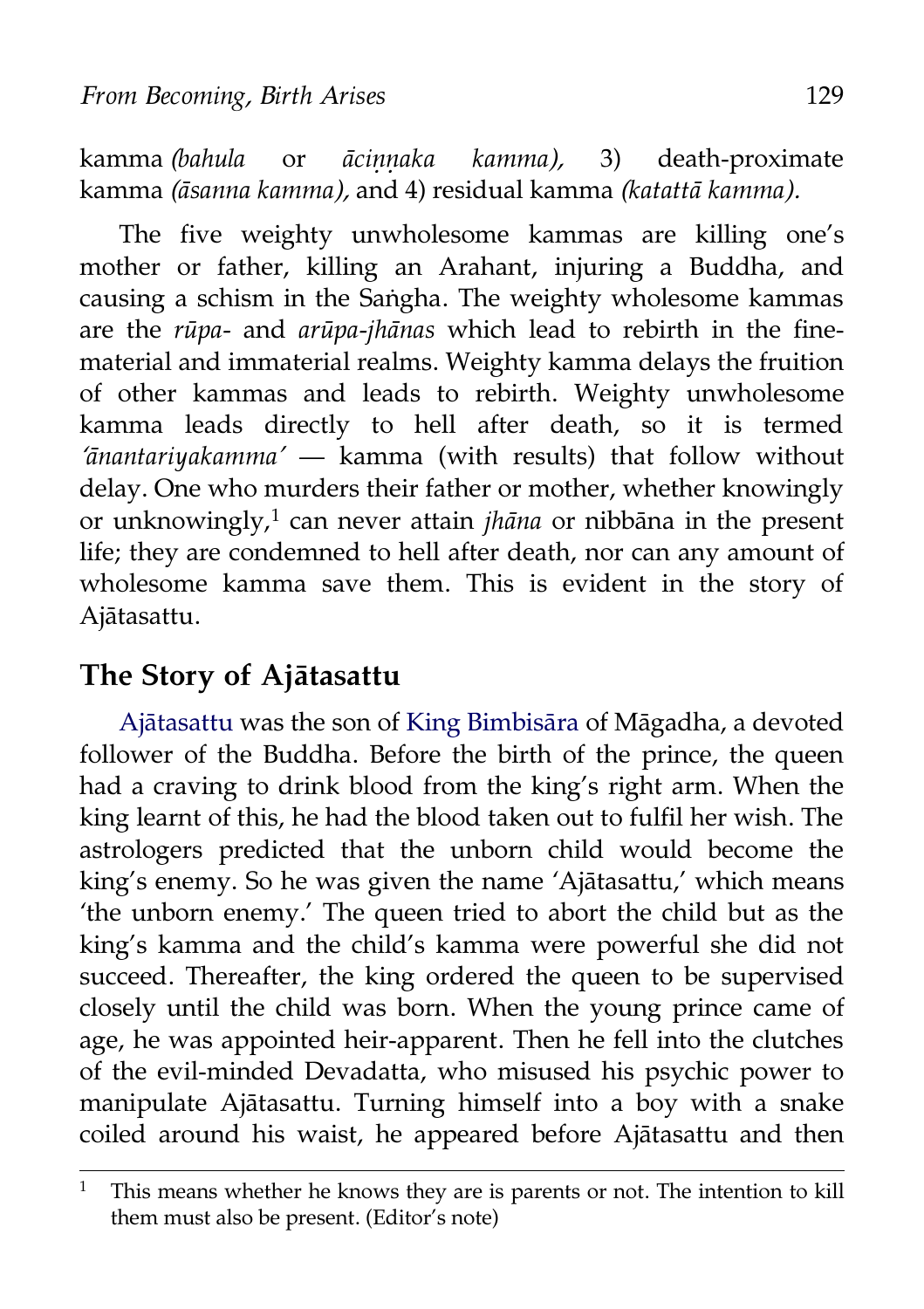kamma *(bahula* or *āciṇṇaka kamma),* 3) death-proximate kamma *(āsanna kamma),* and 4) residual kamma *(katattā kamma).*

The five weighty unwholesome kammas are killing one's mother or father, killing an Arahant, injuring a Buddha, and causing a schism in the Saṅgha. The weighty wholesome kammas are the *rūpa-* and *arūpa-jhānas* which lead to rebirth in the fine-material and immaterial realms. Weighty kamma delays the fruition of other kammas and leads to rebirth. Weighty unwholesome kamma leads directly to hell after death, so it is termed *'ānantariyakamma'* — kamma (with results) that follow without delay. One who murders their father or mother, whether knowingly or unknowingly,[1] can never attain *jhāna* or nibbāna in the present life; they are condemned to hell after death, nor can any amount of wholesome kamma save them. This is evident in the story of Ajātasattu.

## The Story of Ajātasattu

Ajātasattu was the son of King Bimbisāra of Māgadha, a devoted follower of the Buddha. Before the birth of the prince, the queen had a craving to drink blood from the king's right arm. When the king learnt of this, he had the blood taken out to fulfil her wish. The astrologers predicted that the unborn child would become the king's enemy. So he was given the name 'Ajātasattu,' which means 'the unborn enemy.' The queen tried to abort the child but as the king's kamma and the child's kamma were powerful she did not succeed. Thereafter, the king ordered the queen to be supervised closely until the child was born. When the young prince came of age, he was appointed heir-apparent. Then he fell into the clutches of the evil-minded Devadatta, who misused his psychic power to manipulate Ajātasattu. Turning himself into a boy with a snake coiled around his waist, he appeared before Ajātasattu and then

---

[1] This means whether he knows they are is parents or not. The intention to kill them must also be present. (Editor's note)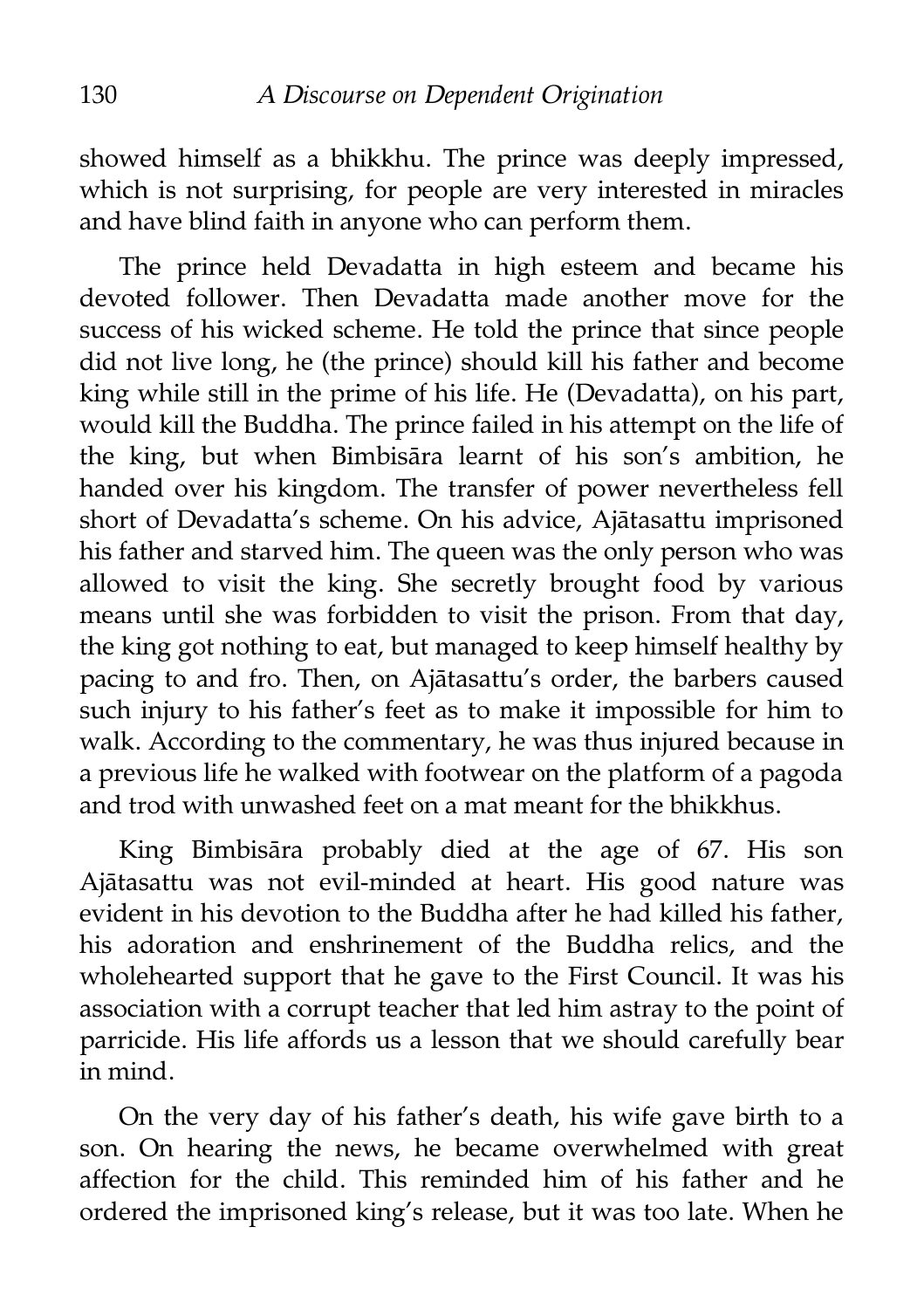showed himself as a bhikkhu. The prince was deeply impressed, which is not surprising, for people are very interested in miracles and have blind faith in anyone who can perform them.

The prince held Devadatta in high esteem and became his devoted follower. Then Devadatta made another move for the success of his wicked scheme. He told the prince that since people did not live long, he (the prince) should kill his father and become king while still in the prime of his life. He (Devadatta), on his part, would kill the Buddha. The prince failed in his attempt on the life of the king, but when Bimbisāra learnt of his son's ambition, he handed over his kingdom. The transfer of power nevertheless fell short of Devadatta's scheme. On his advice, Ajātasattu imprisoned his father and starved him. The queen was the only person who was allowed to visit the king. She secretly brought food by various means until she was forbidden to visit the prison. From that day, the king got nothing to eat, but managed to keep himself healthy by pacing to and fro. Then, on Ajātasattu's order, the barbers caused such injury to his father's feet as to make it impossible for him to walk. According to the commentary, he was thus injured because in a previous life he walked with footwear on the platform of a pagoda and trod with unwashed feet on a mat meant for the bhikkhus.

King Bimbisāra probably died at the age of 67. His son Ajātasattu was not evil-minded at heart. His good nature was evident in his devotion to the Buddha after he had killed his father, his adoration and enshrinement of the Buddha relics, and the wholehearted support that he gave to the First Council. It was his association with a corrupt teacher that led him astray to the point of parricide. His life affords us a lesson that we should carefully bear in mind.

On the very day of his father's death, his wife gave birth to a son. On hearing the news, he became overwhelmed with great affection for the child. This reminded him of his father and he ordered the imprisoned king's release, but it was too late. When he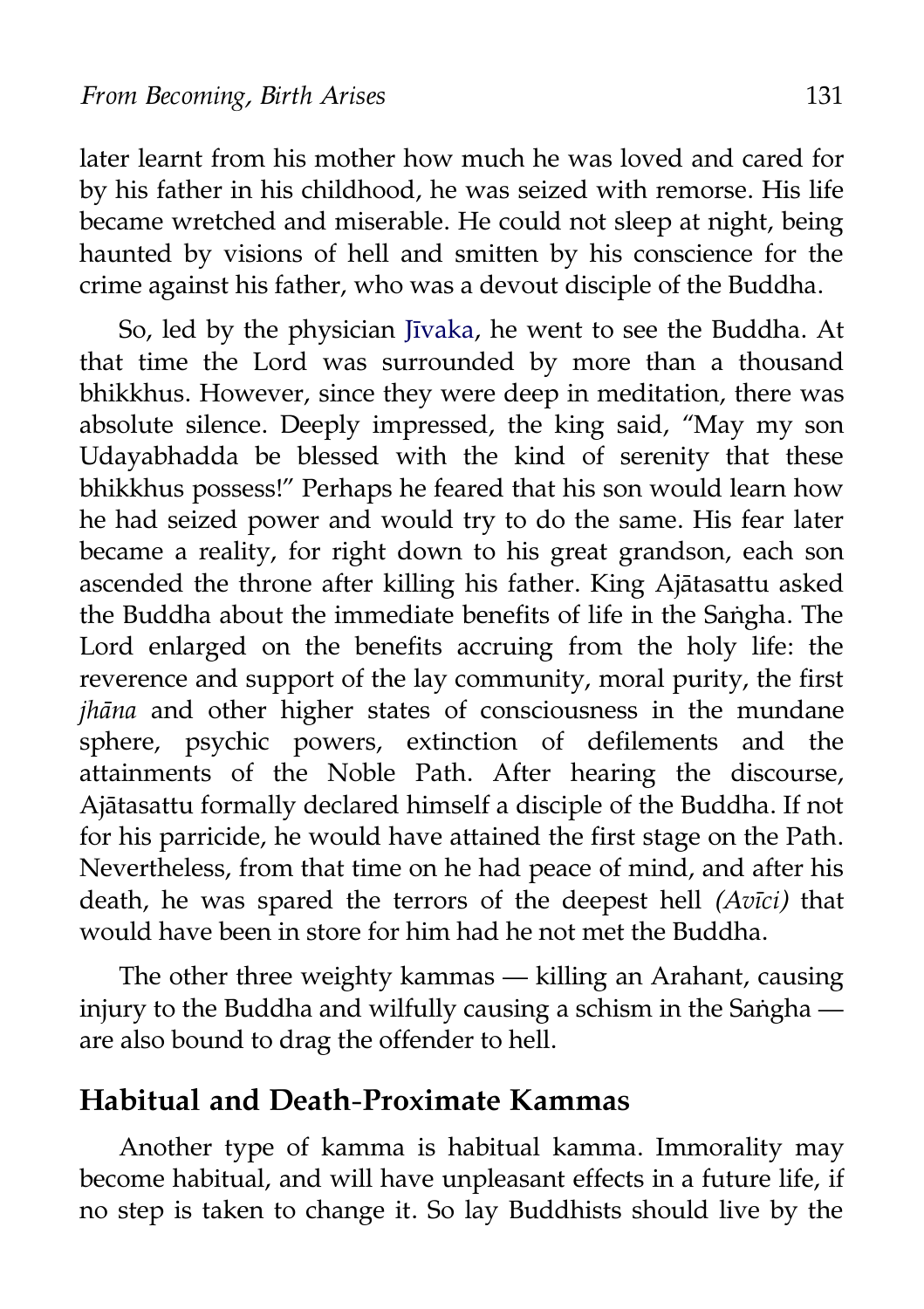later learnt from his mother how much he was loved and cared for by his father in his childhood, he was seized with remorse. His life became wretched and miserable. He could not sleep at night, being haunted by visions of hell and smitten by his conscience for the crime against his father, who was a devout disciple of the Buddha.

So, led by the physician Jīvaka, he went to see the Buddha. At that time the Lord was surrounded by more than a thousand bhikkhus. However, since they were deep in meditation, there was absolute silence. Deeply impressed, the king said, "May my son Udayabhadda be blessed with the kind of serenity that these bhikkhus possess!" Perhaps he feared that his son would learn how he had seized power and would try to do the same. His fear later became a reality, for right down to his great grandson, each son ascended the throne after killing his father. King Ajātasattu asked the Buddha about the immediate benefits of life in the Saṅgha. The Lord enlarged on the benefits accruing from the holy life: the reverence and support of the lay community, moral purity, the first *jhāna* and other higher states of consciousness in the mundane sphere, psychic powers, extinction of defilements and the attainments of the Noble Path. After hearing the discourse, Ajātasattu formally declared himself a disciple of the Buddha. If not for his parricide, he would have attained the first stage on the Path. Nevertheless, from that time on he had peace of mind, and after his death, he was spared the terrors of the deepest hell *(Avīci)* that would have been in store for him had he not met the Buddha.

The other three weighty kammas — killing an Arahant, causing injury to the Buddha and wilfully causing a schism in the Saṅgha — are also bound to drag the offender to hell.

## Habitual and Death-Proximate Kammas

Another type of kamma is habitual kamma. Immorality may become habitual, and will have unpleasant effects in a future life, if no step is taken to change it. So lay Buddhists should live by the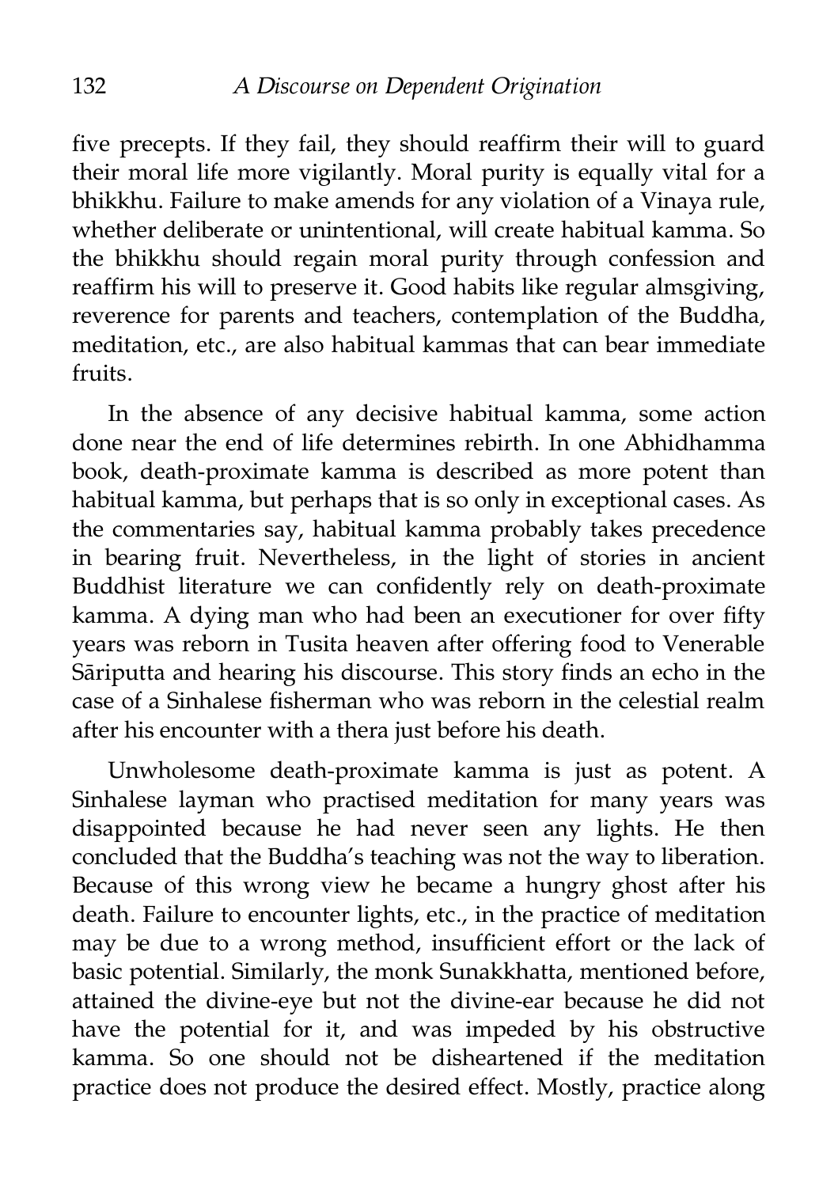five precepts. If they fail, they should reaffirm their will to guard their moral life more vigilantly. Moral purity is equally vital for a bhikkhu. Failure to make amends for any violation of a Vinaya rule, whether deliberate or unintentional, will create habitual kamma. So the bhikkhu should regain moral purity through confession and reaffirm his will to preserve it. Good habits like regular almsgiving, reverence for parents and teachers, contemplation of the Buddha, meditation, etc., are also habitual kammas that can bear immediate fruits.

In the absence of any decisive habitual kamma, some action done near the end of life determines rebirth. In one Abhidhamma book, death-proximate kamma is described as more potent than habitual kamma, but perhaps that is so only in exceptional cases. As the commentaries say, habitual kamma probably takes precedence in bearing fruit. Nevertheless, in the light of stories in ancient Buddhist literature we can confidently rely on death-proximate kamma. A dying man who had been an executioner for over fifty years was reborn in Tusita heaven after offering food to Venerable Sāriputta and hearing his discourse. This story finds an echo in the case of a Sinhalese fisherman who was reborn in the celestial realm after his encounter with a thera just before his death.

Unwholesome death-proximate kamma is just as potent. A Sinhalese layman who practised meditation for many years was disappointed because he had never seen any lights. He then concluded that the Buddha's teaching was not the way to liberation. Because of this wrong view he became a hungry ghost after his death. Failure to encounter lights, etc., in the practice of meditation may be due to a wrong method, insufficient effort or the lack of basic potential. Similarly, the monk Sunakkhatta, mentioned before, attained the divine-eye but not the divine-ear because he did not have the potential for it, and was impeded by his obstructive kamma. So one should not be disheartened if the meditation practice does not produce the desired effect. Mostly, practice along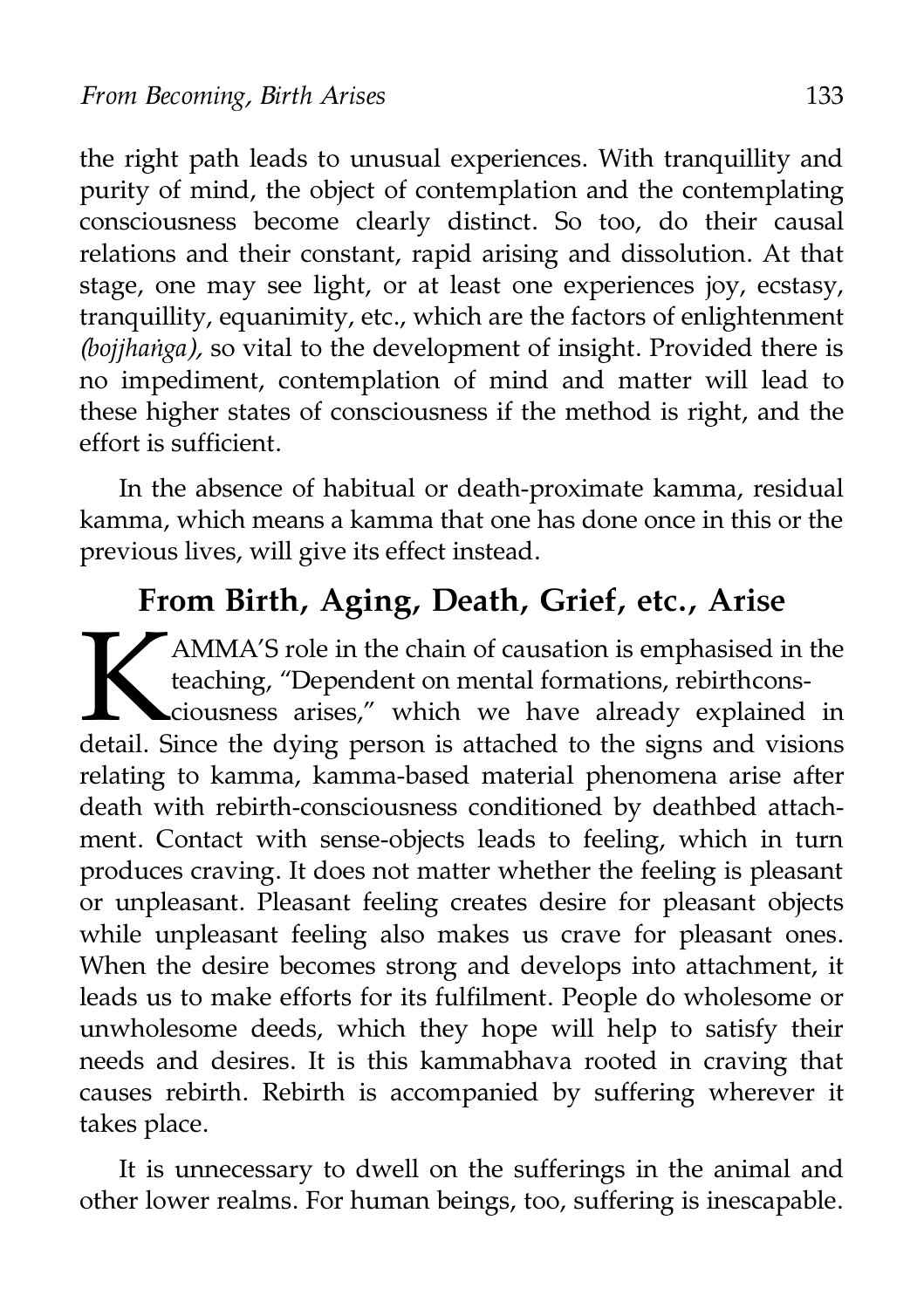the right path leads to unusual experiences. With tranquillity and purity of mind, the object of contemplation and the contemplating consciousness become clearly distinct. So too, do their causal relations and their constant, rapid arising and dissolution. At that stage, one may see light, or at least one experiences joy, ecstasy, tranquillity, equanimity, etc., which are the factors of enlightenment *(bojjhaṅga),* so vital to the development of insight. Provided there is no impediment, contemplation of mind and matter will lead to these higher states of consciousness if the method is right, and the effort is sufficient.

In the absence of habitual or death-proximate kamma, residual kamma, which means a kamma that one has done once in this or the previous lives, will give its effect instead.

## From Birth, Aging, Death, Grief, etc., Arise

KAMMA'S role in the chain of causation is emphasised in the teaching, "Dependent on mental formations, rebirthconsciousness arises," which we have already explained in detail. Since the dying person is attached to the signs and visions relating to kamma, kamma-based material phenomena arise after death with rebirth-consciousness conditioned by deathbed attachment. Contact with sense-objects leads to feeling, which in turn produces craving. It does not matter whether the feeling is pleasant or unpleasant. Pleasant feeling creates desire for pleasant objects while unpleasant feeling also makes us crave for pleasant ones. When the desire becomes strong and develops into attachment, it leads us to make efforts for its fulfilment. People do wholesome or unwholesome deeds, which they hope will help to satisfy their needs and desires. It is this kammabhava rooted in craving that causes rebirth. Rebirth is accompanied by suffering wherever it takes place.

It is unnecessary to dwell on the sufferings in the animal and other lower realms. For human beings, too, suffering is inescapable.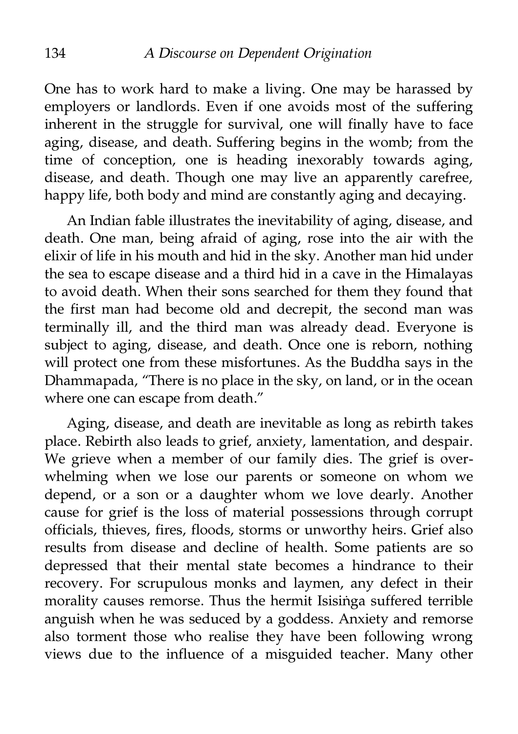One has to work hard to make a living. One may be harassed by employers or landlords. Even if one avoids most of the suffering inherent in the struggle for survival, one will finally have to face aging, disease, and death. Suffering begins in the womb; from the time of conception, one is heading inexorably towards aging, disease, and death. Though one may live an apparently carefree, happy life, both body and mind are constantly aging and decaying.

An Indian fable illustrates the inevitability of aging, disease, and death. One man, being afraid of aging, rose into the air with the elixir of life in his mouth and hid in the sky. Another man hid under the sea to escape disease and a third hid in a cave in the Himalayas to avoid death. When their sons searched for them they found that the first man had become old and decrepit, the second man was terminally ill, and the third man was already dead. Everyone is subject to aging, disease, and death. Once one is reborn, nothing will protect one from these misfortunes. As the Buddha says in the Dhammapada, "There is no place in the sky, on land, or in the ocean where one can escape from death."

Aging, disease, and death are inevitable as long as rebirth takes place. Rebirth also leads to grief, anxiety, lamentation, and despair. We grieve when a member of our family dies. The grief is overwhelming when we lose our parents or someone on whom we depend, or a son or a daughter whom we love dearly. Another cause for grief is the loss of material possessions through corrupt officials, thieves, fires, floods, storms or unworthy heirs. Grief also results from disease and decline of health. Some patients are so depressed that their mental state becomes a hindrance to their recovery. For scrupulous monks and laymen, any defect in their morality causes remorse. Thus the hermit Isisiṅga suffered terrible anguish when he was seduced by a goddess. Anxiety and remorse also torment those who realise they have been following wrong views due to the influence of a misguided teacher. Many other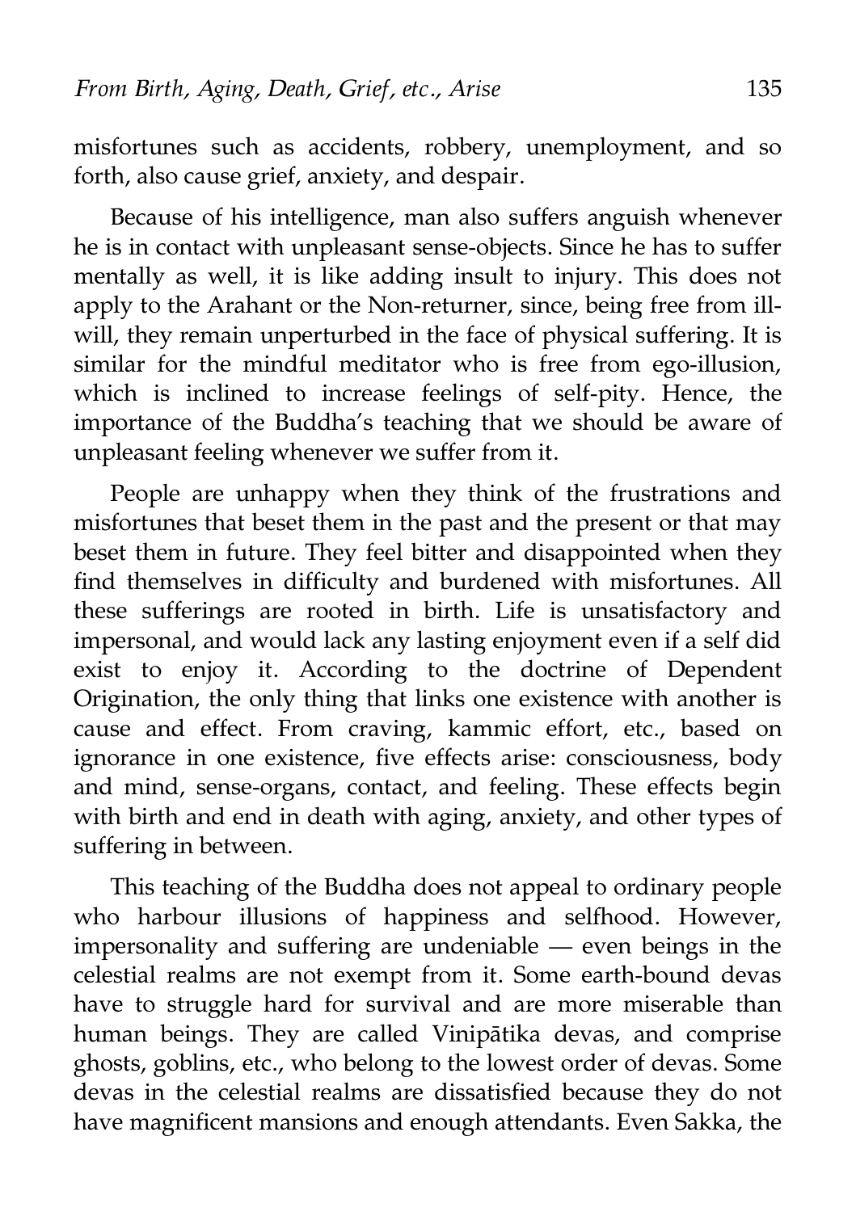misfortunes such as accidents, robbery, unemployment, and so forth, also cause grief, anxiety, and despair.

Because of his intelligence, man also suffers anguish whenever he is in contact with unpleasant sense-objects. Since he has to suffer mentally as well, it is like adding insult to injury. This does not apply to the Arahant or the Non-returner, since, being free from ill-will, they remain unperturbed in the face of physical suffering. It is similar for the mindful meditator who is free from ego-illusion, which is inclined to increase feelings of self-pity. Hence, the importance of the Buddha's teaching that we should be aware of unpleasant feeling whenever we suffer from it.

People are unhappy when they think of the frustrations and misfortunes that beset them in the past and the present or that may beset them in future. They feel bitter and disappointed when they find themselves in difficulty and burdened with misfortunes. All these sufferings are rooted in birth. Life is unsatisfactory and impersonal, and would lack any lasting enjoyment even if a self did exist to enjoy it. According to the doctrine of Dependent Origination, the only thing that links one existence with another is cause and effect. From craving, kammic effort, etc., based on ignorance in one existence, five effects arise: consciousness, body and mind, sense-organs, contact, and feeling. These effects begin with birth and end in death with aging, anxiety, and other types of suffering in between.

This teaching of the Buddha does not appeal to ordinary people who harbour illusions of happiness and selfhood. However, impersonality and suffering are undeniable — even beings in the celestial realms are not exempt from it. Some earth-bound devas have to struggle hard for survival and are more miserable than human beings. They are called Vinipātika devas, and comprise ghosts, goblins, etc., who belong to the lowest order of devas. Some devas in the celestial realms are dissatisfied because they do not have magnificent mansions and enough attendants. Even Sakka, the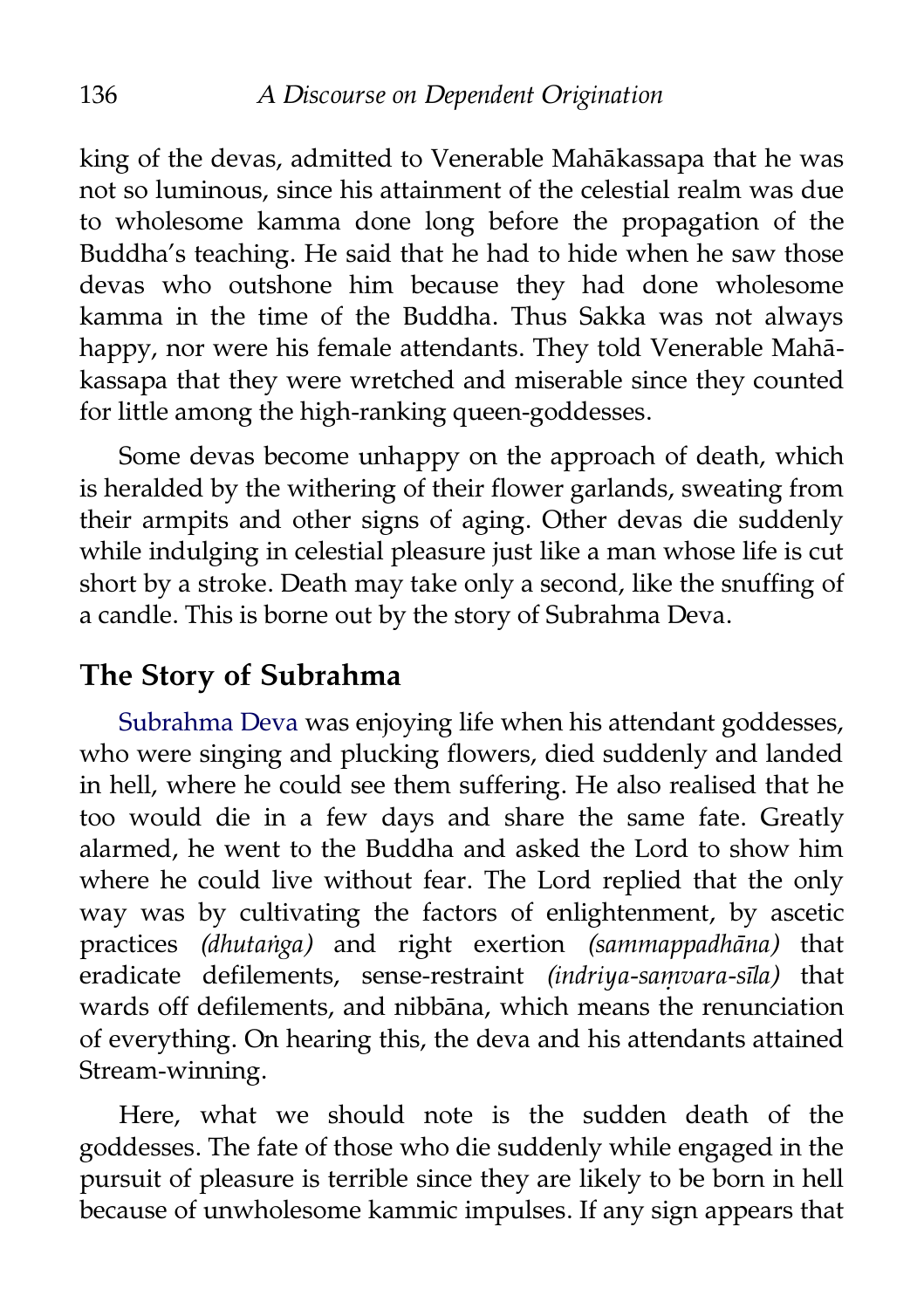king of the devas, admitted to Venerable Mahākassapa that he was not so luminous, since his attainment of the celestial realm was due to wholesome kamma done long before the propagation of the Buddha's teaching. He said that he had to hide when he saw those devas who outshone him because they had done wholesome kamma in the time of the Buddha. Thus Sakka was not always happy, nor were his female attendants. They told Venerable Mahākassapa that they were wretched and miserable since they counted for little among the high-ranking queen-goddesses.

Some devas become unhappy on the approach of death, which is heralded by the withering of their flower garlands, sweating from their armpits and other signs of aging. Other devas die suddenly while indulging in celestial pleasure just like a man whose life is cut short by a stroke. Death may take only a second, like the snuffing of a candle. This is borne out by the story of Subrahma Deva.

## The Story of Subrahma

Subrahma Deva was enjoying life when his attendant goddesses, who were singing and plucking flowers, died suddenly and landed in hell, where he could see them suffering. He also realised that he too would die in a few days and share the same fate. Greatly alarmed, he went to the Buddha and asked the Lord to show him where he could live without fear. The Lord replied that the only way was by cultivating the factors of enlightenment, by ascetic practices *(dhutaṅga)* and right exertion *(sammappadhāna)* that eradicate defilements, sense-restraint *(indriya-saṃvara-sīla)* that wards off defilements, and nibbāna, which means the renunciation of everything. On hearing this, the deva and his attendants attained Stream-winning.

Here, what we should note is the sudden death of the goddesses. The fate of those who die suddenly while engaged in the pursuit of pleasure is terrible since they are likely to be born in hell because of unwholesome kammic impulses. If any sign appears that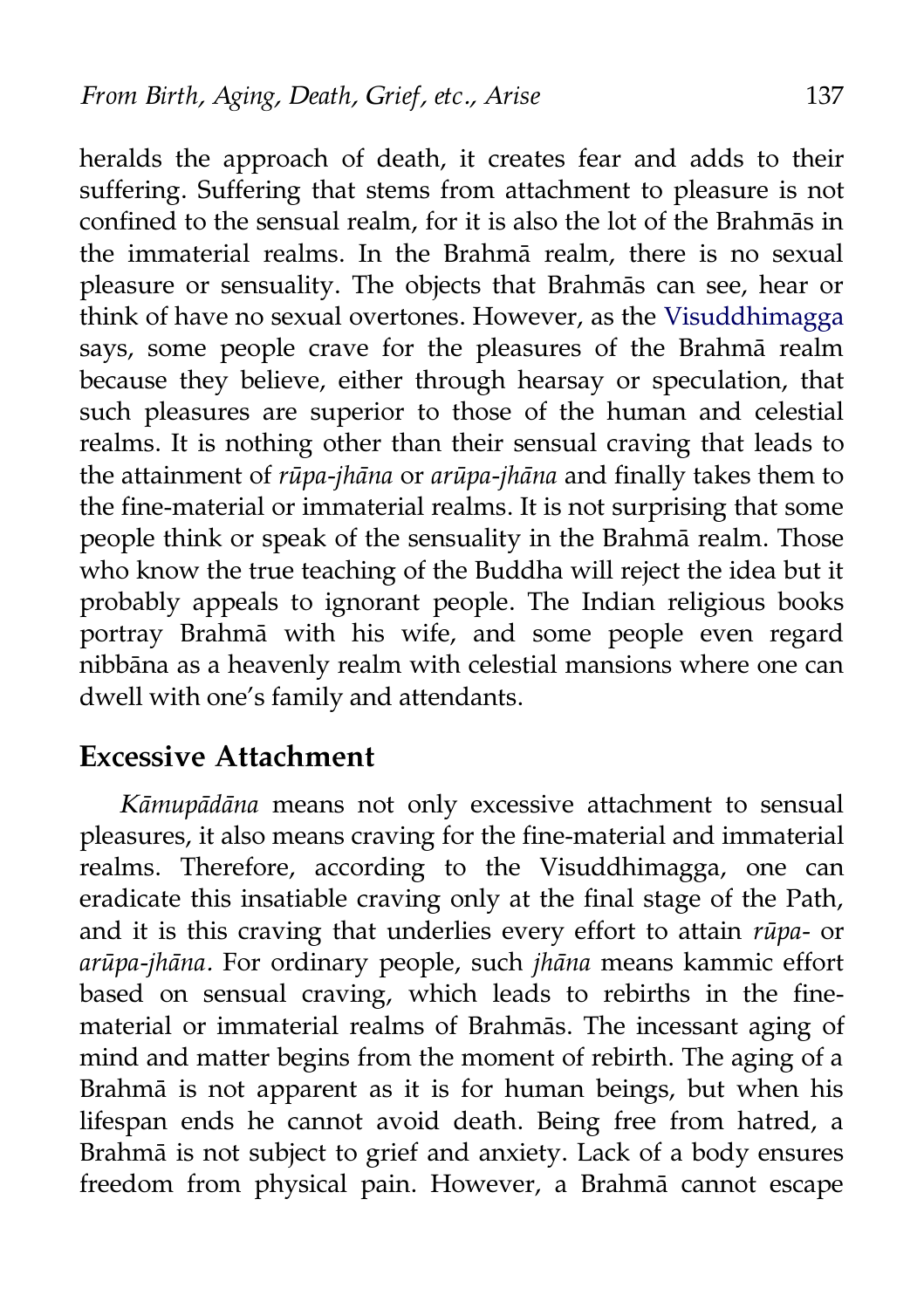heralds the approach of death, it creates fear and adds to their suffering. Suffering that stems from attachment to pleasure is not confined to the sensual realm, for it is also the lot of the Brahmās in the immaterial realms. In the Brahmā realm, there is no sexual pleasure or sensuality. The objects that Brahmās can see, hear or think of have no sexual overtones. However, as the Visuddhimagga says, some people crave for the pleasures of the Brahmā realm because they believe, either through hearsay or speculation, that such pleasures are superior to those of the human and celestial realms. It is nothing other than their sensual craving that leads to the attainment of *rūpa-jhāna* or *arūpa-jhāna* and finally takes them to the fine-material or immaterial realms. It is not surprising that some people think or speak of the sensuality in the Brahmā realm. Those who know the true teaching of the Buddha will reject the idea but it probably appeals to ignorant people. The Indian religious books portray Brahmā with his wife, and some people even regard nibbāna as a heavenly realm with celestial mansions where one can dwell with one's family and attendants.

## Excessive Attachment

*Kāmupādāna* means not only excessive attachment to sensual pleasures, it also means craving for the fine-material and immaterial realms. Therefore, according to the Visuddhimagga, one can eradicate this insatiable craving only at the final stage of the Path, and it is this craving that underlies every effort to attain *rūpa-* or *arūpa-jhāna*. For ordinary people, such *jhāna* means kammic effort based on sensual craving, which leads to rebirths in the fine-material or immaterial realms of Brahmās. The incessant aging of mind and matter begins from the moment of rebirth. The aging of a Brahmā is not apparent as it is for human beings, but when his lifespan ends he cannot avoid death. Being free from hatred, a Brahmā is not subject to grief and anxiety. Lack of a body ensures freedom from physical pain. However, a Brahmā cannot escape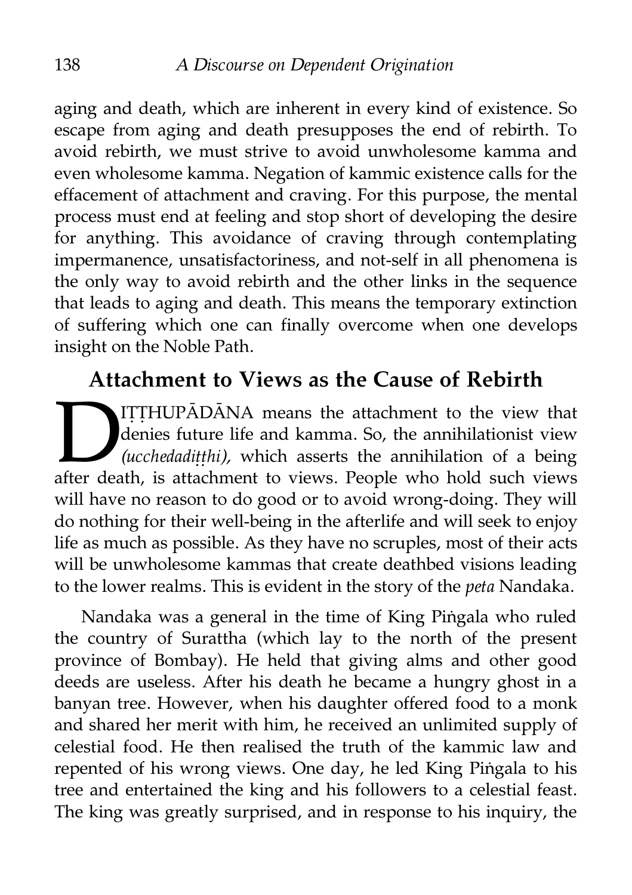aging and death, which are inherent in every kind of existence. So escape from aging and death presupposes the end of rebirth. To avoid rebirth, we must strive to avoid unwholesome kamma and even wholesome kamma. Negation of kammic existence calls for the effacement of attachment and craving. For this purpose, the mental process must end at feeling and stop short of developing the desire for anything. This avoidance of craving through contemplating impermanence, unsatisfactoriness, and not-self in all phenomena is the only way to avoid rebirth and the other links in the sequence that leads to aging and death. This means the temporary extinction of suffering which one can finally overcome when one develops insight on the Noble Path.

## Attachment to Views as the Cause of Rebirth

DIṬṬHUPĀDĀNA means the attachment to the view that denies future life and kamma. So, the annihilationist view *(ucchedadiṭṭhi),* which asserts the annihilation of a being after death, is attachment to views. People who hold such views will have no reason to do good or to avoid wrong-doing. They will do nothing for their well-being in the afterlife and will seek to enjoy life as much as possible. As they have no scruples, most of their acts will be unwholesome kammas that create deathbed visions leading to the lower realms. This is evident in the story of the *peta* Nandaka.

Nandaka was a general in the time of King Piṅgala who ruled the country of Surattha (which lay to the north of the present province of Bombay). He held that giving alms and other good deeds are useless. After his death he became a hungry ghost in a banyan tree. However, when his daughter offered food to a monk and shared her merit with him, he received an unlimited supply of celestial food. He then realised the truth of the kammic law and repented of his wrong views. One day, he led King Piṅgala to his tree and entertained the king and his followers to a celestial feast. The king was greatly surprised, and in response to his inquiry, the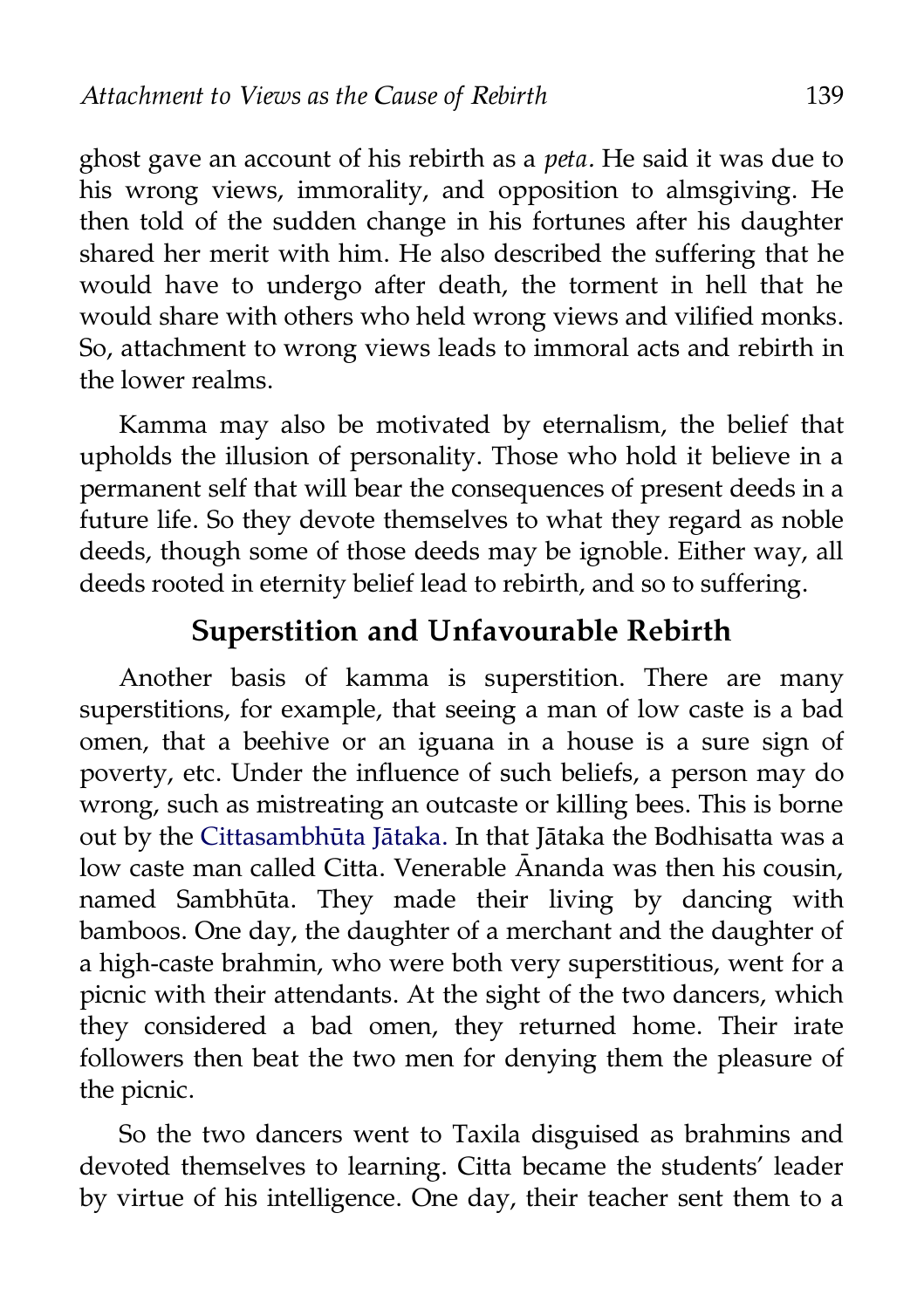ghost gave an account of his rebirth as a *peta*. He said it was due to his wrong views, immorality, and opposition to almsgiving. He then told of the sudden change in his fortunes after his daughter shared her merit with him. He also described the suffering that he would have to undergo after death, the torment in hell that he would share with others who held wrong views and vilified monks. So, attachment to wrong views leads to immoral acts and rebirth in the lower realms.

Kamma may also be motivated by eternalism, the belief that upholds the illusion of personality. Those who hold it believe in a permanent self that will bear the consequences of present deeds in a future life. So they devote themselves to what they regard as noble deeds, though some of those deeds may be ignoble. Either way, all deeds rooted in eternity belief lead to rebirth, and so to suffering.

## Superstition and Unfavourable Rebirth

Another basis of kamma is superstition. There are many superstitions, for example, that seeing a man of low caste is a bad omen, that a beehive or an iguana in a house is a sure sign of poverty, etc. Under the influence of such beliefs, a person may do wrong, such as mistreating an outcaste or killing bees. This is borne out by the Cittasambhūta Jātaka. In that Jātaka the Bodhisatta was a low caste man called Citta. Venerable Ānanda was then his cousin, named Sambhūta. They made their living by dancing with bamboos. One day, the daughter of a merchant and the daughter of a high-caste brahmin, who were both very superstitious, went for a picnic with their attendants. At the sight of the two dancers, which they considered a bad omen, they returned home. Their irate followers then beat the two men for denying them the pleasure of the picnic.

So the two dancers went to Taxila disguised as brahmins and devoted themselves to learning. Citta became the students' leader by virtue of his intelligence. One day, their teacher sent them to a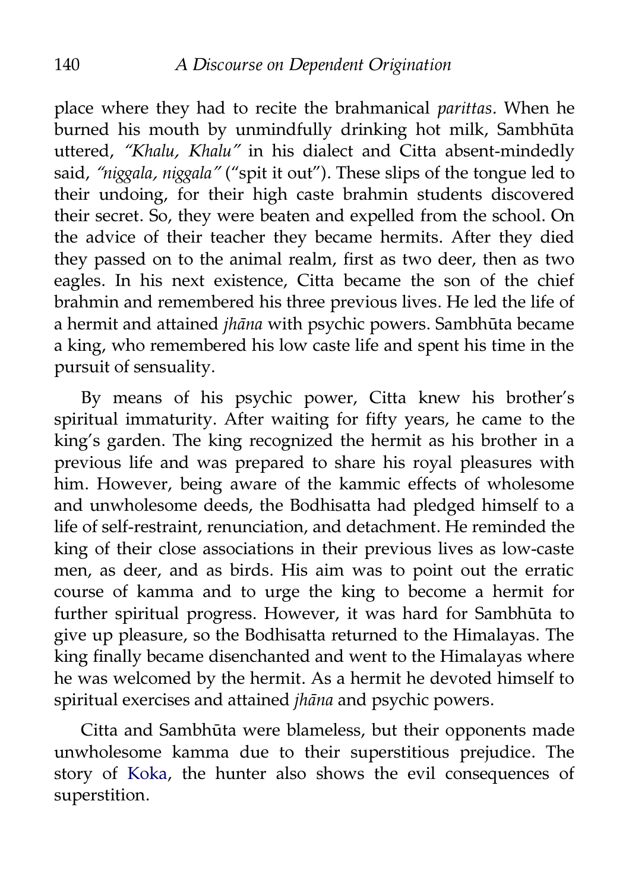place where they had to recite the brahmanical *parittas*. When he burned his mouth by unmindfully drinking hot milk, Sambhūta uttered, *"Khalu, Khalu"* in his dialect and Citta absent-mindedly said, *"niggala, niggala"* ("spit it out"). These slips of the tongue led to their undoing, for their high caste brahmin students discovered their secret. So, they were beaten and expelled from the school. On the advice of their teacher they became hermits. After they died they passed on to the animal realm, first as two deer, then as two eagles. In his next existence, Citta became the son of the chief brahmin and remembered his three previous lives. He led the life of a hermit and attained *jhāna* with psychic powers. Sambhūta became a king, who remembered his low caste life and spent his time in the pursuit of sensuality.

By means of his psychic power, Citta knew his brother's spiritual immaturity. After waiting for fifty years, he came to the king's garden. The king recognized the hermit as his brother in a previous life and was prepared to share his royal pleasures with him. However, being aware of the kammic effects of wholesome and unwholesome deeds, the Bodhisatta had pledged himself to a life of self-restraint, renunciation, and detachment. He reminded the king of their close associations in their previous lives as low-caste men, as deer, and as birds. His aim was to point out the erratic course of kamma and to urge the king to become a hermit for further spiritual progress. However, it was hard for Sambhūta to give up pleasure, so the Bodhisatta returned to the Himalayas. The king finally became disenchanted and went to the Himalayas where he was welcomed by the hermit. As a hermit he devoted himself to spiritual exercises and attained *jhāna* and psychic powers.

Citta and Sambhūta were blameless, but their opponents made unwholesome kamma due to their superstitious prejudice. The story of Koka, the hunter also shows the evil consequences of superstition.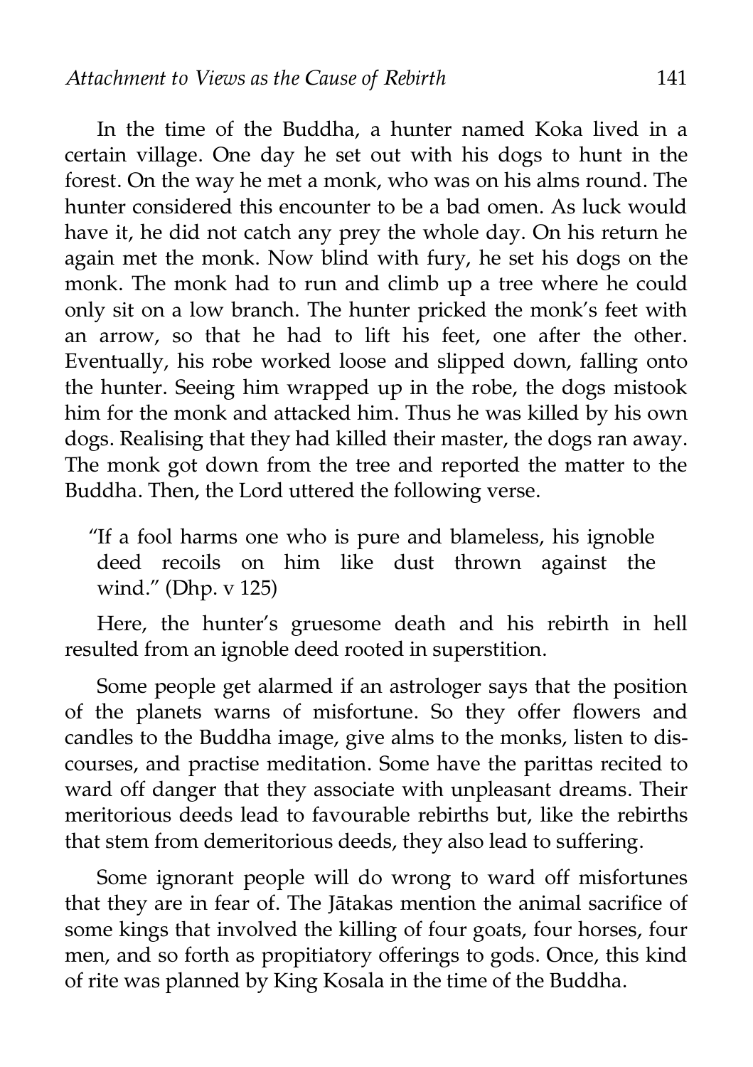In the time of the Buddha, a hunter named Koka lived in a certain village. One day he set out with his dogs to hunt in the forest. On the way he met a monk, who was on his alms round. The hunter considered this encounter to be a bad omen. As luck would have it, he did not catch any prey the whole day. On his return he again met the monk. Now blind with fury, he set his dogs on the monk. The monk had to run and climb up a tree where he could only sit on a low branch. The hunter pricked the monk's feet with an arrow, so that he had to lift his feet, one after the other. Eventually, his robe worked loose and slipped down, falling onto the hunter. Seeing him wrapped up in the robe, the dogs mistook him for the monk and attacked him. Thus he was killed by his own dogs. Realising that they had killed their master, the dogs ran away. The monk got down from the tree and reported the matter to the Buddha. Then, the Lord uttered the following verse.

> "If a fool harms one who is pure and blameless, his ignoble deed recoils on him like dust thrown against the wind." (Dhp. v 125)

Here, the hunter's gruesome death and his rebirth in hell resulted from an ignoble deed rooted in superstition.

Some people get alarmed if an astrologer says that the position of the planets warns of misfortune. So they offer flowers and candles to the Buddha image, give alms to the monks, listen to discourses, and practise meditation. Some have the parittas recited to ward off danger that they associate with unpleasant dreams. Their meritorious deeds lead to favourable rebirths but, like the rebirths that stem from demeritorious deeds, they also lead to suffering.

Some ignorant people will do wrong to ward off misfortunes that they are in fear of. The Jātakas mention the animal sacrifice of some kings that involved the killing of four goats, four horses, four men, and so forth as propitiatory offerings to gods. Once, this kind of rite was planned by King Kosala in the time of the Buddha.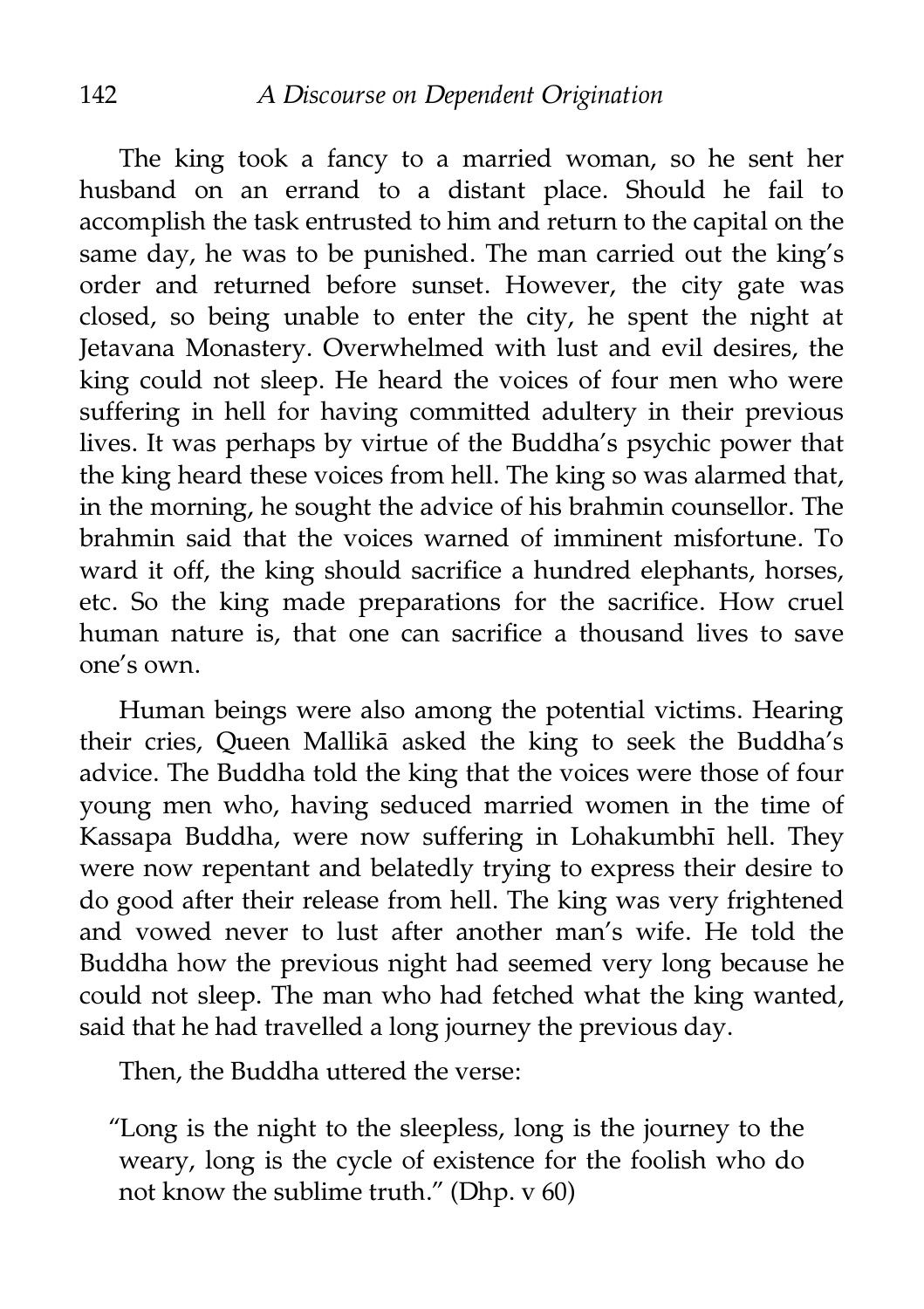The king took a fancy to a married woman, so he sent her husband on an errand to a distant place. Should he fail to accomplish the task entrusted to him and return to the capital on the same day, he was to be punished. The man carried out the king's order and returned before sunset. However, the city gate was closed, so being unable to enter the city, he spent the night at Jetavana Monastery. Overwhelmed with lust and evil desires, the king could not sleep. He heard the voices of four men who were suffering in hell for having committed adultery in their previous lives. It was perhaps by virtue of the Buddha's psychic power that the king heard these voices from hell. The king so was alarmed that, in the morning, he sought the advice of his brahmin counsellor. The brahmin said that the voices warned of imminent misfortune. To ward it off, the king should sacrifice a hundred elephants, horses, etc. So the king made preparations for the sacrifice. How cruel human nature is, that one can sacrifice a thousand lives to save one's own.

Human beings were also among the potential victims. Hearing their cries, Queen Mallikā asked the king to seek the Buddha's advice. The Buddha told the king that the voices were those of four young men who, having seduced married women in the time of Kassapa Buddha, were now suffering in Lohakumbhī hell. They were now repentant and belatedly trying to express their desire to do good after their release from hell. The king was very frightened and vowed never to lust after another man's wife. He told the Buddha how the previous night had seemed very long because he could not sleep. The man who had fetched what the king wanted, said that he had travelled a long journey the previous day.

Then, the Buddha uttered the verse:

> "Long is the night to the sleepless, long is the journey to the weary, long is the cycle of existence for the foolish who do not know the sublime truth." (Dhp. v 60)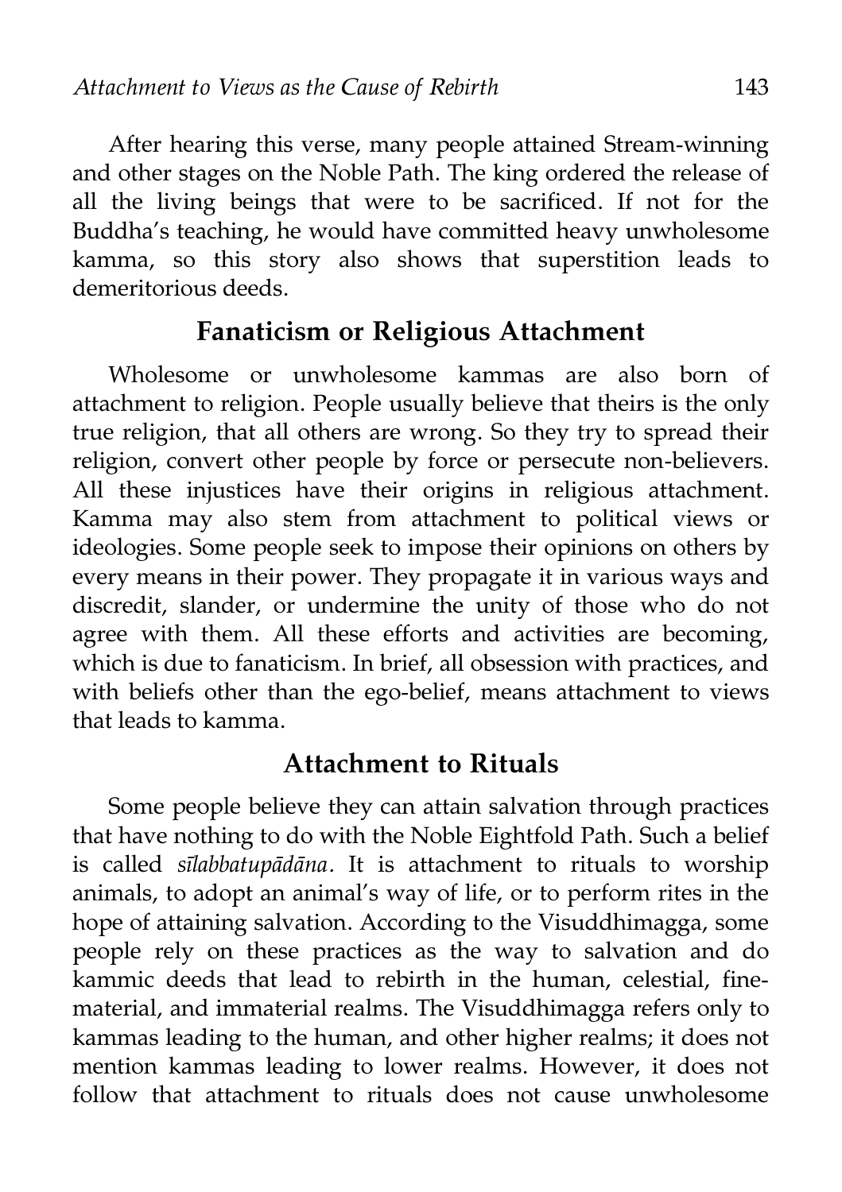After hearing this verse, many people attained Stream-winning and other stages on the Noble Path. The king ordered the release of all the living beings that were to be sacrificed. If not for the Buddha's teaching, he would have committed heavy unwholesome kamma, so this story also shows that superstition leads to demeritorious deeds.

## Fanaticism or Religious Attachment

Wholesome or unwholesome kammas are also born of attachment to religion. People usually believe that theirs is the only true religion, that all others are wrong. So they try to spread their religion, convert other people by force or persecute non-believers. All these injustices have their origins in religious attachment. Kamma may also stem from attachment to political views or ideologies. Some people seek to impose their opinions on others by every means in their power. They propagate it in various ways and discredit, slander, or undermine the unity of those who do not agree with them. All these efforts and activities are becoming, which is due to fanaticism. In brief, all obsession with practices, and with beliefs other than the ego-belief, means attachment to views that leads to kamma.

## Attachment to Rituals

Some people believe they can attain salvation through practices that have nothing to do with the Noble Eightfold Path. Such a belief is called *sīlabbatupādāna*. It is attachment to rituals to worship animals, to adopt an animal's way of life, or to perform rites in the hope of attaining salvation. According to the Visuddhimagga, some people rely on these practices as the way to salvation and do kammic deeds that lead to rebirth in the human, celestial, fine-material, and immaterial realms. The Visuddhimagga refers only to kammas leading to the human, and other higher realms; it does not mention kammas leading to lower realms. However, it does not follow that attachment to rituals does not cause unwholesome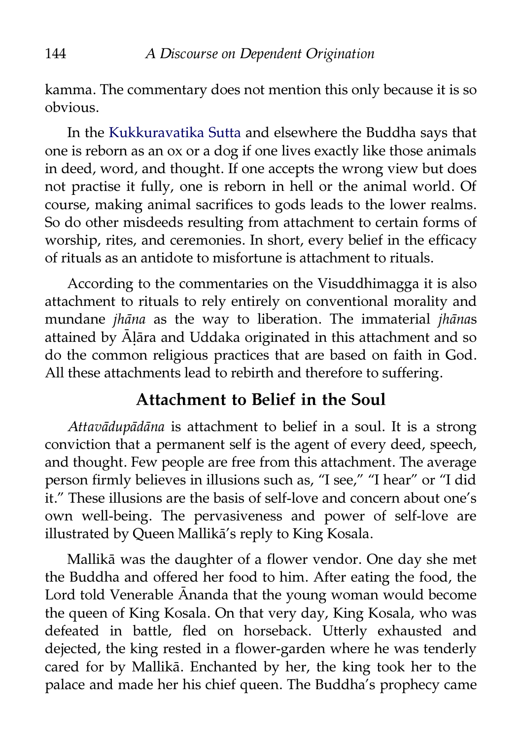kamma. The commentary does not mention this only because it is so obvious.

In the Kukkuravatika Sutta and elsewhere the Buddha says that one is reborn as an ox or a dog if one lives exactly like those animals in deed, word, and thought. If one accepts the wrong view but does not practise it fully, one is reborn in hell or the animal world. Of course, making animal sacrifices to gods leads to the lower realms. So do other misdeeds resulting from attachment to certain forms of worship, rites, and ceremonies. In short, every belief in the efficacy of rituals as an antidote to misfortune is attachment to rituals.

According to the commentaries on the Visuddhimagga it is also attachment to rituals to rely entirely on conventional morality and mundane *jhāna* as the way to liberation. The immaterial *jhāna*s attained by Āḷāra and Uddaka originated in this attachment and so do the common religious practices that are based on faith in God. All these attachments lead to rebirth and therefore to suffering.

## Attachment to Belief in the Soul

*Attavādupādāna* is attachment to belief in a soul. It is a strong conviction that a permanent self is the agent of every deed, speech, and thought. Few people are free from this attachment. The average person firmly believes in illusions such as, "I see," "I hear" or "I did it." These illusions are the basis of self-love and concern about one's own well-being. The pervasiveness and power of self-love are illustrated by Queen Mallikā's reply to King Kosala.

Mallikā was the daughter of a flower vendor. One day she met the Buddha and offered her food to him. After eating the food, the Lord told Venerable Ānanda that the young woman would become the queen of King Kosala. On that very day, King Kosala, who was defeated in battle, fled on horseback. Utterly exhausted and dejected, the king rested in a flower-garden where he was tenderly cared for by Mallikā. Enchanted by her, the king took her to the palace and made her his chief queen. The Buddha's prophecy came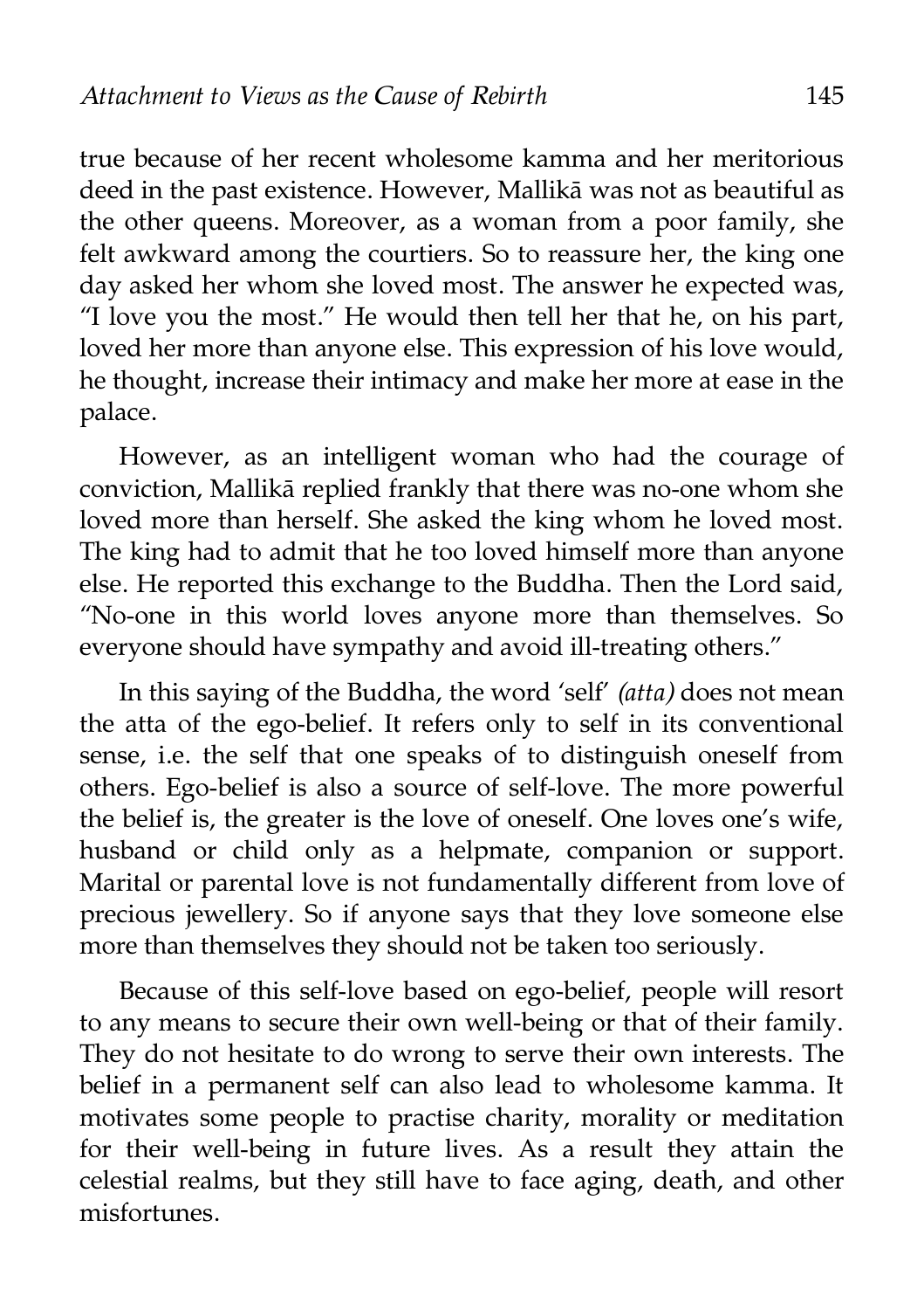true because of her recent wholesome kamma and her meritorious deed in the past existence. However, Mallikā was not as beautiful as the other queens. Moreover, as a woman from a poor family, she felt awkward among the courtiers. So to reassure her, the king one day asked her whom she loved most. The answer he expected was, "I love you the most." He would then tell her that he, on his part, loved her more than anyone else. This expression of his love would, he thought, increase their intimacy and make her more at ease in the palace.

However, as an intelligent woman who had the courage of conviction, Mallikā replied frankly that there was no-one whom she loved more than herself. She asked the king whom he loved most. The king had to admit that he too loved himself more than anyone else. He reported this exchange to the Buddha. Then the Lord said, "No-one in this world loves anyone more than themselves. So everyone should have sympathy and avoid ill-treating others."

In this saying of the Buddha, the word 'self' *(atta)* does not mean the atta of the ego-belief. It refers only to self in its conventional sense, i.e. the self that one speaks of to distinguish oneself from others. Ego-belief is also a source of self-love. The more powerful the belief is, the greater is the love of oneself. One loves one's wife, husband or child only as a helpmate, companion or support. Marital or parental love is not fundamentally different from love of precious jewellery. So if anyone says that they love someone else more than themselves they should not be taken too seriously.

Because of this self-love based on ego-belief, people will resort to any means to secure their own well-being or that of their family. They do not hesitate to do wrong to serve their own interests. The belief in a permanent self can also lead to wholesome kamma. It motivates some people to practise charity, morality or meditation for their well-being in future lives. As a result they attain the celestial realms, but they still have to face aging, death, and other misfortunes.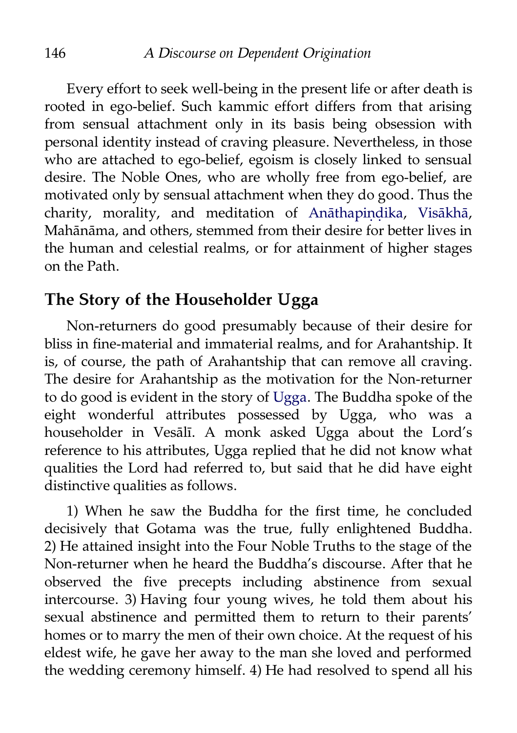Every effort to seek well-being in the present life or after death is rooted in ego-belief. Such kammic effort differs from that arising from sensual attachment only in its basis being obsession with personal identity instead of craving pleasure. Nevertheless, in those who are attached to ego-belief, egoism is closely linked to sensual desire. The Noble Ones, who are wholly free from ego-belief, are motivated only by sensual attachment when they do good. Thus the charity, morality, and meditation of Anāthapiṇḍika, Visākhā, Mahānāma, and others, stemmed from their desire for better lives in the human and celestial realms, or for attainment of higher stages on the Path.

## The Story of the Householder Ugga

Non-returners do good presumably because of their desire for bliss in fine-material and immaterial realms, and for Arahantship. It is, of course, the path of Arahantship that can remove all craving. The desire for Arahantship as the motivation for the Non-returner to do good is evident in the story of Ugga. The Buddha spoke of the eight wonderful attributes possessed by Ugga, who was a householder in Vesālī. A monk asked Ugga about the Lord's reference to his attributes, Ugga replied that he did not know what qualities the Lord had referred to, but said that he did have eight distinctive qualities as follows.

1) When he saw the Buddha for the first time, he concluded decisively that Gotama was the true, fully enlightened Buddha. 2) He attained insight into the Four Noble Truths to the stage of the Non-returner when he heard the Buddha's discourse. After that he observed the five precepts including abstinence from sexual intercourse. 3) Having four young wives, he told them about his sexual abstinence and permitted them to return to their parents' homes or to marry the men of their own choice. At the request of his eldest wife, he gave her away to the man she loved and performed the wedding ceremony himself. 4) He had resolved to spend all his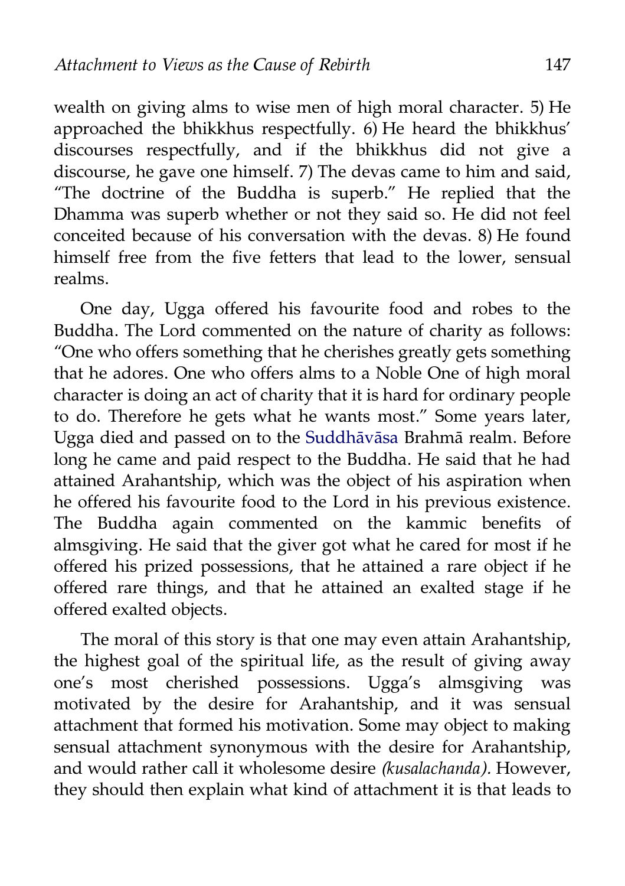wealth on giving alms to wise men of high moral character. 5) He approached the bhikkhus respectfully. 6) He heard the bhikkhus' discourses respectfully, and if the bhikkhus did not give a discourse, he gave one himself. 7) The devas came to him and said, "The doctrine of the Buddha is superb." He replied that the Dhamma was superb whether or not they said so. He did not feel conceited because of his conversation with the devas. 8) He found himself free from the five fetters that lead to the lower, sensual realms.

One day, Ugga offered his favourite food and robes to the Buddha. The Lord commented on the nature of charity as follows: "One who offers something that he cherishes greatly gets something that he adores. One who offers alms to a Noble One of high moral character is doing an act of charity that it is hard for ordinary people to do. Therefore he gets what he wants most." Some years later, Ugga died and passed on to the Suddhāvāsa Brahmā realm. Before long he came and paid respect to the Buddha. He said that he had attained Arahantship, which was the object of his aspiration when he offered his favourite food to the Lord in his previous existence. The Buddha again commented on the kammic benefits of almsgiving. He said that the giver got what he cared for most if he offered his prized possessions, that he attained a rare object if he offered rare things, and that he attained an exalted stage if he offered exalted objects.

The moral of this story is that one may even attain Arahantship, the highest goal of the spiritual life, as the result of giving away one's most cherished possessions. Ugga's almsgiving was motivated by the desire for Arahantship, and it was sensual attachment that formed his motivation. Some may object to making sensual attachment synonymous with the desire for Arahantship, and would rather call it wholesome desire *(kusalachanda)*. However, they should then explain what kind of attachment it is that leads to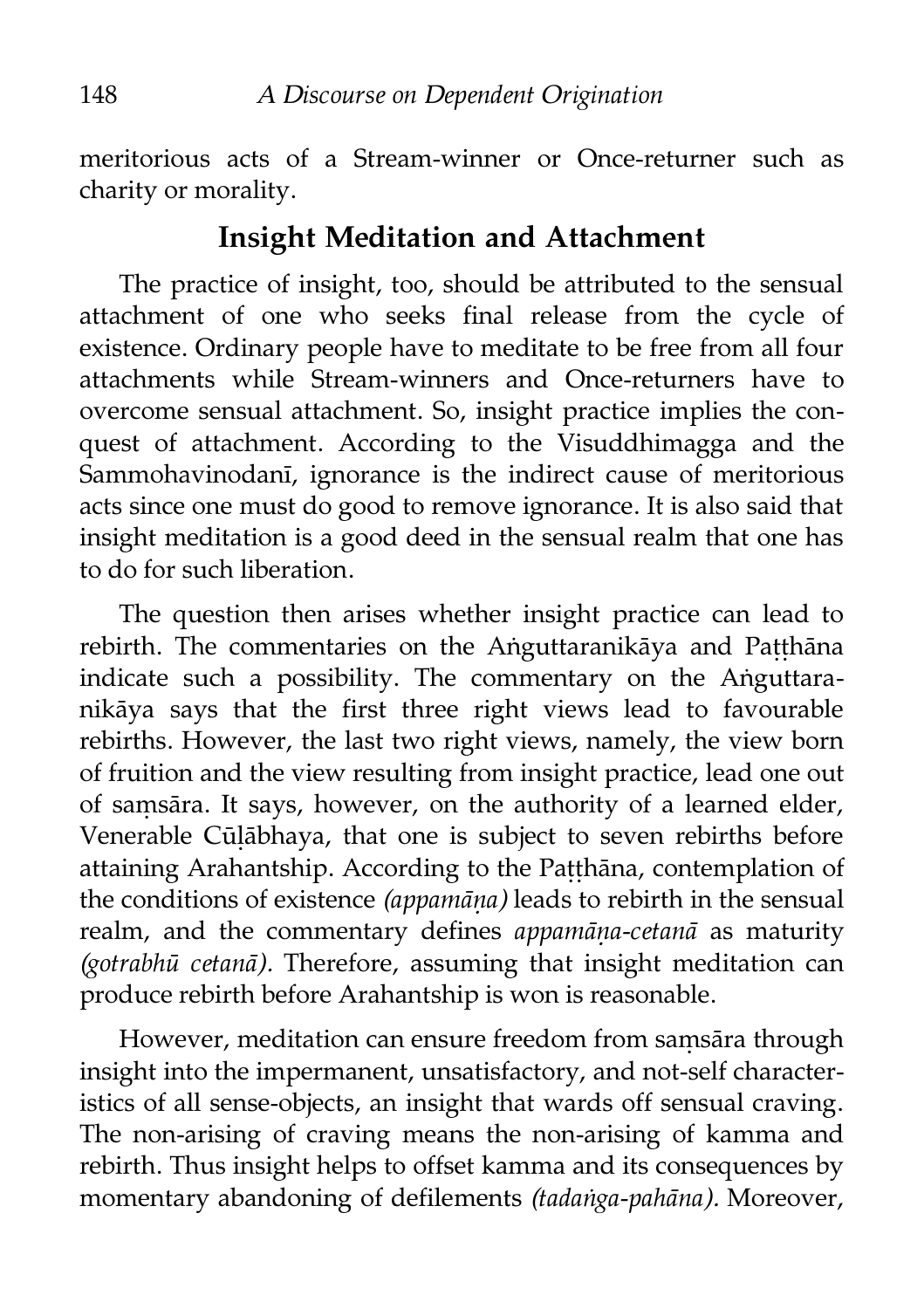meritorious acts of a Stream-winner or Once-returner such as charity or morality.

## Insight Meditation and Attachment

The practice of insight, too, should be attributed to the sensual attachment of one who seeks final release from the cycle of existence. Ordinary people have to meditate to be free from all four attachments while Stream-winners and Once-returners have to overcome sensual attachment. So, insight practice implies the conquest of attachment. According to the Visuddhimagga and the Sammohavinodanī, ignorance is the indirect cause of meritorious acts since one must do good to remove ignorance. It is also said that insight meditation is a good deed in the sensual realm that one has to do for such liberation.

The question then arises whether insight practice can lead to rebirth. The commentaries on the Aṅguttaranikāya and Paṭṭhāna indicate such a possibility. The commentary on the Aṅguttaranikāya says that the first three right views lead to favourable rebirths. However, the last two right views, namely, the view born of fruition and the view resulting from insight practice, lead one out of saṃsāra. It says, however, on the authority of a learned elder, Venerable Cūḷābhaya, that one is subject to seven rebirths before attaining Arahantship. According to the Paṭṭhāna, contemplation of the conditions of existence *(appamāṇa)* leads to rebirth in the sensual realm, and the commentary defines *appamāṇa-cetanā* as maturity *(gotrabhū cetanā).* Therefore, assuming that insight meditation can produce rebirth before Arahantship is won is reasonable.

However, meditation can ensure freedom from saṃsāra through insight into the impermanent, unsatisfactory, and not-self characteristics of all sense-objects, an insight that wards off sensual craving. The non-arising of craving means the non-arising of kamma and rebirth. Thus insight helps to offset kamma and its consequences by momentary abandoning of defilements *(tadaṅga-pahāna).* Moreover,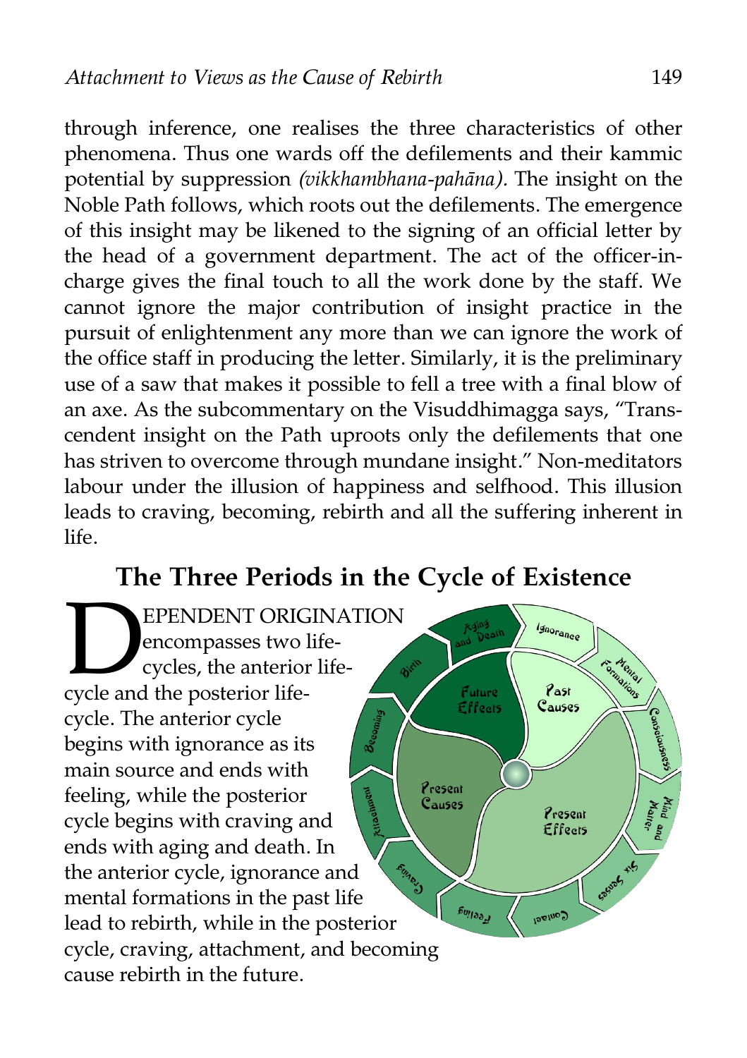through inference, one realises the three characteristics of other phenomena. Thus one wards off the defilements and their kammic potential by suppression *(vikkhambhana-pahāna).* The insight on the Noble Path follows, which roots out the defilements. The emergence of this insight may be likened to the signing of an official letter by the head of a government department. The act of the officer-in-charge gives the final touch to all the work done by the staff. We cannot ignore the major contribution of insight practice in the pursuit of enlightenment any more than we can ignore the work of the office staff in producing the letter. Similarly, it is the preliminary use of a saw that makes it possible to fell a tree with a final blow of an axe. As the subcommentary on the Visuddhimagga says, "Transcendent insight on the Path uproots only the defilements that one has striven to overcome through mundane insight." Non-meditators labour under the illusion of happiness and selfhood. This illusion leads to craving, becoming, rebirth and all the suffering inherent in life.

## The Three Periods in the Cycle of Existence

DEPENDENT ORIGINATION encompasses two life-cycles, the anterior life-cycle and the posterior life-cycle. The anterior cycle begins with ignorance as its main source and ends with feeling, while the posterior cycle begins with craving and ends with aging and death. In the anterior cycle, ignorance and mental formations in the past life lead to rebirth, while in the posterior cycle, craving, attachment, and becoming cause rebirth in the future.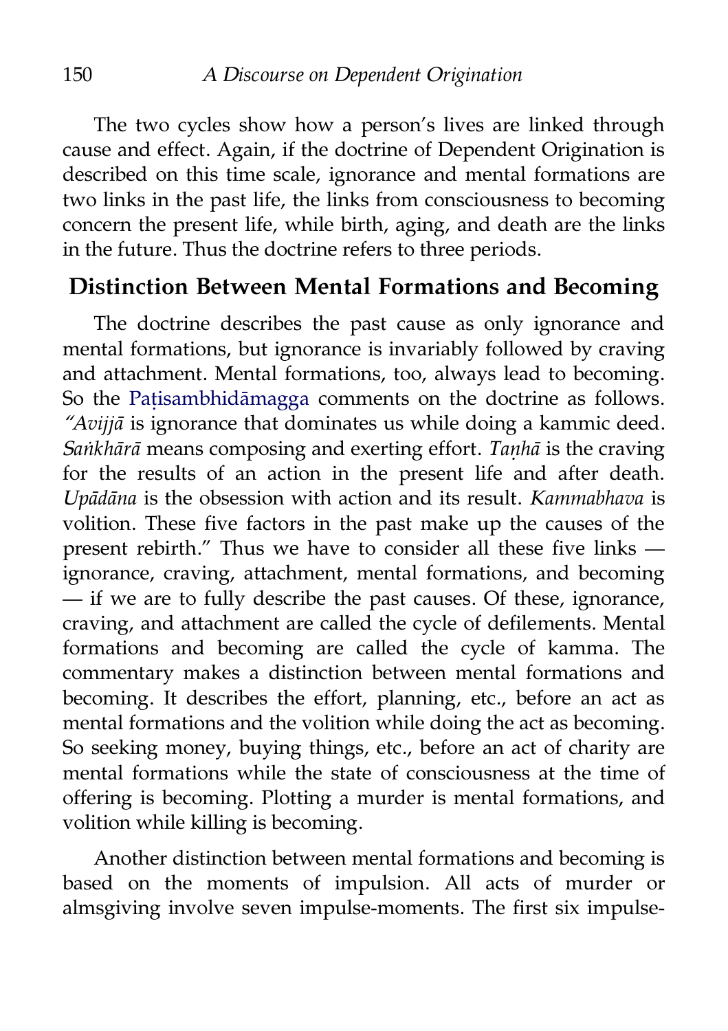The two cycles show how a person's lives are linked through cause and effect. Again, if the doctrine of Dependent Origination is described on this time scale, ignorance and mental formations are two links in the past life, the links from consciousness to becoming concern the present life, while birth, aging, and death are the links in the future. Thus the doctrine refers to three periods.

## Distinction Between Mental Formations and Becoming

The doctrine describes the past cause as only ignorance and mental formations, but ignorance is invariably followed by craving and attachment. Mental formations, too, always lead to becoming. So the Paṭisambhidāmagga comments on the doctrine as follows. *"Avijjā* is ignorance that dominates us while doing a kammic deed. *Saṅkhārā* means composing and exerting effort. *Taṇhā* is the craving for the results of an action in the present life and after death. *Upādāna* is the obsession with action and its result. *Kammabhava* is volition. These five factors in the past make up the causes of the present rebirth." Thus we have to consider all these five links — ignorance, craving, attachment, mental formations, and becoming — if we are to fully describe the past causes. Of these, ignorance, craving, and attachment are called the cycle of defilements. Mental formations and becoming are called the cycle of kamma. The commentary makes a distinction between mental formations and becoming. It describes the effort, planning, etc., before an act as mental formations and the volition while doing the act as becoming. So seeking money, buying things, etc., before an act of charity are mental formations while the state of consciousness at the time of offering is becoming. Plotting a murder is mental formations, and volition while killing is becoming.

Another distinction between mental formations and becoming is based on the moments of impulsion. All acts of murder or almsgiving involve seven impulse-moments. The first six impulse-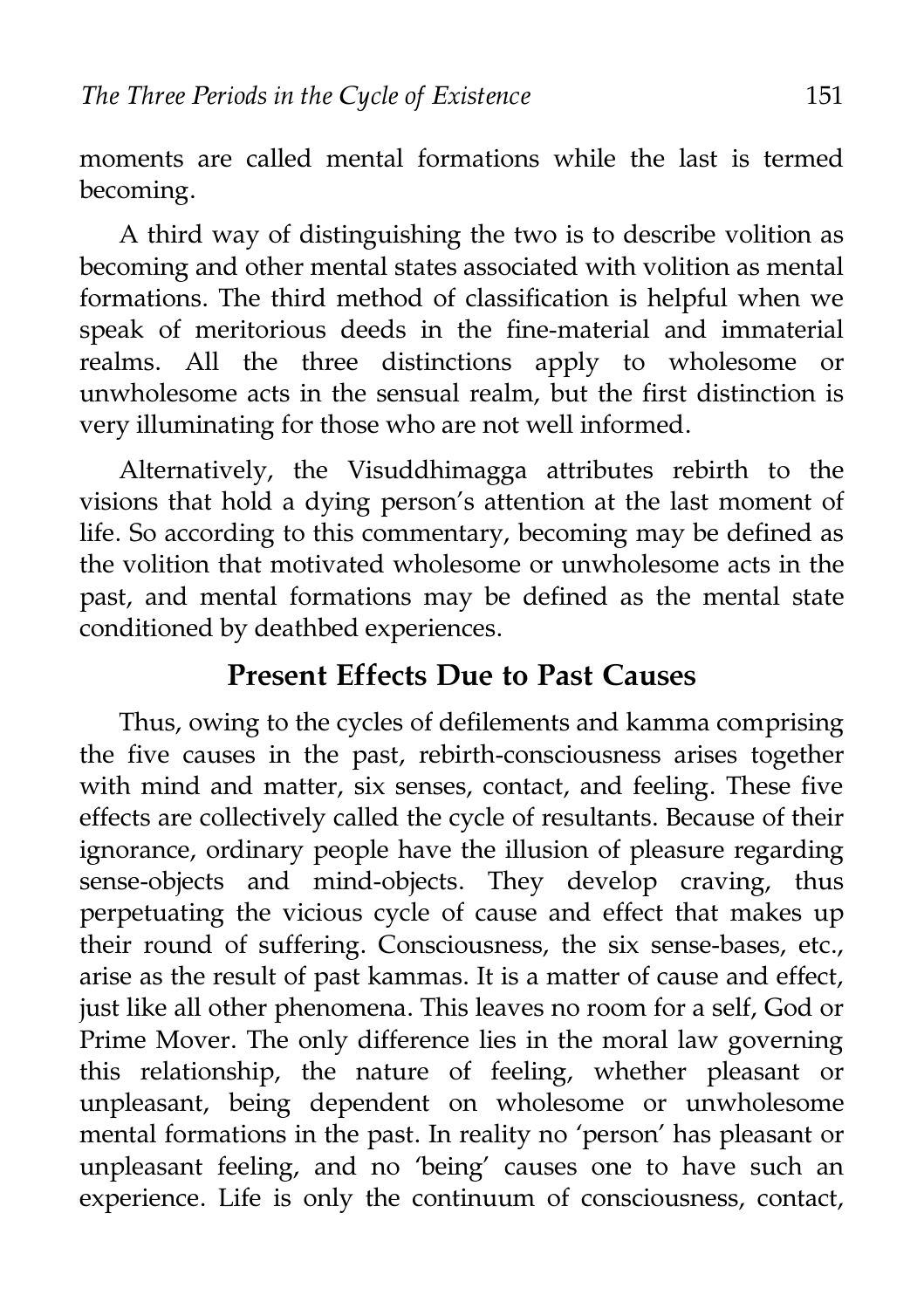moments are called mental formations while the last is termed becoming.

A third way of distinguishing the two is to describe volition as becoming and other mental states associated with volition as mental formations. The third method of classification is helpful when we speak of meritorious deeds in the fine-material and immaterial realms. All the three distinctions apply to wholesome or unwholesome acts in the sensual realm, but the first distinction is very illuminating for those who are not well informed.

Alternatively, the Visuddhimagga attributes rebirth to the visions that hold a dying person's attention at the last moment of life. So according to this commentary, becoming may be defined as the volition that motivated wholesome or unwholesome acts in the past, and mental formations may be defined as the mental state conditioned by deathbed experiences.

## Present Effects Due to Past Causes

Thus, owing to the cycles of defilements and kamma comprising the five causes in the past, rebirth-consciousness arises together with mind and matter, six senses, contact, and feeling. These five effects are collectively called the cycle of resultants. Because of their ignorance, ordinary people have the illusion of pleasure regarding sense-objects and mind-objects. They develop craving, thus perpetuating the vicious cycle of cause and effect that makes up their round of suffering. Consciousness, the six sense-bases, etc., arise as the result of past kammas. It is a matter of cause and effect, just like all other phenomena. This leaves no room for a self, God or Prime Mover. The only difference lies in the moral law governing this relationship, the nature of feeling, whether pleasant or unpleasant, being dependent on wholesome or unwholesome mental formations in the past. In reality no 'person' has pleasant or unpleasant feeling, and no 'being' causes one to have such an experience. Life is only the continuum of consciousness, contact,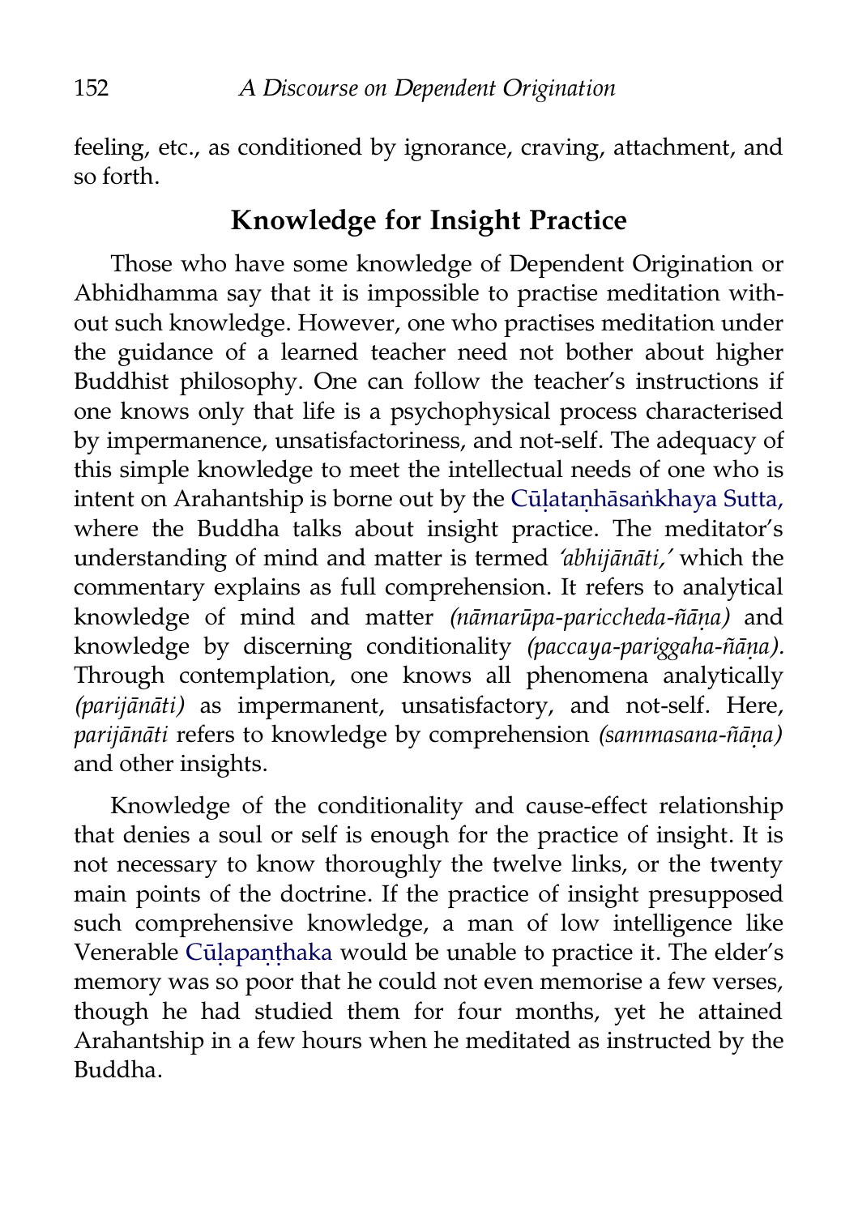feeling, etc., as conditioned by ignorance, craving, attachment, and so forth.

## Knowledge for Insight Practice

Those who have some knowledge of Dependent Origination or Abhidhamma say that it is impossible to practise meditation without such knowledge. However, one who practises meditation under the guidance of a learned teacher need not bother about higher Buddhist philosophy. One can follow the teacher's instructions if one knows only that life is a psychophysical process characterised by impermanence, unsatisfactoriness, and not-self. The adequacy of this simple knowledge to meet the intellectual needs of one who is intent on Arahantship is borne out by the Cūḷataṇhāsaṅkhaya Sutta, where the Buddha talks about insight practice. The meditator's understanding of mind and matter is termed *'abhijānāti,'* which the commentary explains as full comprehension. It refers to analytical knowledge of mind and matter *(nāmarūpa-pariccheda-ñāṇa)* and knowledge by discerning conditionality *(paccaya-pariggaha-ñāṇa).* Through contemplation, one knows all phenomena analytically *(parijānāti)* as impermanent, unsatisfactory, and not-self. Here, *parijānāti* refers to knowledge by comprehension *(sammasana-ñāṇa)* and other insights.

Knowledge of the conditionality and cause-effect relationship that denies a soul or self is enough for the practice of insight. It is not necessary to know thoroughly the twelve links, or the twenty main points of the doctrine. If the practice of insight presupposed such comprehensive knowledge, a man of low intelligence like Venerable Cūḷapaṇṭhaka would be unable to practice it. The elder's memory was so poor that he could not even memorise a few verses, though he had studied them for four months, yet he attained Arahantship in a few hours when he meditated as instructed by the Buddha.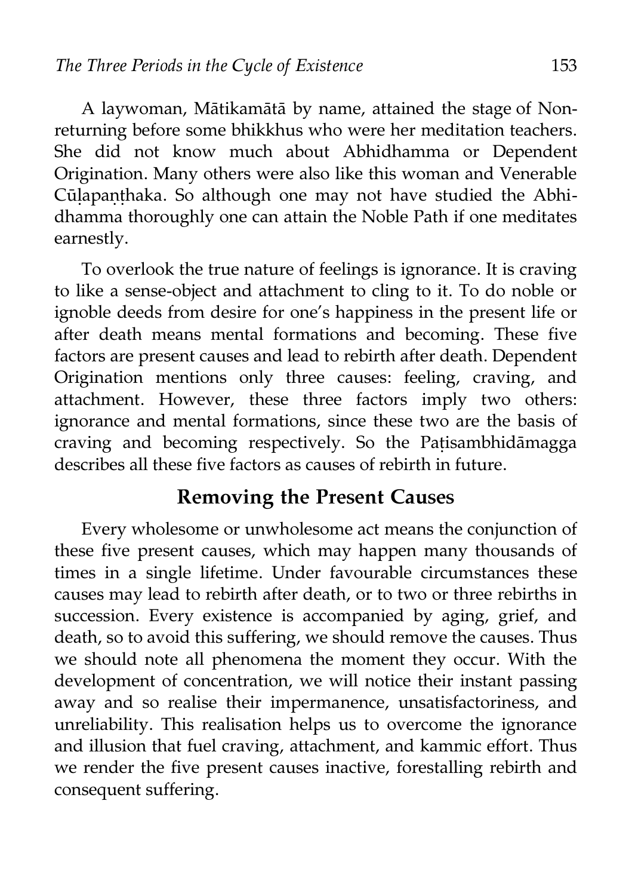A laywoman, Mātikamātā by name, attained the stage of Non-returning before some bhikkhus who were her meditation teachers. She did not know much about Abhidhamma or Dependent Origination. Many others were also like this woman and Venerable Cūḷapaṇṭhaka. So although one may not have studied the Abhidhamma thoroughly one can attain the Noble Path if one meditates earnestly.

To overlook the true nature of feelings is ignorance. It is craving to like a sense-object and attachment to cling to it. To do noble or ignoble deeds from desire for one's happiness in the present life or after death means mental formations and becoming. These five factors are present causes and lead to rebirth after death. Dependent Origination mentions only three causes: feeling, craving, and attachment. However, these three factors imply two others: ignorance and mental formations, since these two are the basis of craving and becoming respectively. So the Paṭisambhidāmagga describes all these five factors as causes of rebirth in future.

## Removing the Present Causes

Every wholesome or unwholesome act means the conjunction of these five present causes, which may happen many thousands of times in a single lifetime. Under favourable circumstances these causes may lead to rebirth after death, or to two or three rebirths in succession. Every existence is accompanied by aging, grief, and death, so to avoid this suffering, we should remove the causes. Thus we should note all phenomena the moment they occur. With the development of concentration, we will notice their instant passing away and so realise their impermanence, unsatisfactoriness, and unreliability. This realisation helps us to overcome the ignorance and illusion that fuel craving, attachment, and kammic effort. Thus we render the five present causes inactive, forestalling rebirth and consequent suffering.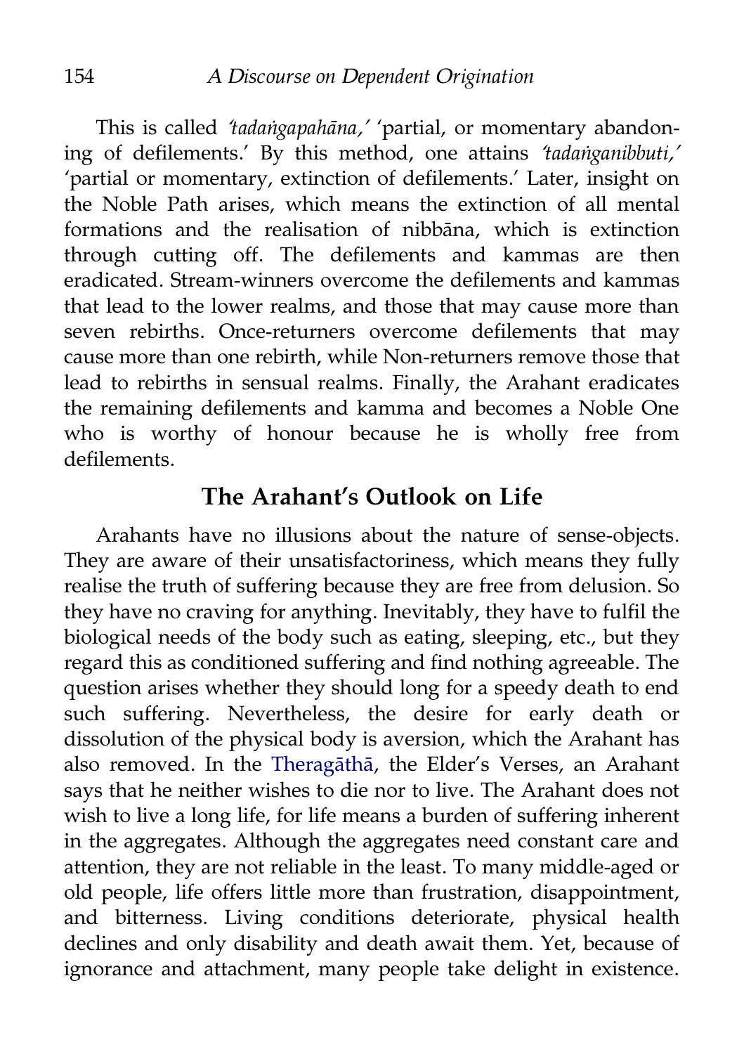This is called *'tadaṅgapahāna,'* 'partial, or momentary abandoning of defilements.' By this method, one attains *'tadaṅganibbuti,'* 'partial or momentary, extinction of defilements.' Later, insight on the Noble Path arises, which means the extinction of all mental formations and the realisation of nibbāna, which is extinction through cutting off. The defilements and kammas are then eradicated. Stream-winners overcome the defilements and kammas that lead to the lower realms, and those that may cause more than seven rebirths. Once-returners overcome defilements that may cause more than one rebirth, while Non-returners remove those that lead to rebirths in sensual realms. Finally, the Arahant eradicates the remaining defilements and kamma and becomes a Noble One who is worthy of honour because he is wholly free from defilements.

## The Arahant's Outlook on Life

Arahants have no illusions about the nature of sense-objects. They are aware of their unsatisfactoriness, which means they fully realise the truth of suffering because they are free from delusion. So they have no craving for anything. Inevitably, they have to fulfil the biological needs of the body such as eating, sleeping, etc., but they regard this as conditioned suffering and find nothing agreeable. The question arises whether they should long for a speedy death to end such suffering. Nevertheless, the desire for early death or dissolution of the physical body is aversion, which the Arahant has also removed. In the Theragāthā, the Elder's Verses, an Arahant says that he neither wishes to die nor to live. The Arahant does not wish to live a long life, for life means a burden of suffering inherent in the aggregates. Although the aggregates need constant care and attention, they are not reliable in the least. To many middle-aged or old people, life offers little more than frustration, disappointment, and bitterness. Living conditions deteriorate, physical health declines and only disability and death await them. Yet, because of ignorance and attachment, many people take delight in existence.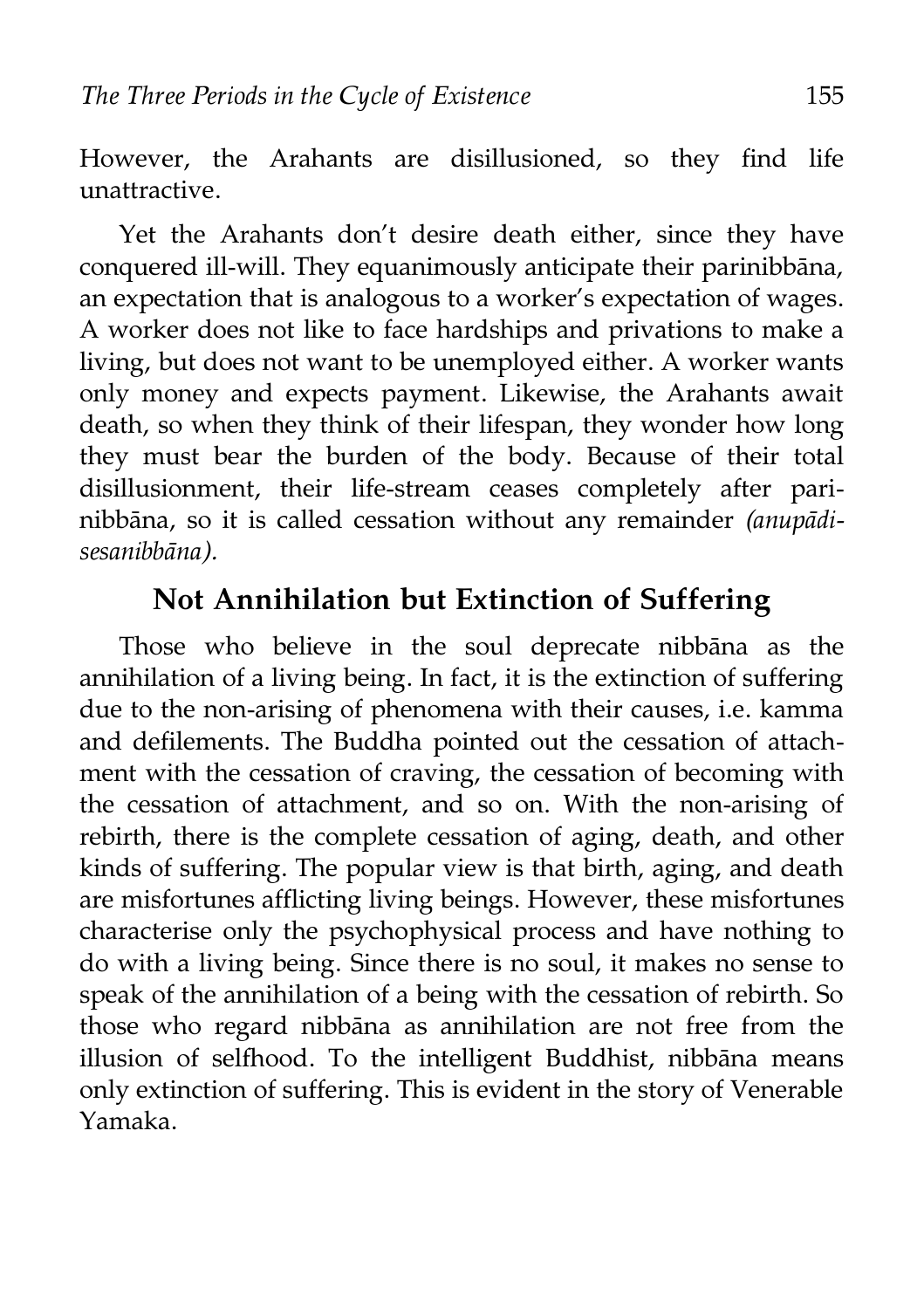However, the Arahants are disillusioned, so they find life unattractive.

Yet the Arahants don't desire death either, since they have conquered ill-will. They equanimously anticipate their parinibbāna, an expectation that is analogous to a worker's expectation of wages. A worker does not like to face hardships and privations to make a living, but does not want to be unemployed either. A worker wants only money and expects payment. Likewise, the Arahants await death, so when they think of their lifespan, they wonder how long they must bear the burden of the body. Because of their total disillusionment, their life-stream ceases completely after parinibbāna, so it is called cessation without any remainder *(anupādisesanibbāna).*

## Not Annihilation but Extinction of Suffering

Those who believe in the soul deprecate nibbāna as the annihilation of a living being. In fact, it is the extinction of suffering due to the non-arising of phenomena with their causes, i.e. kamma and defilements. The Buddha pointed out the cessation of attachment with the cessation of craving, the cessation of becoming with the cessation of attachment, and so on. With the non-arising of rebirth, there is the complete cessation of aging, death, and other kinds of suffering. The popular view is that birth, aging, and death are misfortunes afflicting living beings. However, these misfortunes characterise only the psychophysical process and have nothing to do with a living being. Since there is no soul, it makes no sense to speak of the annihilation of a being with the cessation of rebirth. So those who regard nibbāna as annihilation are not free from the illusion of selfhood. To the intelligent Buddhist, nibbāna means only extinction of suffering. This is evident in the story of Venerable Yamaka.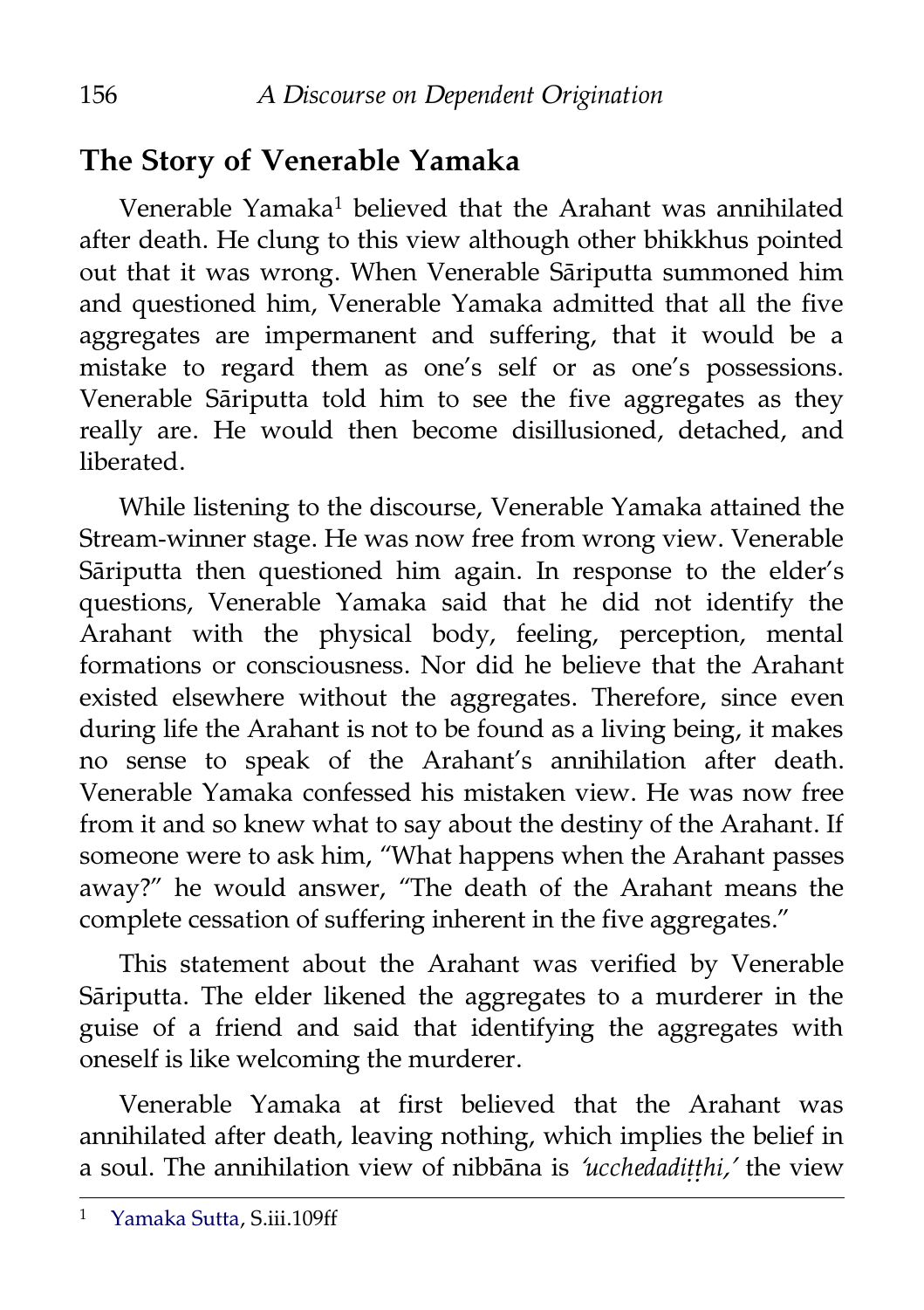## The Story of Venerable Yamaka

Venerable Yamaka[1] believed that the Arahant was annihilated after death. He clung to this view although other bhikkhus pointed out that it was wrong. When Venerable Sāriputta summoned him and questioned him, Venerable Yamaka admitted that all the five aggregates are impermanent and suffering, that it would be a mistake to regard them as one's self or as one's possessions. Venerable Sāriputta told him to see the five aggregates as they really are. He would then become disillusioned, detached, and liberated.

While listening to the discourse, Venerable Yamaka attained the Stream-winner stage. He was now free from wrong view. Venerable Sāriputta then questioned him again. In response to the elder's questions, Venerable Yamaka said that he did not identify the Arahant with the physical body, feeling, perception, mental formations or consciousness. Nor did he believe that the Arahant existed elsewhere without the aggregates. Therefore, since even during life the Arahant is not to be found as a living being, it makes no sense to speak of the Arahant's annihilation after death. Venerable Yamaka confessed his mistaken view. He was now free from it and so knew what to say about the destiny of the Arahant. If someone were to ask him, "What happens when the Arahant passes away?" he would answer, "The death of the Arahant means the complete cessation of suffering inherent in the five aggregates."

This statement about the Arahant was verified by Venerable Sāriputta. The elder likened the aggregates to a murderer in the guise of a friend and said that identifying the aggregates with oneself is like welcoming the murderer.

Venerable Yamaka at first believed that the Arahant was annihilated after death, leaving nothing, which implies the belief in a soul. The annihilation view of nibbāna is *'ucchedadiṭṭhi,'* the view

---

[1] Yamaka Sutta, S.iii.109ff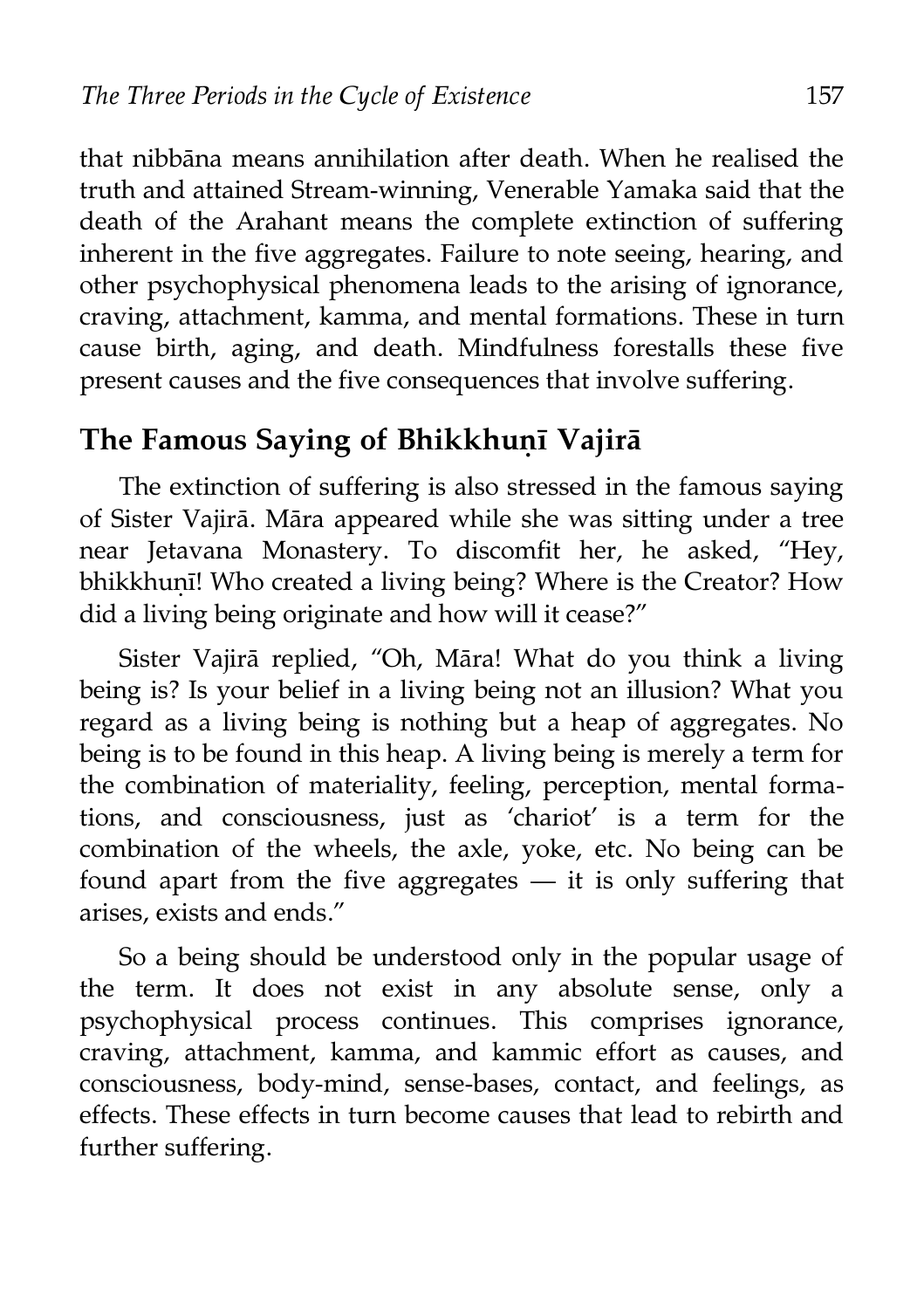that nibbāna means annihilation after death. When he realised the truth and attained Stream-winning, Venerable Yamaka said that the death of the Arahant means the complete extinction of suffering inherent in the five aggregates. Failure to note seeing, hearing, and other psychophysical phenomena leads to the arising of ignorance, craving, attachment, kamma, and mental formations. These in turn cause birth, aging, and death. Mindfulness forestalls these five present causes and the five consequences that involve suffering.

## The Famous Saying of Bhikkhuṇī Vajirā

The extinction of suffering is also stressed in the famous saying of Sister Vajirā. Māra appeared while she was sitting under a tree near Jetavana Monastery. To discomfit her, he asked, "Hey, bhikkhuṇī! Who created a living being? Where is the Creator? How did a living being originate and how will it cease?"

Sister Vajirā replied, "Oh, Māra! What do you think a living being is? Is your belief in a living being not an illusion? What you regard as a living being is nothing but a heap of aggregates. No being is to be found in this heap. A living being is merely a term for the combination of materiality, feeling, perception, mental formations, and consciousness, just as 'chariot' is a term for the combination of the wheels, the axle, yoke, etc. No being can be found apart from the five aggregates — it is only suffering that arises, exists and ends."

So a being should be understood only in the popular usage of the term. It does not exist in any absolute sense, only a psychophysical process continues. This comprises ignorance, craving, attachment, kamma, and kammic effort as causes, and consciousness, body-mind, sense-bases, contact, and feelings, as effects. These effects in turn become causes that lead to rebirth and further suffering.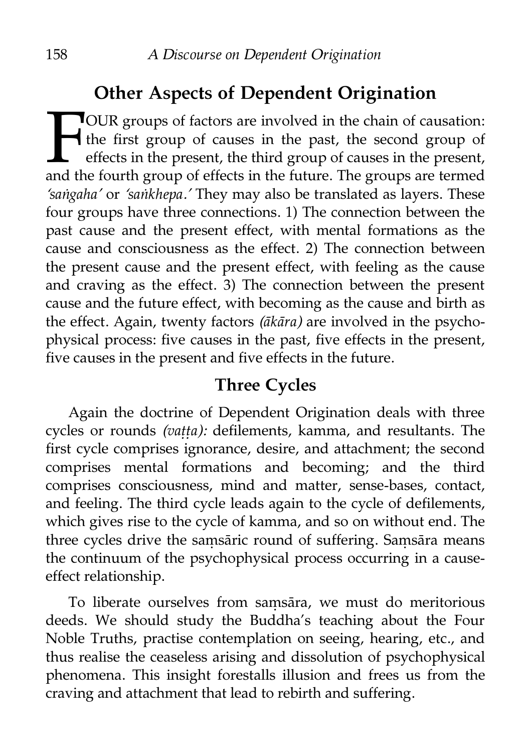## Other Aspects of Dependent Origination

FOUR groups of factors are involved in the chain of causation: the first group of causes in the past, the second group of effects in the present, the third group of causes in the present, and the fourth group of effects in the future. The groups are termed *'saṅgaha'* or *'saṅkhepa.'* They may also be translated as layers. These four groups have three connections. 1) The connection between the past cause and the present effect, with mental formations as the cause and consciousness as the effect. 2) The connection between the present cause and the present effect, with feeling as the cause and craving as the effect. 3) The connection between the present cause and the future effect, with becoming as the cause and birth as the effect. Again, twenty factors *(ākāra)* are involved in the psychophysical process: five causes in the past, five effects in the present, five causes in the present and five effects in the future.

### Three Cycles

Again the doctrine of Dependent Origination deals with three cycles or rounds *(vaṭṭa):* defilements, kamma, and resultants. The first cycle comprises ignorance, desire, and attachment; the second comprises mental formations and becoming; and the third comprises consciousness, mind and matter, sense-bases, contact, and feeling. The third cycle leads again to the cycle of defilements, which gives rise to the cycle of kamma, and so on without end. The three cycles drive the saṃsāric round of suffering. Saṃsāra means the continuum of the psychophysical process occurring in a cause-effect relationship.

To liberate ourselves from saṃsāra, we must do meritorious deeds. We should study the Buddha's teaching about the Four Noble Truths, practise contemplation on seeing, hearing, etc., and thus realise the ceaseless arising and dissolution of psychophysical phenomena. This insight forestalls illusion and frees us from the craving and attachment that lead to rebirth and suffering.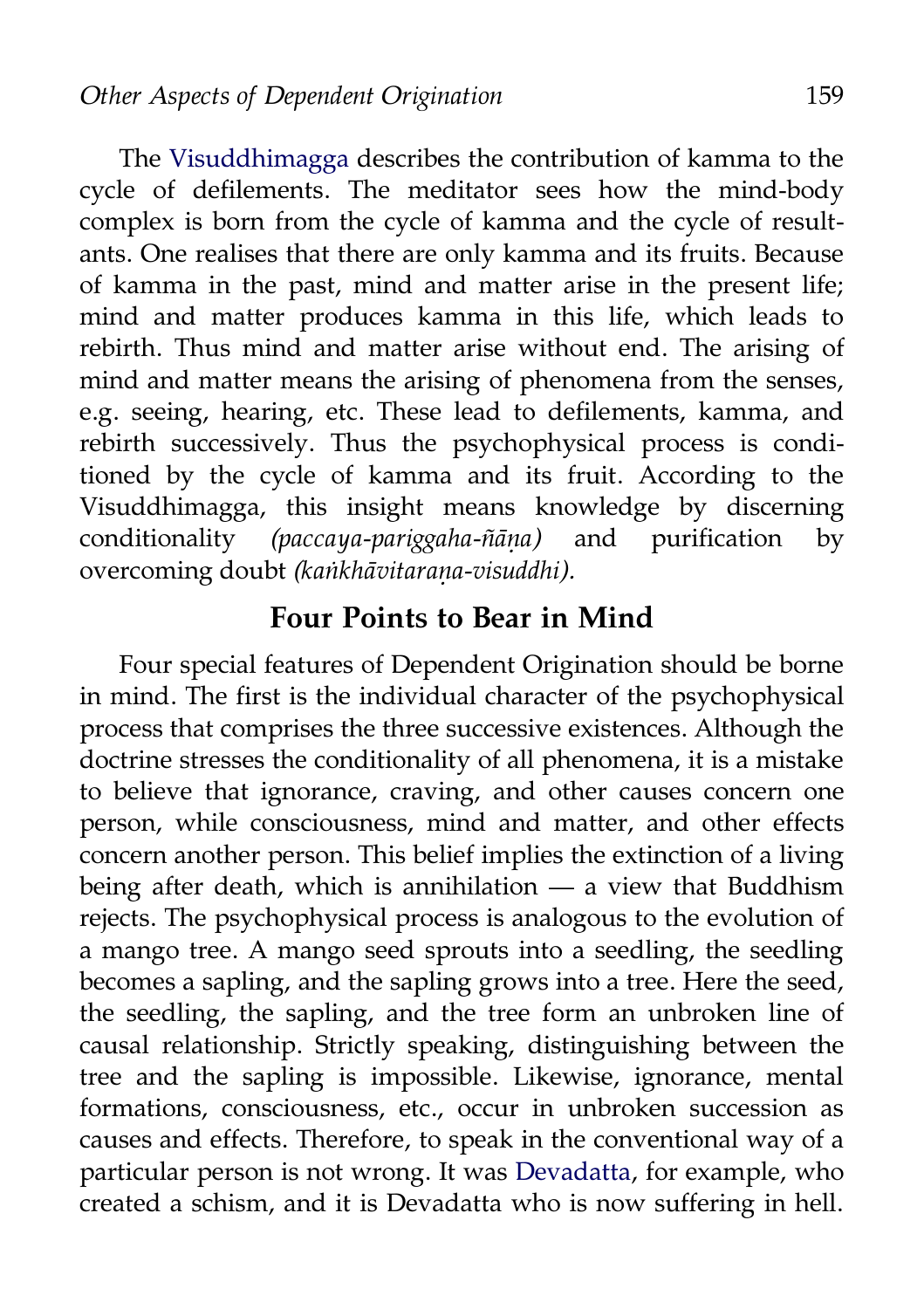The Visuddhimagga describes the contribution of kamma to the cycle of defilements. The meditator sees how the mind-body complex is born from the cycle of kamma and the cycle of resultants. One realises that there are only kamma and its fruits. Because of kamma in the past, mind and matter arise in the present life; mind and matter produces kamma in this life, which leads to rebirth. Thus mind and matter arise without end. The arising of mind and matter means the arising of phenomena from the senses, e.g. seeing, hearing, etc. These lead to defilements, kamma, and rebirth successively. Thus the psychophysical process is conditioned by the cycle of kamma and its fruit. According to the Visuddhimagga, this insight means knowledge by discerning conditionality *(paccaya-pariggaha-ñāṇa)* and purification by overcoming doubt *(kaṅkhāvitaraṇa-visuddhi).*

## Four Points to Bear in Mind

Four special features of Dependent Origination should be borne in mind. The first is the individual character of the psychophysical process that comprises the three successive existences. Although the doctrine stresses the conditionality of all phenomena, it is a mistake to believe that ignorance, craving, and other causes concern one person, while consciousness, mind and matter, and other effects concern another person. This belief implies the extinction of a living being after death, which is annihilation — a view that Buddhism rejects. The psychophysical process is analogous to the evolution of a mango tree. A mango seed sprouts into a seedling, the seedling becomes a sapling, and the sapling grows into a tree. Here the seed, the seedling, the sapling, and the tree form an unbroken line of causal relationship. Strictly speaking, distinguishing between the tree and the sapling is impossible. Likewise, ignorance, mental formations, consciousness, etc., occur in unbroken succession as causes and effects. Therefore, to speak in the conventional way of a particular person is not wrong. It was Devadatta, for example, who created a schism, and it is Devadatta who is now suffering in hell.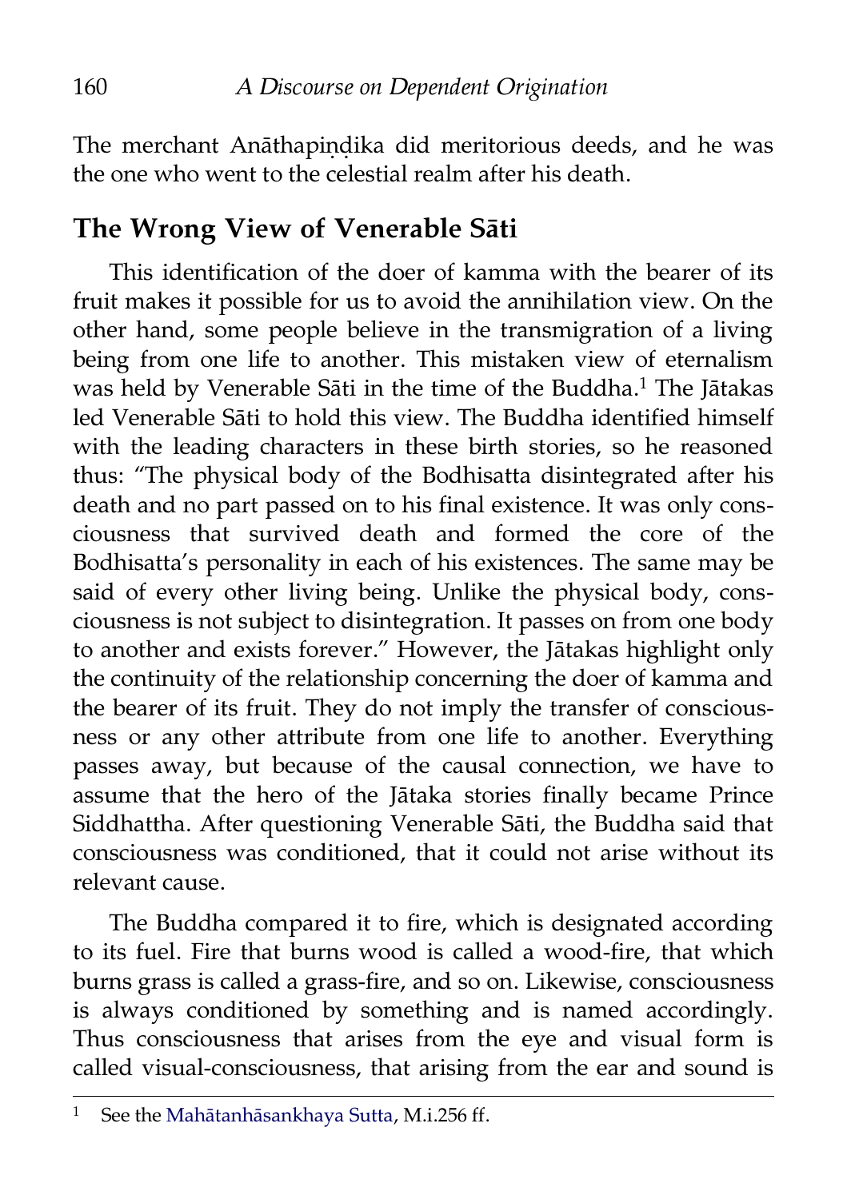The merchant Anāthapiṇḍika did meritorious deeds, and he was the one who went to the celestial realm after his death.

## The Wrong View of Venerable Sāti

This identification of the doer of kamma with the bearer of its fruit makes it possible for us to avoid the annihilation view. On the other hand, some people believe in the transmigration of a living being from one life to another. This mistaken view of eternalism was held by Venerable Sāti in the time of the Buddha.[1] The Jātakas led Venerable Sāti to hold this view. The Buddha identified himself with the leading characters in these birth stories, so he reasoned thus: "The physical body of the Bodhisatta disintegrated after his death and no part passed on to his final existence. It was only consciousness that survived death and formed the core of the Bodhisatta's personality in each of his existences. The same may be said of every other living being. Unlike the physical body, consciousness is not subject to disintegration. It passes on from one body to another and exists forever." However, the Jātakas highlight only the continuity of the relationship concerning the doer of kamma and the bearer of its fruit. They do not imply the transfer of consciousness or any other attribute from one life to another. Everything passes away, but because of the causal connection, we have to assume that the hero of the Jātaka stories finally became Prince Siddhattha. After questioning Venerable Sāti, the Buddha said that consciousness was conditioned, that it could not arise without its relevant cause.

The Buddha compared it to fire, which is designated according to its fuel. Fire that burns wood is called a wood-fire, that which burns grass is called a grass-fire, and so on. Likewise, consciousness is always conditioned by something and is named accordingly. Thus consciousness that arises from the eye and visual form is called visual-consciousness, that arising from the ear and sound is

---

[1] See the Mahātanhāsankhaya Sutta, M.i.256 ff.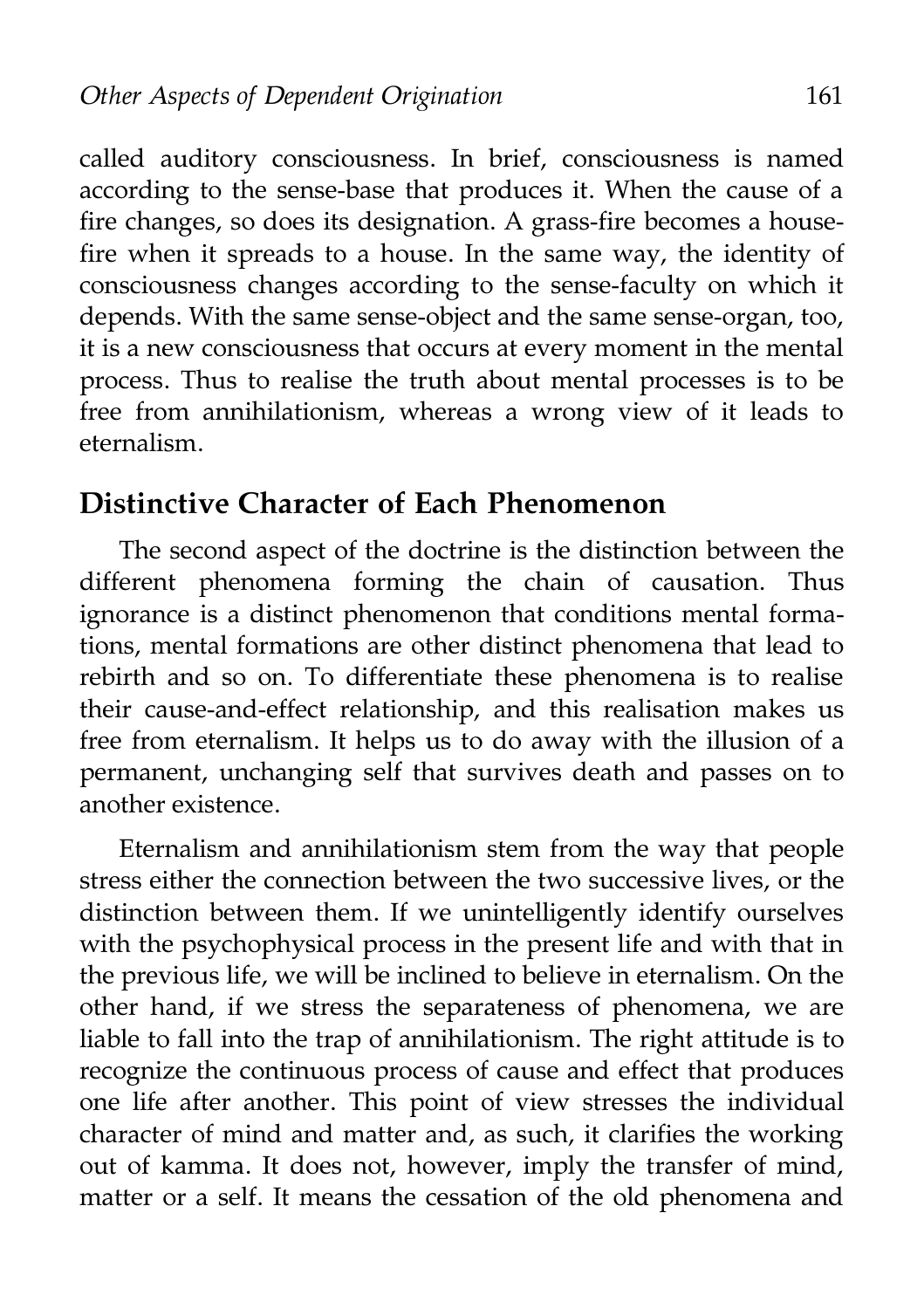called auditory consciousness. In brief, consciousness is named according to the sense-base that produces it. When the cause of a fire changes, so does its designation. A grass-fire becomes a house-fire when it spreads to a house. In the same way, the identity of consciousness changes according to the sense-faculty on which it depends. With the same sense-object and the same sense-organ, too, it is a new consciousness that occurs at every moment in the mental process. Thus to realise the truth about mental processes is to be free from annihilationism, whereas a wrong view of it leads to eternalism.

## Distinctive Character of Each Phenomenon

The second aspect of the doctrine is the distinction between the different phenomena forming the chain of causation. Thus ignorance is a distinct phenomenon that conditions mental formations, mental formations are other distinct phenomena that lead to rebirth and so on. To differentiate these phenomena is to realise their cause-and-effect relationship, and this realisation makes us free from eternalism. It helps us to do away with the illusion of a permanent, unchanging self that survives death and passes on to another existence.

Eternalism and annihilationism stem from the way that people stress either the connection between the two successive lives, or the distinction between them. If we unintelligently identify ourselves with the psychophysical process in the present life and with that in the previous life, we will be inclined to believe in eternalism. On the other hand, if we stress the separateness of phenomena, we are liable to fall into the trap of annihilationism. The right attitude is to recognize the continuous process of cause and effect that produces one life after another. This point of view stresses the individual character of mind and matter and, as such, it clarifies the working out of kamma. It does not, however, imply the transfer of mind, matter or a self. It means the cessation of the old phenomena and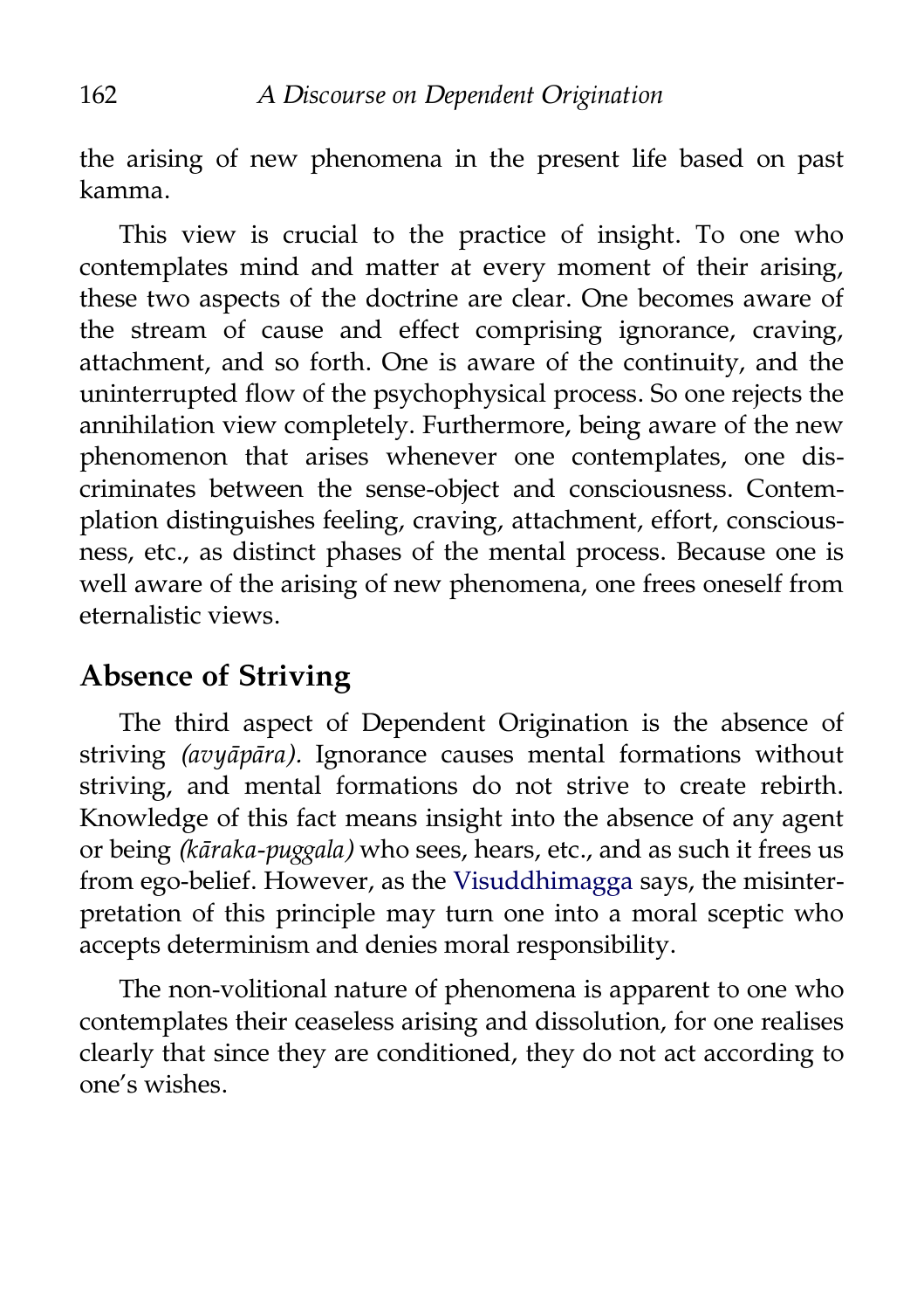the arising of new phenomena in the present life based on past kamma.

This view is crucial to the practice of insight. To one who contemplates mind and matter at every moment of their arising, these two aspects of the doctrine are clear. One becomes aware of the stream of cause and effect comprising ignorance, craving, attachment, and so forth. One is aware of the continuity, and the uninterrupted flow of the psychophysical process. So one rejects the annihilation view completely. Furthermore, being aware of the new phenomenon that arises whenever one contemplates, one discriminates between the sense-object and consciousness. Contemplation distinguishes feeling, craving, attachment, effort, consciousness, etc., as distinct phases of the mental process. Because one is well aware of the arising of new phenomena, one frees oneself from eternalistic views.

## Absence of Striving

The third aspect of Dependent Origination is the absence of striving *(avyāpāra).* Ignorance causes mental formations without striving, and mental formations do not strive to create rebirth. Knowledge of this fact means insight into the absence of any agent or being *(kāraka-puggala)* who sees, hears, etc., and as such it frees us from ego-belief. However, as the Visuddhimagga says, the misinterpretation of this principle may turn one into a moral sceptic who accepts determinism and denies moral responsibility.

The non-volitional nature of phenomena is apparent to one who contemplates their ceaseless arising and dissolution, for one realises clearly that since they are conditioned, they do not act according to one's wishes.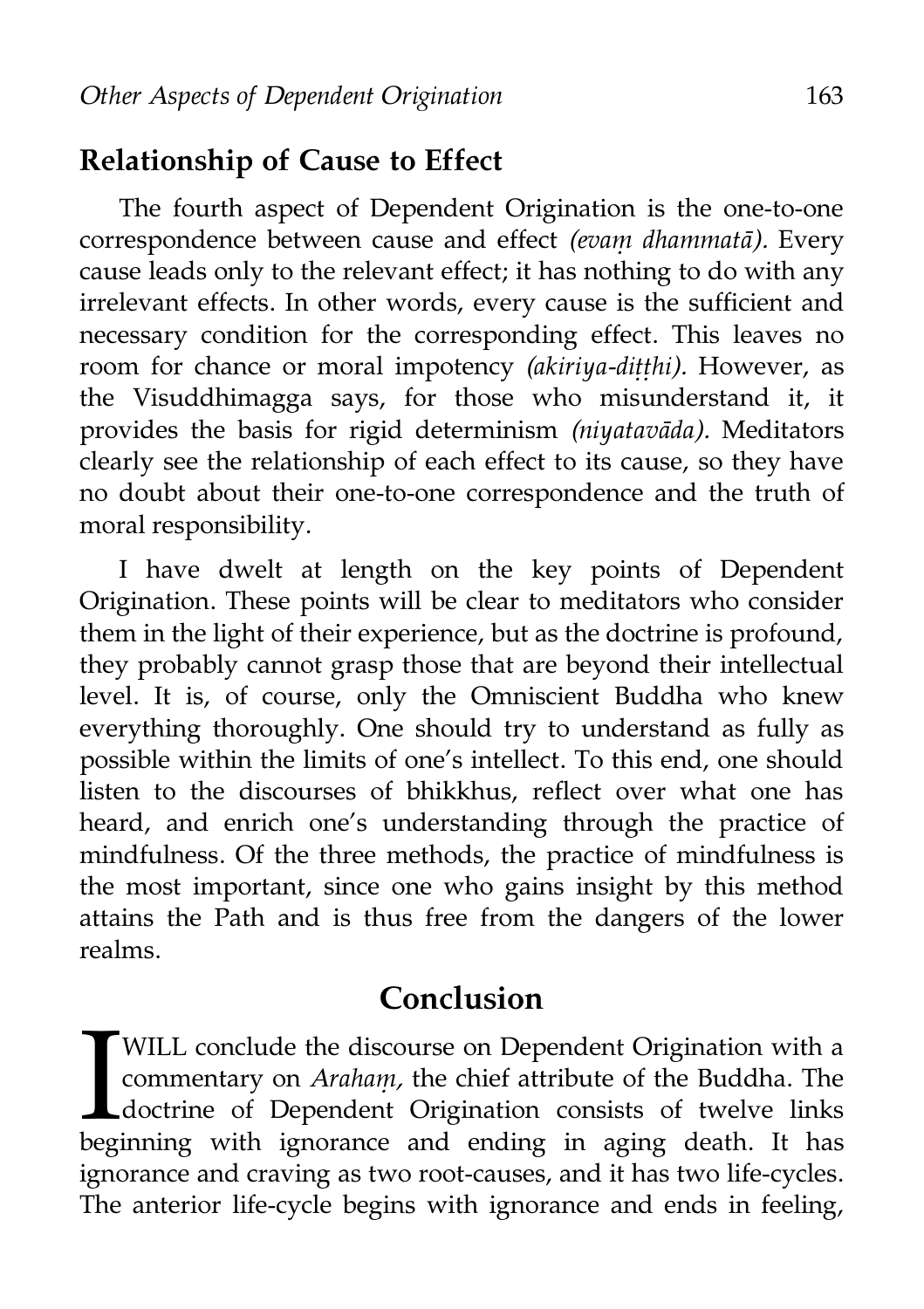## Relationship of Cause to Effect

The fourth aspect of Dependent Origination is the one-to-one correspondence between cause and effect *(evaṃ dhammatā).* Every cause leads only to the relevant effect; it has nothing to do with any irrelevant effects. In other words, every cause is the sufficient and necessary condition for the corresponding effect. This leaves no room for chance or moral impotency *(akiriya-diṭṭhi).* However, as the Visuddhimagga says, for those who misunderstand it, it provides the basis for rigid determinism *(niyatavāda).* Meditators clearly see the relationship of each effect to its cause, so they have no doubt about their one-to-one correspondence and the truth of moral responsibility.

I have dwelt at length on the key points of Dependent Origination. These points will be clear to meditators who consider them in the light of their experience, but as the doctrine is profound, they probably cannot grasp those that are beyond their intellectual level. It is, of course, only the Omniscient Buddha who knew everything thoroughly. One should try to understand as fully as possible within the limits of one's intellect. To this end, one should listen to the discourses of bhikkhus, reflect over what one has heard, and enrich one's understanding through the practice of mindfulness. Of the three methods, the practice of mindfulness is the most important, since one who gains insight by this method attains the Path and is thus free from the dangers of the lower realms.

# Conclusion

I WILL conclude the discourse on Dependent Origination with a commentary on *Arahaṃ,* the chief attribute of the Buddha. The doctrine of Dependent Origination consists of twelve links beginning with ignorance and ending in aging death. It has ignorance and craving as two root-causes, and it has two life-cycles. The anterior life-cycle begins with ignorance and ends in feeling,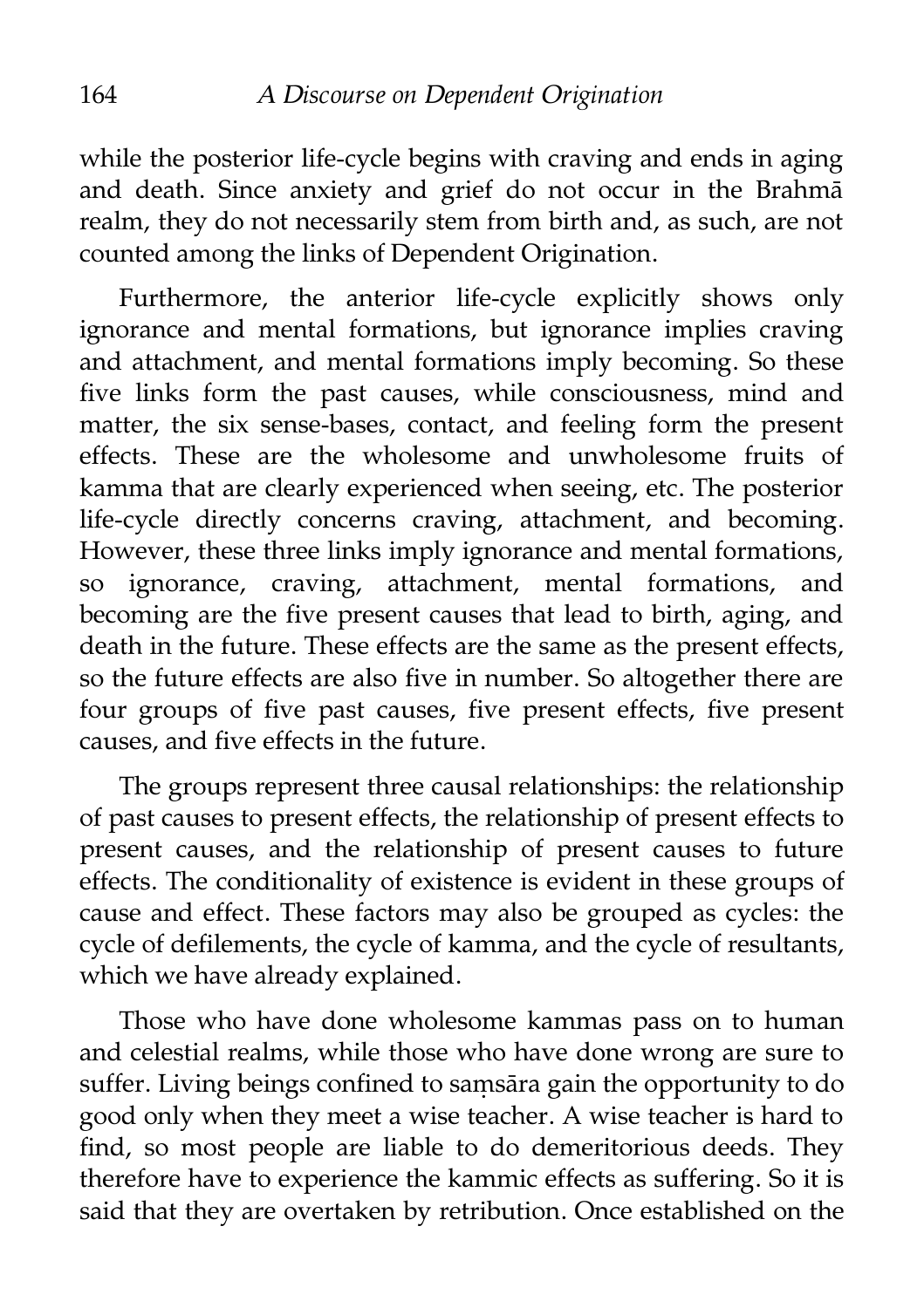while the posterior life-cycle begins with craving and ends in aging and death. Since anxiety and grief do not occur in the Brahmā realm, they do not necessarily stem from birth and, as such, are not counted among the links of Dependent Origination.

Furthermore, the anterior life-cycle explicitly shows only ignorance and mental formations, but ignorance implies craving and attachment, and mental formations imply becoming. So these five links form the past causes, while consciousness, mind and matter, the six sense-bases, contact, and feeling form the present effects. These are the wholesome and unwholesome fruits of kamma that are clearly experienced when seeing, etc. The posterior life-cycle directly concerns craving, attachment, and becoming. However, these three links imply ignorance and mental formations, so ignorance, craving, attachment, mental formations, and becoming are the five present causes that lead to birth, aging, and death in the future. These effects are the same as the present effects, so the future effects are also five in number. So altogether there are four groups of five past causes, five present effects, five present causes, and five effects in the future.

The groups represent three causal relationships: the relationship of past causes to present effects, the relationship of present effects to present causes, and the relationship of present causes to future effects. The conditionality of existence is evident in these groups of cause and effect. These factors may also be grouped as cycles: the cycle of defilements, the cycle of kamma, and the cycle of resultants, which we have already explained.

Those who have done wholesome kammas pass on to human and celestial realms, while those who have done wrong are sure to suffer. Living beings confined to saṃsāra gain the opportunity to do good only when they meet a wise teacher. A wise teacher is hard to find, so most people are liable to do demeritorious deeds. They therefore have to experience the kammic effects as suffering. So it is said that they are overtaken by retribution. Once established on the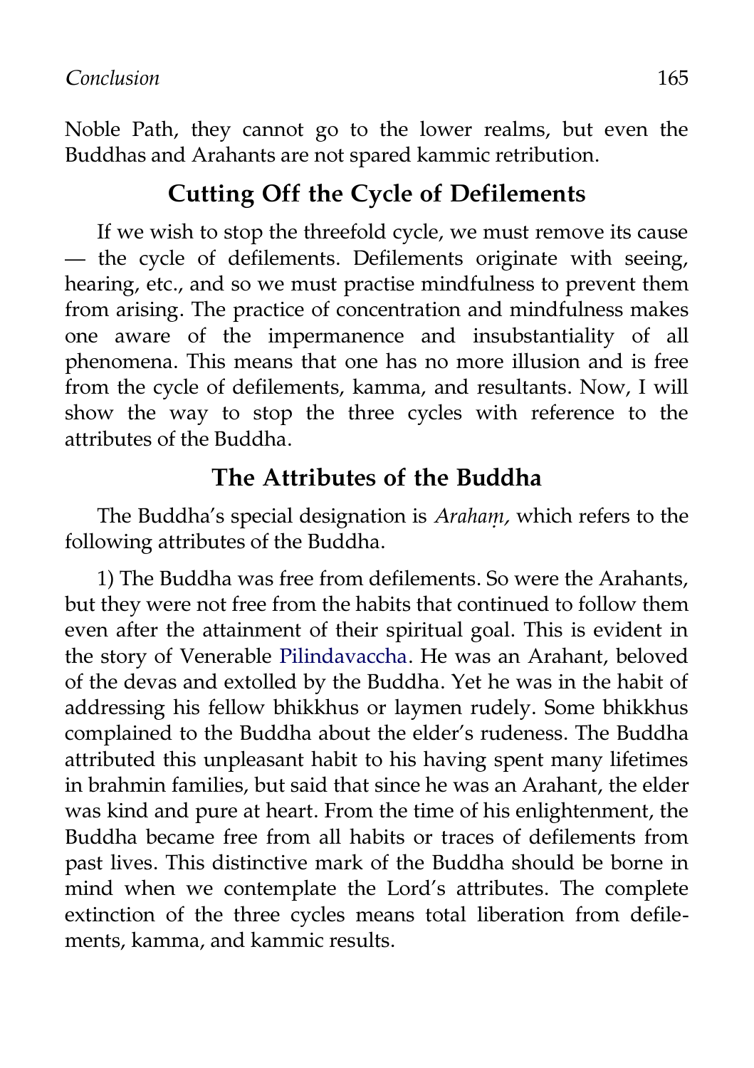Noble Path, they cannot go to the lower realms, but even the Buddhas and Arahants are not spared kammic retribution.

## Cutting Off the Cycle of Defilements

If we wish to stop the threefold cycle, we must remove its cause — the cycle of defilements. Defilements originate with seeing, hearing, etc., and so we must practise mindfulness to prevent them from arising. The practice of concentration and mindfulness makes one aware of the impermanence and insubstantiality of all phenomena. This means that one has no more illusion and is free from the cycle of defilements, kamma, and resultants. Now, I will show the way to stop the three cycles with reference to the attributes of the Buddha.

## The Attributes of the Buddha

The Buddha's special designation is *Arahaṃ,* which refers to the following attributes of the Buddha.

1) The Buddha was free from defilements. So were the Arahants, but they were not free from the habits that continued to follow them even after the attainment of their spiritual goal. This is evident in the story of Venerable Pilindavaccha. He was an Arahant, beloved of the devas and extolled by the Buddha. Yet he was in the habit of addressing his fellow bhikkhus or laymen rudely. Some bhikkhus complained to the Buddha about the elder's rudeness. The Buddha attributed this unpleasant habit to his having spent many lifetimes in brahmin families, but said that since he was an Arahant, the elder was kind and pure at heart. From the time of his enlightenment, the Buddha became free from all habits or traces of defilements from past lives. This distinctive mark of the Buddha should be borne in mind when we contemplate the Lord's attributes. The complete extinction of the three cycles means total liberation from defilements, kamma, and kammic results.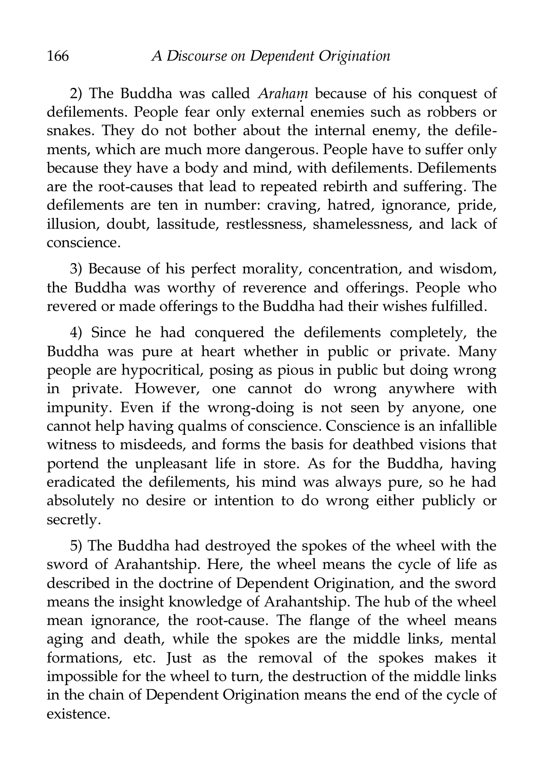2) The Buddha was called *Arahaṃ* because of his conquest of defilements. People fear only external enemies such as robbers or snakes. They do not bother about the internal enemy, the defilements, which are much more dangerous. People have to suffer only because they have a body and mind, with defilements. Defilements are the root-causes that lead to repeated rebirth and suffering. The defilements are ten in number: craving, hatred, ignorance, pride, illusion, doubt, lassitude, restlessness, shamelessness, and lack of conscience.

3) Because of his perfect morality, concentration, and wisdom, the Buddha was worthy of reverence and offerings. People who revered or made offerings to the Buddha had their wishes fulfilled.

4) Since he had conquered the defilements completely, the Buddha was pure at heart whether in public or private. Many people are hypocritical, posing as pious in public but doing wrong in private. However, one cannot do wrong anywhere with impunity. Even if the wrong-doing is not seen by anyone, one cannot help having qualms of conscience. Conscience is an infallible witness to misdeeds, and forms the basis for deathbed visions that portend the unpleasant life in store. As for the Buddha, having eradicated the defilements, his mind was always pure, so he had absolutely no desire or intention to do wrong either publicly or secretly.

5) The Buddha had destroyed the spokes of the wheel with the sword of Arahantship. Here, the wheel means the cycle of life as described in the doctrine of Dependent Origination, and the sword means the insight knowledge of Arahantship. The hub of the wheel mean ignorance, the root-cause. The flange of the wheel means aging and death, while the spokes are the middle links, mental formations, etc. Just as the removal of the spokes makes it impossible for the wheel to turn, the destruction of the middle links in the chain of Dependent Origination means the end of the cycle of existence.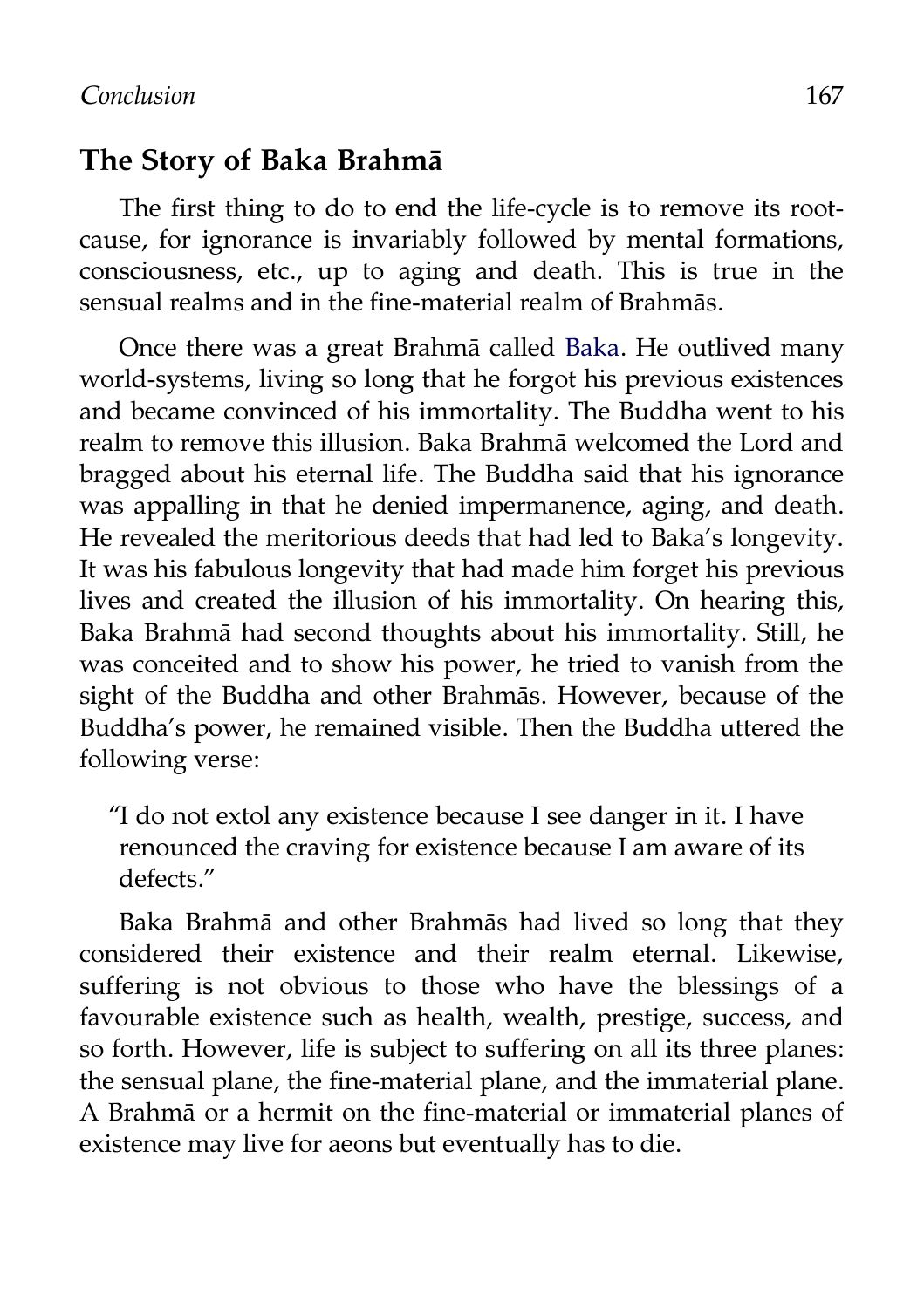## The Story of Baka Brahmā

The first thing to do to end the life-cycle is to remove its root-cause, for ignorance is invariably followed by mental formations, consciousness, etc., up to aging and death. This is true in the sensual realms and in the fine-material realm of Brahmās.

Once there was a great Brahmā called Baka. He outlived many world-systems, living so long that he forgot his previous existences and became convinced of his immortality. The Buddha went to his realm to remove this illusion. Baka Brahmā welcomed the Lord and bragged about his eternal life. The Buddha said that his ignorance was appalling in that he denied impermanence, aging, and death. He revealed the meritorious deeds that had led to Baka's longevity. It was his fabulous longevity that had made him forget his previous lives and created the illusion of his immortality. On hearing this, Baka Brahmā had second thoughts about his immortality. Still, he was conceited and to show his power, he tried to vanish from the sight of the Buddha and other Brahmās. However, because of the Buddha's power, he remained visible. Then the Buddha uttered the following verse:

> "I do not extol any existence because I see danger in it. I have renounced the craving for existence because I am aware of its defects."

Baka Brahmā and other Brahmās had lived so long that they considered their existence and their realm eternal. Likewise, suffering is not obvious to those who have the blessings of a favourable existence such as health, wealth, prestige, success, and so forth. However, life is subject to suffering on all its three planes: the sensual plane, the fine-material plane, and the immaterial plane. A Brahmā or a hermit on the fine-material or immaterial planes of existence may live for aeons but eventually has to die.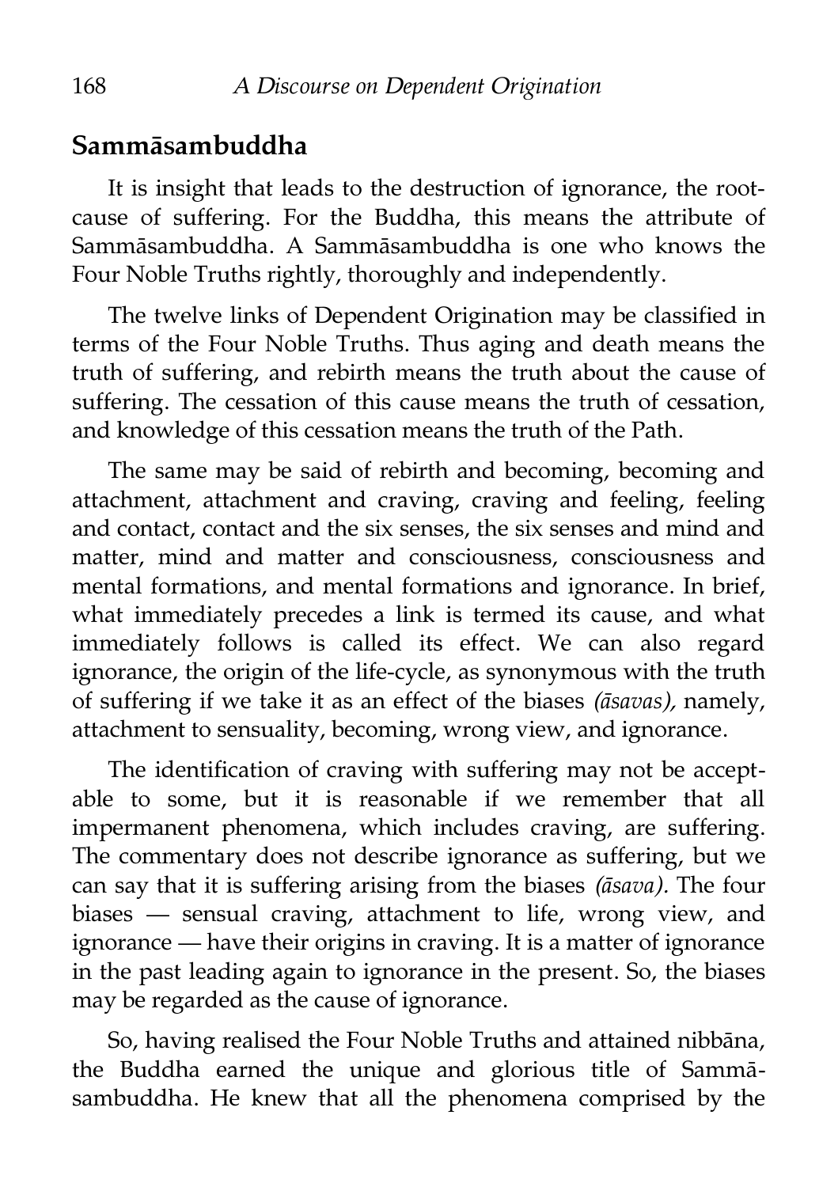## Sammāsambuddha

It is insight that leads to the destruction of ignorance, the root-cause of suffering. For the Buddha, this means the attribute of Sammāsambuddha. A Sammāsambuddha is one who knows the Four Noble Truths rightly, thoroughly and independently.

The twelve links of Dependent Origination may be classified in terms of the Four Noble Truths. Thus aging and death means the truth of suffering, and rebirth means the truth about the cause of suffering. The cessation of this cause means the truth of cessation, and knowledge of this cessation means the truth of the Path.

The same may be said of rebirth and becoming, becoming and attachment, attachment and craving, craving and feeling, feeling and contact, contact and the six senses, the six senses and mind and matter, mind and matter and consciousness, consciousness and mental formations, and mental formations and ignorance. In brief, what immediately precedes a link is termed its cause, and what immediately follows is called its effect. We can also regard ignorance, the origin of the life-cycle, as synonymous with the truth of suffering if we take it as an effect of the biases *(āsavas),* namely, attachment to sensuality, becoming, wrong view, and ignorance.

The identification of craving with suffering may not be acceptable to some, but it is reasonable if we remember that all impermanent phenomena, which includes craving, are suffering. The commentary does not describe ignorance as suffering, but we can say that it is suffering arising from the biases *(āsava).* The four biases — sensual craving, attachment to life, wrong view, and ignorance — have their origins in craving. It is a matter of ignorance in the past leading again to ignorance in the present. So, the biases may be regarded as the cause of ignorance.

So, having realised the Four Noble Truths and attained nibbāna, the Buddha earned the unique and glorious title of Sammāsambuddha. He knew that all the phenomena comprised by the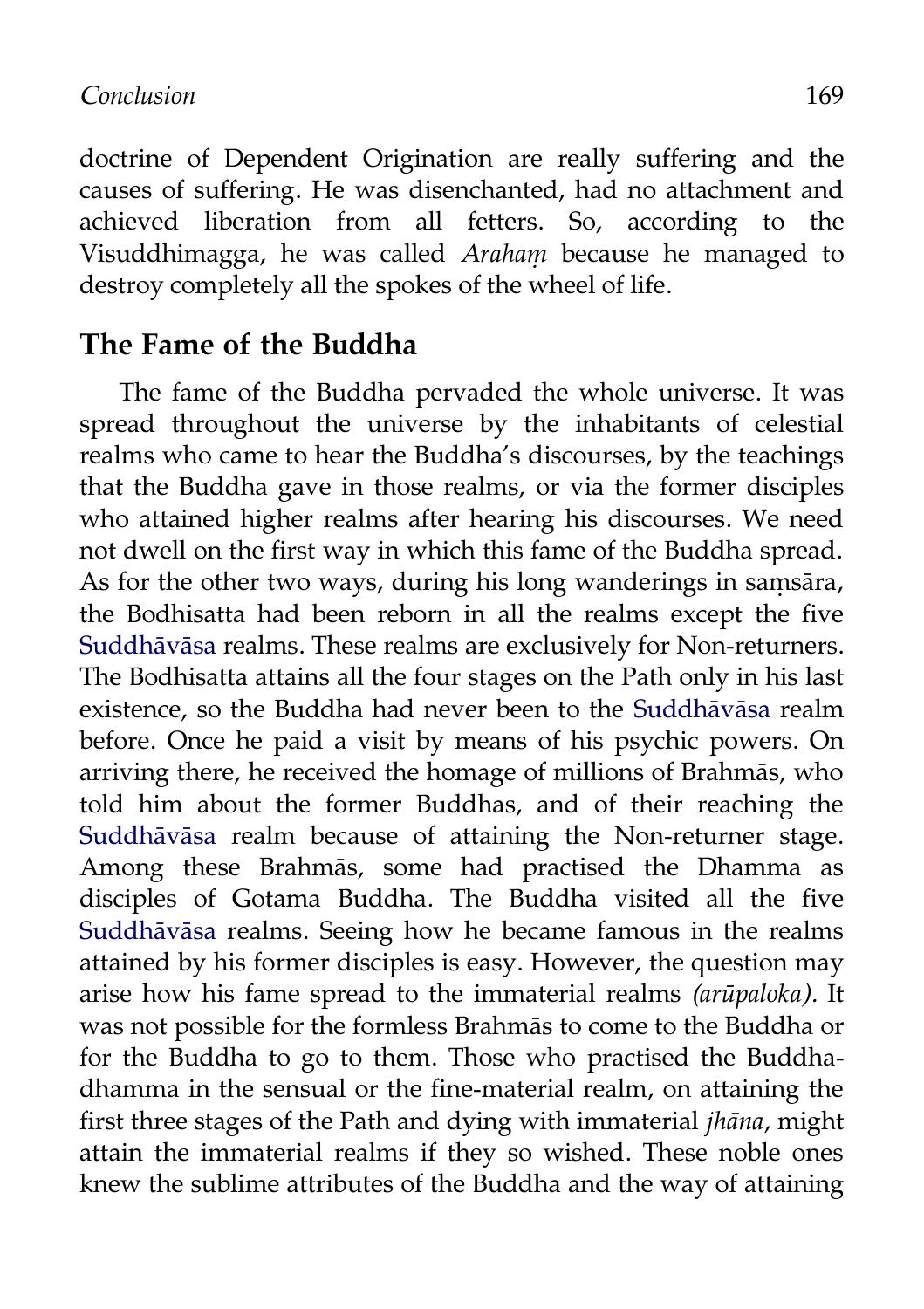doctrine of Dependent Origination are really suffering and the causes of suffering. He was disenchanted, had no attachment and achieved liberation from all fetters. So, according to the Visuddhimagga, he was called *Arahaṃ* because he managed to destroy completely all the spokes of the wheel of life.

## The Fame of the Buddha

The fame of the Buddha pervaded the whole universe. It was spread throughout the universe by the inhabitants of celestial realms who came to hear the Buddha's discourses, by the teachings that the Buddha gave in those realms, or via the former disciples who attained higher realms after hearing his discourses. We need not dwell on the first way in which this fame of the Buddha spread. As for the other two ways, during his long wanderings in saṃsāra, the Bodhisatta had been reborn in all the realms except the five Suddhāvāsa realms. These realms are exclusively for Non-returners. The Bodhisatta attains all the four stages on the Path only in his last existence, so the Buddha had never been to the Suddhāvāsa realm before. Once he paid a visit by means of his psychic powers. On arriving there, he received the homage of millions of Brahmās, who told him about the former Buddhas, and of their reaching the Suddhāvāsa realm because of attaining the Non-returner stage. Among these Brahmās, some had practised the Dhamma as disciples of Gotama Buddha. The Buddha visited all the five Suddhāvāsa realms. Seeing how he became famous in the realms attained by his former disciples is easy. However, the question may arise how his fame spread to the immaterial realms *(arūpaloka)*. It was not possible for the formless Brahmās to come to the Buddha or for the Buddha to go to them. Those who practised the Buddha-dhamma in the sensual or the fine-material realm, on attaining the first three stages of the Path and dying with immaterial *jhāna*, might attain the immaterial realms if they so wished. These noble ones knew the sublime attributes of the Buddha and the way of attaining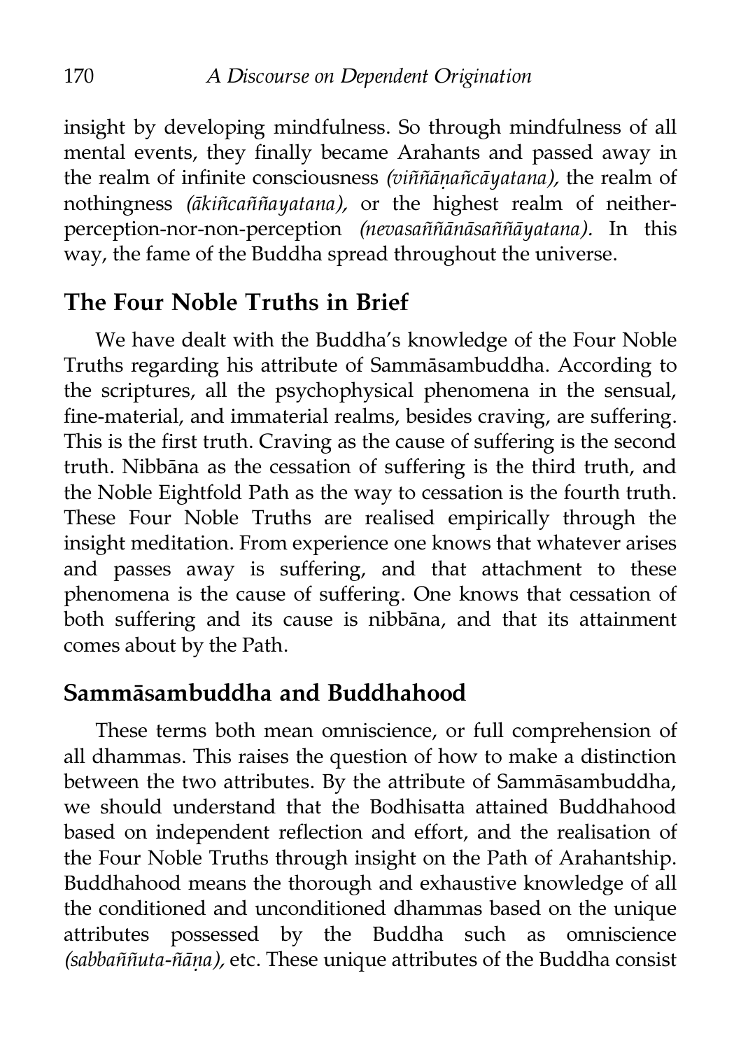insight by developing mindfulness. So through mindfulness of all mental events, they finally became Arahants and passed away in the realm of infinite consciousness *(viññāṇañcāyatana),* the realm of nothingness *(ākiñcaññayatana),* or the highest realm of neither-perception-nor-non-perception *(nevasaññānāsaññāyatana).* In this way, the fame of the Buddha spread throughout the universe.

## The Four Noble Truths in Brief

We have dealt with the Buddha's knowledge of the Four Noble Truths regarding his attribute of Sammāsambuddha. According to the scriptures, all the psychophysical phenomena in the sensual, fine-material, and immaterial realms, besides craving, are suffering. This is the first truth. Craving as the cause of suffering is the second truth. Nibbāna as the cessation of suffering is the third truth, and the Noble Eightfold Path as the way to cessation is the fourth truth. These Four Noble Truths are realised empirically through the insight meditation. From experience one knows that whatever arises and passes away is suffering, and that attachment to these phenomena is the cause of suffering. One knows that cessation of both suffering and its cause is nibbāna, and that its attainment comes about by the Path.

## Sammāsambuddha and Buddhahood

These terms both mean omniscience, or full comprehension of all dhammas. This raises the question of how to make a distinction between the two attributes. By the attribute of Sammāsambuddha, we should understand that the Bodhisatta attained Buddhahood based on independent reflection and effort, and the realisation of the Four Noble Truths through insight on the Path of Arahantship. Buddhahood means the thorough and exhaustive knowledge of all the conditioned and unconditioned dhammas based on the unique attributes possessed by the Buddha such as omniscience *(sabbaññuta-ñāṇa),* etc. These unique attributes of the Buddha consist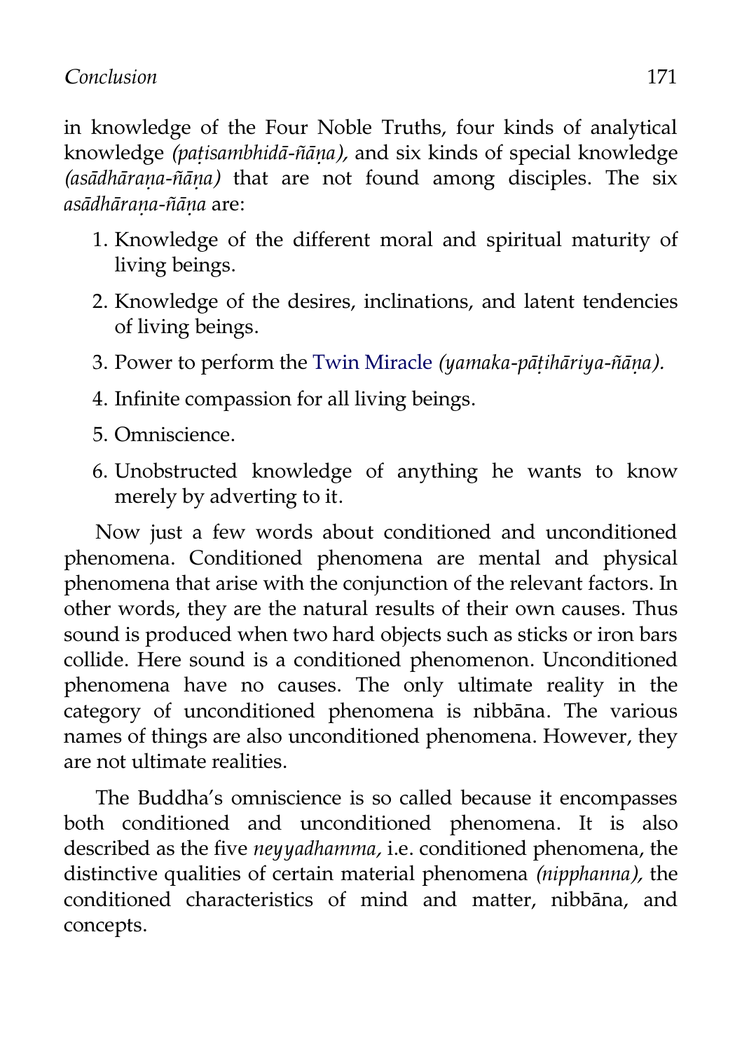in knowledge of the Four Noble Truths, four kinds of analytical knowledge *(paṭisambhidā-ñāṇa),* and six kinds of special knowledge *(asādhāraṇa-ñāṇa)* that are not found among disciples. The six *asādhāraṇa-ñāṇa* are:

1. Knowledge of the different moral and spiritual maturity of living beings.
2. Knowledge of the desires, inclinations, and latent tendencies of living beings.
3. Power to perform the Twin Miracle *(yamaka-pāṭihāriya-ñāṇa).*
4. Infinite compassion for all living beings.
5. Omniscience.
6. Unobstructed knowledge of anything he wants to know merely by adverting to it.

Now just a few words about conditioned and unconditioned phenomena. Conditioned phenomena are mental and physical phenomena that arise with the conjunction of the relevant factors. In other words, they are the natural results of their own causes. Thus sound is produced when two hard objects such as sticks or iron bars collide. Here sound is a conditioned phenomenon. Unconditioned phenomena have no causes. The only ultimate reality in the category of unconditioned phenomena is nibbāna. The various names of things are also unconditioned phenomena. However, they are not ultimate realities.

The Buddha's omniscience is so called because it encompasses both conditioned and unconditioned phenomena. It is also described as the five *neyyadhamma,* i.e. conditioned phenomena, the distinctive qualities of certain material phenomena *(nipphanna),* the conditioned characteristics of mind and matter, nibbāna, and concepts.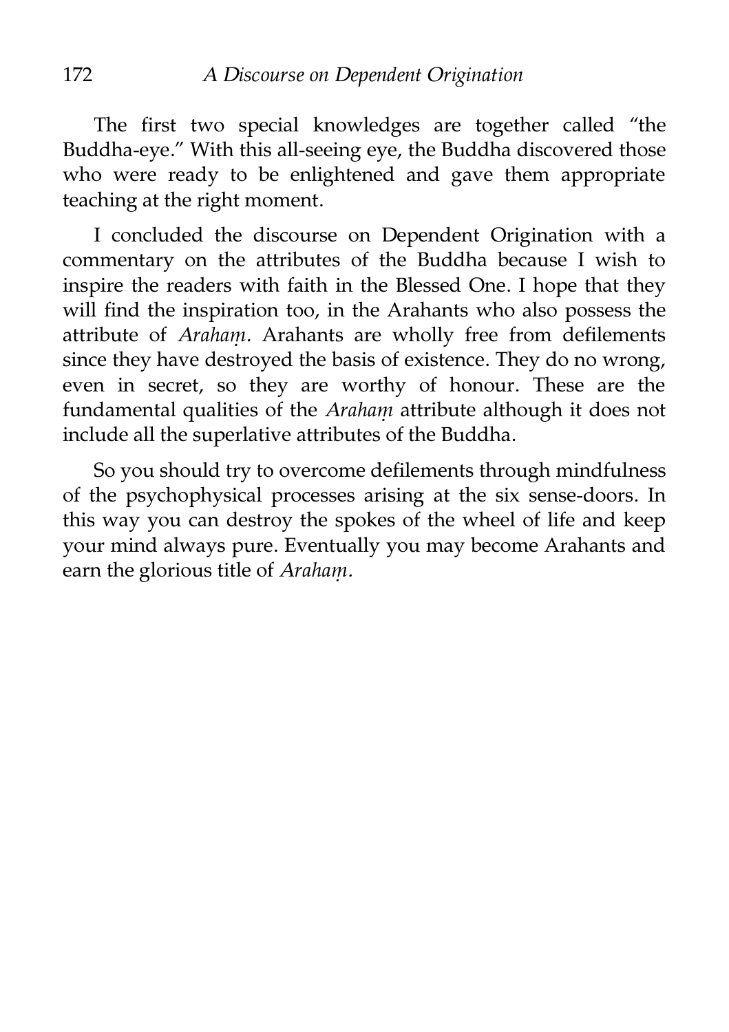The first two special knowledges are together called "the Buddha-eye." With this all-seeing eye, the Buddha discovered those who were ready to be enlightened and gave them appropriate teaching at the right moment.

I concluded the discourse on Dependent Origination with a commentary on the attributes of the Buddha because I wish to inspire the readers with faith in the Blessed One. I hope that they will find the inspiration too, in the Arahants who also possess the attribute of *Arahaṃ.* Arahants are wholly free from defilements since they have destroyed the basis of existence. They do no wrong, even in secret, so they are worthy of honour. These are the fundamental qualities of the *Arahaṃ* attribute although it does not include all the superlative attributes of the Buddha.

So you should try to overcome defilements through mindfulness of the psychophysical processes arising at the six sense-doors. In this way you can destroy the spokes of the wheel of life and keep your mind always pure. Eventually you may become Arahants and earn the glorious title of *Arahaṃ.*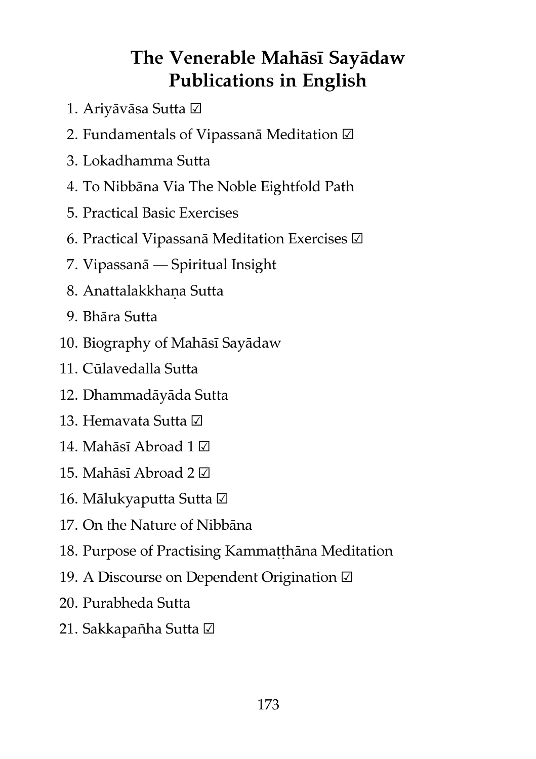# The Venerable Mahāsī Sayādaw Publications in English

1. Ariyāvāsa Sutta ☑
2. Fundamentals of Vipassanā Meditation ☑
3. Lokadhamma Sutta
4. To Nibbāna Via The Noble Eightfold Path
5. Practical Basic Exercises
6. Practical Vipassanā Meditation Exercises ☑
7. Vipassanā — Spiritual Insight
8. Anattalakkhaṇa Sutta
9. Bhāra Sutta
10. Biography of Mahāsī Sayādaw
11. Cūlavedalla Sutta
12. Dhammadāyāda Sutta
13. Hemavata Sutta ☑
14. Mahāsī Abroad 1 ☑
15. Mahāsī Abroad 2 ☑
16. Mālukyaputta Sutta ☑
17. On the Nature of Nibbāna
18. Purpose of Practising Kammaṭṭhāna Meditation
19. A Discourse on Dependent Origination ☑
20. Purabheda Sutta
21. Sakkapañha Sutta ☑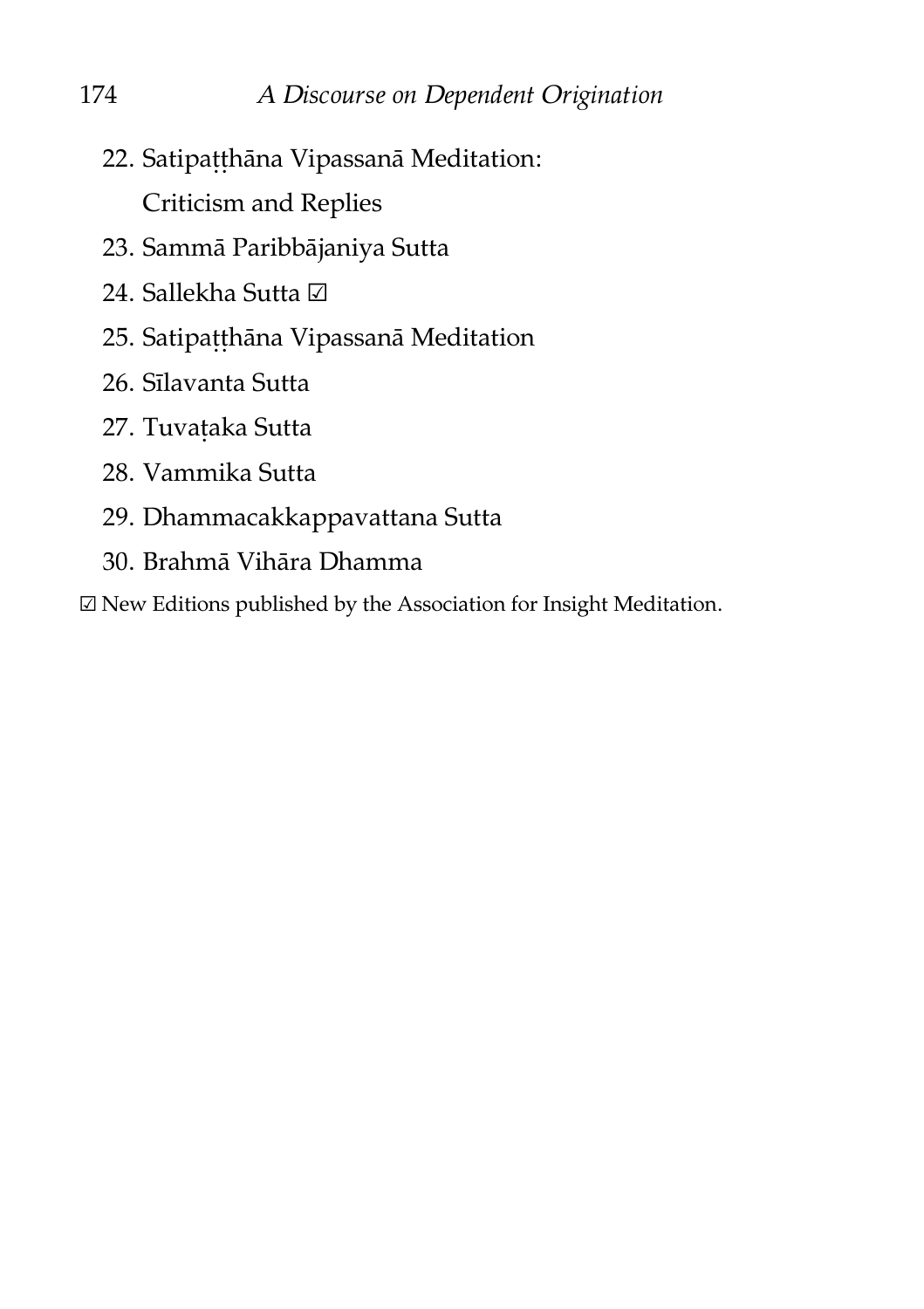22. Satipaṭṭhāna Vipassanā Meditation: Criticism and Replies
23. Sammā Paribbājaniya Sutta
24. Sallekha Sutta ☑
25. Satipaṭṭhāna Vipassanā Meditation
26. Sīlavanta Sutta
27. Tuvaṭaka Sutta
28. Vammika Sutta
29. Dhammacakkappavattana Sutta
30. Brahmā Vihāra Dhamma

☑ New Editions published by the Association for Insight Meditation.